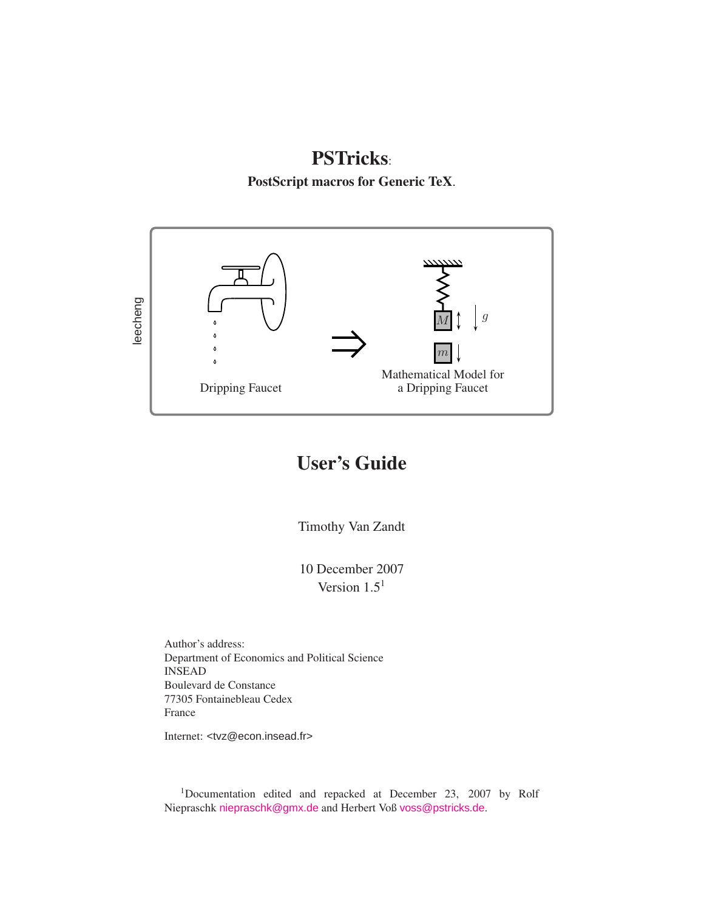# PSTricks:

**PostScript macros for Generic TeX.**

leecheng

Dripping Faucet

$\Rightarrow$

Mathematical Model for a Dripping Faucet

# User's Guide

Timothy Van Zandt

10 December 2007

Version 1.5[1]

Author's address:
Department of Economics and Political Science
INSEAD
Boulevard de Constance
77305 Fontainebleau Cedex
France

Internet: <tvz@econ.insead.fr>

[1]Documentation edited and repacked at December 23, 2007 by Rolf Niepraschk niepraschk@gmx.de and Herbert Voß voss@pstricks.de.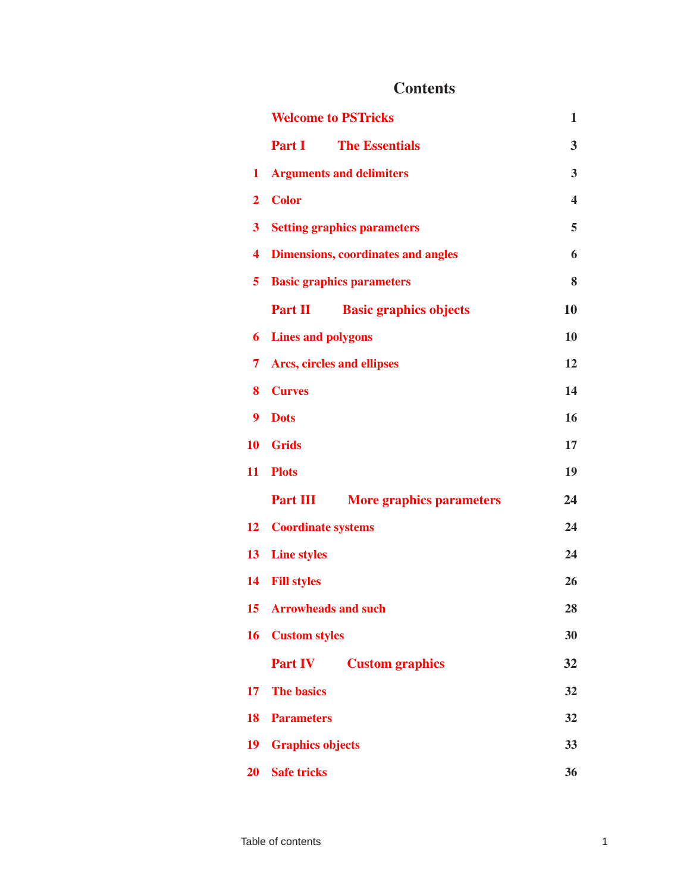# Contents

| | | |
|---|---|---|
| | **Welcome to PSTricks** | **1** |
| | **Part I The Essentials** | **3** |
| **1** | **Arguments and delimiters** | **3** |
| **2** | **Color** | **4** |
| **3** | **Setting graphics parameters** | **5** |
| **4** | **Dimensions, coordinates and angles** | **6** |
| **5** | **Basic graphics parameters** | **8** |
| | **Part II Basic graphics objects** | **10** |
| **6** | **Lines and polygons** | **10** |
| **7** | **Arcs, circles and ellipses** | **12** |
| **8** | **Curves** | **14** |
| **9** | **Dots** | **16** |
| **10** | **Grids** | **17** |
| **11** | **Plots** | **19** |
| | **Part III More graphics parameters** | **24** |
| **12** | **Coordinate systems** | **24** |
| **13** | **Line styles** | **24** |
| **14** | **Fill styles** | **26** |
| **15** | **Arrowheads and such** | **28** |
| **16** | **Custom styles** | **30** |
| | **Part IV Custom graphics** | **32** |
| **17** | **The basics** | **32** |
| **18** | **Parameters** | **32** |
| **19** | **Graphics objects** | **33** |
| **20** | **Safe tricks** | **36** |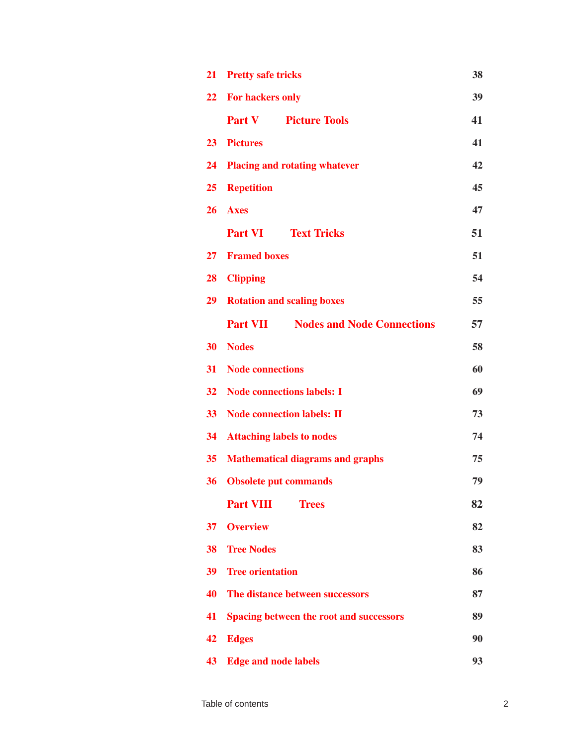| | | |
|---|---|---|
| **21** | **Pretty safe tricks** | **38** |
| **22** | **For hackers only** | **39** |
| | **Part V Picture Tools** | **41** |
| **23** | **Pictures** | **41** |
| **24** | **Placing and rotating whatever** | **42** |
| **25** | **Repetition** | **45** |
| **26** | **Axes** | **47** |
| | **Part VI Text Tricks** | **51** |
| **27** | **Framed boxes** | **51** |
| **28** | **Clipping** | **54** |
| **29** | **Rotation and scaling boxes** | **55** |
| | **Part VII Nodes and Node Connections** | **57** |
| **30** | **Nodes** | **58** |
| **31** | **Node connections** | **60** |
| **32** | **Node connections labels: I** | **69** |
| **33** | **Node connection labels: II** | **73** |
| **34** | **Attaching labels to nodes** | **74** |
| **35** | **Mathematical diagrams and graphs** | **75** |
| **36** | **Obsolete put commands** | **79** |
| | **Part VIII Trees** | **82** |
| **37** | **Overview** | **82** |
| **38** | **Tree Nodes** | **83** |
| **39** | **Tree orientation** | **86** |
| **40** | **The distance between successors** | **87** |
| **41** | **Spacing between the root and successors** | **89** |
| **42** | **Edges** | **90** |
| **43** | **Edge and node labels** | **93** |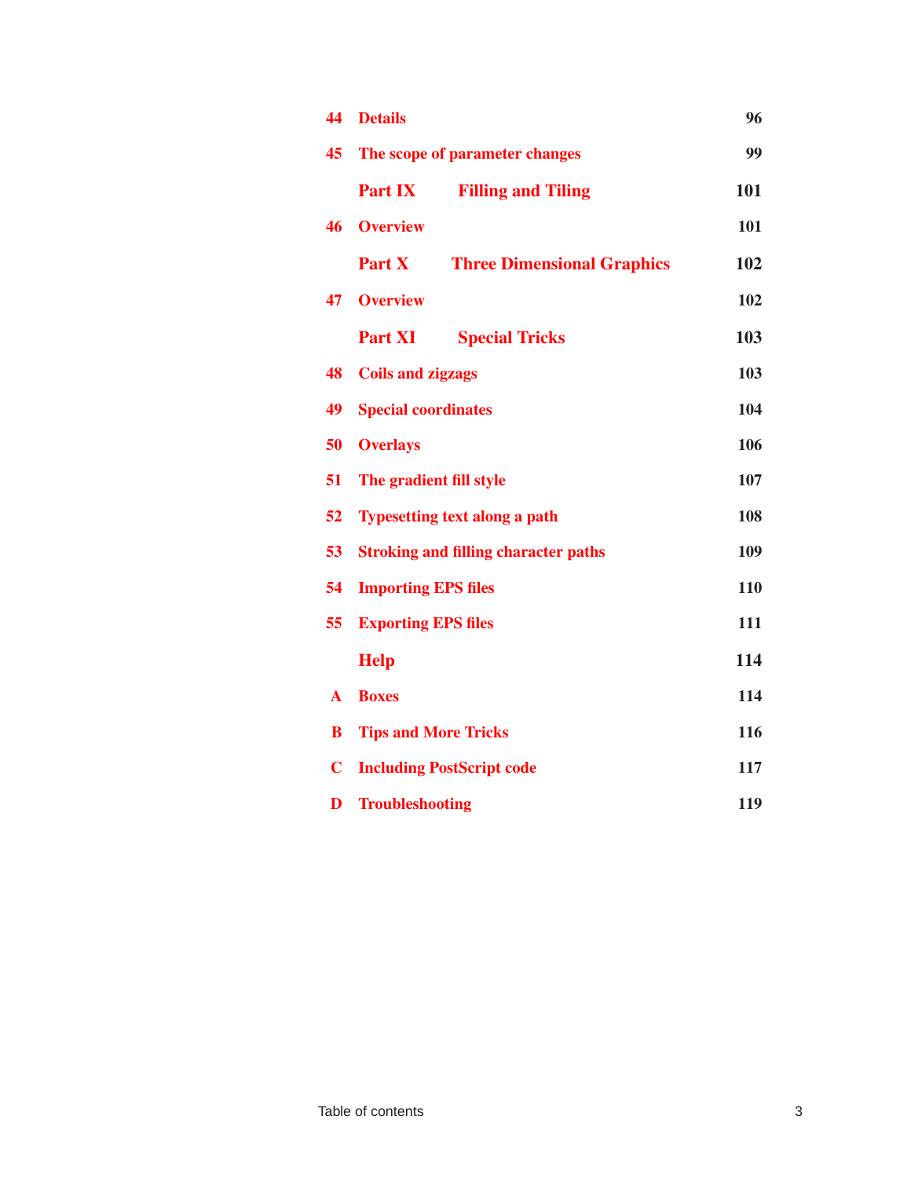| | | |
|---|---|---|
| 44 | Details | 96 |
| 45 | The scope of parameter changes | 99 |
| | **Part IX Filling and Tiling** | **101** |
| 46 | Overview | 101 |
| | **Part X Three Dimensional Graphics** | **102** |
| 47 | Overview | 102 |
| | **Part XI Special Tricks** | **103** |
| 48 | Coils and zigzags | 103 |
| 49 | Special coordinates | 104 |
| 50 | Overlays | 106 |
| 51 | The gradient fill style | 107 |
| 52 | Typesetting text along a path | 108 |
| 53 | Stroking and filling character paths | 109 |
| 54 | Importing EPS files | 110 |
| 55 | Exporting EPS files | 111 |
| | **Help** | **114** |
| A | Boxes | 114 |
| B | Tips and More Tricks | 116 |
| C | Including PostScript code | 117 |
| D | Troubleshooting | 119 |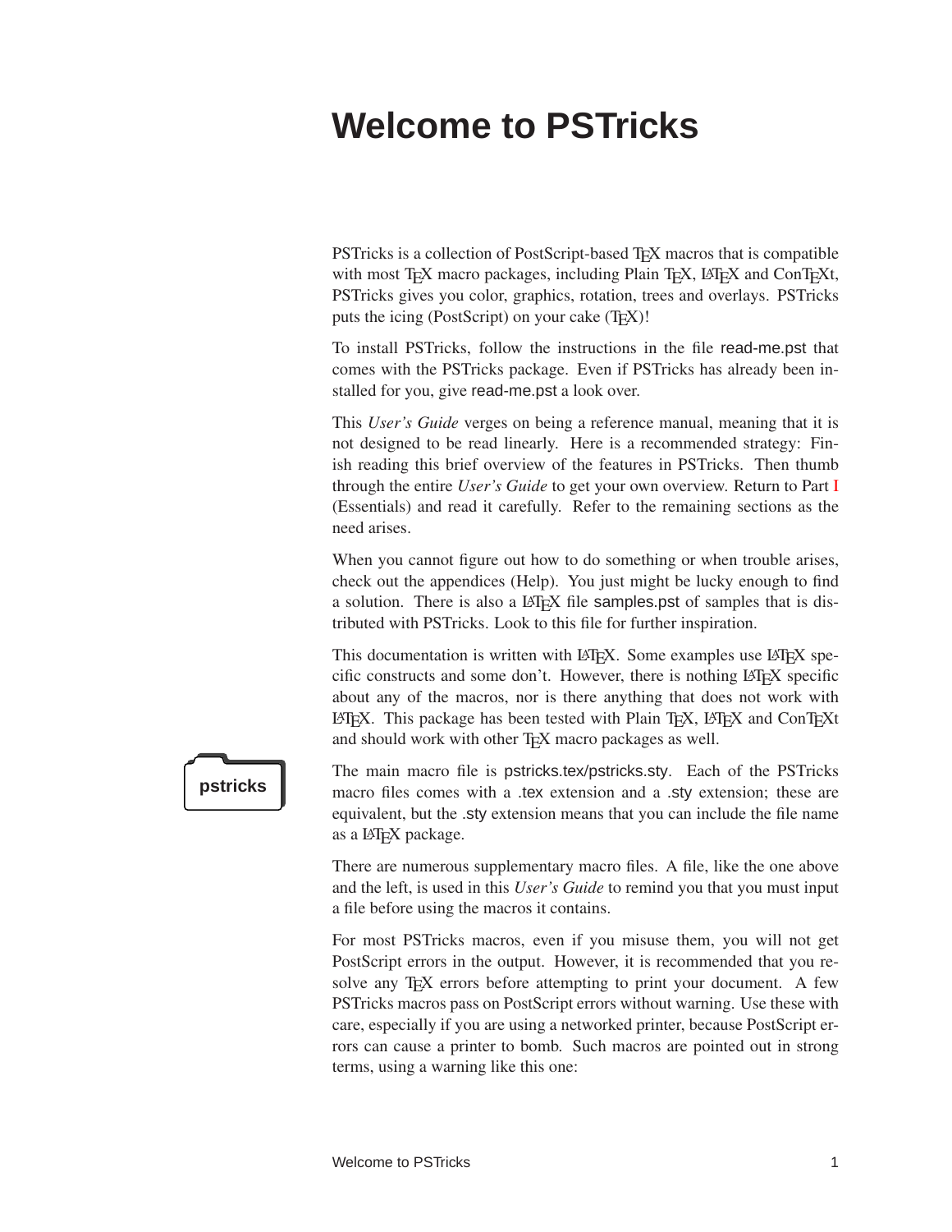# Welcome to PSTricks

PSTricks is a collection of PostScript-based TeX macros that is compatible with most TeX macro packages, including Plain TeX, LaTeX and ConTeXt, PSTricks gives you color, graphics, rotation, trees and overlays. PSTricks puts the icing (PostScript) on your cake (TeX)!

To install PSTricks, follow the instructions in the file read-me.pst that comes with the PSTricks package. Even if PSTricks has already been installed for you, give read-me.pst a look over.

This *User's Guide* verges on being a reference manual, meaning that it is not designed to be read linearly. Here is a recommended strategy: Finish reading this brief overview of the features in PSTricks. Then thumb through the entire *User's Guide* to get your own overview. Return to Part I (Essentials) and read it carefully. Refer to the remaining sections as the need arises.

When you cannot figure out how to do something or when trouble arises, check out the appendices (Help). You just might be lucky enough to find a solution. There is also a LaTeX file samples.pst of samples that is distributed with PSTricks. Look to this file for further inspiration.

This documentation is written with LaTeX. Some examples use LaTeX specific constructs and some don't. However, there is nothing LaTeX specific about any of the macros, nor is there anything that does not work with LaTeX. This package has been tested with Plain TeX, LaTeX and ConTeXt and should work with other TeX macro packages as well.

**pstricks**

The main macro file is pstricks.tex/pstricks.sty. Each of the PSTricks macro files comes with a .tex extension and a .sty extension; these are equivalent, but the .sty extension means that you can include the file name as a LaTeX package.

There are numerous supplementary macro files. A file, like the one above and the left, is used in this *User's Guide* to remind you that you must input a file before using the macros it contains.

For most PSTricks macros, even if you misuse them, you will not get PostScript errors in the output. However, it is recommended that you resolve any TeX errors before attempting to print your document. A few PSTricks macros pass on PostScript errors without warning. Use these with care, especially if you are using a networked printer, because PostScript errors can cause a printer to bomb. Such macros are pointed out in strong terms, using a warning like this one: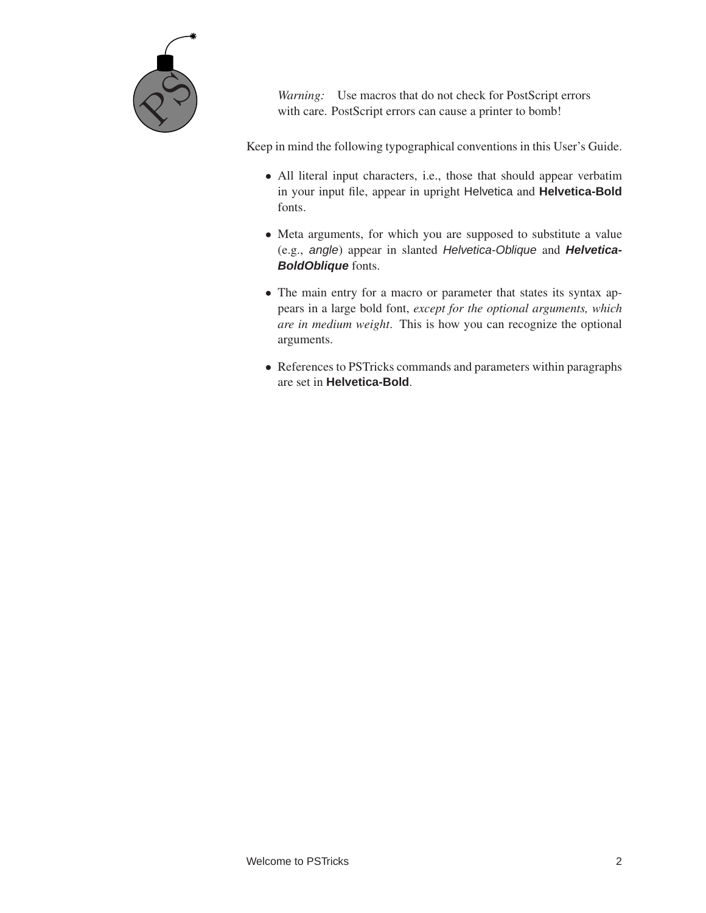*Warning:* Use macros that do not check for PostScript errors with care. PostScript errors can cause a printer to bomb!

Keep in mind the following typographical conventions in this User's Guide.

- All literal input characters, i.e., those that should appear verbatim in your input file, appear in upright Helvetica and **Helvetica-Bold** fonts.
- Meta arguments, for which you are supposed to substitute a value (e.g., *angle*) appear in slanted *Helvetica-Oblique* and ***Helvetica-BoldOblique*** fonts.
- The main entry for a macro or parameter that states its syntax appears in a large bold font, *except for the optional arguments, which are in medium weight*. This is how you can recognize the optional arguments.
- References to PSTricks commands and parameters within paragraphs are set in **Helvetica-Bold**.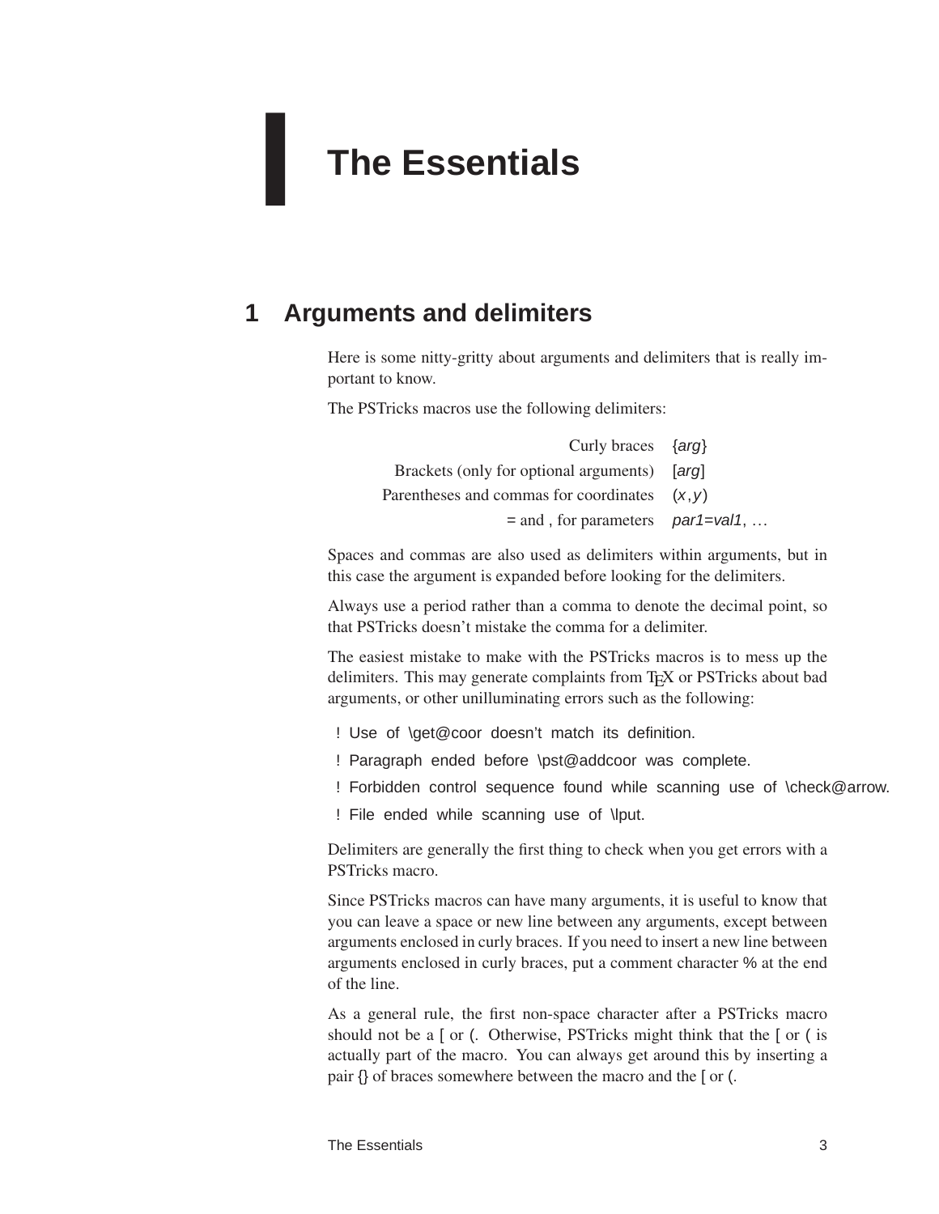# I The Essentials

## 1 Arguments and delimiters

Here is some nitty-gritty about arguments and delimiters that is really important to know.

The PSTricks macros use the following delimiters:

| | |
|---|---|
| Curly braces | {*arg*} |
| Brackets (only for optional arguments) | [*arg*] |
| Parentheses and commas for coordinates | (*x*,*y*) |
| = and , for parameters | *par1*=*val1*, ... |

Spaces and commas are also used as delimiters within arguments, but in this case the argument is expanded before looking for the delimiters.

Always use a period rather than a comma to denote the decimal point, so that PSTricks doesn't mistake the comma for a delimiter.

The easiest mistake to make with the PSTricks macros is to mess up the delimiters. This may generate complaints from TEX or PSTricks about bad arguments, or other unilluminating errors such as the following:

```
! Use of \get@coor doesn't match its definition.
! Paragraph ended before \pst@addcoor was complete.
! Forbidden control sequence found while scanning use of \check@arrow.
! File ended while scanning use of \lput.
```

Delimiters are generally the first thing to check when you get errors with a PSTricks macro.

Since PSTricks macros can have many arguments, it is useful to know that you can leave a space or new line between any arguments, except between arguments enclosed in curly braces. If you need to insert a new line between arguments enclosed in curly braces, put a comment character % at the end of the line.

As a general rule, the first non-space character after a PSTricks macro should not be a [ or (. Otherwise, PSTricks might think that the [ or ( is actually part of the macro. You can always get around this by inserting a pair {} of braces somewhere between the macro and the [ or (.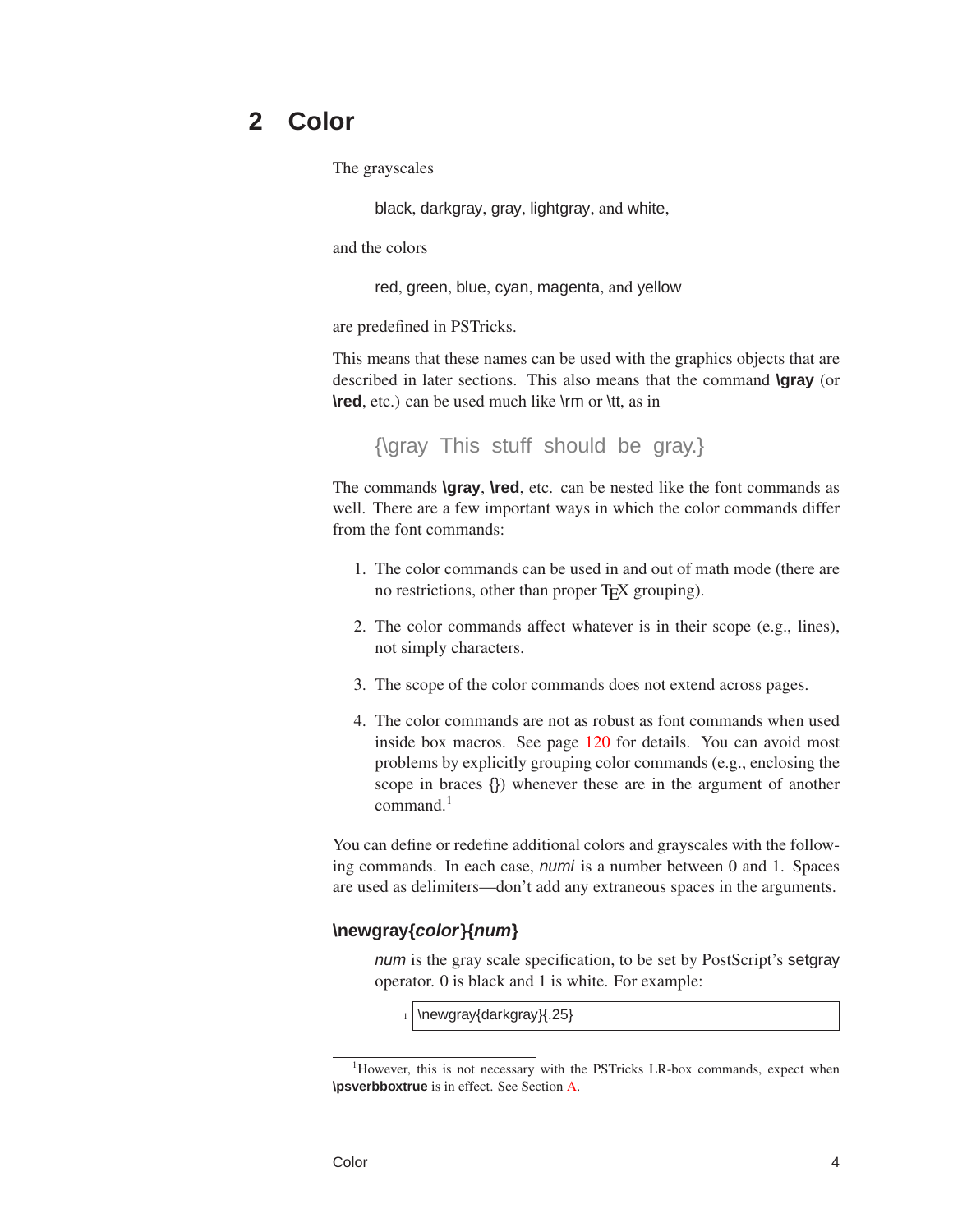## 2 Color

The grayscales

> black, darkgray, gray, lightgray, and white,

and the colors

> red, green, blue, cyan, magenta, and yellow

are predefined in PSTricks.

This means that these names can be used with the graphics objects that are described in later sections. This also means that the command **\gray** (or **\red**, etc.) can be used much like \rm or \tt, as in

> {\gray This stuff should be gray.}

The commands **\gray**, **\red**, etc. can be nested like the font commands as well. There are a few important ways in which the color commands differ from the font commands:

1. The color commands can be used in and out of math mode (there are no restrictions, other than proper TEX grouping).
2. The color commands affect whatever is in their scope (e.g., lines), not simply characters.
3. The scope of the color commands does not extend across pages.
4. The color commands are not as robust as font commands when used inside box macros. See page 120 for details. You can avoid most problems by explicitly grouping color commands (e.g., enclosing the scope in braces {}) whenever these are in the argument of another command.[1]

You can define or redefine additional colors and grayscales with the following commands. In each case, *numi* is a number between 0 and 1. Spaces are used as delimiters—don't add any extraneous spaces in the arguments.

### \newgray{*color*}{*num*}

*num* is the gray scale specification, to be set by PostScript's setgray operator. 0 is black and 1 is white. For example:

```
\newgray{darkgray}{.25}
```

[1]However, this is not necessary with the PSTricks LR-box commands, expect when **\psverbboxtrue** is in effect. See Section A.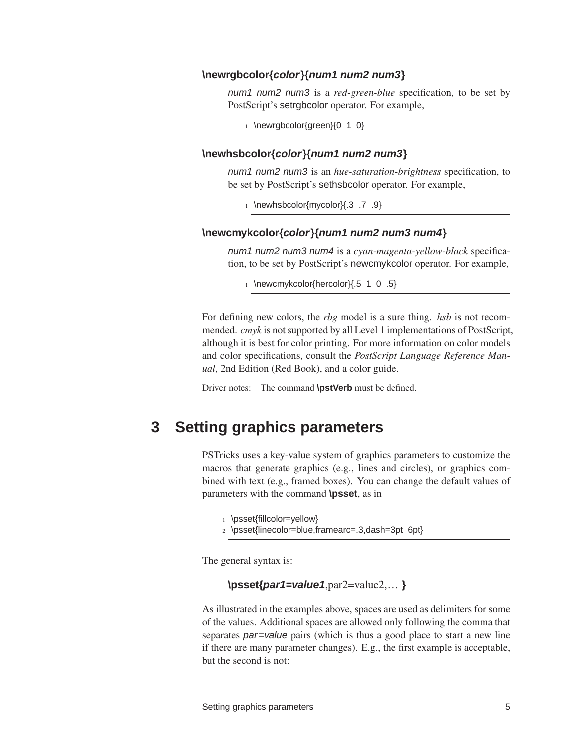**\newrgbcolor{*color*}{*num1 num2 num3*}**

*num1 num2 num3* is a *red-green-blue* specification, to be set by PostScript's setrgbcolor operator. For example,

```
\newrgbcolor{green}{0 1 0}
```

**\newhsbcolor{*color*}{*num1 num2 num3*}**

*num1 num2 num3* is an *hue-saturation-brightness* specification, to be set by PostScript's sethsbcolor operator. For example,

```
\newhsbcolor{mycolor}{.3 .7 .9}
```

**\newcmykcolor{*color*}{*num1 num2 num3 num4*}**

*num1 num2 num3 num4* is a *cyan-magenta-yellow-black* specification, to be set by PostScript's newcmykcolor operator. For example,

```
\newcmykcolor{hercolor}{.5 1 0 .5}
```

For defining new colors, the *rbg* model is a sure thing. *hsb* is not recommended. *cmyk* is not supported by all Level 1 implementations of PostScript, although it is best for color printing. For more information on color models and color specifications, consult the *PostScript Language Reference Manual*, 2nd Edition (Red Book), and a color guide.

Driver notes: The command **\pstVerb** must be defined.

# 3 Setting graphics parameters

PSTricks uses a key-value system of graphics parameters to customize the macros that generate graphics (e.g., lines and circles), or graphics combined with text (e.g., framed boxes). You can change the default values of parameters with the command **\psset**, as in

```
\psset{fillcolor=yellow}
\psset{linecolor=blue,framearc=.3,dash=3pt 6pt}
```

The general syntax is:

**\psset{*par1=value1*,**par2=value2,... **}**

As illustrated in the examples above, spaces are used as delimiters for some of the values. Additional spaces are allowed only following the comma that separates *par=value* pairs (which is thus a good place to start a new line if there are many parameter changes). E.g., the first example is acceptable, but the second is not: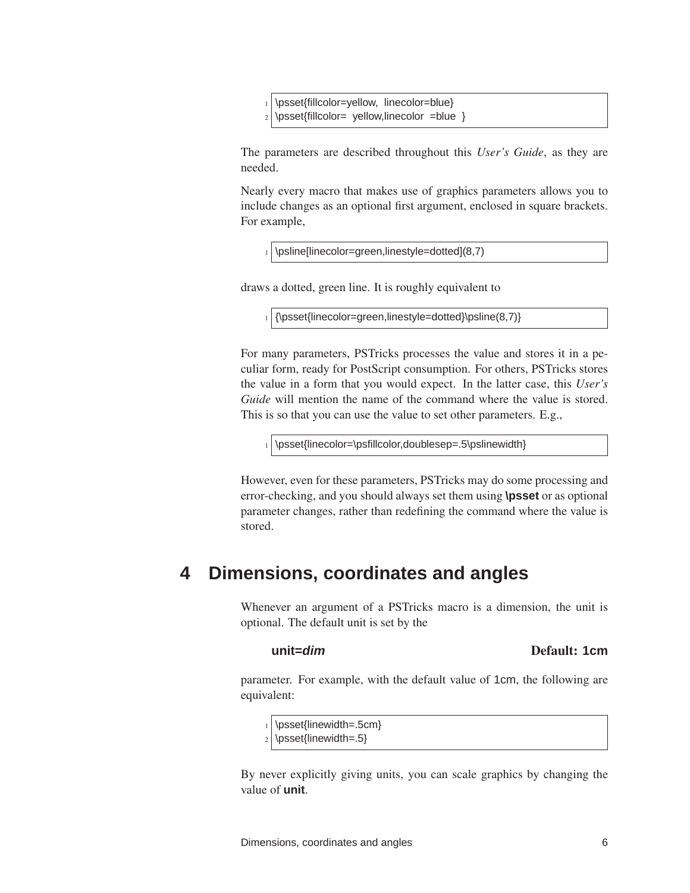```
\psset{fillcolor=yellow,  linecolor=blue}
\psset{fillcolor=  yellow,linecolor  =blue  }
```

The parameters are described throughout this *User's Guide*, as they are needed.

Nearly every macro that makes use of graphics parameters allows you to include changes as an optional first argument, enclosed in square brackets. For example,

```
\psline[linecolor=green,linestyle=dotted](8,7)
```

draws a dotted, green line. It is roughly equivalent to

```
{\psset{linecolor=green,linestyle=dotted}\psline(8,7)}
```

For many parameters, PSTricks processes the value and stores it in a peculiar form, ready for PostScript consumption. For others, PSTricks stores the value in a form that you would expect. In the latter case, this *User's Guide* will mention the name of the command where the value is stored. This is so that you can use the value to set other parameters. E.g.,

```
\psset{linecolor=\psfillcolor,doublesep=.5\pslinewidth}
```

However, even for these parameters, PSTricks may do some processing and error-checking, and you should always set them using **\psset** or as optional parameter changes, rather than redefining the command where the value is stored.

# 4 Dimensions, coordinates and angles

Whenever an argument of a PSTricks macro is a dimension, the unit is optional. The default unit is set by the

**unit=*dim*** — Default: 1cm

parameter. For example, with the default value of 1cm, the following are equivalent:

```
\psset{linewidth=.5cm}
\psset{linewidth=.5}
```

By never explicitly giving units, you can scale graphics by changing the value of **unit**.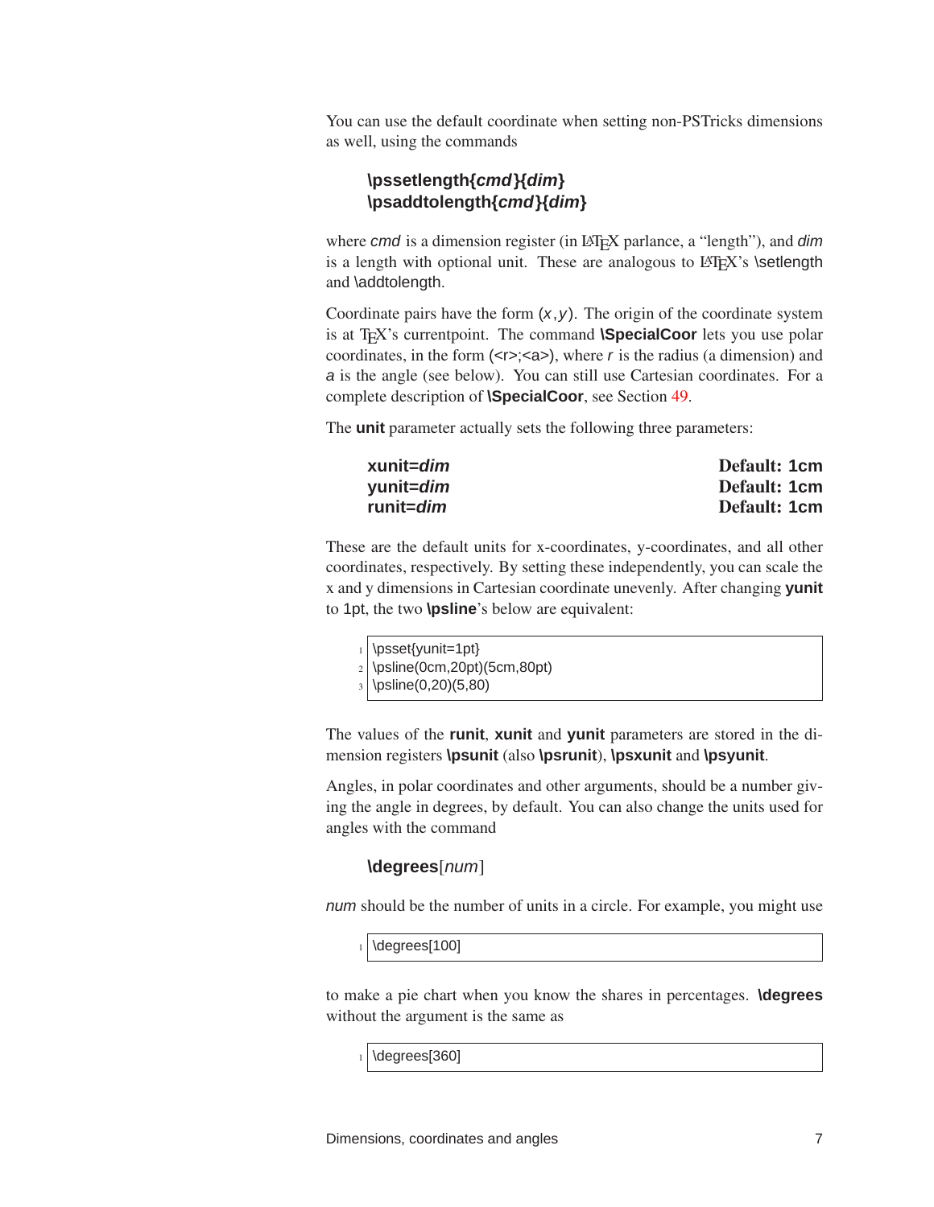You can use the default coordinate when setting non-PSTricks dimensions as well, using the commands

> **\pssetlength{*cmd*}{*dim*}**
> **\psaddtolength{*cmd*}{*dim*}**

where *cmd* is a dimension register (in LaTeX parlance, a "length"), and *dim* is a length with optional unit. These are analogous to LaTeX's \setlength and \addtolength.

Coordinate pairs have the form $(x,y)$. The origin of the coordinate system is at TeX's currentpoint. The command **\SpecialCoor** lets you use polar coordinates, in the form (<r>;<a>), where *r* is the radius (a dimension) and *a* is the angle (see below). You can still use Cartesian coordinates. For a complete description of **\SpecialCoor**, see Section 49.

The **unit** parameter actually sets the following three parameters:

| | |
|---|---|
| **xunit=*dim*** | **Default: 1cm** |
| **yunit=*dim*** | **Default: 1cm** |
| **runit=*dim*** | **Default: 1cm** |

These are the default units for x-coordinates, y-coordinates, and all other coordinates, respectively. By setting these independently, you can scale the x and y dimensions in Cartesian coordinate unevenly. After changing **yunit** to 1pt, the two **\psline**'s below are equivalent:

```
\psset{yunit=1pt}
\psline(0cm,20pt)(5cm,80pt)
\psline(0,20)(5,80)
```

The values of the **runit**, **xunit** and **yunit** parameters are stored in the dimension registers **\psunit** (also **\psrunit**), **\psxunit** and **\psyunit**.

Angles, in polar coordinates and other arguments, should be a number giving the angle in degrees, by default. You can also change the units used for angles with the command

> **\degrees**[*num*]

*num* should be the number of units in a circle. For example, you might use

```
\degrees[100]
```

to make a pie chart when you know the shares in percentages. **\degrees** without the argument is the same as

```
\degrees[360]
```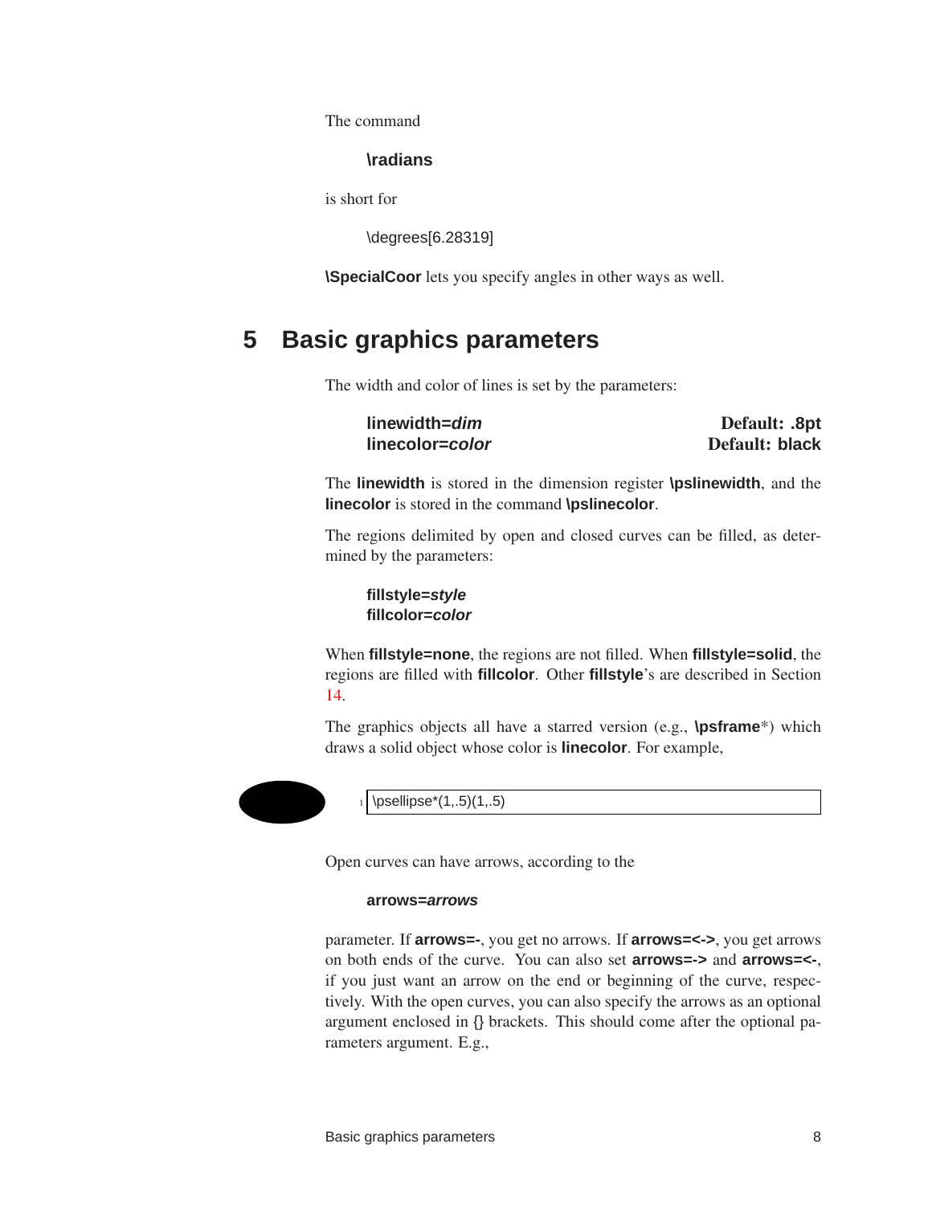The command

**\radians**

is short for

\degrees[6.28319]

**\SpecialCoor** lets you specify angles in other ways as well.

## 5 Basic graphics parameters

The width and color of lines is set by the parameters:

**linewidth=*dim*** — **Default: .8pt**
**linecolor=*color*** — **Default: black**

The **linewidth** is stored in the dimension register **\pslinewidth**, and the **linecolor** is stored in the command **\pslinecolor**.

The regions delimited by open and closed curves can be filled, as determined by the parameters:

**fillstyle=*style***
**fillcolor=*color***

When **fillstyle=none**, the regions are not filled. When **fillstyle=solid**, the regions are filled with **fillcolor**. Other **fillstyle**'s are described in Section 14.

The graphics objects all have a starred version (e.g., **\psframe***) which draws a solid object whose color is **linecolor**. For example,

```
\psellipse*(1,.5)(1,.5)
```

Open curves can have arrows, according to the

**arrows=*arrows***

parameter. If **arrows=-**, you get no arrows. If **arrows=<->**, you get arrows on both ends of the curve. You can also set **arrows=->** and **arrows=<-**, if you just want an arrow on the end or beginning of the curve, respectively. With the open curves, you can also specify the arrows as an optional argument enclosed in {} brackets. This should come after the optional parameters argument. E.g.,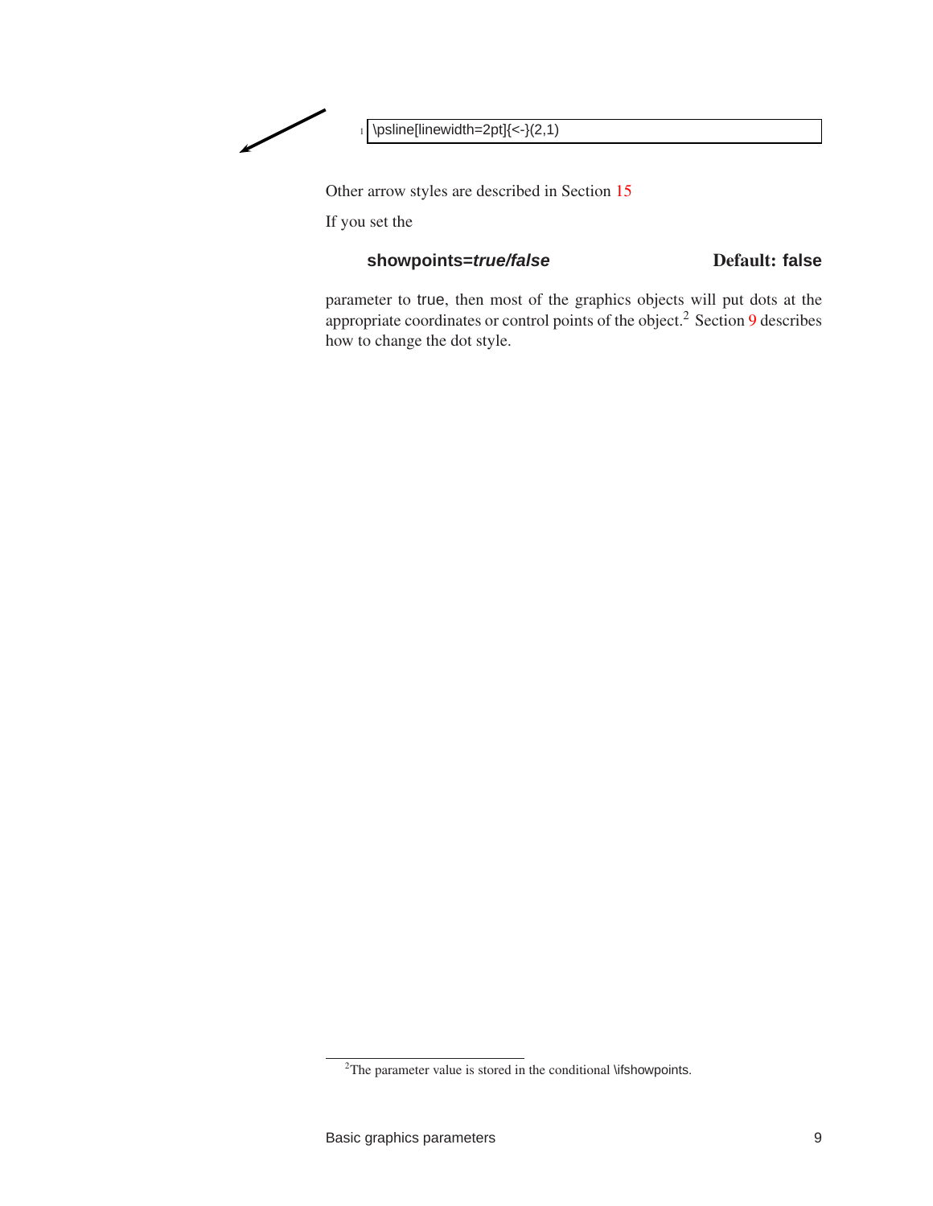```
\psline[linewidth=2pt]{<-}(2,1)
```

Other arrow styles are described in Section 15

If you set the

**showpoints=*true/false*** **Default: false**

parameter to true, then most of the graphics objects will put dots at the appropriate coordinates or control points of the object.[2] Section 9 describes how to change the dot style.

[2]The parameter value is stored in the conditional \ifshowpoints.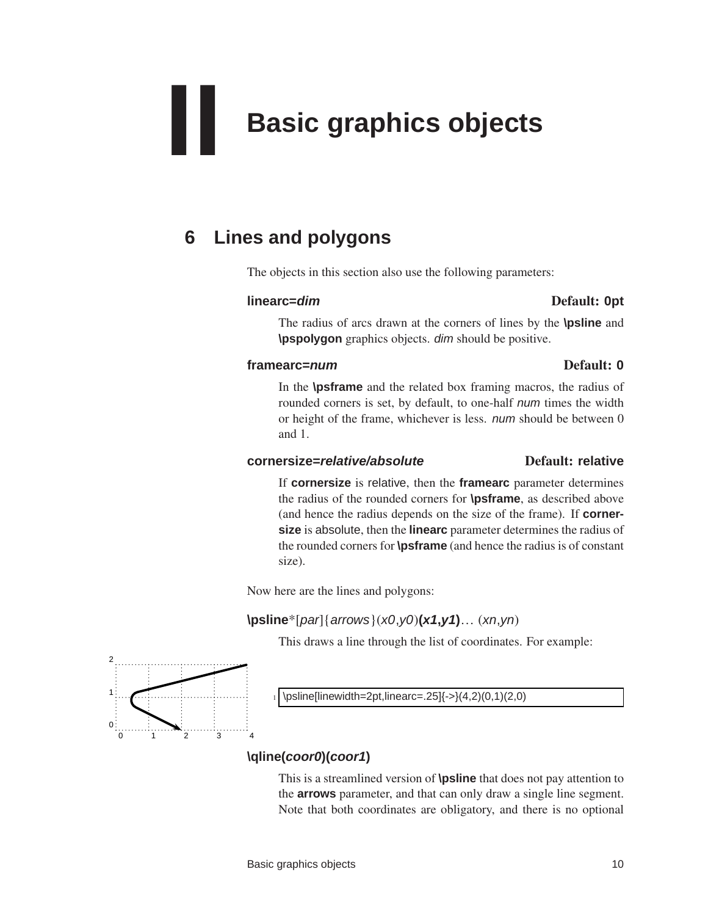# II Basic graphics objects

## 6 Lines and polygons

The objects in this section also use the following parameters:

**linearc=*dim*** **Default: 0pt**

The radius of arcs drawn at the corners of lines by the **\psline** and **\pspolygon** graphics objects. *dim* should be positive.

**framearc=*num*** **Default: 0**

In the **\psframe** and the related box framing macros, the radius of rounded corners is set, by default, to one-half *num* times the width or height of the frame, whichever is less. *num* should be between 0 and 1.

**cornersize=*relative/absolute*** **Default: relative**

If **cornersize** is relative, then the **framearc** parameter determines the radius of the rounded corners for **\psframe**, as described above (and hence the radius depends on the size of the frame). If **cornersize** is absolute, then the **linearc** parameter determines the radius of the rounded corners for **\psframe** (and hence the radius is of constant size).

Now here are the lines and polygons:

**\psline***[*par*]{*arrows*}(*x0*,*y0*)**(*x1*,*y1*)**... (*xn*,*yn*)

This draws a line through the list of coordinates. For example:

```
\psline[linewidth=2pt,linearc=.25]{->}(4,2)(0,1)(2,0)
```

**\qline(*coor0*)(*coor1*)**

This is a streamlined version of **\psline** that does not pay attention to the **arrows** parameter, and that can only draw a single line segment. Note that both coordinates are obligatory, and there is no optional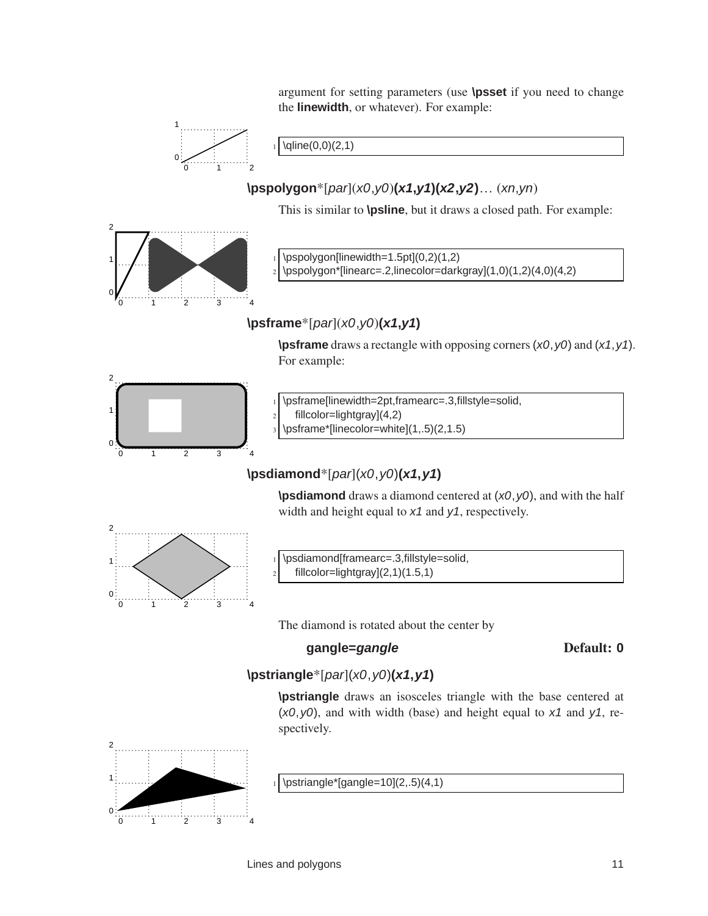argument for setting parameters (use **\psset** if you need to change the **linewidth**, or whatever). For example:

```
\qline(0,0)(2,1)
```

**\pspolygon***[*par*](*x0,y0*)**(*x1,y1*)(*x2,y2*)**... (*xn,yn*)

This is similar to **\psline**, but it draws a closed path. For example:

```
\pspolygon[linewidth=1.5pt](0,2)(1,2)
\pspolygon*[linearc=.2,linecolor=darkgray](1,0)(1,2)(4,0)(4,2)
```

**\psframe***[*par*](*x0,y0*)**(*x1,y1*)**

**\psframe** draws a rectangle with opposing corners (*x0,y0*) and (*x1,y1*). For example:

```
\psframe[linewidth=2pt,framearc=.3,fillstyle=solid,
    fillcolor=lightgray](4,2)
\psframe*[linecolor=white](1,.5)(2,1.5)
```

**\psdiamond***[*par*](*x0,y0*)**(*x1,y1*)**

**\psdiamond** draws a diamond centered at (*x0,y0*), and with the half width and height equal to *x1* and *y1*, respectively.

```
\psdiamond[framearc=.3,fillstyle=solid,
    fillcolor=lightgray](2,1)(1.5,1)
```

The diamond is rotated about the center by

**gangle=*gangle*** **Default: 0**

**\pstriangle***[*par*](*x0,y0*)**(*x1,y1*)**

**\pstriangle** draws an isosceles triangle with the base centered at (*x0,y0*), and with width (base) and height equal to *x1* and *y1*, respectively.

```
\pstriangle*[gangle=10](2,.5)(4,1)
```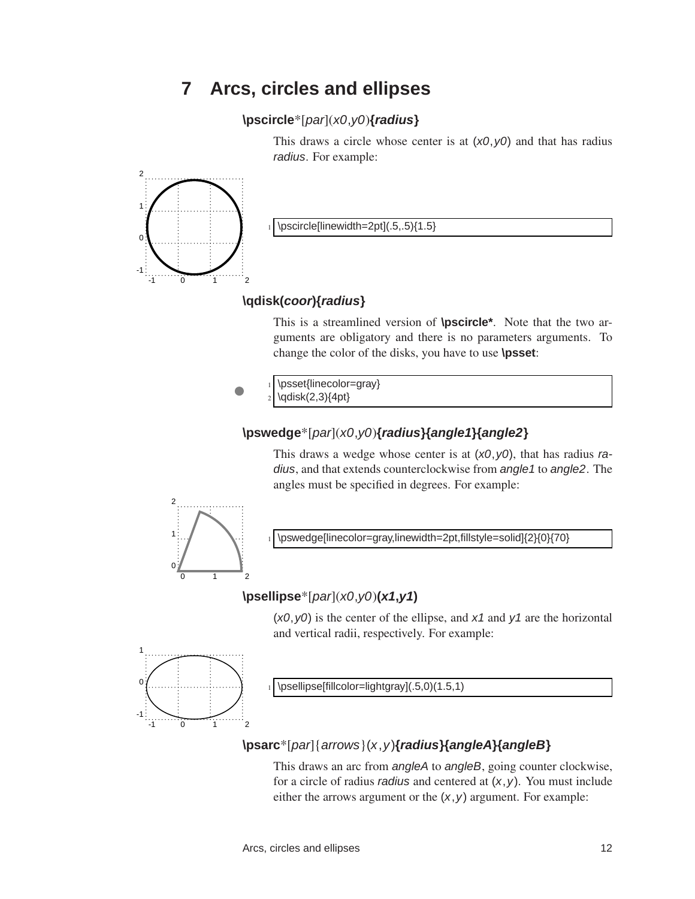# 7 Arcs, circles and ellipses

**\pscircle***[*par*](*x0*,*y0*)**{*radius*}**

This draws a circle whose center is at (*x0*,*y0*) and that has radius *radius*. For example:

```
\pscircle[linewidth=2pt](.5,.5){1.5}
```

**\qdisk(*coor*){*radius*}**

This is a streamlined version of **\pscircle***. Note that the two arguments are obligatory and there is no parameters arguments. To change the color of the disks, you have to use **\psset**:

```
\psset{linecolor=gray}
\qdisk(2,3){4pt}
```

**\pswedge***[*par*](*x0*,*y0*)**{*radius*}{*angle1*}{*angle2*}**

This draws a wedge whose center is at (*x0*,*y0*), that has radius *radius*, and that extends counterclockwise from *angle1* to *angle2*. The angles must be specified in degrees. For example:

```
\pswedge[linecolor=gray,linewidth=2pt,fillstyle=solid]{2}{0}{70}
```

**\psellipse***[*par*](*x0*,*y0*)**(*x1*,*y1*)**

(*x0*,*y0*) is the center of the ellipse, and *x1* and *y1* are the horizontal and vertical radii, respectively. For example:

```
\psellipse[fillcolor=lightgray](.5,0)(1.5,1)
```

**\psarc***[*par*]{*arrows*}(*x*,*y*)**{*radius*}{*angleA*}{*angleB*}**

This draws an arc from *angleA* to *angleB*, going counter clockwise, for a circle of radius *radius* and centered at (*x*,*y*). You must include either the arrows argument or the (*x*,*y*) argument. For example: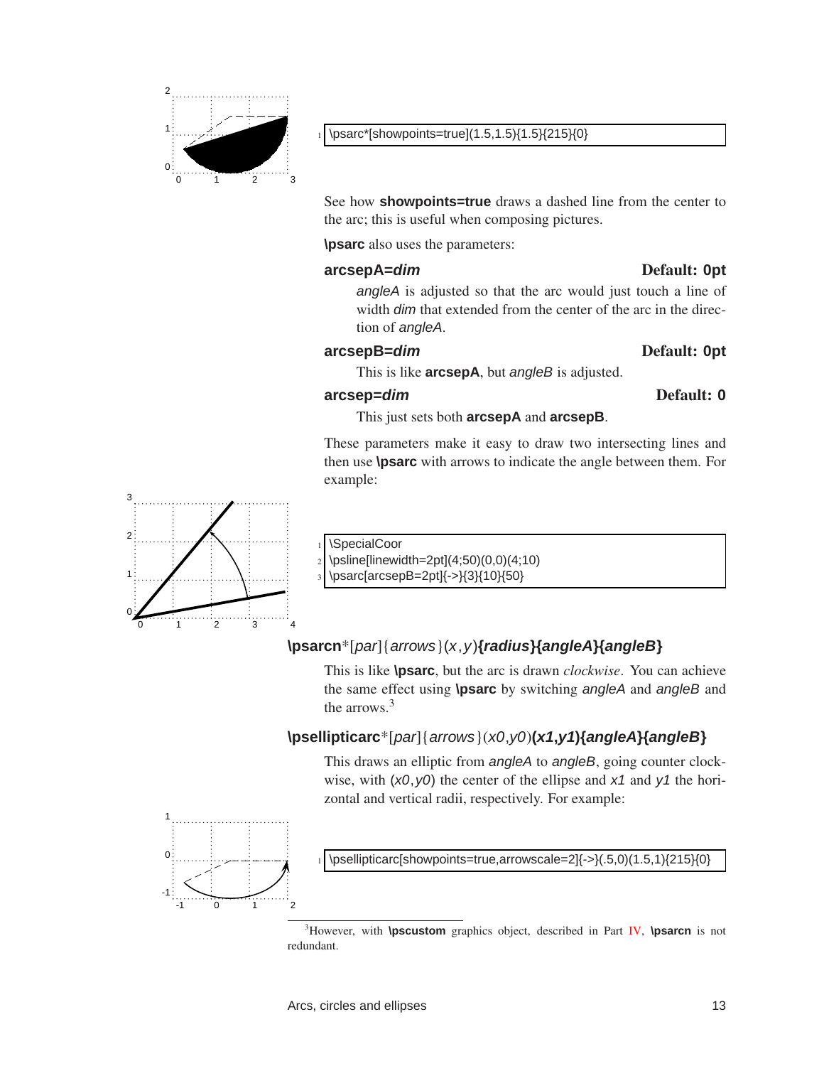```
\psarc*[showpoints=true](1.5,1.5){1.5}{215}{0}
```

See how **showpoints=true** draws a dashed line from the center to the arc; this is useful when composing pictures.

**\psarc** also uses the parameters:

**arcsepA=*dim*** — Default: 0pt

*angleA* is adjusted so that the arc would just touch a line of width *dim* that extended from the center of the arc in the direction of *angleA*.

**arcsepB=*dim*** — Default: 0pt

This is like **arcsepA**, but *angleB* is adjusted.

**arcsep=*dim*** — Default: 0

This just sets both **arcsepA** and **arcsepB**.

These parameters make it easy to draw two intersecting lines and then use **\psarc** with arrows to indicate the angle between them. For example:

```
\SpecialCoor
\psline[linewidth=2pt](4;50)(0,0)(4;10)
\psarc[arcsepB=2pt]{->}{3}{10}{50}
```

**\psarcn***[*par*]{*arrows*}(*x*,*y*)**{*radius*}{*angleA*}{*angleB*}**

This is like **\psarc**, but the arc is drawn *clockwise*. You can achieve the same effect using **\psarc** by switching *angleA* and *angleB* and the arrows.[3]

**\psellipticarc***[*par*]{*arrows*}(*x0*,*y0*)**(*x1*,*y1*){*angleA*}{*angleB*}**

This draws an elliptic from *angleA* to *angleB*, going counter clockwise, with (*x0*,*y0*) the center of the ellipse and *x1* and *y1* the horizontal and vertical radii, respectively. For example:

```
\psellipticarc[showpoints=true,arrowscale=2]{->}(.5,0)(1.5,1){215}{0}
```

[3]However, with **\pscustom** graphics object, described in Part IV, **\psarcn** is not redundant.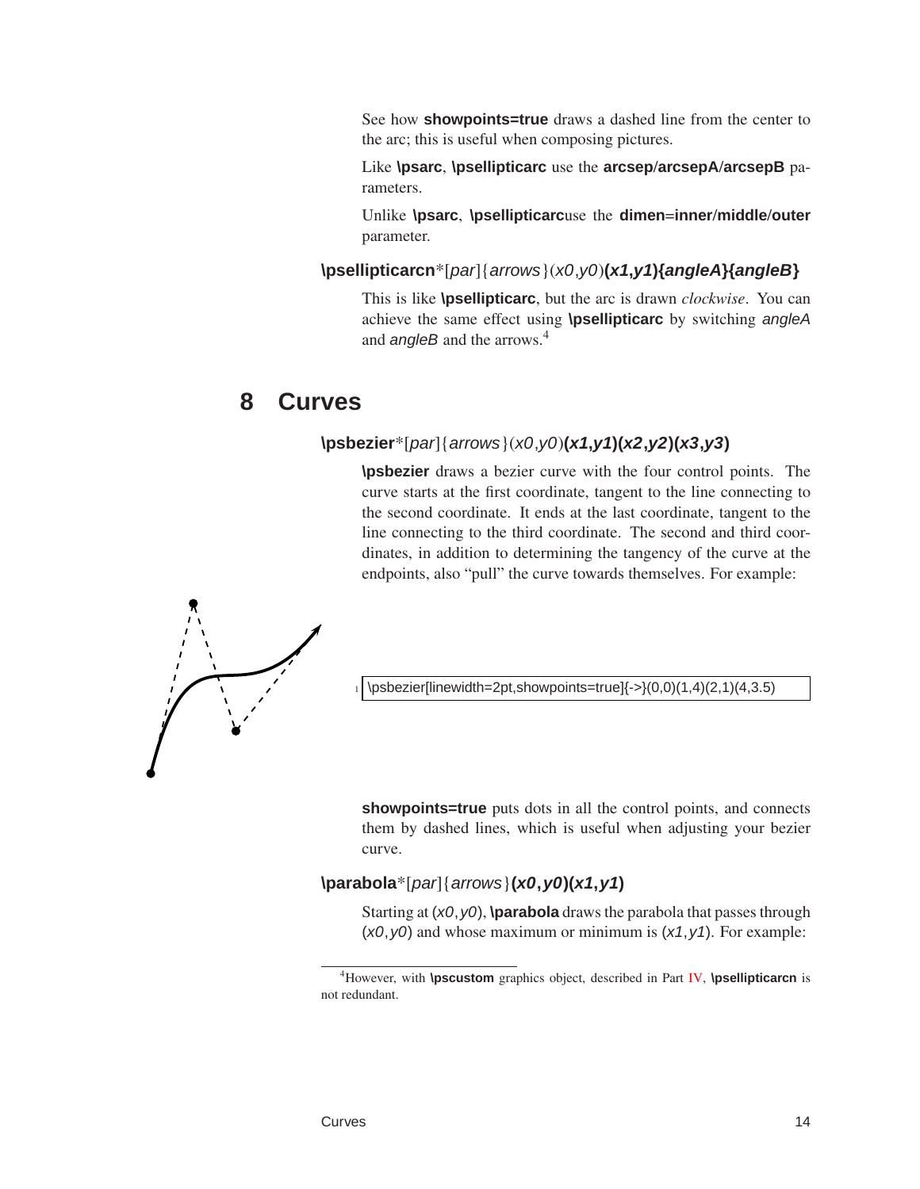See how **showpoints=true** draws a dashed line from the center to the arc; this is useful when composing pictures.

Like **\psarc**, **\psellipticarc** use the **arcsep**/**arcsepA**/**arcsepB** parameters.

Unlike **\psarc**, **\psellipticarc**use the **dimen**=**inner**/**middle**/**outer** parameter.

**\psellipticarcn***[*par*]{*arrows*}(*x0*,*y0*)**(*x1*,*y1*){*angleA*}{*angleB*}**

This is like **\psellipticarc**, but the arc is drawn *clockwise*. You can achieve the same effect using **\psellipticarc** by switching *angleA* and *angleB* and the arrows.[4]

# 8 Curves

**\psbezier***[*par*]{*arrows*}(*x0*,*y0*)**(*x1*,*y1*)(*x2*,*y2*)(*x3*,*y3*)**

**\psbezier** draws a bezier curve with the four control points. The curve starts at the first coordinate, tangent to the line connecting to the second coordinate. It ends at the last coordinate, tangent to the line connecting to the third coordinate. The second and third coordinates, in addition to determining the tangency of the curve at the endpoints, also "pull" the curve towards themselves. For example:

```
\psbezier[linewidth=2pt,showpoints=true]{->}(0,0)(1,4)(2,1)(4,3.5)
```

**showpoints=true** puts dots in all the control points, and connects them by dashed lines, which is useful when adjusting your bezier curve.

**\parabola***[*par*]{*arrows*}**(*x0*,*y0*)(*x1*,*y1*)**

Starting at (*x0*,*y0*), **\parabola** draws the parabola that passes through (*x0*,*y0*) and whose maximum or minimum is (*x1*,*y1*). For example:

[4]However, with **\pscustom** graphics object, described in Part IV, **\psellipticarcn** is not redundant.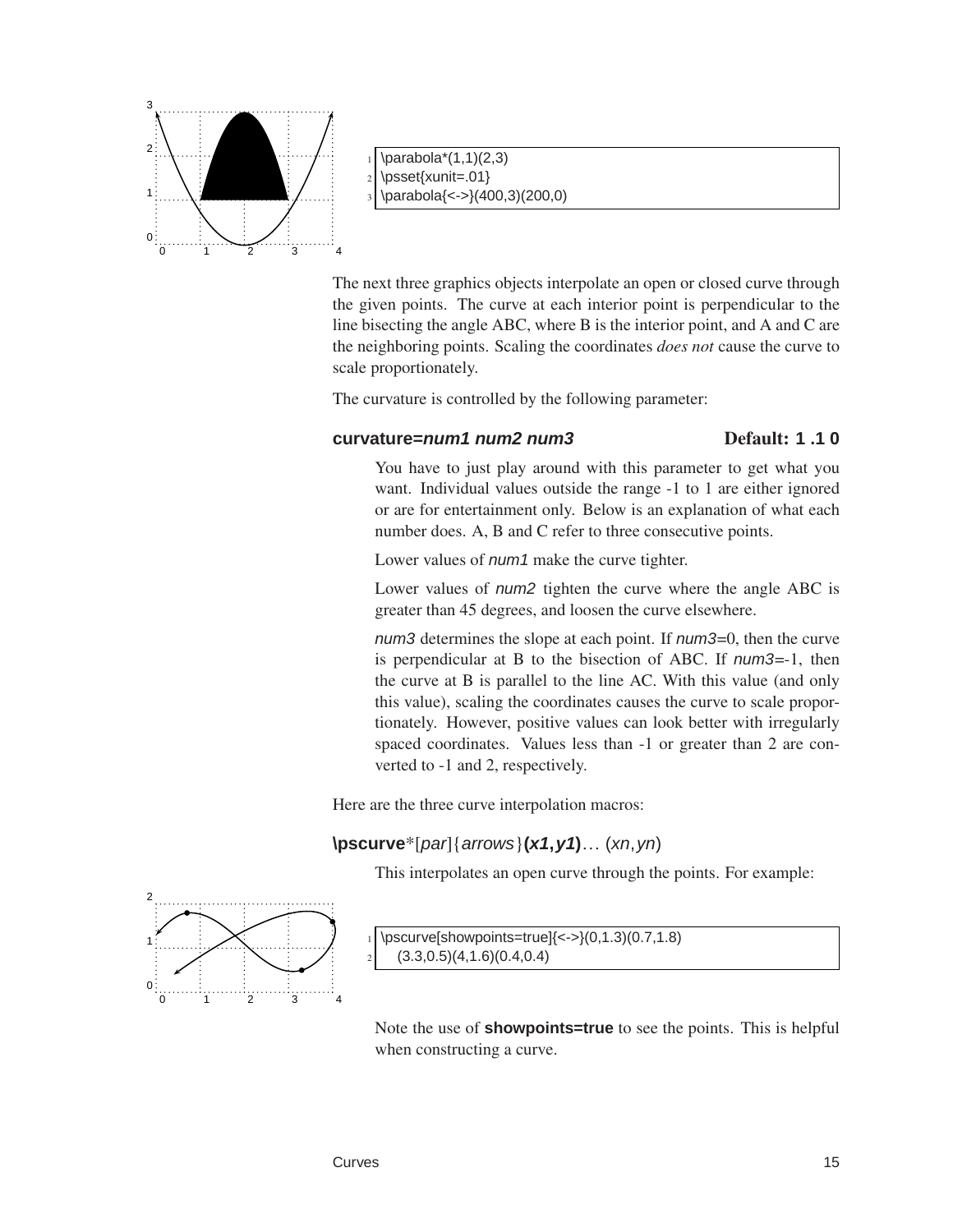```
\parabola*(1,1)(2,3)
\psset{xunit=.01}
\parabola{<->}(400,3)(200,0)
```

The next three graphics objects interpolate an open or closed curve through the given points. The curve at each interior point is perpendicular to the line bisecting the angle ABC, where B is the interior point, and A and C are the neighboring points. Scaling the coordinates *does not* cause the curve to scale proportionately.

The curvature is controlled by the following parameter:

**curvature=*num1 num2 num3*** **Default: 1 .1 0**

You have to just play around with this parameter to get what you want. Individual values outside the range -1 to 1 are either ignored or are for entertainment only. Below is an explanation of what each number does. A, B and C refer to three consecutive points.

Lower values of *num1* make the curve tighter.

Lower values of *num2* tighten the curve where the angle ABC is greater than 45 degrees, and loosen the curve elsewhere.

*num3* determines the slope at each point. If *num3*=0, then the curve is perpendicular at B to the bisection of ABC. If *num3*=-1, then the curve at B is parallel to the line AC. With this value (and only this value), scaling the coordinates causes the curve to scale proportionately. However, positive values can look better with irregularly spaced coordinates. Values less than -1 or greater than 2 are converted to -1 and 2, respectively.

Here are the three curve interpolation macros:

**\pscurve***[*par*]{*arrows*}**(*x1*,*y1*)**... (*xn*,*yn*)

This interpolates an open curve through the points. For example:

```
\pscurve[showpoints=true]{<->}(0,1.3)(0.7,1.8)
   (3.3,0.5)(4,1.6)(0.4,0.4)
```

Note the use of **showpoints=true** to see the points. This is helpful when constructing a curve.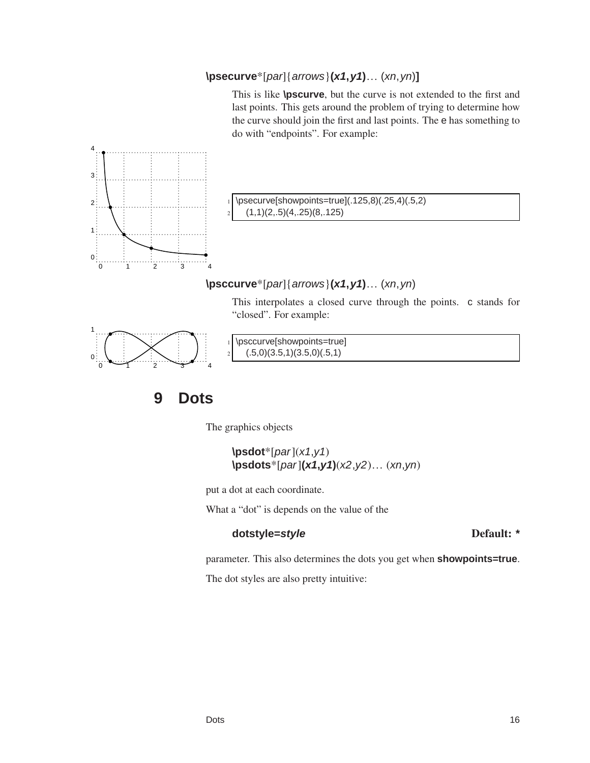**\psecurve***[*par*]{*arrows*}**(*x1*,*y1*)**… (*xn*,*yn*)**]**

This is like **\pscurve**, but the curve is not extended to the first and last points. This gets around the problem of trying to determine how the curve should join the first and last points. The e has something to do with “endpoints”. For example:

```
\psecurve[showpoints=true](.125,8)(.25,4)(.5,2)
   (1,1)(2,.5)(4,.25)(8,.125)
```

**\psccurve***[*par*]{*arrows*}**(*x1*,*y1*)**… (*xn*,*yn*)

This interpolates a closed curve through the points. c stands for “closed”. For example:

```
\psccurve[showpoints=true]
   (.5,0)(3.5,1)(3.5,0)(.5,1)
```

# 9 Dots

The graphics objects

> **\psdot***[*par*](*x1*,*y1*)
> **\psdots***[*par*]**(*x1*,*y1*)**(*x2*,*y2*)… (*xn*,*yn*)

put a dot at each coordinate.

What a “dot” is depends on the value of the

> **dotstyle=*style*** **Default: ***

parameter. This also determines the dots you get when **showpoints=true**.

The dot styles are also pretty intuitive: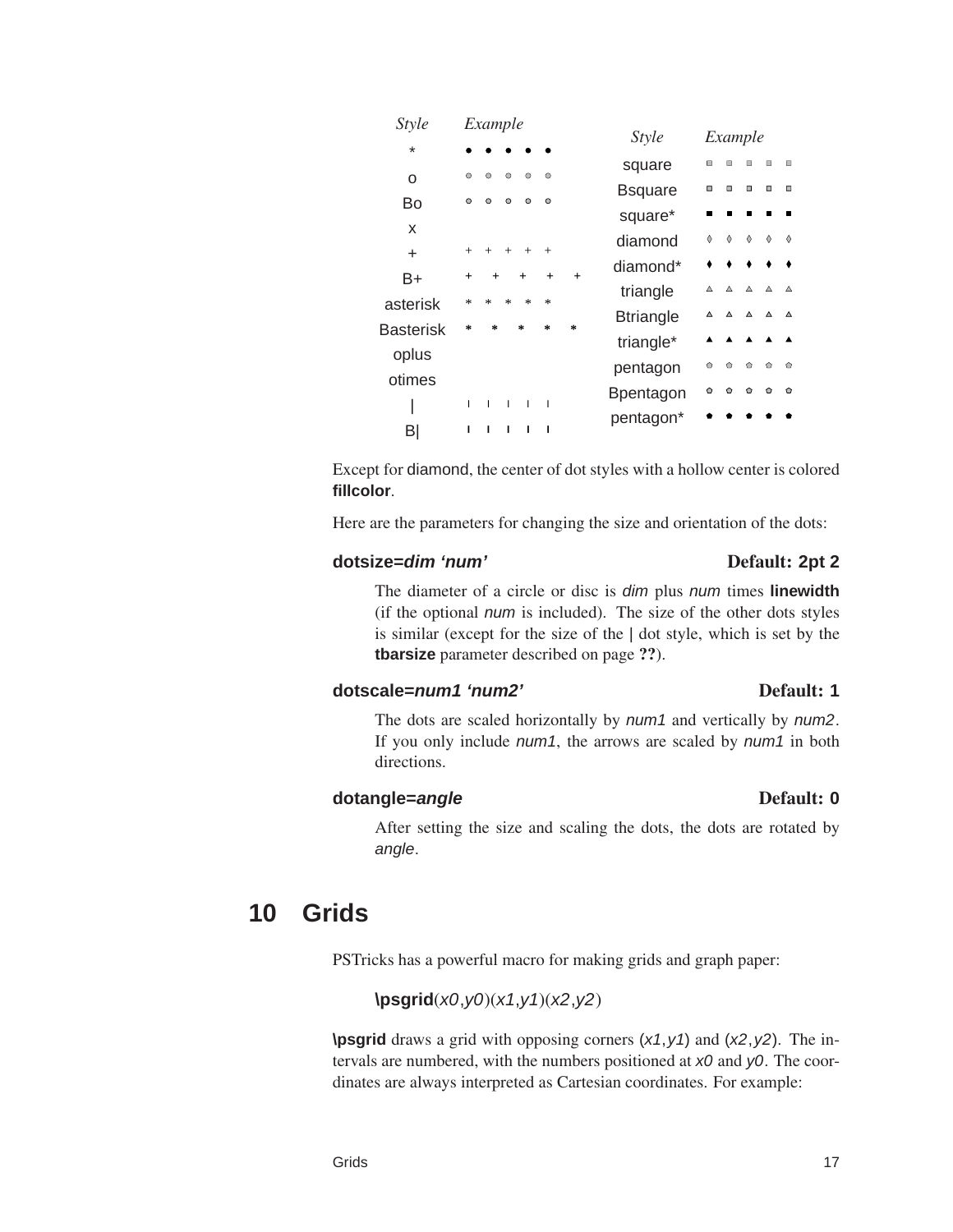| Style | Example |
|---|---|
| * | • • • • • |
| o | ○ ○ ○ ○ ○ |
| Bo | ○ ○ ○ ○ ○ |
| x | |
| + | + + + + + |
| B+ | + + + + + |
| asterisk | * * * * * |
| Basterisk | * * * * * |
| oplus | |
| otimes | |
| \| | ı ı ı ı ı |
| B\| | ı ı ı ı ı |

| Style | Example |
|---|---|
| square | □ □ □ □ □ |
| Bsquare | □ □ □ □ □ |
| square* | ■ ■ ■ ■ ■ |
| diamond | ◊ ◊ ◊ ◊ ◊ |
| diamond* | ♦ ♦ ♦ ♦ ♦ |
| triangle | △ △ △ △ △ |
| Btriangle | △ △ △ △ △ |
| triangle* | ▲ ▲ ▲ ▲ ▲ |
| pentagon | ⬠ ⬠ ⬠ ⬠ ⬠ |
| Bpentagon | ⬠ ⬠ ⬠ ⬠ ⬠ |
| pentagon* | ⬟ ⬟ ⬟ ⬟ ⬟ |

Except for diamond, the center of dot styles with a hollow center is colored **fillcolor**.

Here are the parameters for changing the size and orientation of the dots:

**dotsize=*dim 'num'*** **Default: 2pt 2**

The diameter of a circle or disc is *dim* plus *num* times **linewidth** (if the optional *num* is included). The size of the other dots styles is similar (except for the size of the | dot style, which is set by the **tbarsize** parameter described on page **??**).

**dotscale=*num1 'num2'*** **Default: 1**

The dots are scaled horizontally by *num1* and vertically by *num2*. If you only include *num1*, the arrows are scaled by *num1* in both directions.

**dotangle=*angle*** **Default: 0**

After setting the size and scaling the dots, the dots are rotated by *angle*.

# 10 Grids

PSTricks has a powerful macro for making grids and graph paper:

**\psgrid**(*x0*,*y0*)(*x1*,*y1*)(*x2*,*y2*)

**\psgrid** draws a grid with opposing corners (*x1*,*y1*) and (*x2*,*y2*). The intervals are numbered, with the numbers positioned at *x0* and *y0*. The coordinates are always interpreted as Cartesian coordinates. For example: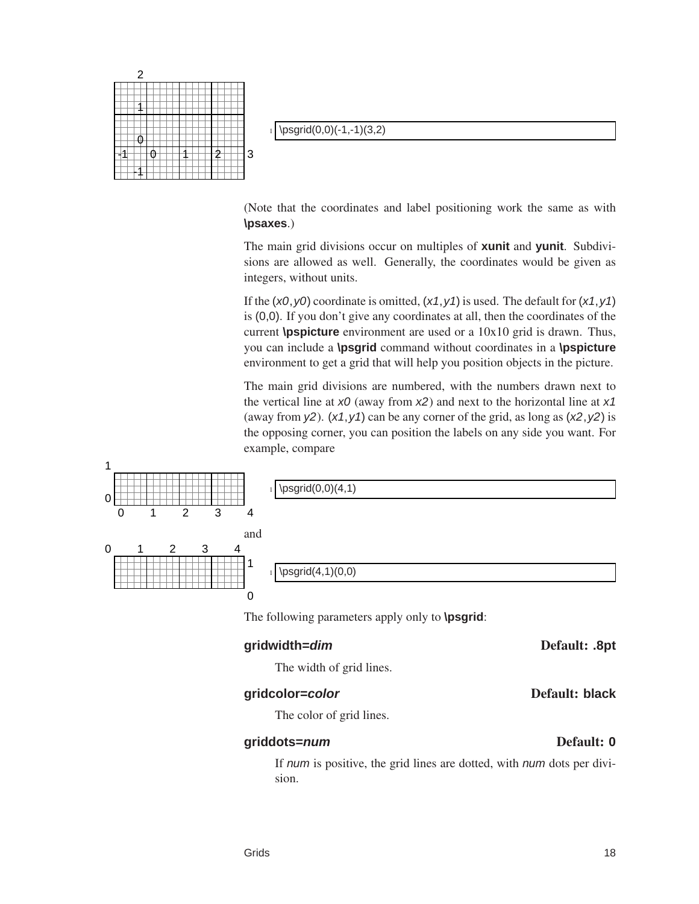```
\psgrid(0,0)(-1,-1)(3,2)
```

(Note that the coordinates and label positioning work the same as with **\psaxes**.)

The main grid divisions occur on multiples of **xunit** and **yunit**. Subdivisions are allowed as well. Generally, the coordinates would be given as integers, without units.

If the (*x0*,*y0*) coordinate is omitted, (*x1*,*y1*) is used. The default for (*x1*,*y1*) is (0,0). If you don't give any coordinates at all, then the coordinates of the current **\pspicture** environment are used or a 10x10 grid is drawn. Thus, you can include a **\psgrid** command without coordinates in a **\pspicture** environment to get a grid that will help you position objects in the picture.

The main grid divisions are numbered, with the numbers drawn next to the vertical line at *x0* (away from *x2*) and next to the horizontal line at *x1* (away from *y2*). (*x1*,*y1*) can be any corner of the grid, as long as (*x2*,*y2*) is the opposing corner, you can position the labels on any side you want. For example, compare

```
\psgrid(0,0)(4,1)
```

and

```
\psgrid(4,1)(0,0)
```

The following parameters apply only to **\psgrid**:

**gridwidth=*dim*** **Default: .8pt**

The width of grid lines.

**gridcolor=*color*** **Default: black**

The color of grid lines.

**griddots=*num*** **Default: 0**

If *num* is positive, the grid lines are dotted, with *num* dots per division.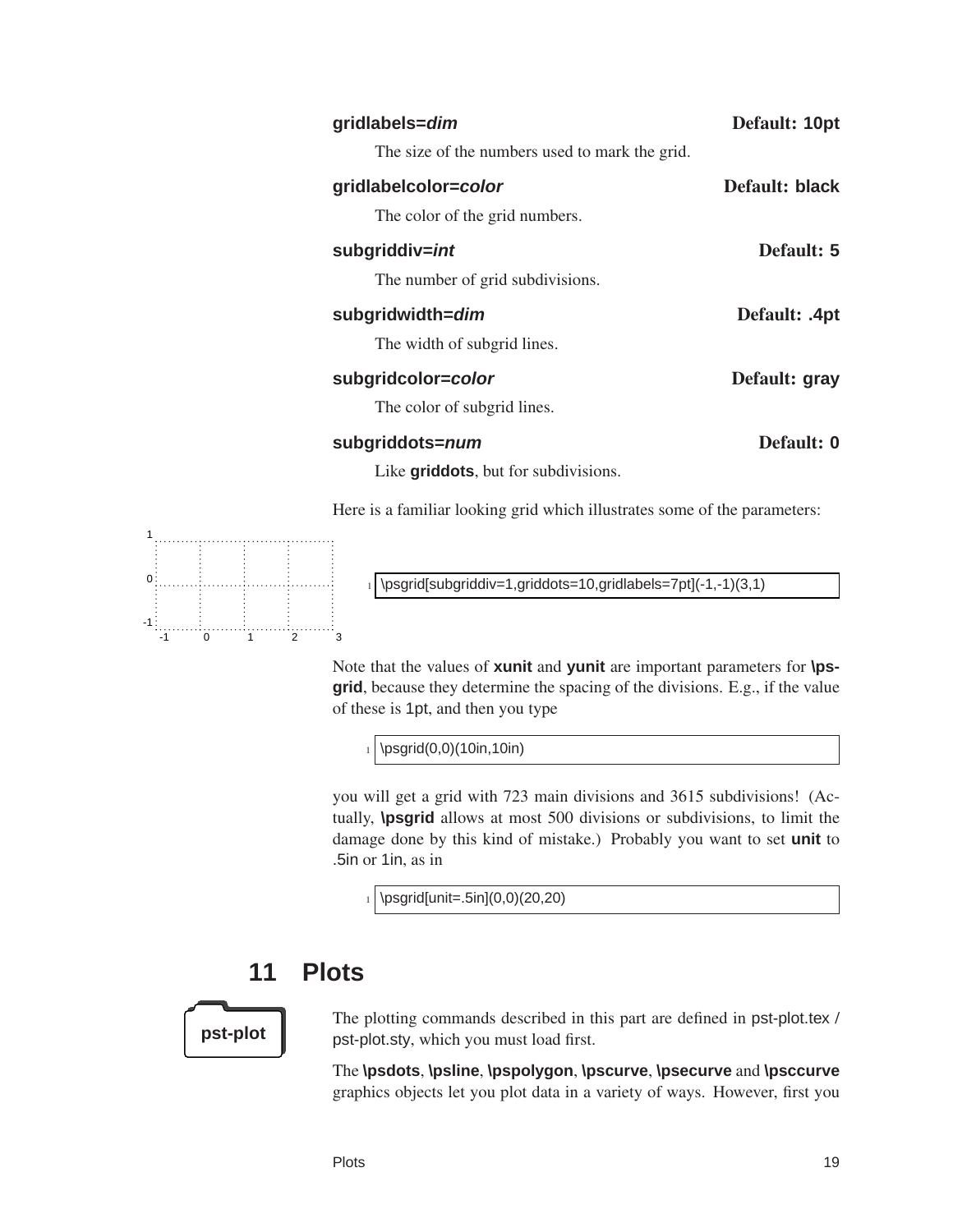**gridlabels=*dim*** **Default: 10pt**

The size of the numbers used to mark the grid.

**gridlabelcolor=*color*** **Default: black**

The color of the grid numbers.

**subgriddiv=*int*** **Default: 5**

The number of grid subdivisions.

**subgridwidth=*dim*** **Default: .4pt**

The width of subgrid lines.

**subgridcolor=*color*** **Default: gray**

The color of subgrid lines.

**subgriddots=*num*** **Default: 0**

Like **griddots**, but for subdivisions.

Here is a familiar looking grid which illustrates some of the parameters:

```
\psgrid[subgriddiv=1,griddots=10,gridlabels=7pt](-1,-1)(3,1)
```

Note that the values of **xunit** and **yunit** are important parameters for **\psgrid**, because they determine the spacing of the divisions. E.g., if the value of these is 1pt, and then you type

```
\psgrid(0,0)(10in,10in)
```

you will get a grid with 723 main divisions and 3615 subdivisions! (Actually, **\psgrid** allows at most 500 divisions or subdivisions, to limit the damage done by this kind of mistake.) Probably you want to set **unit** to .5in or 1in, as in

```
\psgrid[unit=.5in](0,0)(20,20)
```

## 11 Plots

pst-plot

The plotting commands described in this part are defined in pst-plot.tex / pst-plot.sty, which you must load first.

The **\psdots**, **\psline**, **\pspolygon**, **\pscurve**, **\psecurve** and **\psccurve** graphics objects let you plot data in a variety of ways. However, first you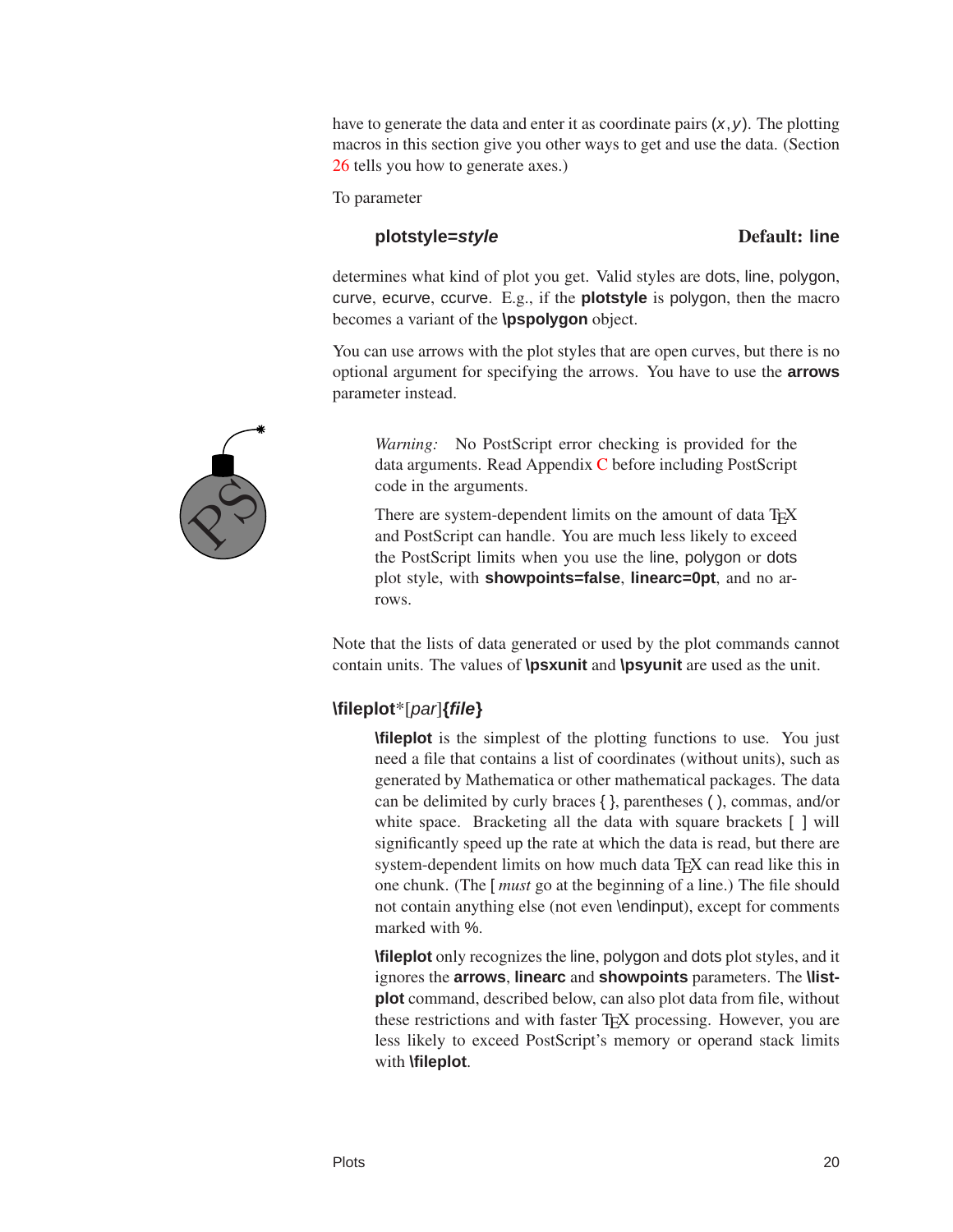have to generate the data and enter it as coordinate pairs $(x, y)$. The plotting macros in this section give you other ways to get and use the data. (Section 26 tells you how to generate axes.)

To parameter

**plotstyle=*style*** **Default: line**

determines what kind of plot you get. Valid styles are dots, line, polygon, curve, ecurve, ccurve. E.g., if the **plotstyle** is polygon, then the macro becomes a variant of the **\pspolygon** object.

You can use arrows with the plot styles that are open curves, but there is no optional argument for specifying the arrows. You have to use the **arrows** parameter instead.

> *Warning:* No PostScript error checking is provided for the data arguments. Read Appendix C before including PostScript code in the arguments.
>
> There are system-dependent limits on the amount of data TEX and PostScript can handle. You are much less likely to exceed the PostScript limits when you use the line, polygon or dots plot style, with **showpoints=false**, **linearc=0pt**, and no arrows.

Note that the lists of data generated or used by the plot commands cannot contain units. The values of **\psxunit** and **\psyunit** are used as the unit.

**\fileplot***[*par*]**{*file*}**

> **\fileplot** is the simplest of the plotting functions to use. You just need a file that contains a list of coordinates (without units), such as generated by Mathematica or other mathematical packages. The data can be delimited by curly braces { }, parentheses ( ), commas, and/or white space. Bracketing all the data with square brackets [ ] will significantly speed up the rate at which the data is read, but there are system-dependent limits on how much data TEX can read like this in one chunk. (The [ *must* go at the beginning of a line.) The file should not contain anything else (not even \endinput), except for comments marked with %.
>
> **\fileplot** only recognizes the line, polygon and dots plot styles, and it ignores the **arrows**, **linearc** and **showpoints** parameters. The **\listplot** command, described below, can also plot data from file, without these restrictions and with faster TEX processing. However, you are less likely to exceed PostScript's memory or operand stack limits with **\fileplot**.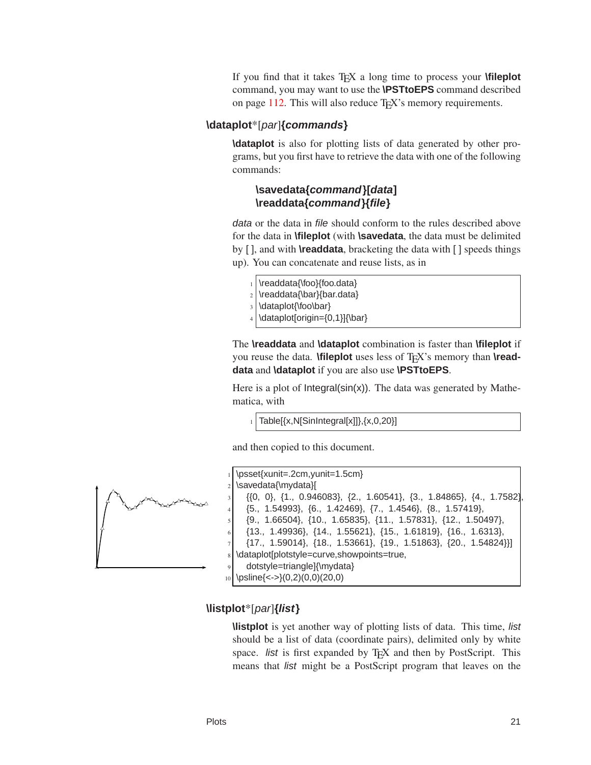If you find that it takes TEX a long time to process your **\fileplot** command, you may want to use the **\PSTtoEPS** command described on page 112. This will also reduce TEX's memory requirements.

**\dataplot***[*par*]**{*commands*}**

**\dataplot** is also for plotting lists of data generated by other programs, but you first have to retrieve the data with one of the following commands:

> **\savedata{*command*}[*data*]**
> **\readdata{*command*}{*file*}**

*data* or the data in *file* should conform to the rules described above for the data in **\fileplot** (with **\savedata**, the data must be delimited by [ ], and with **\readdata**, bracketing the data with [ ] speeds things up). You can concatenate and reuse lists, as in

```
\readdata{\foo}{foo.data}
\readdata{\bar}{bar.data}
\dataplot{\foo\bar}
\dataplot[origin={0,1}]{\bar}
```

The **\readdata** and **\dataplot** combination is faster than **\fileplot** if you reuse the data. **\fileplot** uses less of TEX's memory than **\readdata** and **\dataplot** if you are also use **\PSTtoEPS**.

Here is a plot of Integral(sin(x)). The data was generated by Mathematica, with

```
Table[{x,N[SinIntegral[x]]},{x,0,20}]
```

and then copied to this document.

```
\psset{xunit=.2cm,yunit=1.5cm}
\savedata{\mydata}[
  {{0, 0}, {1., 0.946083}, {2., 1.60541}, {3., 1.84865}, {4., 1.7582},
  {5., 1.54993}, {6., 1.42469}, {7., 1.4546}, {8., 1.57419},
  {9., 1.66504}, {10., 1.65835}, {11., 1.57831}, {12., 1.50497},
  {13., 1.49936}, {14., 1.55621}, {15., 1.61819}, {16., 1.6313},
  {17., 1.59014}, {18., 1.53661}, {19., 1.51863}, {20., 1.54824}}]
\dataplot[plotstyle=curve,showpoints=true,
  dotstyle=triangle]{\mydata}
\psline{<->}(0,2)(0,0)(20,0)
```

**\listplot***[*par*]**{*list*}**

**\listplot** is yet another way of plotting lists of data. This time, *list* should be a list of data (coordinate pairs), delimited only by white space. *list* is first expanded by TEX and then by PostScript. This means that *list* might be a PostScript program that leaves on the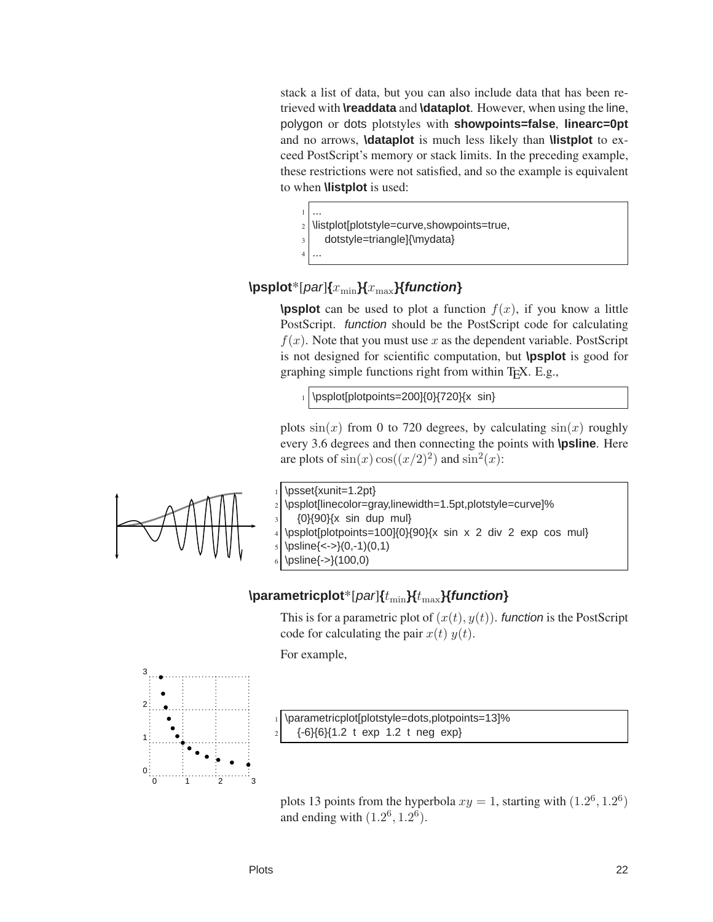stack a list of data, but you can also include data that has been retrieved with **\readdata** and **\dataplot**. However, when using the line, polygon or dots plotstyles with **showpoints=false**, **linearc=0pt** and no arrows, **\dataplot** is much less likely than **\listplot** to exceed PostScript's memory or stack limits. In the preceding example, these restrictions were not satisfied, and so the example is equivalent to when **\listplot** is used:

```
...
\listplot[plotstyle=curve,showpoints=true,
   dotstyle=triangle]{\mydata}
...
```

**\psplot***[*par*]{$x_{\min}$}{$x_{\max}$}{*function*}

**\psplot** can be used to plot a function $f(x)$, if you know a little PostScript. *function* should be the PostScript code for calculating $f(x)$. Note that you must use $x$ as the dependent variable. PostScript is not designed for scientific computation, but **\psplot** is good for graphing simple functions right from within TEX. E.g.,

```
\psplot[plotpoints=200]{0}{720}{x sin}
```

plots $\sin(x)$ from 0 to 720 degrees, by calculating $\sin(x)$ roughly every 3.6 degrees and then connecting the points with **\psline**. Here are plots of $\sin(x)\cos((x/2)^2)$ and $\sin^2(x)$:

```
\psset{xunit=1.2pt}
\psplot[linecolor=gray,linewidth=1.5pt,plotstyle=curve]%
   {0}{90}{x sin dup mul}
\psplot[plotpoints=100]{0}{90}{x sin x 2 div 2 exp cos mul}
\psline{<->}(0,-1)(0,1)
\psline{->}(100,0)
```

**\parametricplot***[*par*]{$t_{\min}$}{$t_{\max}$}{*function*}

This is for a parametric plot of $(x(t), y(t))$. *function* is the PostScript code for calculating the pair $x(t)$ $y(t)$.

For example,

```
\parametricplot[plotstyle=dots,plotpoints=13]%
   {-6}{6}{1.2 t exp 1.2 t neg exp}
```

plots 13 points from the hyperbola $xy = 1$, starting with $(1.2^6, 1.2^6)$ and ending with $(1.2^6, 1.2^6)$.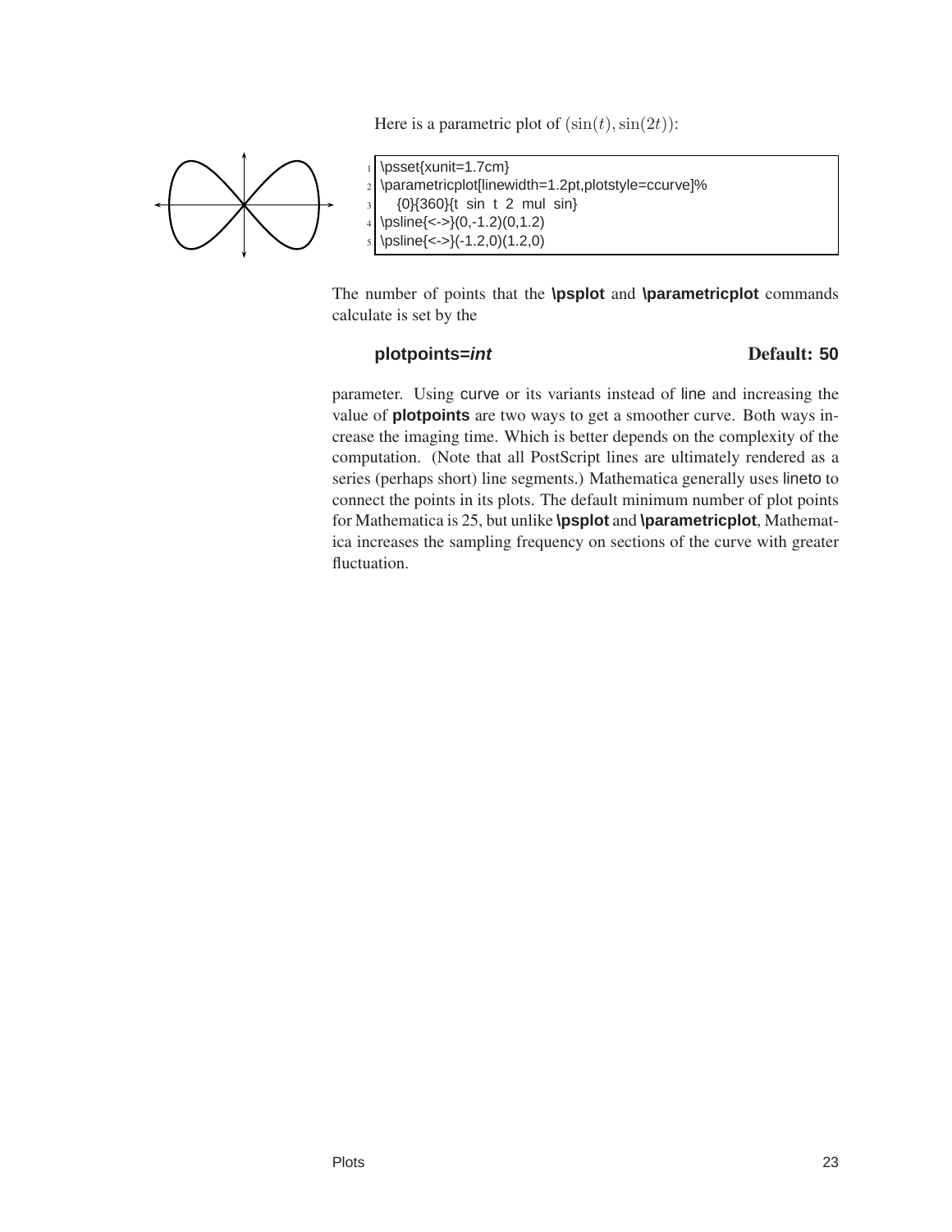Here is a parametric plot of $(\sin(t), \sin(2t))$:

```
\psset{xunit=1.7cm}
\parametricplot[linewidth=1.2pt,plotstyle=ccurve]%
   {0}{360}{t  sin  t  2  mul  sin}
\psline{<->}(0,-1.2)(0,1.2)
\psline{<->}(-1.2,0)(1.2,0)
```

The number of points that the **\psplot** and **\parametricplot** commands calculate is set by the

**plotpoints=*int*** Default: 50

parameter. Using curve or its variants instead of line and increasing the value of **plotpoints** are two ways to get a smoother curve. Both ways increase the imaging time. Which is better depends on the complexity of the computation. (Note that all PostScript lines are ultimately rendered as a series (perhaps short) line segments.) Mathematica generally uses lineto to connect the points in its plots. The default minimum number of plot points for Mathematica is 25, but unlike **\psplot** and **\parametricplot**, Mathematica increases the sampling frequency on sections of the curve with greater fluctuation.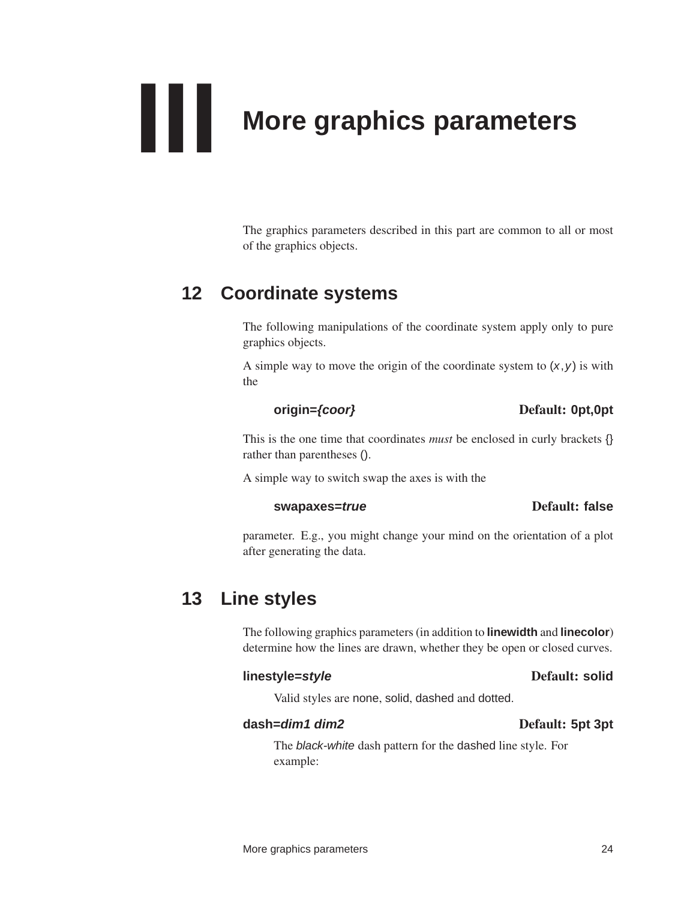# III More graphics parameters

The graphics parameters described in this part are common to all or most of the graphics objects.

## 12 Coordinate systems

The following manipulations of the coordinate system apply only to pure graphics objects.

A simple way to move the origin of the coordinate system to $(x, y)$ is with the

**origin=*{coor}*** Default: **0pt,0pt**

This is the one time that coordinates *must* be enclosed in curly brackets {} rather than parentheses ().

A simple way to switch swap the axes is with the

**swapaxes=*true*** Default: **false**

parameter. E.g., you might change your mind on the orientation of a plot after generating the data.

## 13 Line styles

The following graphics parameters (in addition to **linewidth** and **linecolor**) determine how the lines are drawn, whether they be open or closed curves.

**linestyle=*style*** Default: **solid**

Valid styles are none, solid, dashed and dotted.

**dash=*dim1 dim2*** Default: **5pt 3pt**

The *black-white* dash pattern for the dashed line style. For example: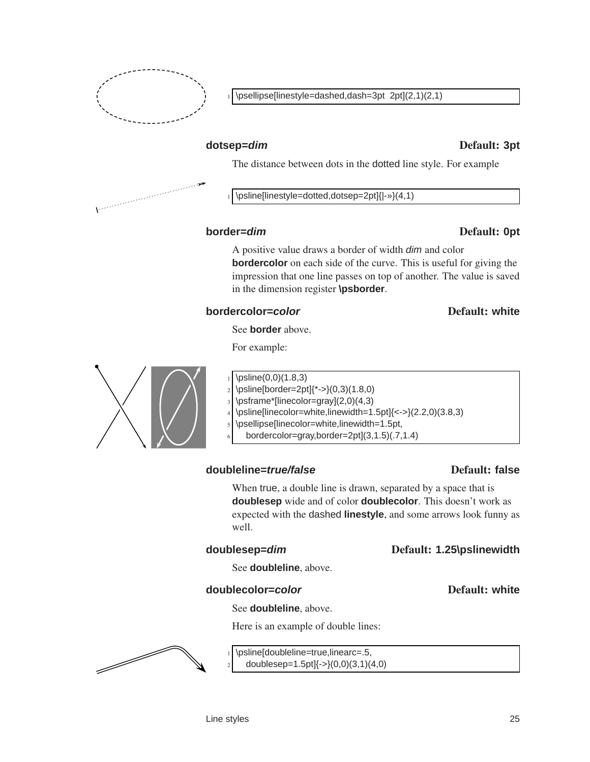```
\psellipse[linestyle=dashed,dash=3pt 2pt](2,1)(2,1)
```

**dotsep=*dim*** **Default: 3pt**

The distance between dots in the dotted line style. For example

```
\psline[linestyle=dotted,dotsep=2pt]{|->>}(4,1)
```

**border=*dim*** **Default: 0pt**

A positive value draws a border of width *dim* and color **bordercolor** on each side of the curve. This is useful for giving the impression that one line passes on top of another. The value is saved in the dimension register **\psborder**.

**bordercolor=*color*** **Default: white**

See **border** above.

For example:

```
\psline(0,0)(1.8,3)
\psline[border=2pt]{*->}(0,3)(1.8,0)
\psframe*[linecolor=gray](2,0)(4,3)
\psline[linecolor=white,linewidth=1.5pt]{<->}(2.2,0)(3.8,3)
\psellipse[linecolor=white,linewidth=1.5pt,
   bordercolor=gray,border=2pt](3,1.5)(.7,1.4)
```

**doubleline=*true/false*** **Default: false**

When true, a double line is drawn, separated by a space that is **doublesep** wide and of color **doublecolor**. This doesn't work as expected with the dashed **linestyle**, and some arrows look funny as well.

**doublesep=*dim*** **Default: 1.25\pslinewidth**

See **doubleline**, above.

**doublecolor=*color*** **Default: white**

See **doubleline**, above.

Here is an example of double lines:

```
\psline[doubleline=true,linearc=.5,
   doublesep=1.5pt]{->}(0,0)(3,1)(4,0)
```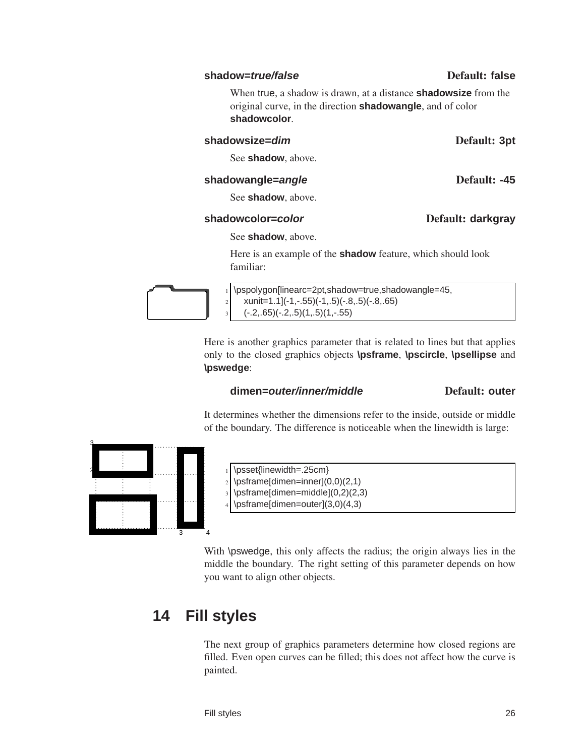**shadow=*true/false*** **Default: false**

When true, a shadow is drawn, at a distance **shadowsize** from the original curve, in the direction **shadowangle**, and of color **shadowcolor**.

**shadowsize=*dim*** **Default: 3pt**

See **shadow**, above.

**shadowangle=*angle*** **Default: -45**

See **shadow**, above.

**shadowcolor=*color*** **Default: darkgray**

See **shadow**, above.

Here is an example of the **shadow** feature, which should look familiar:

```
\pspolygon[linearc=2pt,shadow=true,shadowangle=45,
    xunit=1.1](-1,-.55)(-1,.5)(-.8,.5)(-.8,.65)
    (-.2,.65)(-.2,.5)(1,.5)(1,-.55)
```

Here is another graphics parameter that is related to lines but that applies only to the closed graphics objects **\psframe**, **\pscircle**, **\psellipse** and **\pswedge**:

**dimen=*outer/inner/middle*** **Default: outer**

It determines whether the dimensions refer to the inside, outside or middle of the boundary. The difference is noticeable when the linewidth is large:

```
\psset{linewidth=.25cm}
\psframe[dimen=inner](0,0)(2,1)
\psframe[dimen=middle](0,2)(2,3)
\psframe[dimen=outer](3,0)(4,3)
```

With \pswedge, this only affects the radius; the origin always lies in the middle the boundary. The right setting of this parameter depends on how you want to align other objects.

## 14 Fill styles

The next group of graphics parameters determine how closed regions are filled. Even open curves can be filled; this does not affect how the curve is painted.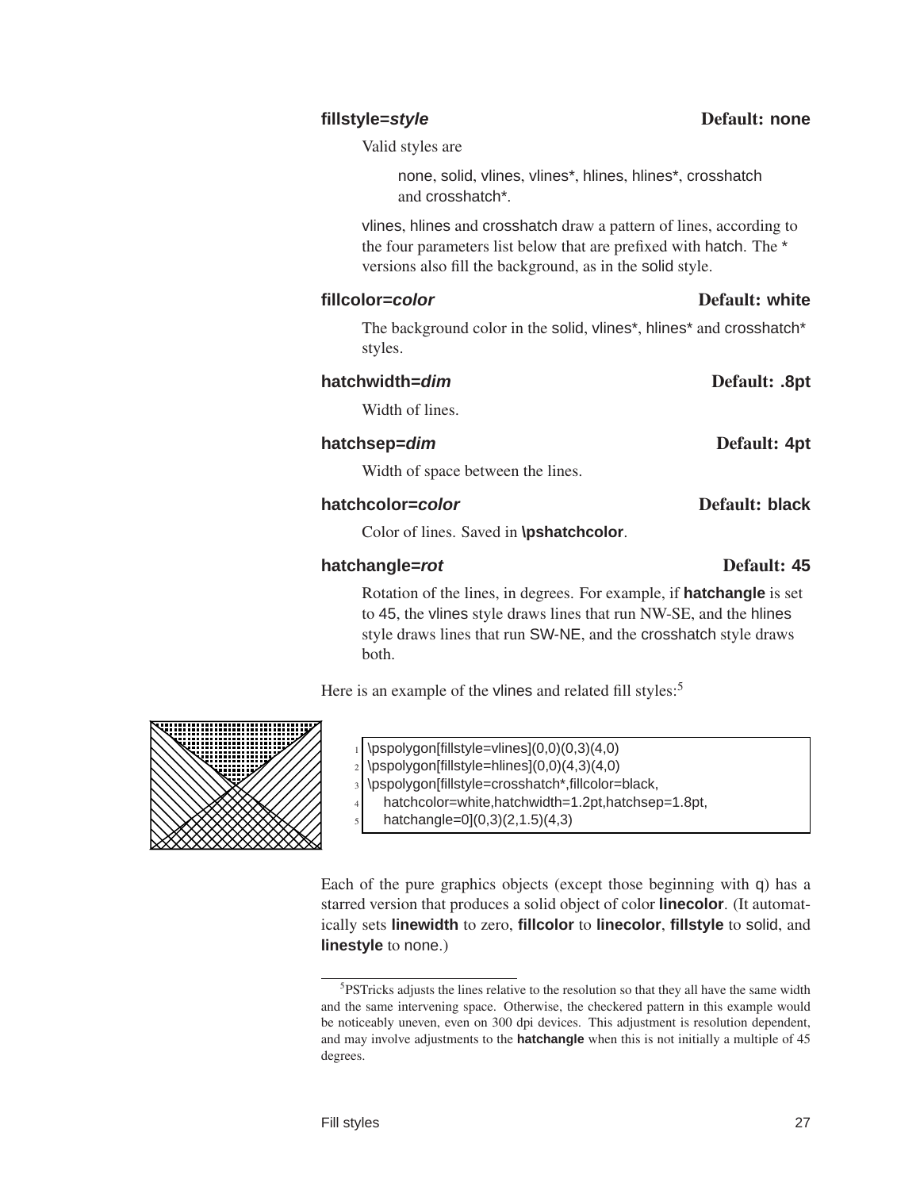**fillstyle=*style*** **Default: none**

Valid styles are

> none, solid, vlines, vlines*, hlines, hlines*, crosshatch and crosshatch*.

vlines, hlines and crosshatch draw a pattern of lines, according to the four parameters list below that are prefixed with hatch. The * versions also fill the background, as in the solid style.

**fillcolor=*color*** **Default: white**

The background color in the solid, vlines*, hlines* and crosshatch* styles.

**hatchwidth=*dim*** **Default: .8pt**

Width of lines.

**hatchsep=*dim*** **Default: 4pt**

Width of space between the lines.

**hatchcolor=*color*** **Default: black**

Color of lines. Saved in **\pshatchcolor**.

**hatchangle=*rot*** **Default: 45**

Rotation of the lines, in degrees. For example, if **hatchangle** is set to 45, the vlines style draws lines that run NW-SE, and the hlines style draws lines that run SW-NE, and the crosshatch style draws both.

Here is an example of the vlines and related fill styles:[5]

```
\pspolygon[fillstyle=vlines](0,0)(0,3)(4,0)
\pspolygon[fillstyle=hlines](0,0)(4,3)(4,0)
\pspolygon[fillstyle=crosshatch*,fillcolor=black,
    hatchcolor=white,hatchwidth=1.2pt,hatchsep=1.8pt,
    hatchangle=0](0,3)(2,1.5)(4,3)
```

Each of the pure graphics objects (except those beginning with q) has a starred version that produces a solid object of color **linecolor**. (It automatically sets **linewidth** to zero, **fillcolor** to **linecolor**, **fillstyle** to solid, and **linestyle** to none.)

[5]PSTricks adjusts the lines relative to the resolution so that they all have the same width and the same intervening space. Otherwise, the checkered pattern in this example would be noticeably uneven, even on 300 dpi devices. This adjustment is resolution dependent, and may involve adjustments to the **hatchangle** when this is not initially a multiple of 45 degrees.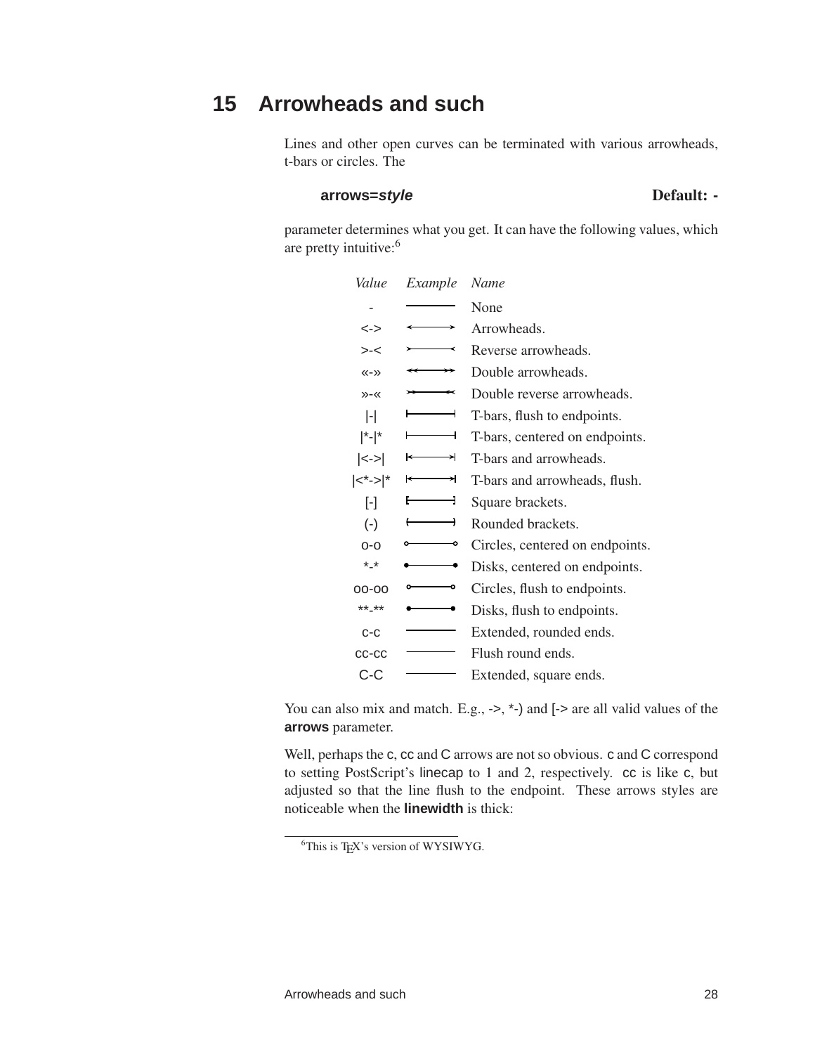## 15 Arrowheads and such

Lines and other open curves can be terminated with various arrowheads, t-bars or circles. The

**arrows=*style*** **Default: -**

parameter determines what you get. It can have the following values, which are pretty intuitive:[6]

| *Value* | *Example* | *Name* |
|---|---|---|
| - | | None |
| <-> | | Arrowheads. |
| >-< | | Reverse arrowheads. |
| <<->> | | Double arrowheads. |
| >>-<< | | Double reverse arrowheads. |
| \|-\| | | T-bars, flush to endpoints. |
| \|*-\|* | | T-bars, centered on endpoints. |
| \|<->\| | | T-bars and arrowheads. |
| \|<*->\|* | | T-bars and arrowheads, flush. |
| [-] | | Square brackets. |
| (-) | | Rounded brackets. |
| o-o | | Circles, centered on endpoints. |
| *-* | | Disks, centered on endpoints. |
| oo-oo | | Circles, flush to endpoints. |
| **-** | | Disks, flush to endpoints. |
| c-c | | Extended, rounded ends. |
| cc-cc | | Flush round ends. |
| C-C | | Extended, square ends. |

You can also mix and match. E.g., ->, *-) and [-> are all valid values of the **arrows** parameter.

Well, perhaps the c, cc and C arrows are not so obvious. c and C correspond to setting PostScript's linecap to 1 and 2, respectively. cc is like c, but adjusted so that the line flush to the endpoint. These arrows styles are noticeable when the **linewidth** is thick:

---

[6] This is TEX's version of WYSIWYG.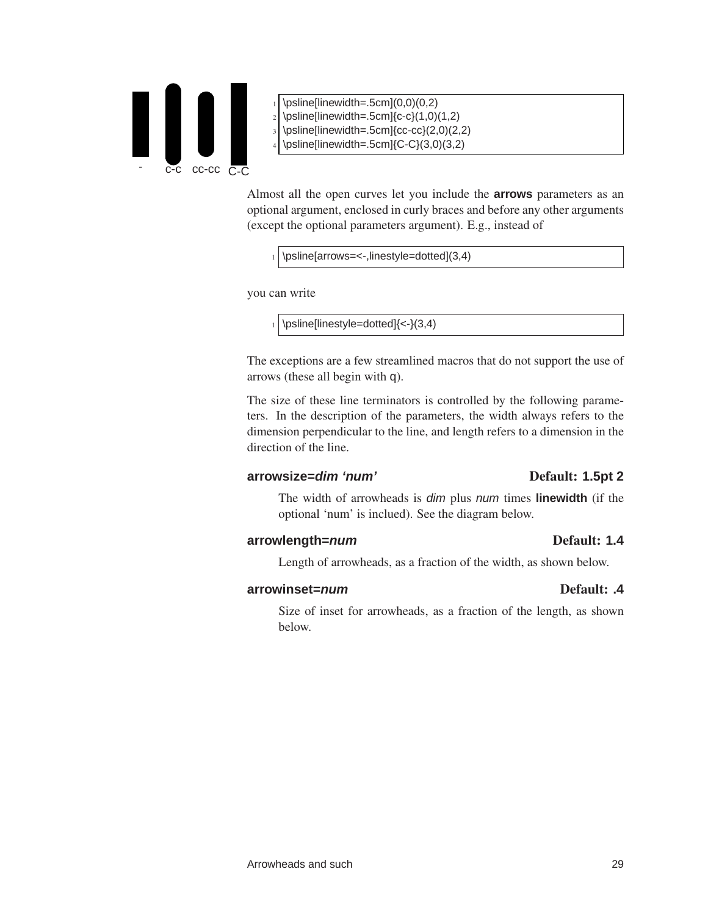- c-c cc-cc C-C

```
\psline[linewidth=.5cm](0,0)(0,2)
\psline[linewidth=.5cm]{c-c}(1,0)(1,2)
\psline[linewidth=.5cm]{cc-cc}(2,0)(2,2)
\psline[linewidth=.5cm]{C-C}(3,0)(3,2)
```

Almost all the open curves let you include the **arrows** parameters as an optional argument, enclosed in curly braces and before any other arguments (except the optional parameters argument). E.g., instead of

```
\psline[arrows=<-,linestyle=dotted](3,4)
```

you can write

```
\psline[linestyle=dotted]{<-}(3,4)
```

The exceptions are a few streamlined macros that do not support the use of arrows (these all begin with q).

The size of these line terminators is controlled by the following parameters. In the description of the parameters, the width always refers to the dimension perpendicular to the line, and length refers to a dimension in the direction of the line.

**arrowsize=*dim 'num'*** **Default: 1.5pt 2**

The width of arrowheads is *dim* plus *num* times **linewidth** (if the optional 'num' is inclued). See the diagram below.

**arrowlength=*num*** **Default: 1.4**

Length of arrowheads, as a fraction of the width, as shown below.

**arrowinset=*num*** **Default: .4**

Size of inset for arrowheads, as a fraction of the length, as shown below.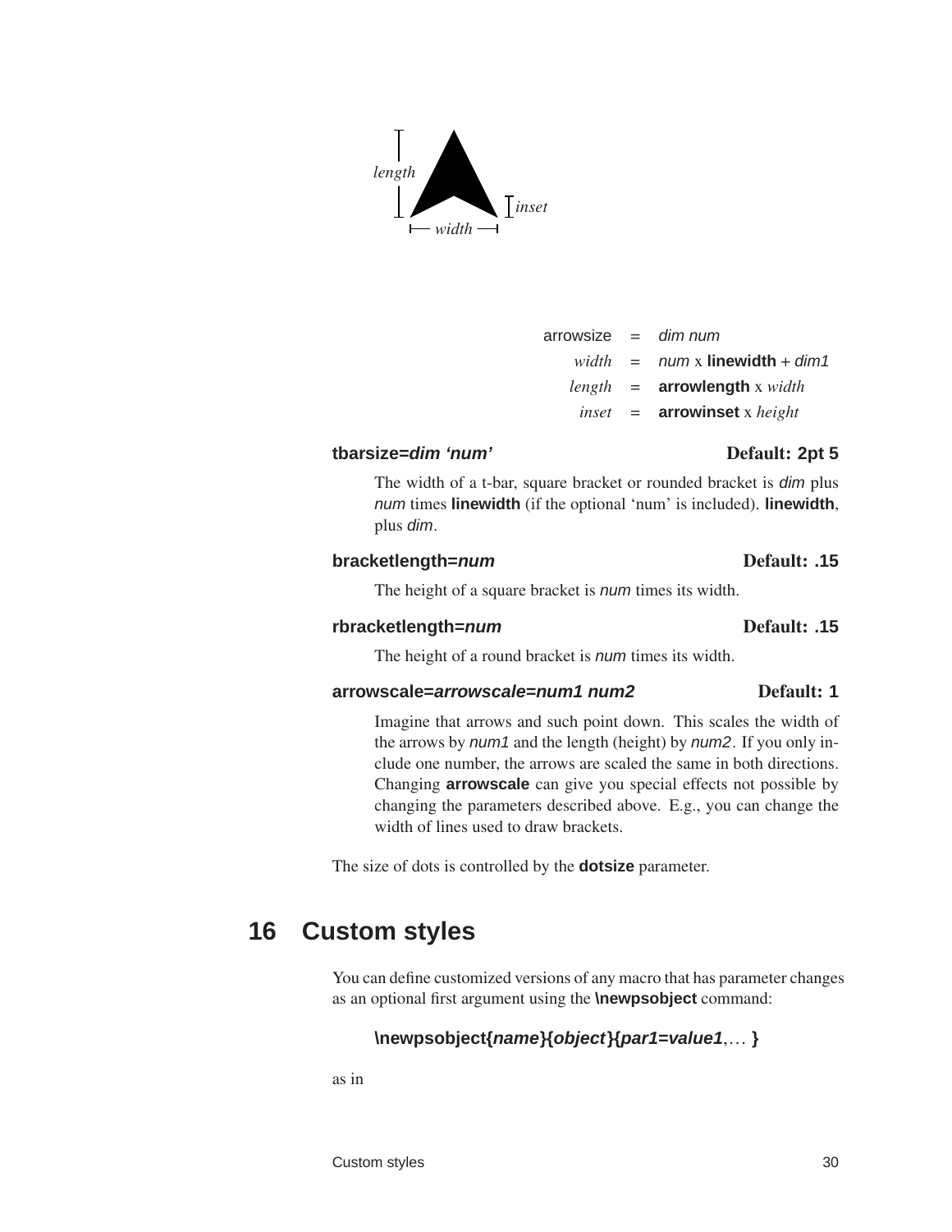length

inset

width

| | | |
|---|---|---|
| arrowsize | = | *dim num* |
| *width* | = | *num* x **linewidth** + *dim1* |
| *length* | = | **arrowlength** x *width* |
| *inset* | = | **arrowinset** x *height* |

**tbarsize=*dim ‘num’*** **Default: 2pt 5**

The width of a t-bar, square bracket or rounded bracket is *dim* plus *num* times **linewidth** (if the optional ‘num’ is included). **linewidth**, plus *dim*.

**bracketlength=*num*** **Default: .15**

The height of a square bracket is *num* times its width.

**rbracketlength=*num*** **Default: .15**

The height of a round bracket is *num* times its width.

**arrowscale=*arrowscale=num1 num2*** **Default: 1**

Imagine that arrows and such point down. This scales the width of the arrows by *num1* and the length (height) by *num2*. If you only include one number, the arrows are scaled the same in both directions. Changing **arrowscale** can give you special effects not possible by changing the parameters described above. E.g., you can change the width of lines used to draw brackets.

The size of dots is controlled by the **dotsize** parameter.

# 16 Custom styles

You can define customized versions of any macro that has parameter changes as an optional first argument using the **\newpsobject** command:

**\newpsobject{*name*}{*object*}{*par1=value1*,... }**

as in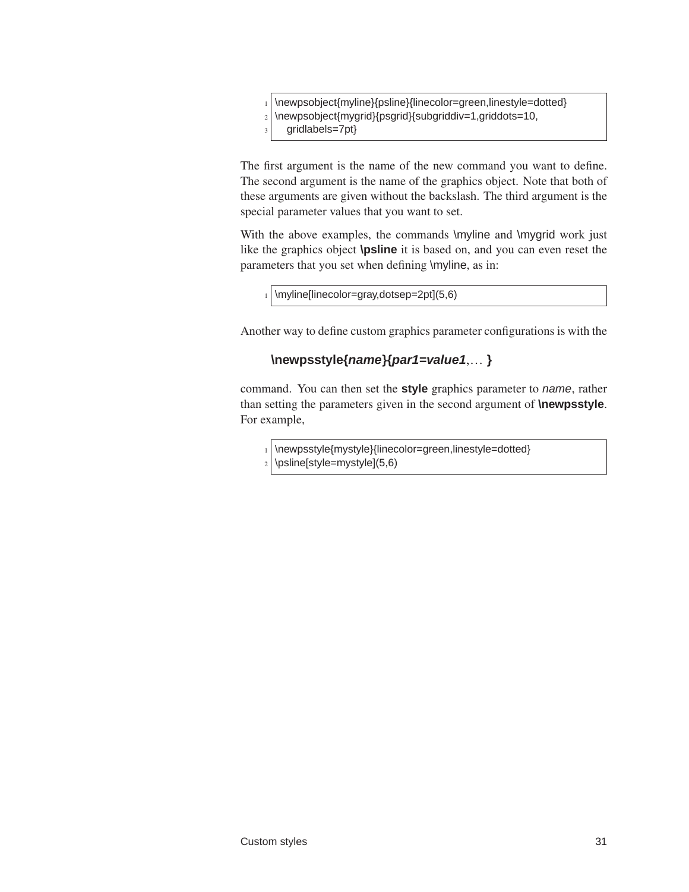```
\newpsobject{myline}{psline}{linecolor=green,linestyle=dotted}
\newpsobject{mygrid}{psgrid}{subgriddiv=1,griddots=10,
   gridlabels=7pt}
```

The first argument is the name of the new command you want to define. The second argument is the name of the graphics object. Note that both of these arguments are given without the backslash. The third argument is the special parameter values that you want to set.

With the above examples, the commands \myline and \mygrid work just like the graphics object **\psline** it is based on, and you can even reset the parameters that you set when defining \myline, as in:

```
\myline[linecolor=gray,dotsep=2pt](5,6)
```

Another way to define custom graphics parameter configurations is with the

> **\newpsstyle{*name*}{*par1=value1*,… }**

command. You can then set the **style** graphics parameter to *name*, rather than setting the parameters given in the second argument of **\newpsstyle**. For example,

```
\newpsstyle{mystyle}{linecolor=green,linestyle=dotted}
\psline[style=mystyle](5,6)
```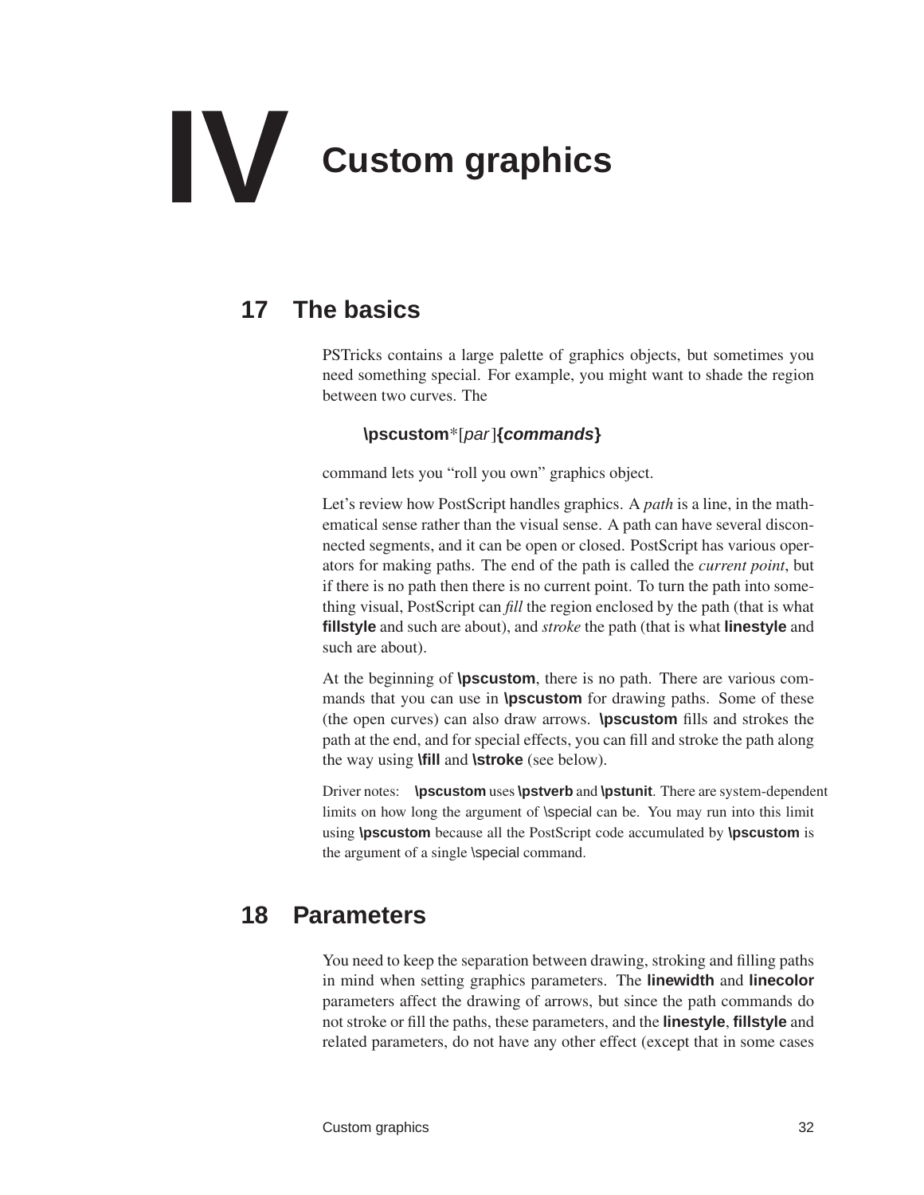# IV Custom graphics

## 17 The basics

PSTricks contains a large palette of graphics objects, but sometimes you need something special. For example, you might want to shade the region between two curves. The

> **\pscustom***[*par*]**{*commands*}**

command lets you "roll you own" graphics object.

Let's review how PostScript handles graphics. A *path* is a line, in the mathematical sense rather than the visual sense. A path can have several disconnected segments, and it can be open or closed. PostScript has various operators for making paths. The end of the path is called the *current point*, but if there is no path then there is no current point. To turn the path into something visual, PostScript can *fill* the region enclosed by the path (that is what **fillstyle** and such are about), and *stroke* the path (that is what **linestyle** and such are about).

At the beginning of **\pscustom**, there is no path. There are various commands that you can use in **\pscustom** for drawing paths. Some of these (the open curves) can also draw arrows. **\pscustom** fills and strokes the path at the end, and for special effects, you can fill and stroke the path along the way using **\fill** and **\stroke** (see below).

Driver notes: **\pscustom** uses **\pstverb** and **\pstunit**. There are system-dependent limits on how long the argument of \special can be. You may run into this limit using **\pscustom** because all the PostScript code accumulated by **\pscustom** is the argument of a single \special command.

## 18 Parameters

You need to keep the separation between drawing, stroking and filling paths in mind when setting graphics parameters. The **linewidth** and **linecolor** parameters affect the drawing of arrows, but since the path commands do not stroke or fill the paths, these parameters, and the **linestyle**, **fillstyle** and related parameters, do not have any other effect (except that in some cases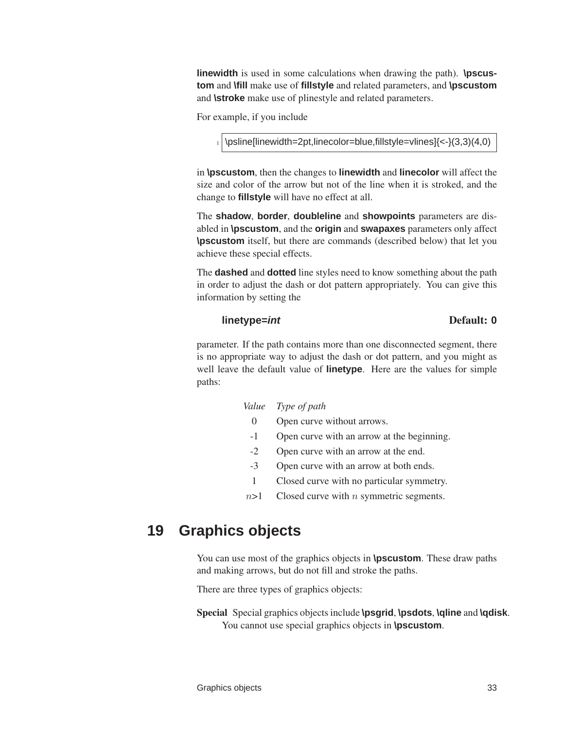**linewidth** is used in some calculations when drawing the path). **\pscustom** and **\fill** make use of **fillstyle** and related parameters, and **\pscustom** and **\stroke** make use of plinestyle and related parameters.

For example, if you include

```
\psline[linewidth=2pt,linecolor=blue,fillstyle=vlines]{<-}(3,3)(4,0)
```

in **\pscustom**, then the changes to **linewidth** and **linecolor** will affect the size and color of the arrow but not of the line when it is stroked, and the change to **fillstyle** will have no effect at all.

The **shadow**, **border**, **doubleline** and **showpoints** parameters are disabled in **\pscustom**, and the **origin** and **swapaxes** parameters only affect **\pscustom** itself, but there are commands (described below) that let you achieve these special effects.

The **dashed** and **dotted** line styles need to know something about the path in order to adjust the dash or dot pattern appropriately. You can give this information by setting the

**linetype=*int*** **Default: 0**

parameter. If the path contains more than one disconnected segment, there is no appropriate way to adjust the dash or dot pattern, and you might as well leave the default value of **linetype**. Here are the values for simple paths:

| *Value* | *Type of path* |
|---|---|
| 0 | Open curve without arrows. |
| -1 | Open curve with an arrow at the beginning. |
| -2 | Open curve with an arrow at the end. |
| -3 | Open curve with an arrow at both ends. |
| 1 | Closed curve with no particular symmetry. |
| $n$>1 | Closed curve with $n$ symmetric segments. |

# 19 Graphics objects

You can use most of the graphics objects in **\pscustom**. These draw paths and making arrows, but do not fill and stroke the paths.

There are three types of graphics objects:

**Special** Special graphics objects include **\psgrid**, **\psdots**, **\qline** and **\qdisk**. You cannot use special graphics objects in **\pscustom**.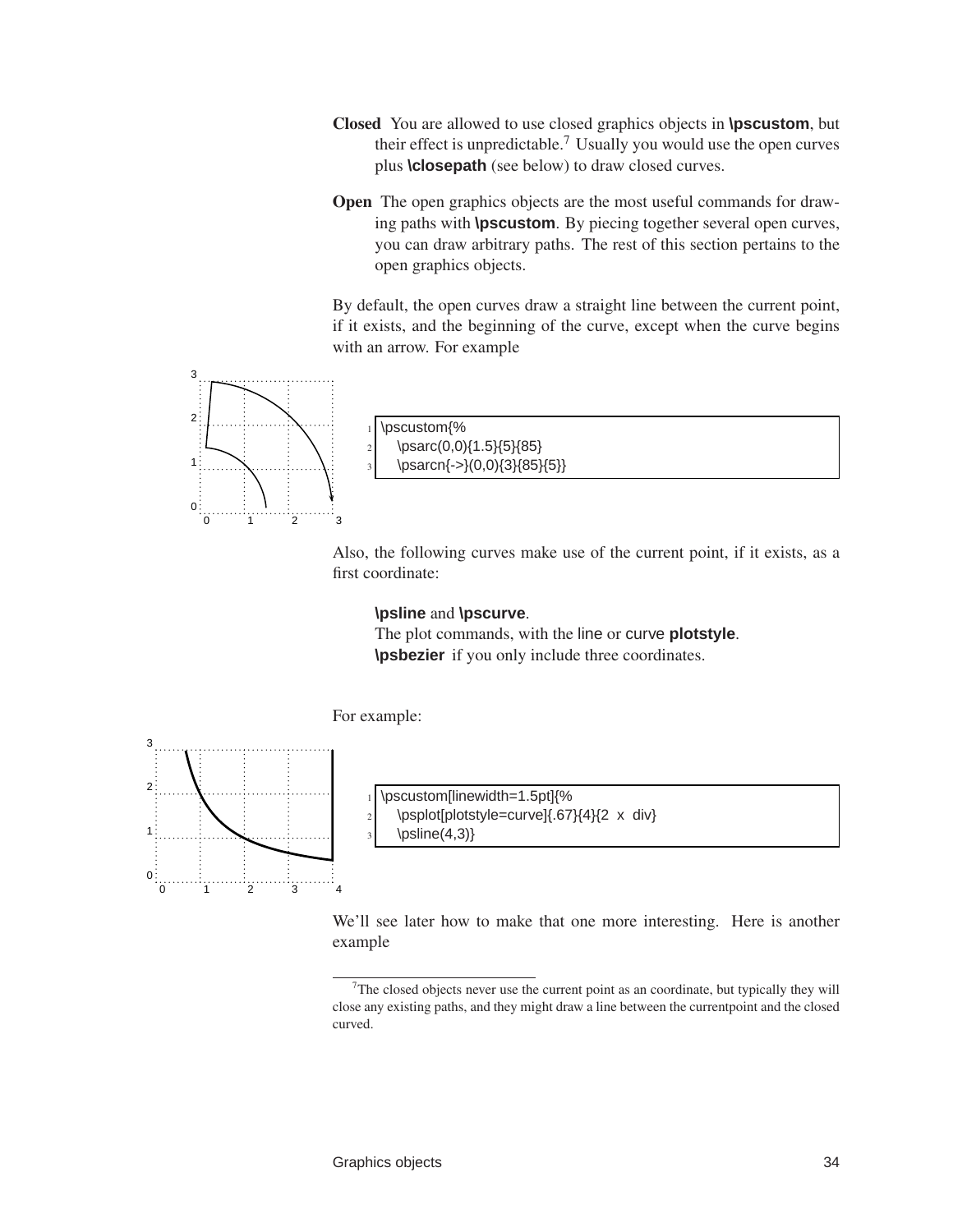**Closed** You are allowed to use closed graphics objects in **\pscustom**, but their effect is unpredictable.[7] Usually you would use the open curves plus **\closepath** (see below) to draw closed curves.

**Open** The open graphics objects are the most useful commands for drawing paths with **\pscustom**. By piecing together several open curves, you can draw arbitrary paths. The rest of this section pertains to the open graphics objects.

By default, the open curves draw a straight line between the current point, if it exists, and the beginning of the curve, except when the curve begins with an arrow. For example

```
\pscustom{%
    \psarc(0,0){1.5}{5}{85}
    \psarcn{->}(0,0){3}{85}{5}}
```

Also, the following curves make use of the current point, if it exists, as a first coordinate:

> **\psline** and **\pscurve**.
> The plot commands, with the line or curve **plotstyle**.
> **\psbezier** if you only include three coordinates.

For example:

```
\pscustom[linewidth=1.5pt]{%
    \psplot[plotstyle=curve]{.67}{4}{2 x div}
    \psline(4,3)}
```

We'll see later how to make that one more interesting. Here is another example

---

[7] The closed objects never use the current point as an coordinate, but typically they will close any existing paths, and they might draw a line between the currentpoint and the closed curved.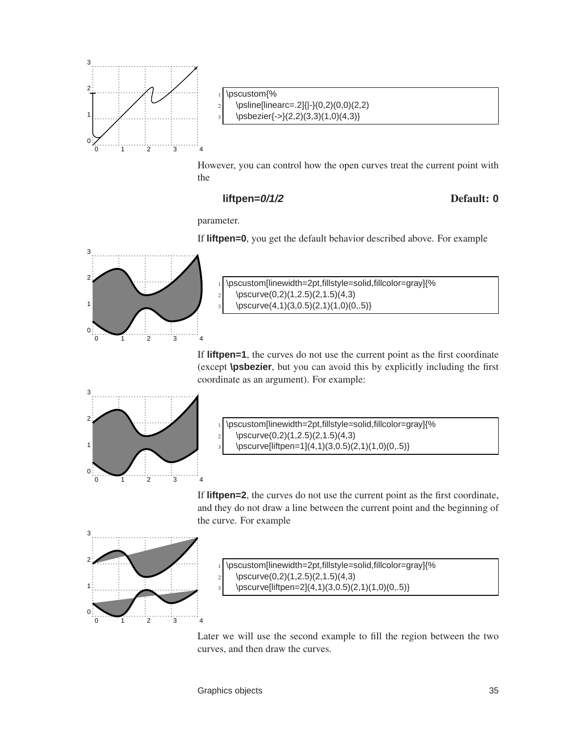```
\pscustom{%
  \psline[linearc=.2]{|-}(0,2)(0,0)(2,2)
  \psbezier{->}(2,2)(3,3)(1,0)(4,3)}
```

However, you can control how the open curves treat the current point with the

**liftpen=*0/1/2*** **Default: 0**

parameter.

If **liftpen=0**, you get the default behavior described above. For example

```
\pscustom[linewidth=2pt,fillstyle=solid,fillcolor=gray]{%
  \pscurve(0,2)(1,2.5)(2,1.5)(4,3)
  \pscurve(4,1)(3,0.5)(2,1)(1,0)(0,.5)}
```

If **liftpen=1**, the curves do not use the current point as the first coordinate (except **\psbezier**, but you can avoid this by explicitly including the first coordinate as an argument). For example:

```
\pscustom[linewidth=2pt,fillstyle=solid,fillcolor=gray]{%
  \pscurve(0,2)(1,2.5)(2,1.5)(4,3)
  \pscurve[liftpen=1](4,1)(3,0.5)(2,1)(1,0)(0,.5)}
```

If **liftpen=2**, the curves do not use the current point as the first coordinate, and they do not draw a line between the current point and the beginning of the curve. For example

```
\pscustom[linewidth=2pt,fillstyle=solid,fillcolor=gray]{%
  \pscurve(0,2)(1,2.5)(2,1.5)(4,3)
  \pscurve[liftpen=2](4,1)(3,0.5)(2,1)(1,0)(0,.5)}
```

Later we will use the second example to fill the region between the two curves, and then draw the curves.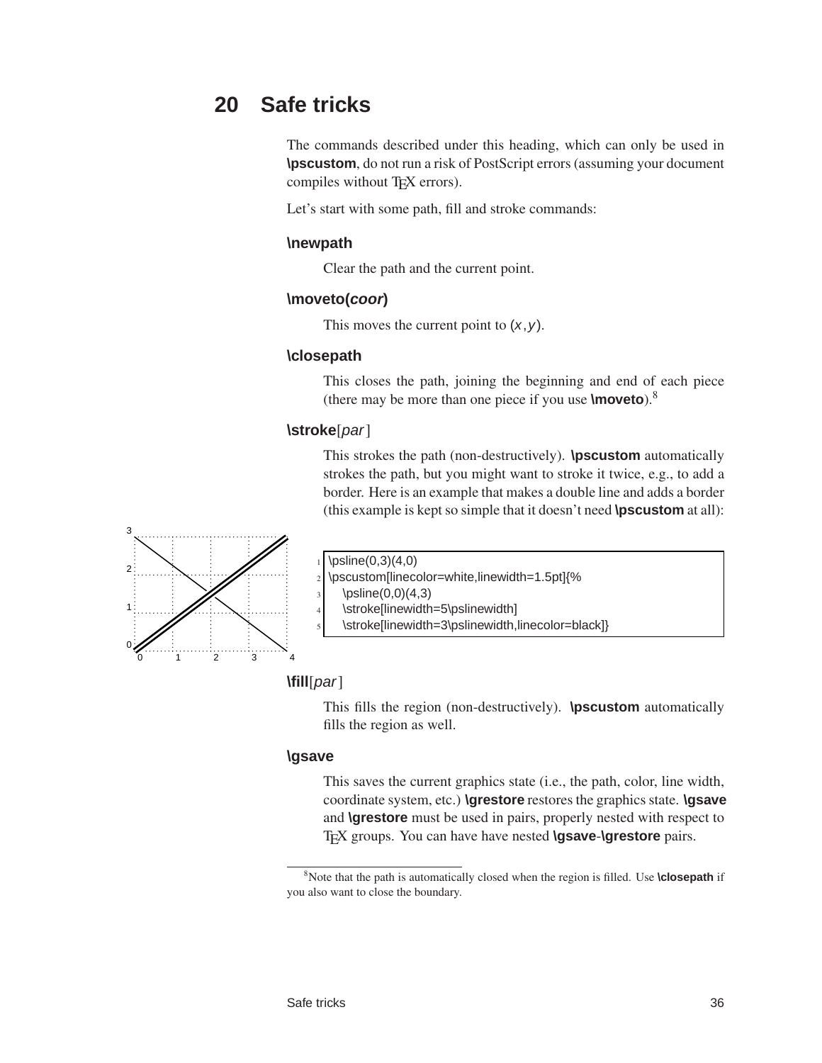## 20 Safe tricks

The commands described under this heading, which can only be used in **\pscustom**, do not run a risk of PostScript errors (assuming your document compiles without TEX errors).

Let's start with some path, fill and stroke commands:

**\newpath**

Clear the path and the current point.

**\moveto(*coor*)**

This moves the current point to $(x,y)$.

**\closepath**

This closes the path, joining the beginning and end of each piece (there may be more than one piece if you use **\moveto**).[8]

**\stroke**[*par*]

This strokes the path (non-destructively). **\pscustom** automatically strokes the path, but you might want to stroke it twice, e.g., to add a border. Here is an example that makes a double line and adds a border (this example is kept so simple that it doesn't need **\pscustom** at all):

```
\psline(0,3)(4,0)
\pscustom[linecolor=white,linewidth=1.5pt]{%
  \psline(0,0)(4,3)
  \stroke[linewidth=5\pslinewidth]
  \stroke[linewidth=3\pslinewidth,linecolor=black]}
```

**\fill**[*par*]

This fills the region (non-destructively). **\pscustom** automatically fills the region as well.

**\gsave**

This saves the current graphics state (i.e., the path, color, line width, coordinate system, etc.) **\grestore** restores the graphics state. **\gsave** and **\grestore** must be used in pairs, properly nested with respect to TEX groups. You can have have nested **\gsave**-**\grestore** pairs.

[8] Note that the path is automatically closed when the region is filled. Use **\closepath** if you also want to close the boundary.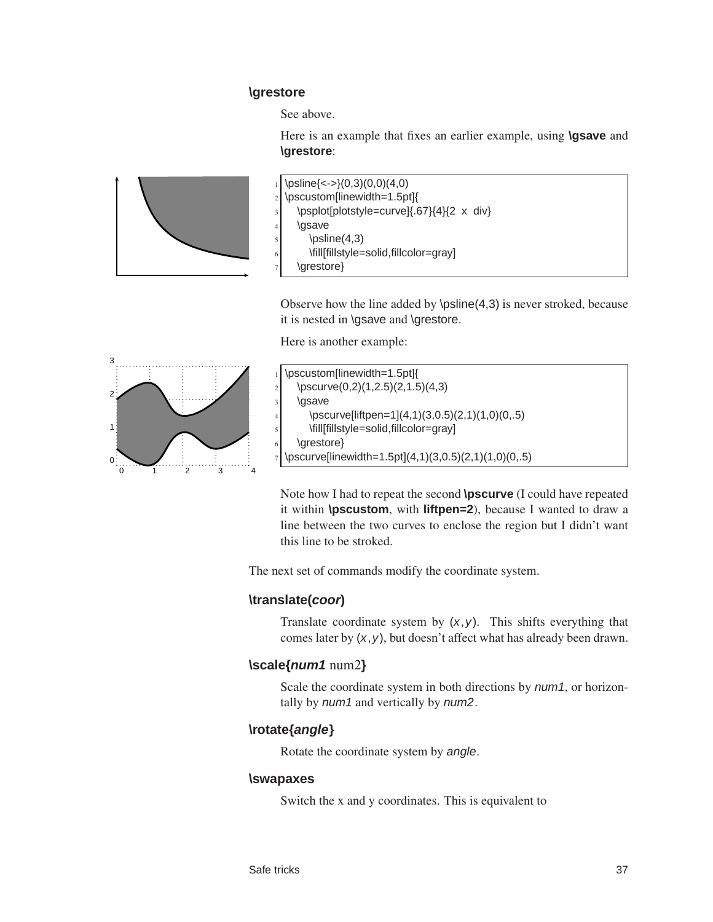### \grestore

See above.

Here is an example that fixes an earlier example, using **\gsave** and **\grestore**:

```
\psline{<->}(0,3)(0,0)(4,0)
\pscustom[linewidth=1.5pt]{
    \psplot[plotstyle=curve]{.67}{4}{2 x div}
    \gsave
        \psline(4,3)
        \fill[fillstyle=solid,fillcolor=gray]
    \grestore}
```

Observe how the line added by \psline(4,3) is never stroked, because it is nested in \gsave and \grestore.

Here is another example:

```
\pscustom[linewidth=1.5pt]{
    \pscurve(0,2)(1,2.5)(2,1.5)(4,3)
    \gsave
        \pscurve[liftpen=1](4,1)(3,0.5)(2,1)(1,0)(0,.5)
        \fill[fillstyle=solid,fillcolor=gray]
    \grestore}
\pscurve[linewidth=1.5pt](4,1)(3,0.5)(2,1)(1,0)(0,.5)
```

Note how I had to repeat the second **\pscurve** (I could have repeated it within **\pscustom**, with **liftpen=2**), because I wanted to draw a line between the two curves to enclose the region but I didn't want this line to be stroked.

The next set of commands modify the coordinate system.

### \translate(*coor*)

Translate coordinate system by $(x,y)$. This shifts everything that comes later by $(x,y)$, but doesn't affect what has already been drawn.

### \scale{*num1* num2}

Scale the coordinate system in both directions by *num1*, or horizontally by *num1* and vertically by *num2*.

### \rotate{*angle*}

Rotate the coordinate system by *angle*.

### \swapaxes

Switch the x and y coordinates. This is equivalent to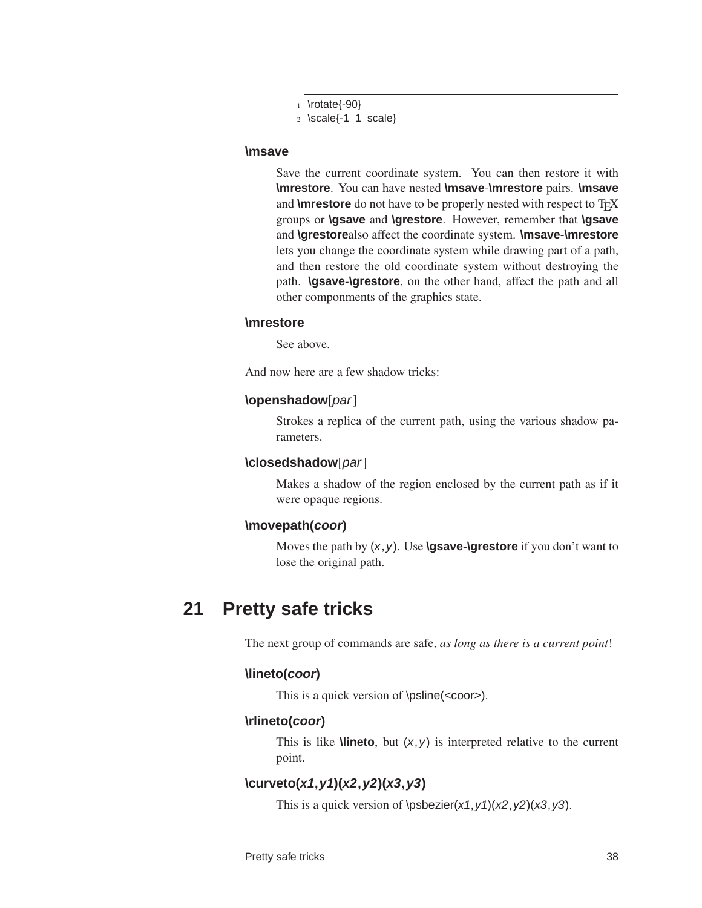```
\rotate{-90}
\scale{-1 1 scale}
```

**\msave**

Save the current coordinate system. You can then restore it with **\mrestore**. You can have nested **\msave**-**\mrestore** pairs. **\msave** and **\mrestore** do not have to be properly nested with respect to TEX groups or **\gsave** and **\grestore**. However, remember that **\gsave** and **\grestore**also affect the coordinate system. **\msave**-**\mrestore** lets you change the coordinate system while drawing part of a path, and then restore the old coordinate system without destroying the path. **\gsave**-**\grestore**, on the other hand, affect the path and all other componments of the graphics state.

**\mrestore**

See above.

And now here are a few shadow tricks:

**\openshadow**[*par*]

Strokes a replica of the current path, using the various shadow parameters.

**\closedshadow**[*par*]

Makes a shadow of the region enclosed by the current path as if it were opaque regions.

**\movepath(*coor*)**

Moves the path by (*x*,*y*). Use **\gsave**-**\grestore** if you don't want to lose the original path.

# 21 Pretty safe tricks

The next group of commands are safe, *as long as there is a current point*!

**\lineto(*coor*)**

This is a quick version of \psline(<coor>).

**\rlineto(*coor*)**

This is like **\lineto**, but (*x*,*y*) is interpreted relative to the current point.

**\curveto(*x1*,*y1*)(*x2*,*y2*)(*x3*,*y3*)**

This is a quick version of \psbezier(*x1*,*y1*)(*x2*,*y2*)(*x3*,*y3*).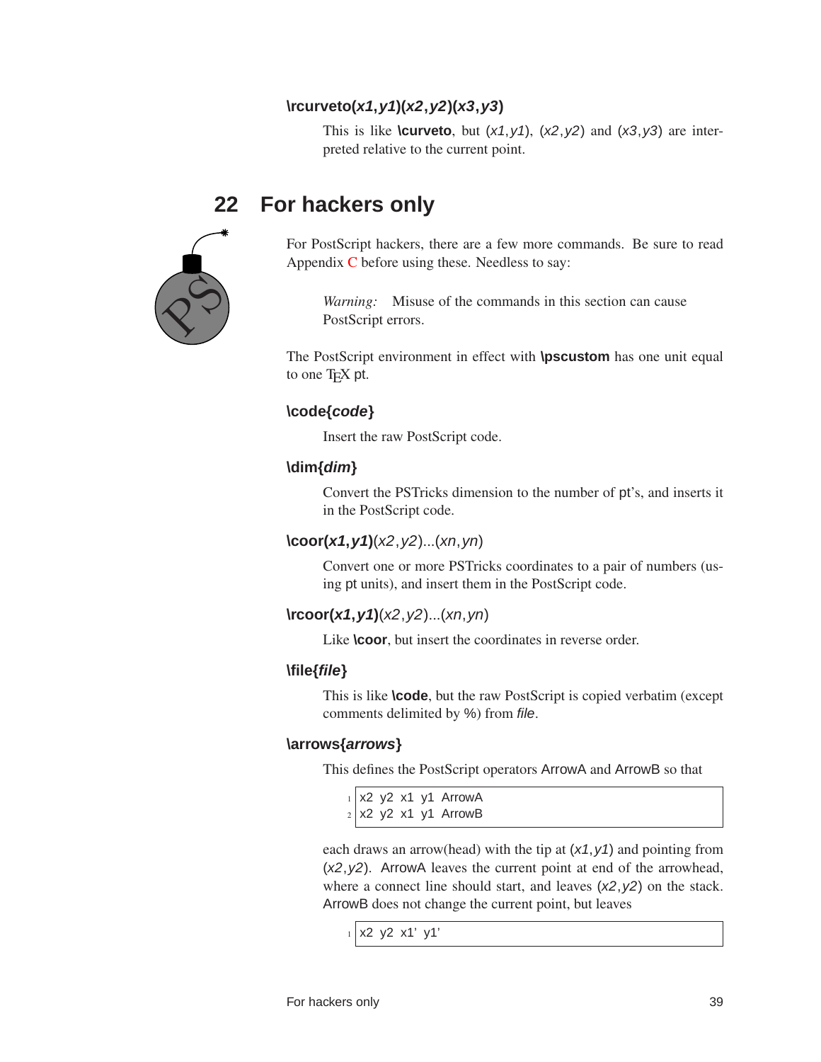**\rcurveto(*x1*,*y1*)(*x2*,*y2*)(*x3*,*y3*)**

This is like **\curveto**, but (*x1*,*y1*), (*x2*,*y2*) and (*x3*,*y3*) are interpreted relative to the current point.

## 22 For hackers only

For PostScript hackers, there are a few more commands. Be sure to read Appendix C before using these. Needless to say:

> *Warning:* Misuse of the commands in this section can cause PostScript errors.

The PostScript environment in effect with **\pscustom** has one unit equal to one TEX pt.

**\code{*code*}**

Insert the raw PostScript code.

**\dim{*dim*}**

Convert the PSTricks dimension to the number of pt's, and inserts it in the PostScript code.

**\coor(*x1*,*y1*)**(*x2*,*y2*)...(*xn*,*yn*)

Convert one or more PSTricks coordinates to a pair of numbers (using pt units), and insert them in the PostScript code.

**\rcoor(*x1*,*y1*)**(*x2*,*y2*)...(*xn*,*yn*)

Like **\coor**, but insert the coordinates in reverse order.

**\file{*file*}**

This is like **\code**, but the raw PostScript is copied verbatim (except comments delimited by %) from *file*.

**\arrows{*arrows*}**

This defines the PostScript operators ArrowA and ArrowB so that

```
x2 y2 x1 y1 ArrowA
x2 y2 x1 y1 ArrowB
```

each draws an arrow(head) with the tip at (*x1*,*y1*) and pointing from (*x2*,*y2*). ArrowA leaves the current point at end of the arrowhead, where a connect line should start, and leaves (*x2*,*y2*) on the stack. ArrowB does not change the current point, but leaves

```
x2 y2 x1' y1'
```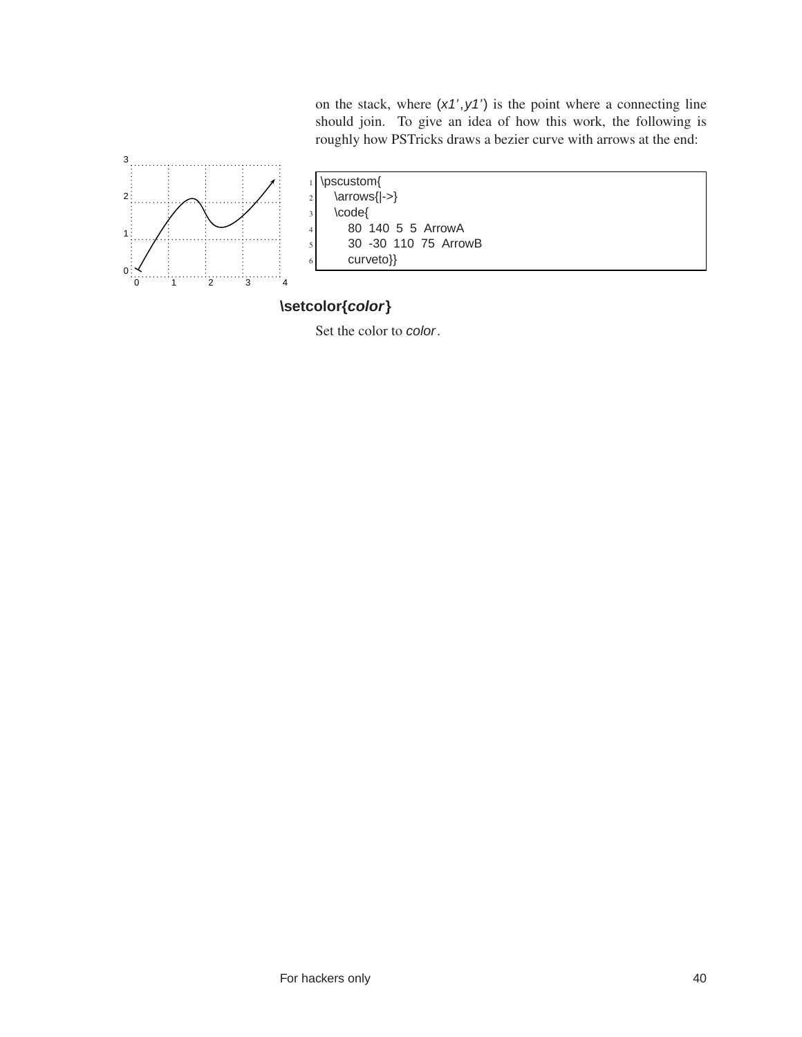on the stack, where (x1',y1') is the point where a connecting line should join. To give an idea of how this work, the following is roughly how PSTricks draws a bezier curve with arrows at the end:

```
\pscustom{
   \arrows{|->}
   \code{
      80 140 5 5 ArrowA
      30 -30 110 75 ArrowB
      curveto}}
```

### \setcolor{*color*}

Set the color to *color*.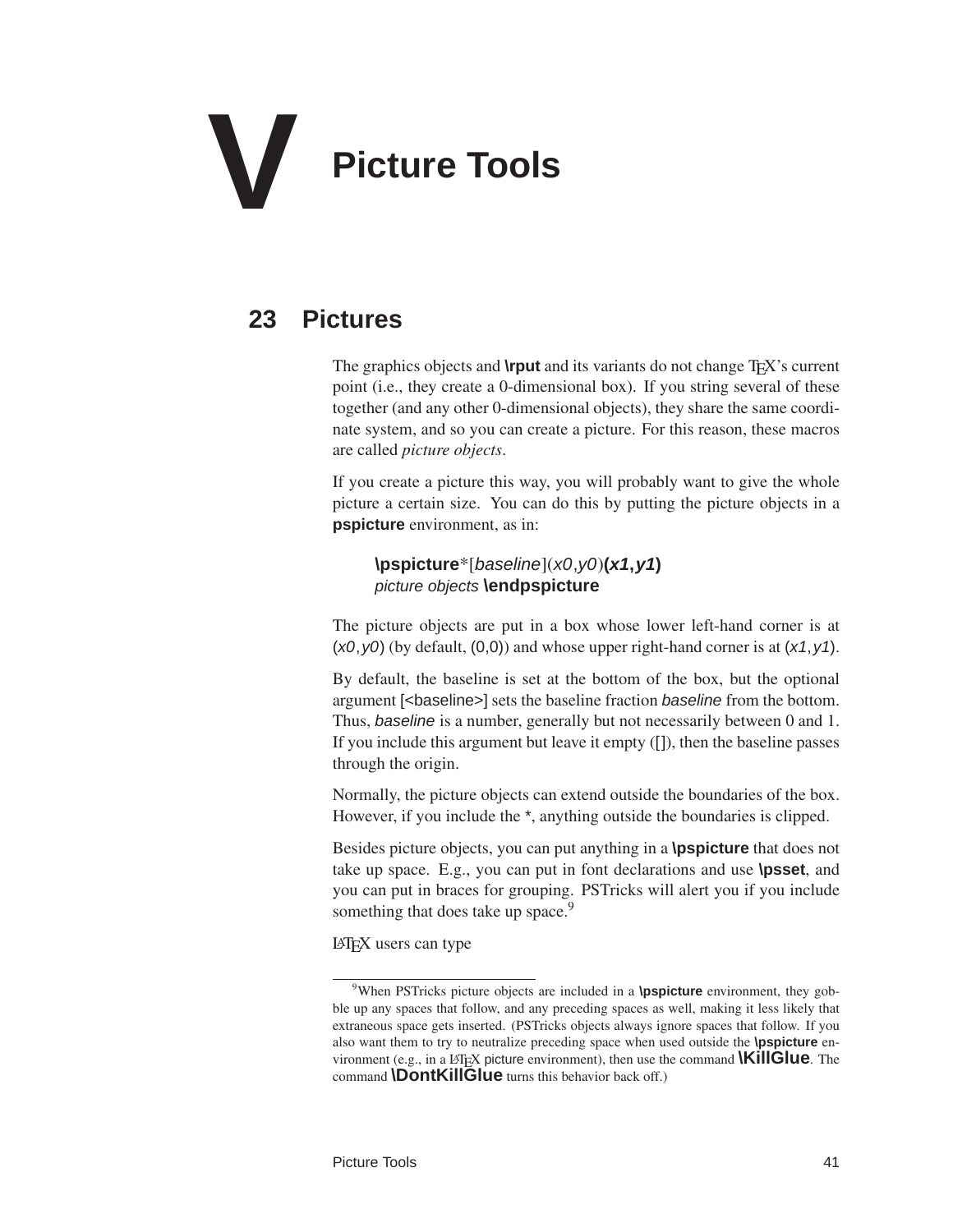# V Picture Tools

## 23 Pictures

The graphics objects and **\rput** and its variants do not change TEX's current point (i.e., they create a 0-dimensional box). If you string several of these together (and any other 0-dimensional objects), they share the same coordinate system, and so you can create a picture. For this reason, these macros are called *picture objects*.

If you create a picture this way, you will probably want to give the whole picture a certain size. You can do this by putting the picture objects in a **pspicture** environment, as in:

> **\pspicture***[*baseline*](*x0,y0*)**(*x1,y1*)**
> *picture objects* **\endpspicture**

The picture objects are put in a box whose lower left-hand corner is at (*x0,y0*) (by default, (0,0)) and whose upper right-hand corner is at (*x1,y1*).

By default, the baseline is set at the bottom of the box, but the optional argument [<baseline>] sets the baseline fraction *baseline* from the bottom. Thus, *baseline* is a number, generally but not necessarily between 0 and 1. If you include this argument but leave it empty ([]), then the baseline passes through the origin.

Normally, the picture objects can extend outside the boundaries of the box. However, if you include the *, anything outside the boundaries is clipped.

Besides picture objects, you can put anything in a **\pspicture** that does not take up space. E.g., you can put in font declarations and use **\psset**, and you can put in braces for grouping. PSTricks will alert you if you include something that does take up space.[9]

LATEX users can type

---

[9] When PSTricks picture objects are included in a **\pspicture** environment, they gobble up any spaces that follow, and any preceding spaces as well, making it less likely that extraneous space gets inserted. (PSTricks objects always ignore spaces that follow. If you also want them to try to neutralize preceding space when used outside the **\pspicture** environment (e.g., in a LATEX picture environment), then use the command **\KillGlue**. The command **\DontKillGlue** turns this behavior back off.)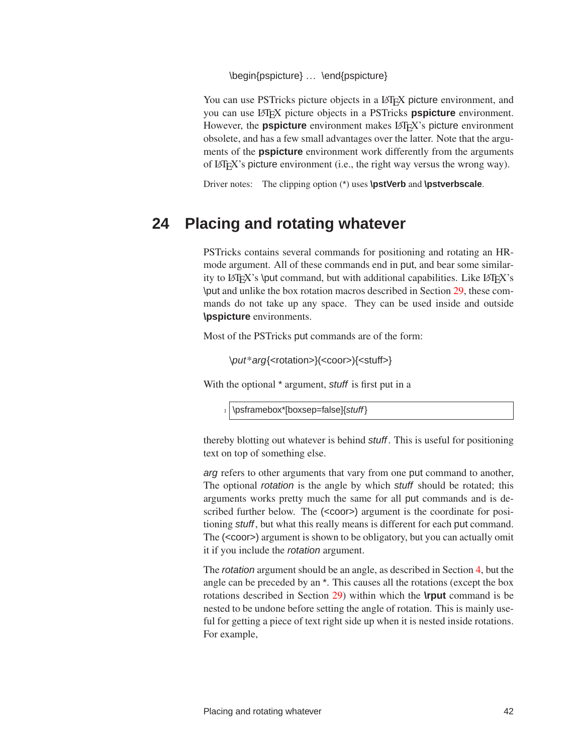\begin{pspicture} ... \end{pspicture}

You can use PSTricks picture objects in a LaTeX picture environment, and you can use LaTeX picture objects in a PSTricks **pspicture** environment. However, the **pspicture** environment makes LaTeX's picture environment obsolete, and has a few small advantages over the latter. Note that the arguments of the **pspicture** environment work differently from the arguments of LaTeX's picture environment (i.e., the right way versus the wrong way).

Driver notes: The clipping option (*) uses **\pstVerb** and **\pstverbscale**.

# 24 Placing and rotating whatever

PSTricks contains several commands for positioning and rotating an HR-mode argument. All of these commands end in put, and bear some similarity to LaTeX's \put command, but with additional capabilities. Like LaTeX's \put and unlike the box rotation macros described in Section 29, these commands do not take up any space. They can be used inside and outside **\pspicture** environments.

Most of the PSTricks put commands are of the form:

*\put*\*arg*{<rotation>}(<coor>){<stuff>}

With the optional * argument, *stuff* is first put in a

```
\psframebox*[boxsep=false]{stuff}
```

thereby blotting out whatever is behind *stuff*. This is useful for positioning text on top of something else.

*arg* refers to other arguments that vary from one put command to another, The optional *rotation* is the angle by which *stuff* should be rotated; this arguments works pretty much the same for all put commands and is described further below. The (<coor>) argument is the coordinate for positioning *stuff*, but what this really means is different for each put command. The (<coor>) argument is shown to be obligatory, but you can actually omit it if you include the *rotation* argument.

The *rotation* argument should be an angle, as described in Section 4, but the angle can be preceded by an *. This causes all the rotations (except the box rotations described in Section 29) within which the **\rput** command is be nested to be undone before setting the angle of rotation. This is mainly useful for getting a piece of text right side up when it is nested inside rotations. For example,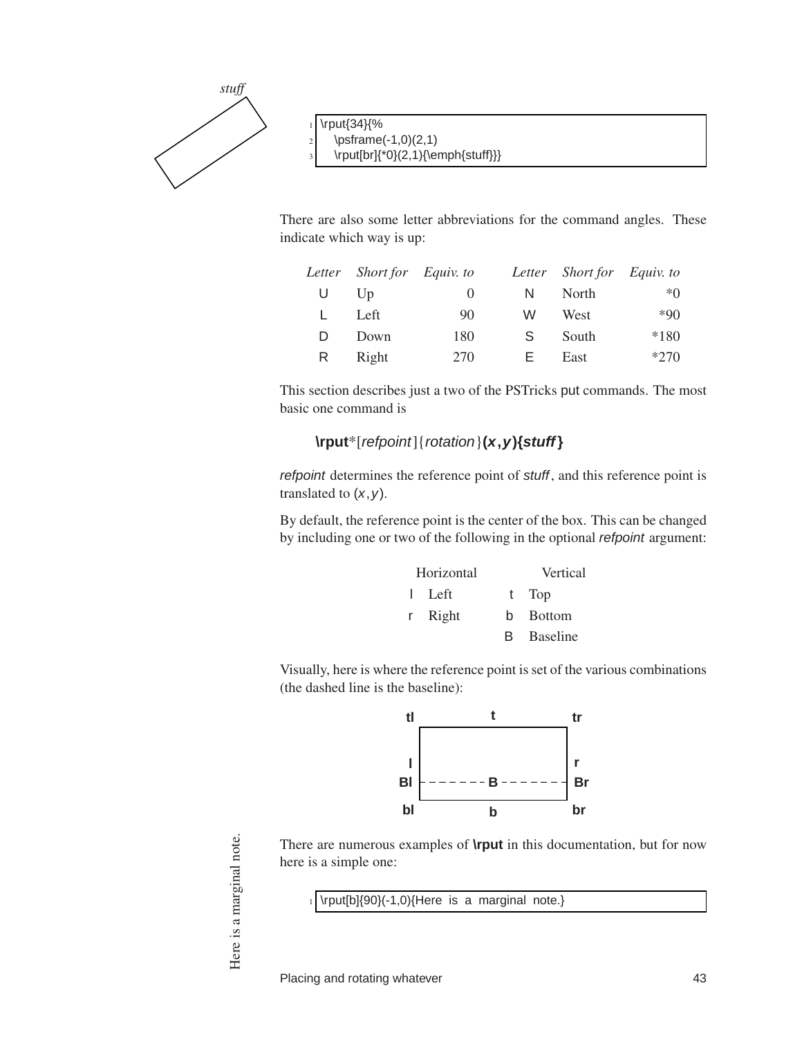stuff

```
\rput{34}{%
   \psframe(-1,0)(2,1)
   \rput[br]{*0}(2,1){\emph{stuff}}}
```

There are also some letter abbreviations for the command angles. These indicate which way is up:

| *Letter* | *Short for* | *Equiv. to* | *Letter* | *Short for* | *Equiv. to* |
|---|---|---|---|---|---|
| U | Up | 0 | N | North | *0 |
| L | Left | 90 | W | West | *90 |
| D | Down | 180 | S | South | *180 |
| R | Right | 270 | E | East | *270 |

This section describes just a two of the PSTricks put commands. The most basic one command is

> **\rput***[*refpoint*]{*rotation*}**(*x*,*y*){*stuff*}**

*refpoint* determines the reference point of *stuff*, and this reference point is translated to (*x*,*y*).

By default, the reference point is the center of the box. This can be changed by including one or two of the following in the optional *refpoint* argument:

| Horizontal | | Vertical | |
|---|---|---|---|
| l | Left | t | Top |
| r | Right | b | Bottom |
| | | B | Baseline |

Visually, here is where the reference point is set of the various combinations (the dashed line is the baseline):

tl t tr
l r
Bl B Br
bl b br

There are numerous examples of **\rput** in this documentation, but for now here is a simple one:

Here is a marginal note.

```
\rput[b]{90}(-1,0){Here is a marginal note.}
```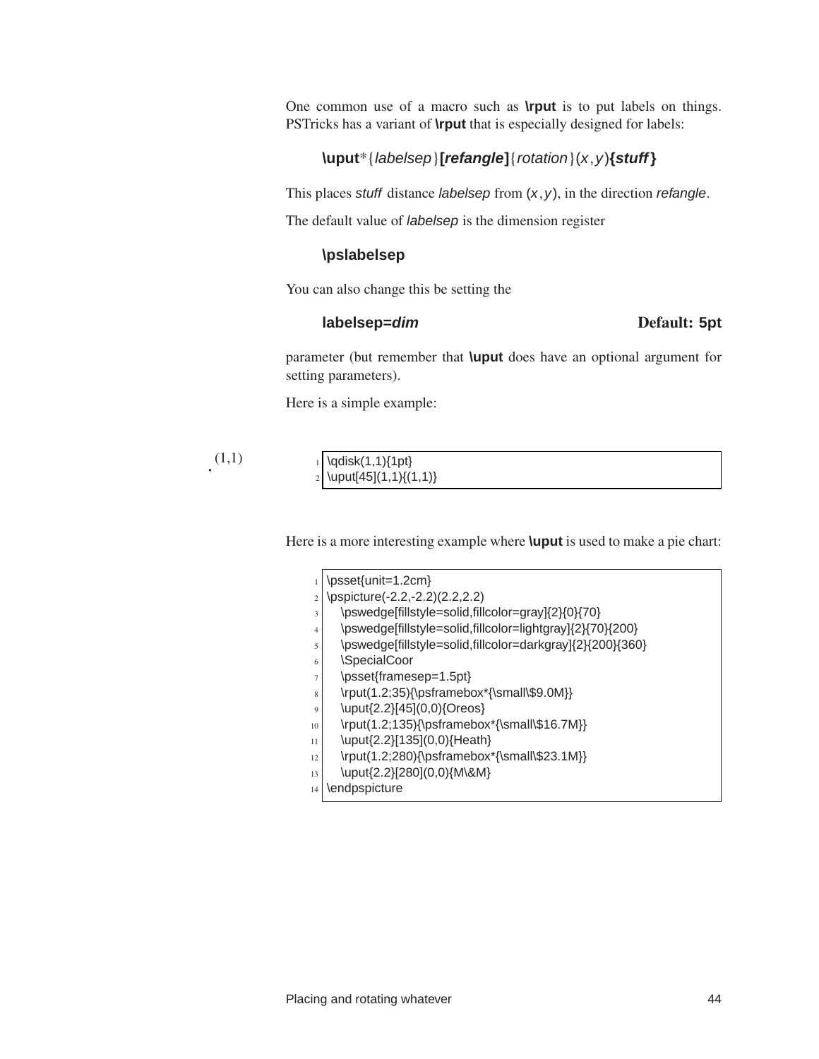One common use of a macro such as **\rput** is to put labels on things. PSTricks has a variant of **\rput** that is especially designed for labels:

> **\uput***{*labelsep*}**[*refangle*]**{*rotation*}(*x*,*y*)**{*stuff*}**

This places *stuff* distance *labelsep* from (*x*,*y*), in the direction *refangle*.

The default value of *labelsep* is the dimension register

> **\pslabelsep**

You can also change this be setting the

> **labelsep=*dim*** **Default: 5pt**

parameter (but remember that **\uput** does have an optional argument for setting parameters).

Here is a simple example:

(1,1)

```
\qdisk(1,1){1pt}
\uput[45](1,1){(1,1)}
```

Here is a more interesting example where **\uput** is used to make a pie chart:

```
\psset{unit=1.2cm}
\pspicture(-2.2,-2.2)(2.2,2.2)
   \pswedge[fillstyle=solid,fillcolor=gray]{2}{0}{70}
   \pswedge[fillstyle=solid,fillcolor=lightgray]{2}{70}{200}
   \pswedge[fillstyle=solid,fillcolor=darkgray]{2}{200}{360}
   \SpecialCoor
   \psset{framesep=1.5pt}
   \rput(1.2;35){\psframebox*{\small\$9.0M}}
   \uput{2.2}[45](0,0){Oreos}
   \rput(1.2;135){\psframebox*{\small\$16.7M}}
   \uput{2.2}[135](0,0){Heath}
   \rput(1.2;280){\psframebox*{\small\$23.1M}}
   \uput{2.2}[280](0,0){M\&M}
\endpspicture
```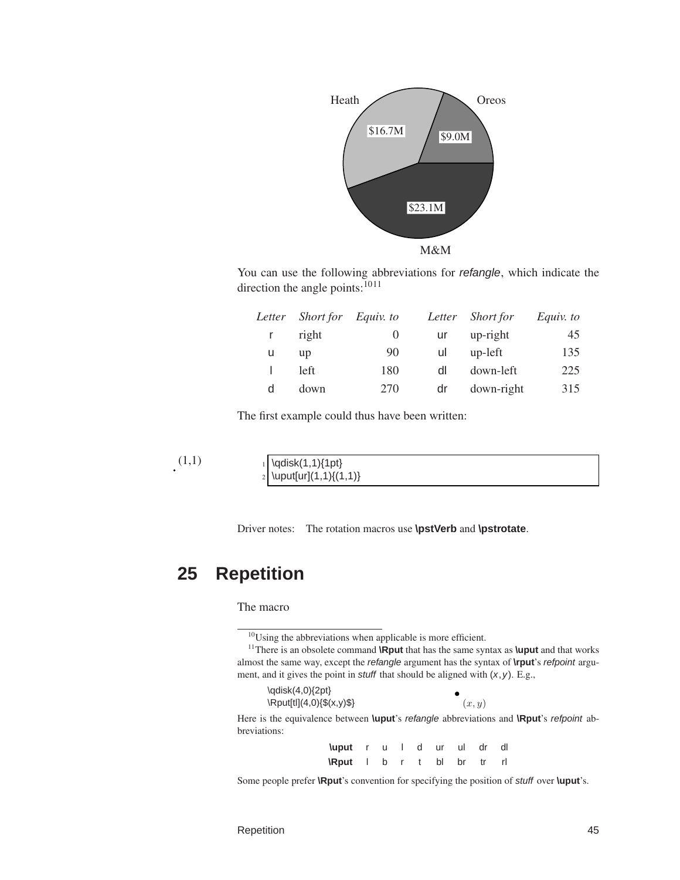Heath Oreos

$16.7M $9.0M

$23.1M

M&M

You can use the following abbreviations for *refangle*, which indicate the direction the angle points:[10][11]

| *Letter* | *Short for* | *Equiv. to* | *Letter* | *Short for* | *Equiv. to* |
|---|---|---|---|---|---|
| r | right | 0 | ur | up-right | 45 |
| u | up | 90 | ul | up-left | 135 |
| l | left | 180 | dl | down-left | 225 |
| d | down | 270 | dr | down-right | 315 |

The first example could thus have been written:

(1,1)

```
\qdisk(1,1){1pt}
\uput[ur](1,1){(1,1)}
```

Driver notes: The rotation macros use **\pstVerb** and **\pstrotate**.

# 25 Repetition

The macro

---

[10]Using the abbreviations when applicable is more efficient.

[11]There is an obsolete command **\Rput** that has the same syntax as **\uput** and that works almost the same way, except the *refangle* argument has the syntax of **\rput**'s *refpoint* argument, and it gives the point in *stuff* that should be aligned with $(x,y)$. E.g.,

```
\qdisk(4,0){2pt}
\Rput[tl](4,0){$(x,y)$}
```

$(x, y)$

Here is the equivalence between **\uput**'s *refangle* abbreviations and **\Rput**'s *refpoint* abbreviations:

| **\uput** | r | u | l | d | ur | ul | dr | dl |
|---|---|---|---|---|---|---|---|---|
| **\Rput** | l | b | r | t | bl | br | tr | rl |

Some people prefer **\Rput**'s convention for specifying the position of *stuff* over **\uput**'s.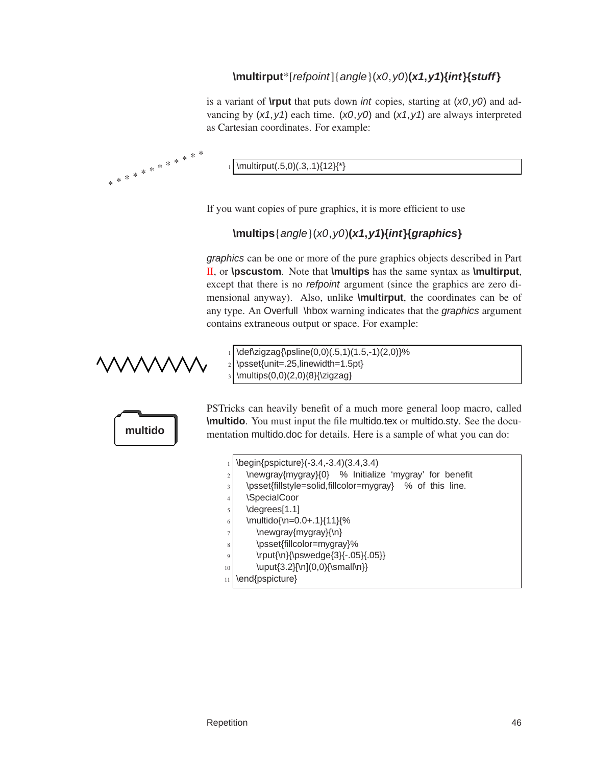**\multirput***[*refpoint*]{*angle*}(*x0*,*y0*)**(*x1*,*y1*){*int*}{*stuff*}**

is a variant of **\rput** that puts down *int* copies, starting at (*x0*,*y0*) and advancing by (*x1*,*y1*) each time. (*x0*,*y0*) and (*x1*,*y1*) are always interpreted as Cartesian coordinates. For example:

```
\multirput(.5,0)(.3,.1){12}{*}
```

If you want copies of pure graphics, it is more efficient to use

**\multips**{*angle*}(*x0*,*y0*)**(*x1*,*y1*){*int*}{*graphics*}**

*graphics* can be one or more of the pure graphics objects described in Part II, or **\pscustom**. Note that **\multips** has the same syntax as **\multirput**, except that there is no *refpoint* argument (since the graphics are zero dimensional anyway). Also, unlike **\multirput**, the coordinates can be of any type. An Overfull \hbox warning indicates that the *graphics* argument contains extraneous output or space. For example:

```
\def\zigzag{\psline(0,0)(.5,1)(1.5,-1)(2,0)}%
\psset{unit=.25,linewidth=1.5pt}
\multips(0,0)(2,0){8}{\zigzag}
```

**multido**

PSTricks can heavily benefit of a much more general loop macro, called **\multido**. You must input the file multido.tex or multido.sty. See the documentation multido.doc for details. Here is a sample of what you can do:

```
\begin{pspicture}(-3.4,-3.4)(3.4,3.4)
  \newgray{mygray}{0}   % Initialize 'mygray' for benefit
  \psset{fillstyle=solid,fillcolor=mygray}   % of this line.
  \SpecialCoor
  \degrees[1.1]
  \multido{\n=0.0+.1}{11}{%
    \newgray{mygray}{\n}
    \psset{fillcolor=mygray}%
    \rput{\n}{\pswedge{3}{-.05}{.05}}
    \uput{3.2}[\n](0,0){\small\n}}
\end{pspicture}
```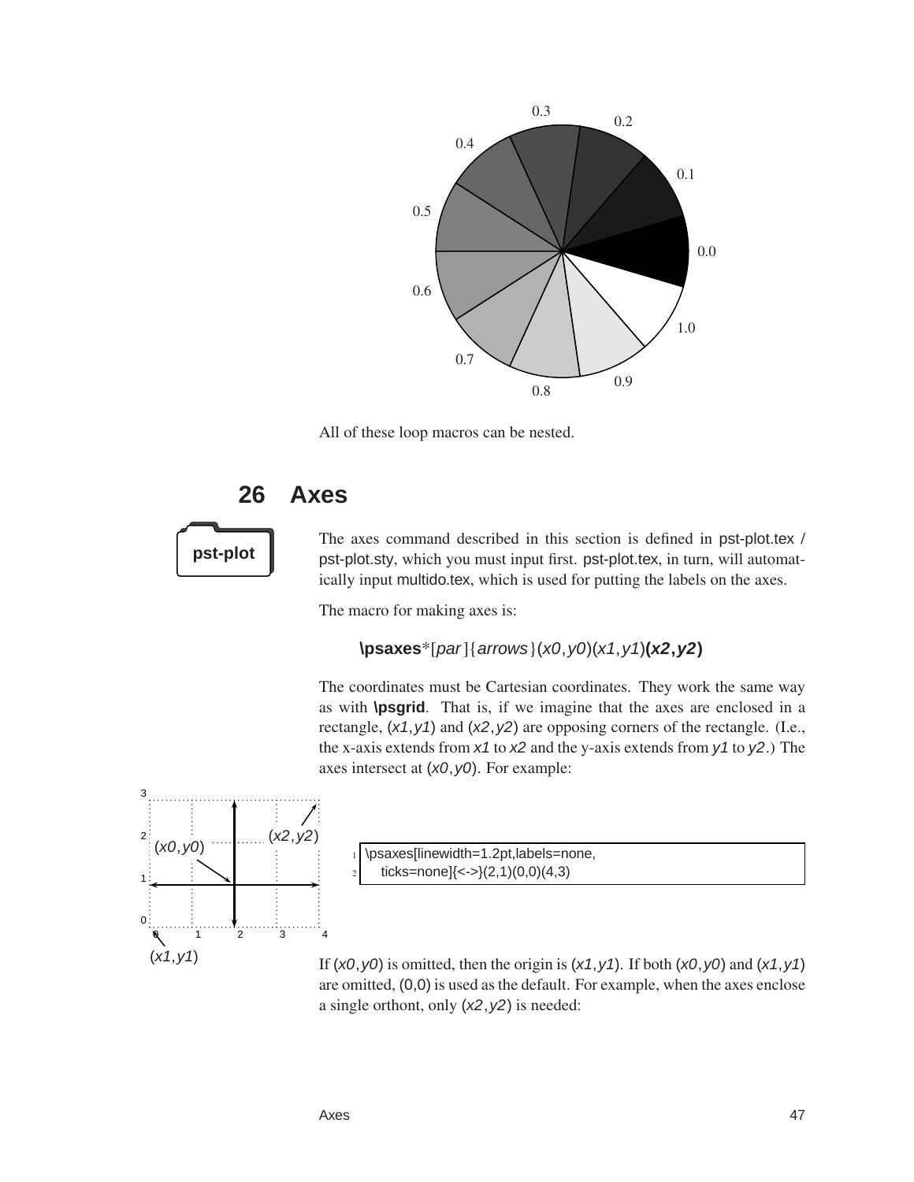All of these loop macros can be nested.

## 26 Axes

pst-plot

The axes command described in this section is defined in pst-plot.tex / pst-plot.sty, which you must input first. pst-plot.tex, in turn, will automatically input multido.tex, which is used for putting the labels on the axes.

The macro for making axes is:

**\psaxes***[*par*]{*arrows*}(*x0*,*y0*)(*x1*,*y1*)**(*x2*,*y2*)**

The coordinates must be Cartesian coordinates. They work the same way as with **\psgrid**. That is, if we imagine that the axes are enclosed in a rectangle, (*x1*,*y1*) and (*x2*,*y2*) are opposing corners of the rectangle. (I.e., the x-axis extends from *x1* to *x2* and the y-axis extends from *y1* to *y2*.) The axes intersect at (*x0*,*y0*). For example:

```
\psaxes[linewidth=1.2pt,labels=none,
    ticks=none]{<->}(2,1)(0,0)(4,3)
```

If (*x0*,*y0*) is omitted, then the origin is (*x1*,*y1*). If both (*x0*,*y0*) and (*x1*,*y1*) are omitted, (0,0) is used as the default. For example, when the axes enclose a single orthont, only (*x2*,*y2*) is needed: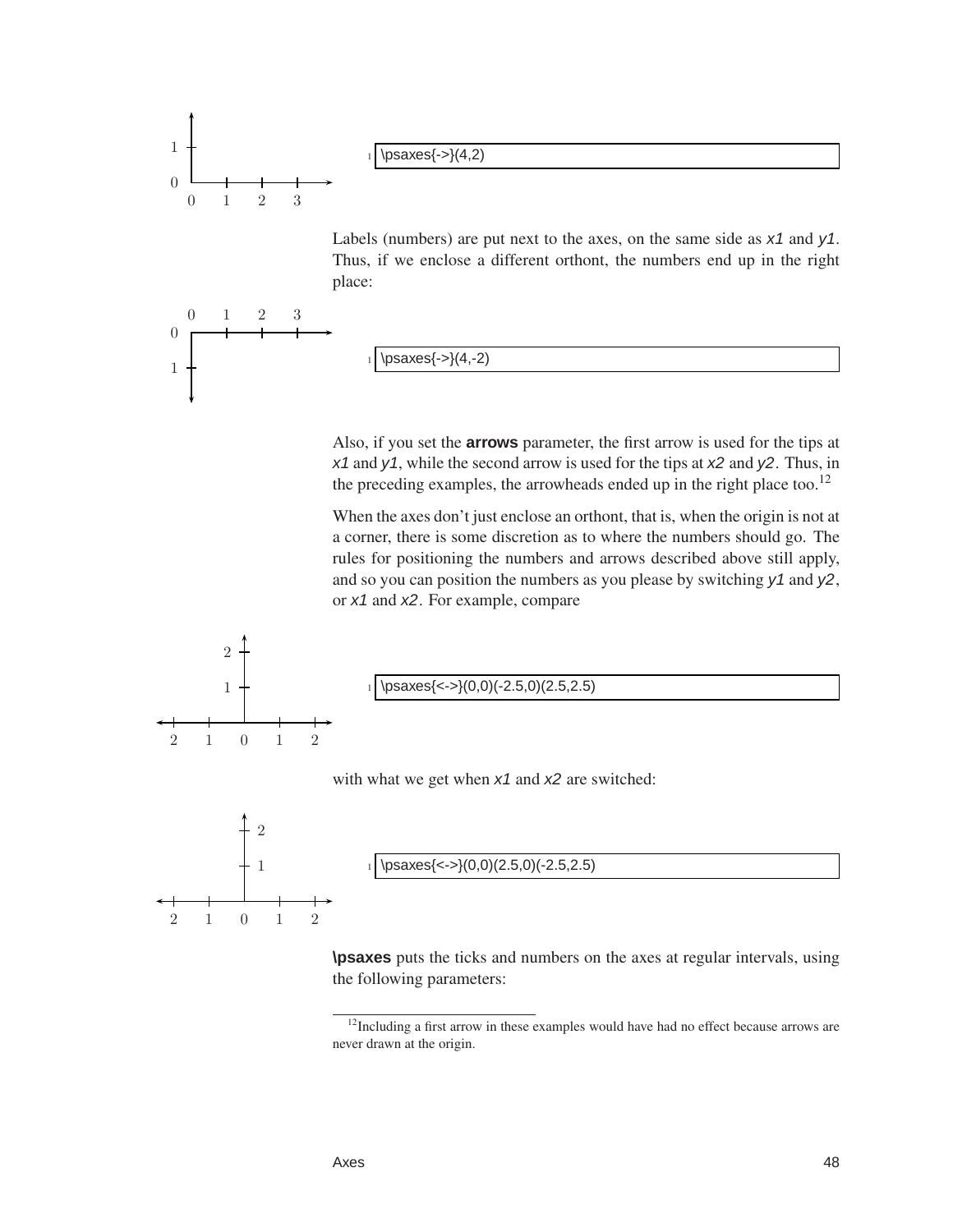```
\psaxes{->}(4,2)
```

Labels (numbers) are put next to the axes, on the same side as *x1* and *y1*. Thus, if we enclose a different orthont, the numbers end up in the right place:

```
\psaxes{->}(4,-2)
```

Also, if you set the **arrows** parameter, the first arrow is used for the tips at *x1* and *y1*, while the second arrow is used for the tips at *x2* and *y2*. Thus, in the preceding examples, the arrowheads ended up in the right place too.[12]

When the axes don't just enclose an orthont, that is, when the origin is not at a corner, there is some discretion as to where the numbers should go. The rules for positioning the numbers and arrows described above still apply, and so you can position the numbers as you please by switching *y1* and *y2*, or *x1* and *x2*. For example, compare

```
\psaxes{<->}(0,0)(-2.5,0)(2.5,2.5)
```

with what we get when *x1* and *x2* are switched:

```
\psaxes{<->}(0,0)(2.5,0)(-2.5,2.5)
```

**\psaxes** puts the ticks and numbers on the axes at regular intervals, using the following parameters:

[12] Including a first arrow in these examples would have had no effect because arrows are never drawn at the origin.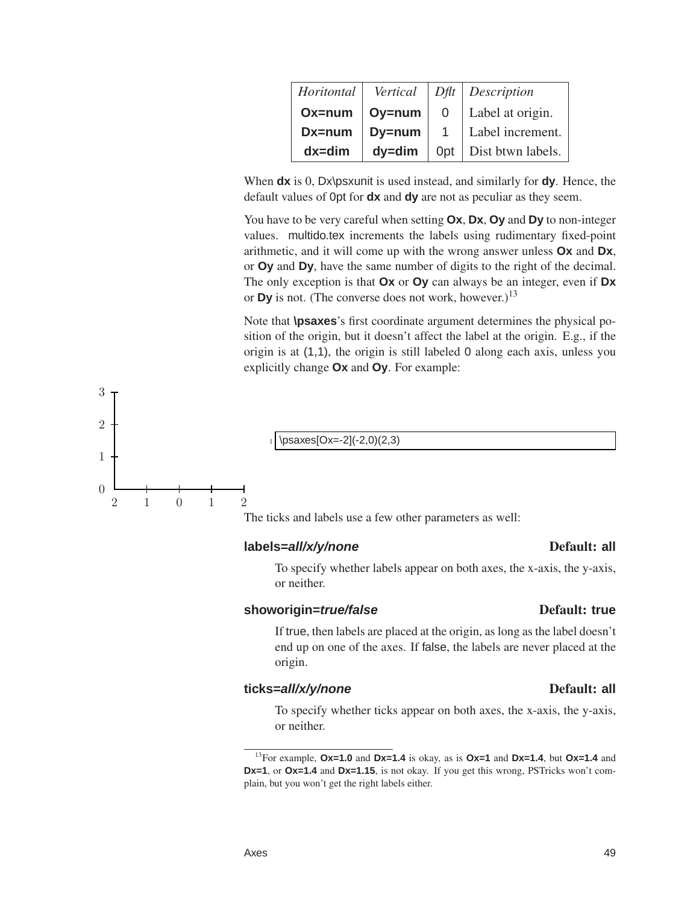| *Horitontal* | *Vertical* | *Dflt* | *Description* |
|---|---|---|---|
| **Ox=num** | **Oy=num** | 0 | Label at origin. |
| **Dx=num** | **Dy=num** | 1 | Label increment. |
| **dx=dim** | **dy=dim** | 0pt | Dist btwn labels. |

When **dx** is 0, Dx\psxunit is used instead, and similarly for **dy**. Hence, the default values of 0pt for **dx** and **dy** are not as peculiar as they seem.

You have to be very careful when setting **Ox**, **Dx**, **Oy** and **Dy** to non-integer values. multido.tex increments the labels using rudimentary fixed-point arithmetic, and it will come up with the wrong answer unless **Ox** and **Dx**, or **Oy** and **Dy**, have the same number of digits to the right of the decimal. The only exception is that **Ox** or **Oy** can always be an integer, even if **Dx** or **Dy** is not. (The converse does not work, however.)[13]

Note that **\psaxes**'s first coordinate argument determines the physical position of the origin, but it doesn't affect the label at the origin. E.g., if the origin is at (1,1), the origin is still labeled 0 along each axis, unless you explicitly change **Ox** and **Oy**. For example:

```
\psaxes[Ox=-2](-2,0)(2,3)
```

The ticks and labels use a few other parameters as well:

**labels=*all/x/y/none*** — Default: **all**

To specify whether labels appear on both axes, the x-axis, the y-axis, or neither.

**showorigin=*true/false*** — Default: **true**

If true, then labels are placed at the origin, as long as the label doesn't end up on one of the axes. If false, the labels are never placed at the origin.

**ticks=*all/x/y/none*** — Default: **all**

To specify whether ticks appear on both axes, the x-axis, the y-axis, or neither.

---

[13]For example, **Ox=1.0** and **Dx=1.4** is okay, as is **Ox=1** and **Dx=1.4**, but **Ox=1.4** and **Dx=1**, or **Ox=1.4** and **Dx=1.15**, is not okay. If you get this wrong, PSTricks won't complain, but you won't get the right labels either.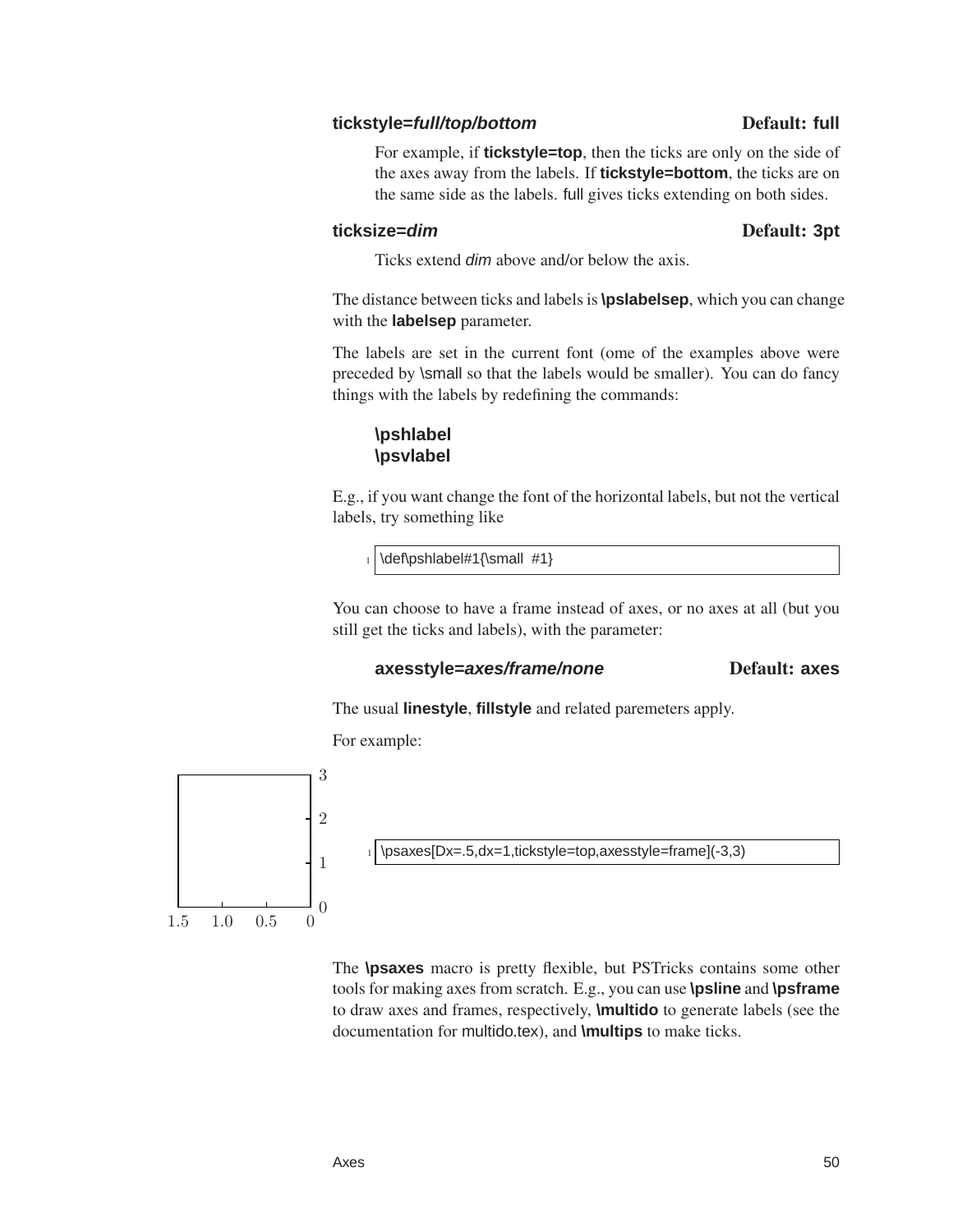**tickstyle=*full/top/bottom*** **Default: full**

For example, if **tickstyle=top**, then the ticks are only on the side of the axes away from the labels. If **tickstyle=bottom**, the ticks are on the same side as the labels. full gives ticks extending on both sides.

**ticksize=*dim*** **Default: 3pt**

Ticks extend *dim* above and/or below the axis.

The distance between ticks and labels is **\pslabelsep**, which you can change with the **labelsep** parameter.

The labels are set in the current font (ome of the examples above were preceded by \small so that the labels would be smaller). You can do fancy things with the labels by redefining the commands:

**\pshlabel**
**\psvlabel**

E.g., if you want change the font of the horizontal labels, but not the vertical labels, try something like

```
\def\pshlabel#1{\small  #1}
```

You can choose to have a frame instead of axes, or no axes at all (but you still get the ticks and labels), with the parameter:

**axesstyle=*axes/frame/none*** **Default: axes**

The usual **linestyle**, **fillstyle** and related paremeters apply.

For example:

```
\psaxes[Dx=.5,dx=1,tickstyle=top,axesstyle=frame](-3,3)
```

The **\psaxes** macro is pretty flexible, but PSTricks contains some other tools for making axes from scratch. E.g., you can use **\psline** and **\psframe** to draw axes and frames, respectively, **\multido** to generate labels (see the documentation for multido.tex), and **\multips** to make ticks.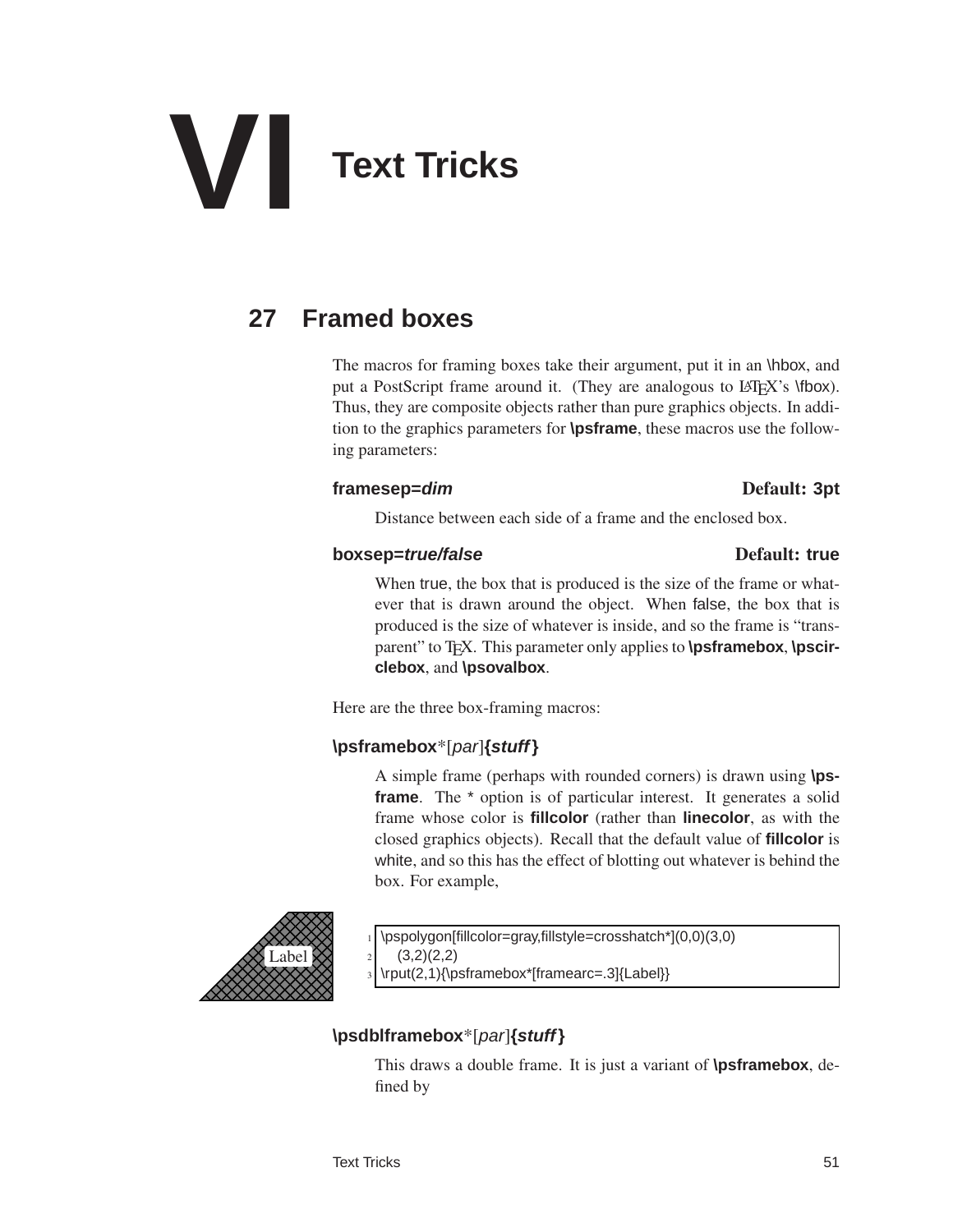# VI Text Tricks

## 27 Framed boxes

The macros for framing boxes take their argument, put it in an \hbox, and put a PostScript frame around it. (They are analogous to LaTeX's \fbox). Thus, they are composite objects rather than pure graphics objects. In addition to the graphics parameters for **\psframe**, these macros use the following parameters:

**framesep=*dim*** **Default: 3pt**

Distance between each side of a frame and the enclosed box.

**boxsep=*true/false*** **Default: true**

When true, the box that is produced is the size of the frame or whatever that is drawn around the object. When false, the box that is produced is the size of whatever is inside, and so the frame is "transparent" to TeX. This parameter only applies to **\psframebox**, **\pscirclebox**, and **\psovalbox**.

Here are the three box-framing macros:

**\psframebox***[*par*]**{*stuff*}**

A simple frame (perhaps with rounded corners) is drawn using **\psframe**. The * option is of particular interest. It generates a solid frame whose color is **fillcolor** (rather than **linecolor**, as with the closed graphics objects). Recall that the default value of **fillcolor** is white, and so this has the effect of blotting out whatever is behind the box. For example,

Label

```
\pspolygon[fillcolor=gray,fillstyle=crosshatch*](0,0)(3,0)
    (3,2)(2,2)
\rput(2,1){\psframebox*[framearc=.3]{Label}}
```

**\psdblframebox***[*par*]**{*stuff*}**

This draws a double frame. It is just a variant of **\psframebox**, defined by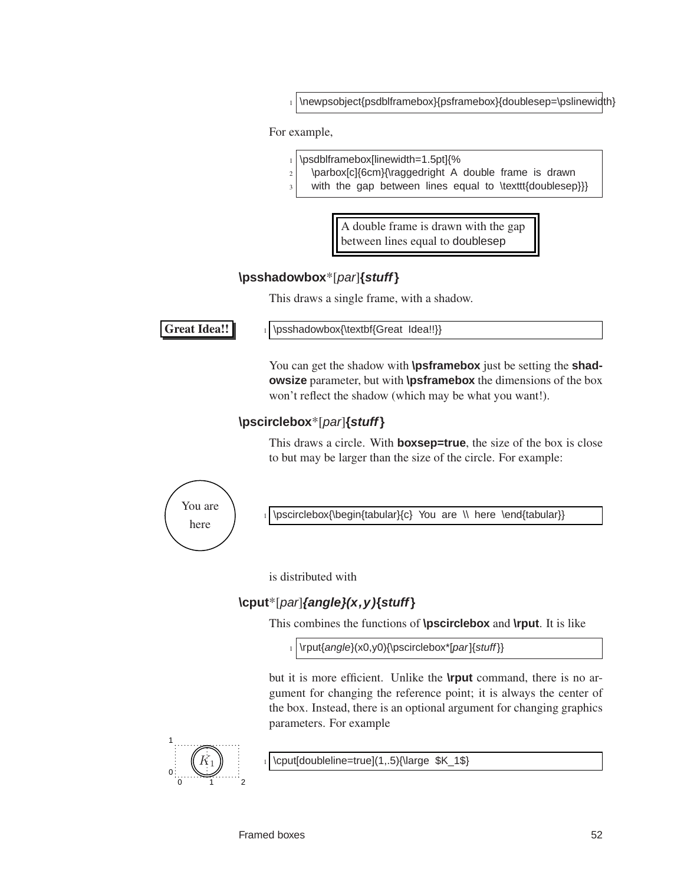```
\newpsobject{psdblframebox}{psframebox}{doublesep=\pslinewidth}
```

For example,

```
\psdblframebox[linewidth=1.5pt]{%
  \parbox[c]{6cm}{\raggedright A double frame is drawn
  with the gap between lines equal to \texttt{doublesep}}}
```

A double frame is drawn with the gap between lines equal to doublesep

### \psshadowbox*[*par*]{*stuff*}

This draws a single frame, with a shadow.

**Great Idea!!**

```
\psshadowbox{\textbf{Great Idea!!}}
```

You can get the shadow with **\psframebox** just be setting the **shadowsize** parameter, but with **\psframebox** the dimensions of the box won't reflect the shadow (which may be what you want!).

### \pscirclebox*[*par*]{*stuff*}

This draws a circle. With **boxsep=true**, the size of the box is close to but may be larger than the size of the circle. For example:

You are here

```
\pscirclebox{\begin{tabular}{c} You are \\ here \end{tabular}}
```

is distributed with

### \cput*[*par*]{*angle*}(*x,y*){*stuff*}

This combines the functions of **\pscirclebox** and **\rput**. It is like

```
\rput{angle}(x0,y0){\pscirclebox*[par]{stuff}}
```

but it is more efficient. Unlike the **\rput** command, there is no argument for changing the reference point; it is always the center of the box. Instead, there is an optional argument for changing graphics parameters. For example

$K_1$

```
\cput[doubleline=true](1,.5){\large $K_1$}
```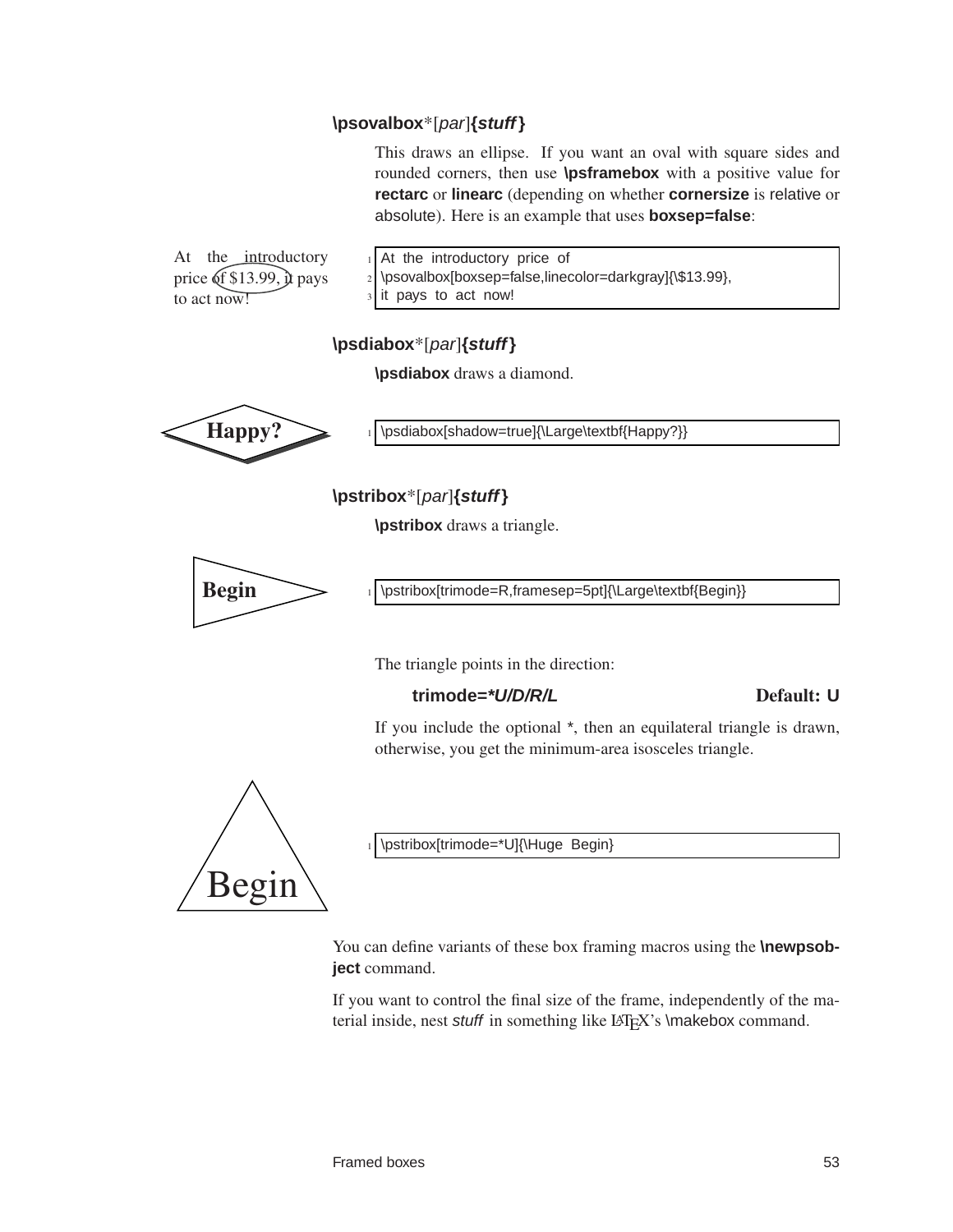**\psovalbox***[*par*]**{*stuff*}**

This draws an ellipse. If you want an oval with square sides and rounded corners, then use **\psframebox** with a positive value for **rectarc** or **linearc** (depending on whether **cornersize** is relative or absolute). Here is an example that uses **boxsep=false**:

At the introductory price of $13.99, it pays to act now!

```
At the introductory price of
\psovalbox[boxsep=false,linecolor=darkgray]{\$13.99},
it pays to act now!
```

**\psdiabox***[*par*]**{*stuff*}**

**\psdiabox** draws a diamond.

**Happy?**

```
\psdiabox[shadow=true]{\Large\textbf{Happy?}}
```

**\pstribox***[*par*]**{*stuff*}**

**\pstribox** draws a triangle.

**Begin**

```
\pstribox[trimode=R,framesep=5pt]{\Large\textbf{Begin}}
```

The triangle points in the direction:

**trimode=*U/D/R/L** — **Default: U**

If you include the optional *, then an equilateral triangle is drawn, otherwise, you get the minimum-area isosceles triangle.

Begin

```
\pstribox[trimode=*U]{\Huge Begin}
```

You can define variants of these box framing macros using the **\newpsobject** command.

If you want to control the final size of the frame, independently of the material inside, nest *stuff* in something like LaTeX's \makebox command.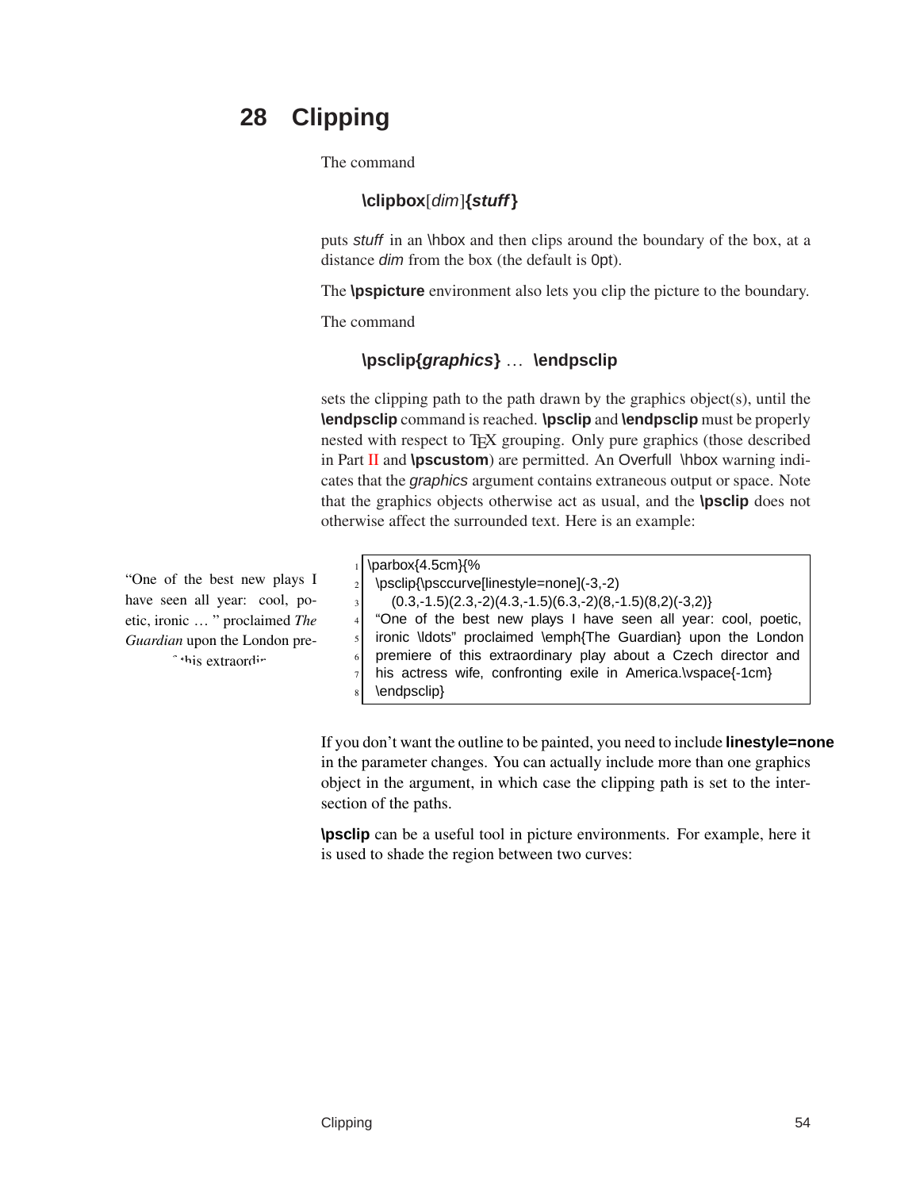# 28 Clipping

The command

> **\clipbox**[*dim*]**{*stuff*}**

puts *stuff* in an \hbox and then clips around the boundary of the box, at a distance *dim* from the box (the default is 0pt).

The **\pspicture** environment also lets you clip the picture to the boundary.

The command

> **\psclip{*graphics*}** … **\endpsclip**

sets the clipping path to the path drawn by the graphics object(s), until the **\endpsclip** command is reached. **\psclip** and **\endpsclip** must be properly nested with respect to TeX grouping. Only pure graphics (those described in Part II and **\pscustom**) are permitted. An Overfull \hbox warning indicates that the *graphics* argument contains extraneous output or space. Note that the graphics objects otherwise act as usual, and the **\psclip** does not otherwise affect the surrounded text. Here is an example:

"One of the best new plays I have seen all year: cool, poetic, ironic … " proclaimed *The Guardian* upon the London premiere of this extraordir

```
\parbox{4.5cm}{%
  \psclip{\psccurve[linestyle=none](-3,-2)
     (0.3,-1.5)(2.3,-2)(4.3,-1.5)(6.3,-2)(8,-1.5)(8,2)(-3,2)}
  "One of the best new plays I have seen all year: cool, poetic,
  ironic \ldots" proclaimed \emph{The Guardian} upon the London
  premiere of this extraordinary play about a Czech director and
  his actress wife, confronting exile in America.\vspace{-1cm}
  \endpsclip}
```

If you don't want the outline to be painted, you need to include **linestyle=none** in the parameter changes. You can actually include more than one graphics object in the argument, in which case the clipping path is set to the intersection of the paths.

**\psclip** can be a useful tool in picture environments. For example, here it is used to shade the region between two curves: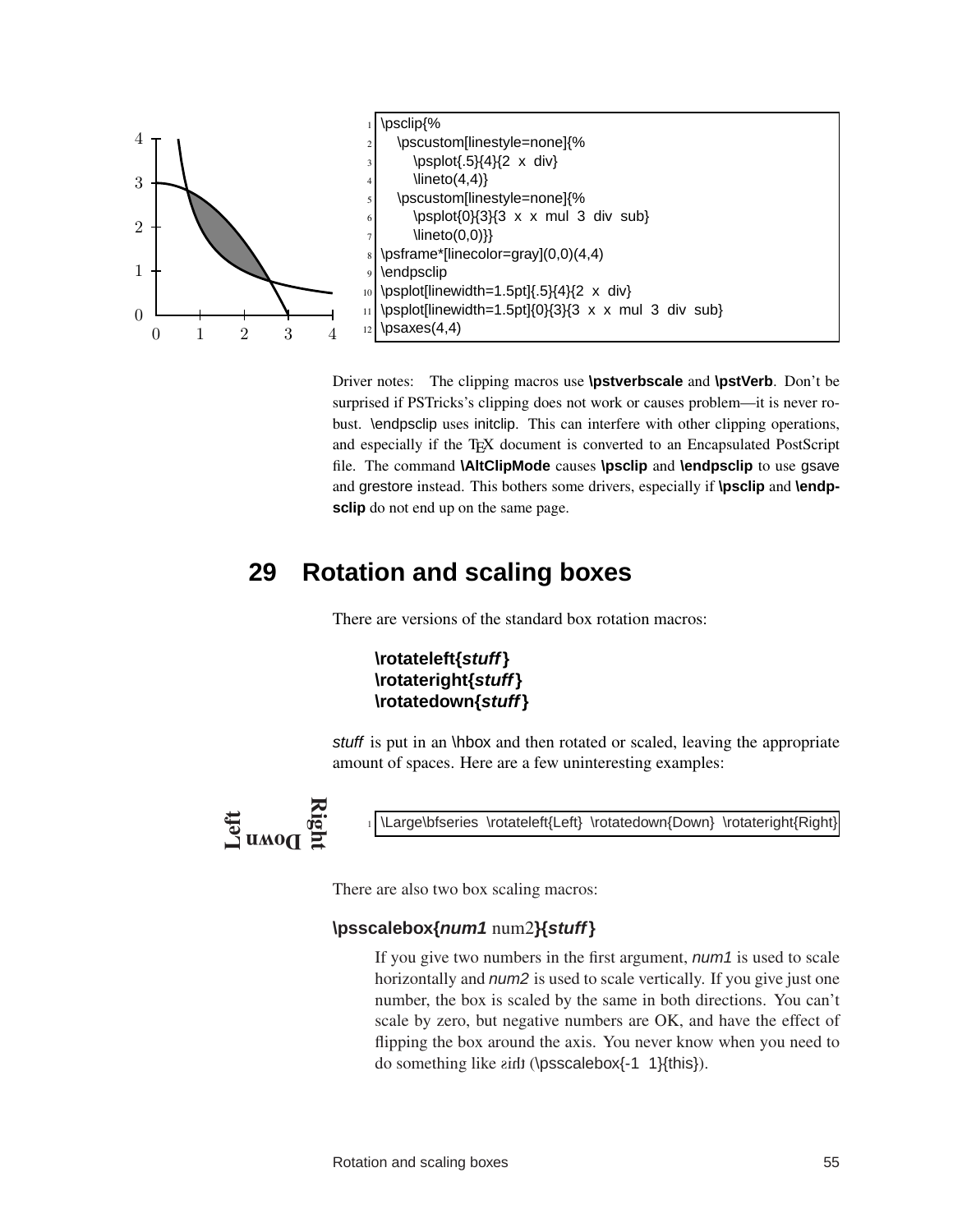```
\psclip{%
    \pscustom[linestyle=none]{%
        \psplot{.5}{4}{2 x div}
        \lineto(4,4)}
    \pscustom[linestyle=none]{%
        \psplot{0}{3}{3 x x mul 3 div sub}
        \lineto(0,0)}}
\psframe*[linecolor=gray](0,0)(4,4)
\endpsclip
\psplot[linewidth=1.5pt]{.5}{4}{2 x div}
\psplot[linewidth=1.5pt]{0}{3}{3 x x mul 3 div sub}
\psaxes(4,4)
```

Driver notes: The clipping macros use **\pstverbscale** and **\pstVerb**. Don't be surprised if PSTricks's clipping does not work or causes problem—it is never robust. \endpsclip uses initclip. This can interfere with other clipping operations, and especially if the TeX document is converted to an Encapsulated PostScript file. The command **\AltClipMode** causes **\psclip** and **\endpsclip** to use gsave and grestore instead. This bothers some drivers, especially if **\psclip** and **\endpsclip** do not end up on the same page.

## 29 Rotation and scaling boxes

There are versions of the standard box rotation macros:

**\rotateleft{*stuff*}**
**\rotateright{*stuff*}**
**\rotatedown{*stuff*}**

*stuff* is put in an \hbox and then rotated or scaled, leaving the appropriate amount of spaces. Here are a few uninteresting examples:

```
\Large\bfseries \rotateleft{Left} \rotatedown{Down} \rotateright{Right}
```

There are also two box scaling macros:

**\psscalebox{*num1* num2}{*stuff*}**

If you give two numbers in the first argument, *num1* is used to scale horizontally and *num2* is used to scale vertically. If you give just one number, the box is scaled by the same in both directions. You can't scale by zero, but negative numbers are OK, and have the effect of flipping the box around the axis. You never know when you need to do something like sᴉɥʇ (\psscalebox{-1 1}{this}).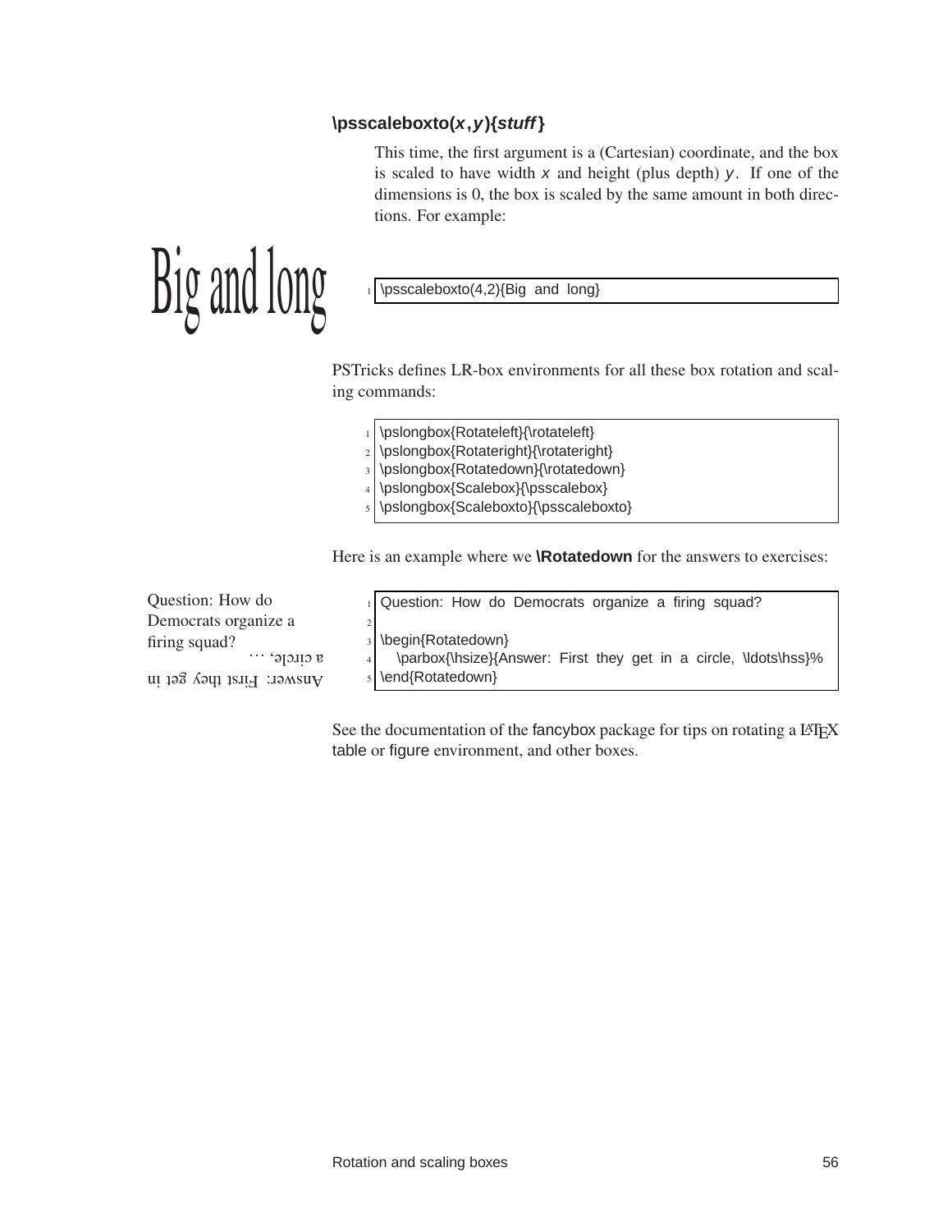**\psscaleboxto(*x*,*y*){*stuff*}**

This time, the first argument is a (Cartesian) coordinate, and the box is scaled to have width *x* and height (plus depth) *y*. If one of the dimensions is 0, the box is scaled by the same amount in both directions. For example:

Big and long

```
\psscaleboxto(4,2){Big and long}
```

PSTricks defines LR-box environments for all these box rotation and scaling commands:

```
\pslongbox{Rotateleft}{\rotateleft}
\pslongbox{Rotateright}{\rotateright}
\pslongbox{Rotatedown}{\rotatedown}
\pslongbox{Scalebox}{\psscalebox}
\pslongbox{Scaleboxto}{\psscaleboxto}
```

Here is an example where we **\Rotatedown** for the answers to exercises:

Question: How do Democrats organize a firing squad?

Answer: First they get in a circle, …

```
Question: How do Democrats organize a firing squad?

\begin{Rotatedown}
  \parbox{\hsize}{Answer: First they get in a circle, \ldots\hss}%
\end{Rotatedown}
```

See the documentation of the fancybox package for tips on rotating a LaTeX table or figure environment, and other boxes.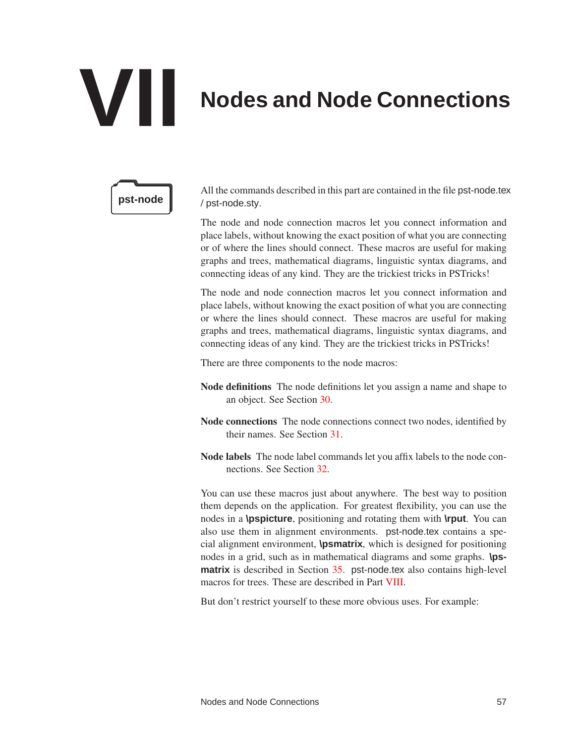# VII Nodes and Node Connections

**pst-node**

All the commands described in this part are contained in the file pst-node.tex / pst-node.sty.

The node and node connection macros let you connect information and place labels, without knowing the exact position of what you are connecting or of where the lines should connect. These macros are useful for making graphs and trees, mathematical diagrams, linguistic syntax diagrams, and connecting ideas of any kind. They are the trickiest tricks in PSTricks!

The node and node connection macros let you connect information and place labels, without knowing the exact position of what you are connecting or where the lines should connect. These macros are useful for making graphs and trees, mathematical diagrams, linguistic syntax diagrams, and connecting ideas of any kind. They are the trickiest tricks in PSTricks!

There are three components to the node macros:

**Node definitions** The node definitions let you assign a name and shape to an object. See Section 30.

**Node connections** The node connections connect two nodes, identified by their names. See Section 31.

**Node labels** The node label commands let you affix labels to the node connections. See Section 32.

You can use these macros just about anywhere. The best way to position them depends on the application. For greatest flexibility, you can use the nodes in a **\pspicture**, positioning and rotating them with **\rput**. You can also use them in alignment environments. pst-node.tex contains a special alignment environment, **\psmatrix**, which is designed for positioning nodes in a grid, such as in mathematical diagrams and some graphs. **\psmatrix** is described in Section 35. pst-node.tex also contains high-level macros for trees. These are described in Part VIII.

But don't restrict yourself to these more obvious uses. For example: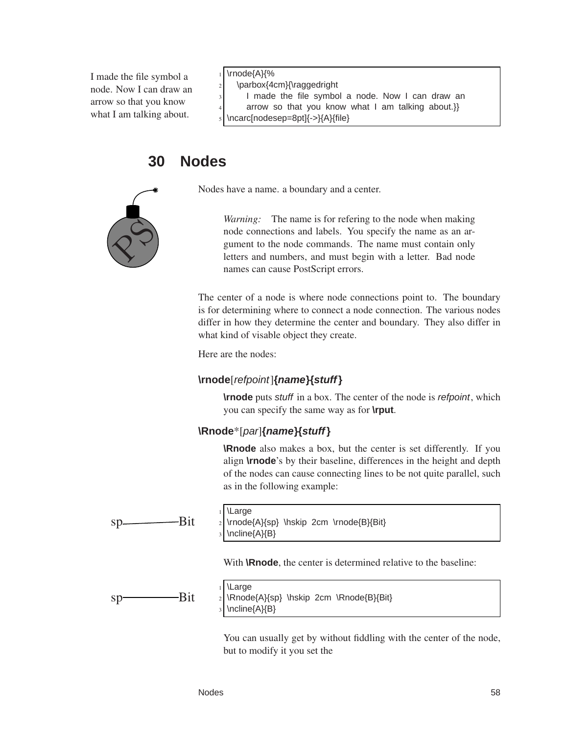I made the file symbol a node. Now I can draw an arrow so that you know what I am talking about.

```
\rnode{A}{%
   \parbox{4cm}{\raggedright
      I made the file symbol a node. Now I can draw an
      arrow so that you know what I am talking about.}}
\ncarc[nodesep=8pt]{->}{A}{file}
```

## 30 Nodes

Nodes have a name. a boundary and a center.

> *Warning:* The name is for refering to the node when making node connections and labels. You specify the name as an argument to the node commands. The name must contain only letters and numbers, and must begin with a letter. Bad node names can cause PostScript errors.

The center of a node is where node connections point to. The boundary is for determining where to connect a node connection. The various nodes differ in how they determine the center and boundary. They also differ in what kind of visable object they create.

Here are the nodes:

**\rnode**[*refpoint*]***{name}{stuff}***

**\rnode** puts *stuff* in a box. The center of the node is *refpoint*, which you can specify the same way as for **\rput**.

**\Rnode***[*par*]***{name}{stuff}***

**\Rnode** also makes a box, but the center is set differently. If you align **\rnode**'s by their baseline, differences in the height and depth of the nodes can cause connecting lines to be not quite parallel, such as in the following example:

sp———Bit

```
\Large
\rnode{A}{sp} \hskip 2cm \rnode{B}{Bit}
\ncline{A}{B}
```

With **\Rnode**, the center is determined relative to the baseline:

sp———Bit

```
\Large
\Rnode{A}{sp} \hskip 2cm \Rnode{B}{Bit}
\ncline{A}{B}
```

You can usually get by without fiddling with the center of the node, but to modify it you set the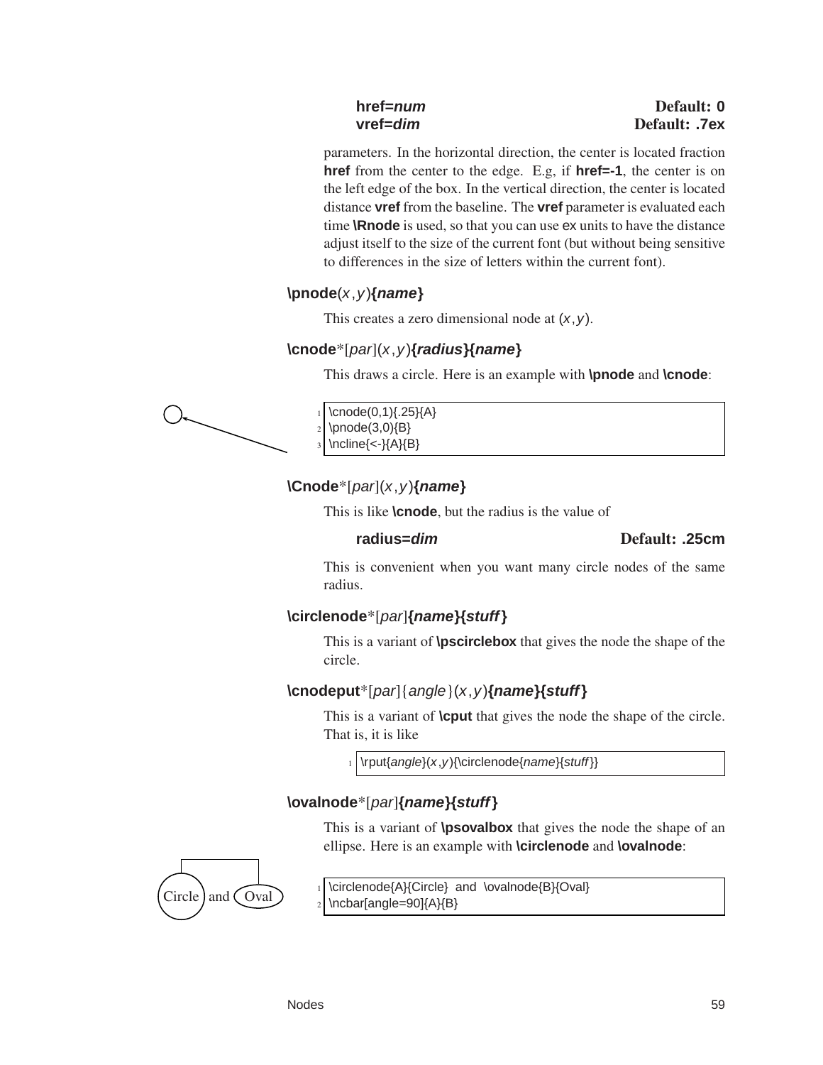**href=*num*** Default: **0**
**vref=*dim*** Default: **.7ex**

parameters. In the horizontal direction, the center is located fraction **href** from the center to the edge. E.g, if **href=-1**, the center is on the left edge of the box. In the vertical direction, the center is located distance **vref** from the baseline. The **vref** parameter is evaluated each time **\Rnode** is used, so that you can use ex units to have the distance adjust itself to the size of the current font (but without being sensitive to differences in the size of letters within the current font).

**\pnode**(*x*,*y*)**{*name*}**

This creates a zero dimensional node at (*x*,*y*).

**\cnode***[*par*](*x*,*y*)**{*radius*}{*name*}**

This draws a circle. Here is an example with **\pnode** and **\cnode**:

```
\cnode(0,1){.25}{A}
\pnode(3,0){B}
\ncline{<-}{A}{B}
```

**\Cnode***[*par*](*x*,*y*)**{*name*}**

This is like **\cnode**, but the radius is the value of

**radius=*dim*** Default: **.25cm**

This is convenient when you want many circle nodes of the same radius.

**\circlenode***[*par*]**{*name*}{*stuff*}**

This is a variant of **\pscirclebox** that gives the node the shape of the circle.

**\cnodeput***[*par*]{*angle*}(*x*,*y*)**{*name*}{*stuff*}**

This is a variant of **\cput** that gives the node the shape of the circle. That is, it is like

```
\rput{angle}(x,y){\circlenode{name}{stuff}}
```

**\ovalnode***[*par*]**{*name*}{*stuff*}**

This is a variant of **\psovalbox** that gives the node the shape of an ellipse. Here is an example with **\circlenode** and **\ovalnode**:

Circle and Oval

```
\circlenode{A}{Circle} and \ovalnode{B}{Oval}
\ncbar[angle=90]{A}{B}
```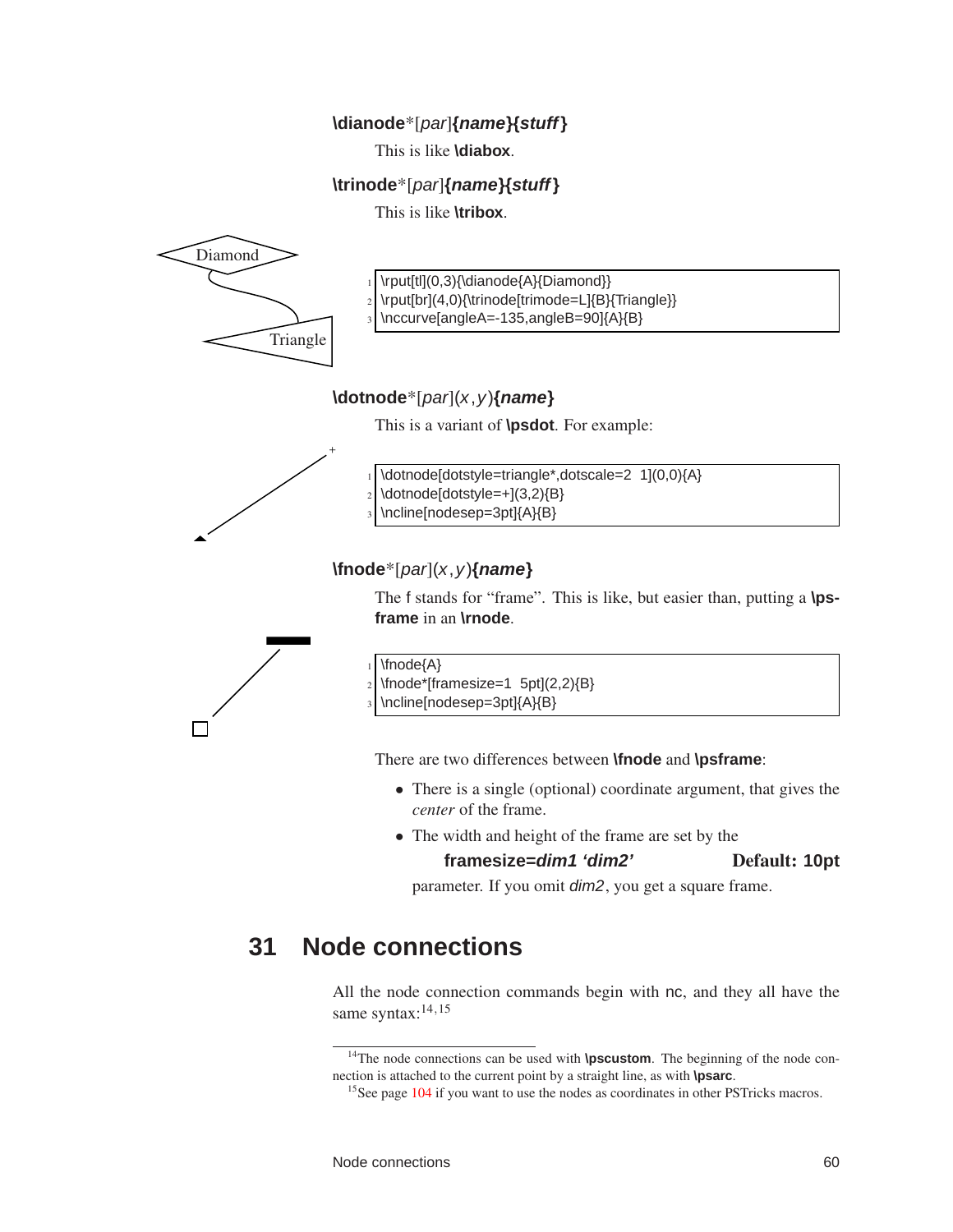**\dianode***[*par*]**{*name*}{*stuff*}**

This is like **\diabox**.

**\trinode***[*par*]**{*name*}{*stuff*}**

This is like **\tribox**.

```
\rput[tl](0,3){\dianode{A}{Diamond}}
\rput[br](4,0){\trinode[trimode=L]{B}{Triangle}}
\nccurve[angleA=-135,angleB=90]{A}{B}
```

**\dotnode***[*par*](*x*,*y*)**{*name*}**

This is a variant of **\psdot**. For example:

```
\dotnode[dotstyle=triangle*,dotscale=2 1](0,0){A}
\dotnode[dotstyle=+](3,2){B}
\ncline[nodesep=3pt]{A}{B}
```

**\fnode***[*par*](*x*,*y*)**{*name*}**

The f stands for "frame". This is like, but easier than, putting a **\psframe** in an **\rnode**.

```
\fnode{A}
\fnode*[framesize=1 5pt](2,2){B}
\ncline[nodesep=3pt]{A}{B}
```

There are two differences between **\fnode** and **\psframe**:

- There is a single (optional) coordinate argument, that gives the *center* of the frame.
- The width and height of the frame are set by the

  **framesize=*dim1 'dim2'*** **Default: 10pt**

  parameter. If you omit *dim2*, you get a square frame.

# 31 Node connections

All the node connection commands begin with nc, and they all have the same syntax:[14,15]

[14] The node connections can be used with **\pscustom**. The beginning of the node connection is attached to the current point by a straight line, as with **\psarc**.

[15] See page 104 if you want to use the nodes as coordinates in other PSTricks macros.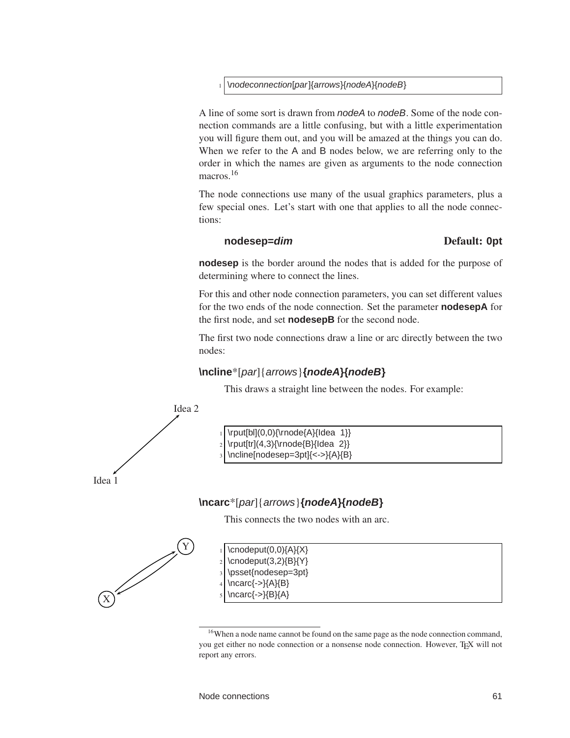```
\nodeconnection[par]{arrows}{nodeA}{nodeB}
```

A line of some sort is drawn from *nodeA* to *nodeB*. Some of the node connection commands are a little confusing, but with a little experimentation you will figure them out, and you will be amazed at the things you can do. When we refer to the A and B nodes below, we are referring only to the order in which the names are given as arguments to the node connection macros.[16]

The node connections use many of the usual graphics parameters, plus a few special ones. Let's start with one that applies to all the node connections:

**nodesep=*dim*** **Default: 0pt**

**nodesep** is the border around the nodes that is added for the purpose of determining where to connect the lines.

For this and other node connection parameters, you can set different values for the two ends of the node connection. Set the parameter **nodesepA** for the first node, and set **nodesepB** for the second node.

The first two node connections draw a line or arc directly between the two nodes:

**\ncline***[*par*]{*arrows*}**{*nodeA*}{*nodeB*}**

This draws a straight line between the nodes. For example:

Idea 2

Idea 1

```
\rput[bl](0,0){\rnode{A}{Idea 1}}
\rput[tr](4,3){\rnode{B}{Idea 2}}
\ncline[nodesep=3pt]{<->}{A}{B}
```

**\ncarc***[*par*]{*arrows*}**{*nodeA*}{*nodeB*}**

This connects the two nodes with an arc.

Y

X

```
\cnodeput(0,0){A}{X}
\cnodeput(3,2){B}{Y}
\psset{nodesep=3pt}
\ncarc{->}{A}{B}
\ncarc{->}{B}{A}
```

[16]When a node name cannot be found on the same page as the node connection command, you get either no node connection or a nonsense node connection. However, TEX will not report any errors.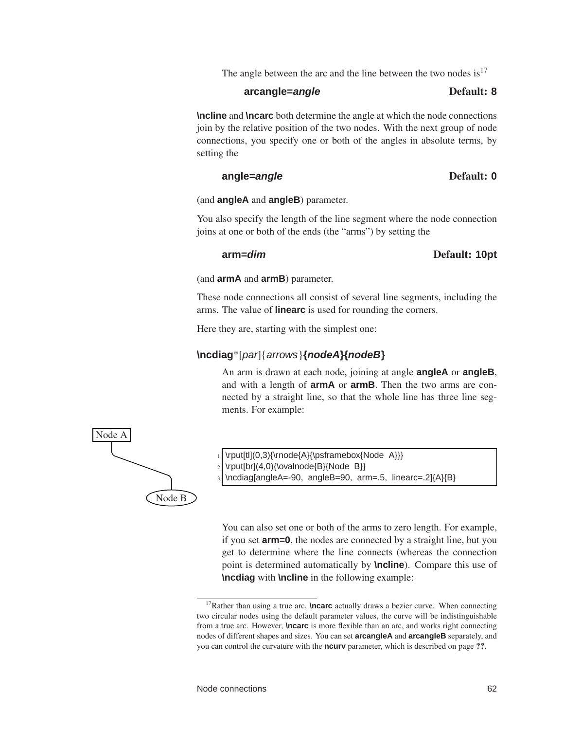The angle between the arc and the line between the two nodes is[17]

**arcangle=*angle*** **Default: 8**

**\ncline** and **\ncarc** both determine the angle at which the node connections join by the relative position of the two nodes. With the next group of node connections, you specify one or both of the angles in absolute terms, by setting the

**angle=*angle*** **Default: 0**

(and **angleA** and **angleB**) parameter.

You also specify the length of the line segment where the node connection joins at one or both of the ends (the "arms") by setting the

**arm=*dim*** **Default: 10pt**

(and **armA** and **armB**) parameter.

These node connections all consist of several line segments, including the arms. The value of **linearc** is used for rounding the corners.

Here they are, starting with the simplest one:

**\ncdiag**\*[*par*]{*arrows*}**{*nodeA*}{*nodeB*}**

An arm is drawn at each node, joining at angle **angleA** or **angleB**, and with a length of **armA** or **armB**. Then the two arms are connected by a straight line, so that the whole line has three line segments. For example:

Node A

Node B

```
\rput[tl](0,3){\rnode{A}{\psframebox{Node  A}}}
\rput[br](4,0){\ovalnode{B}{Node  B}}
\ncdiag[angleA=-90,  angleB=90,  arm=.5,  linearc=.2]{A}{B}
```

You can also set one or both of the arms to zero length. For example, if you set **arm=0**, the nodes are connected by a straight line, but you get to determine where the line connects (whereas the connection point is determined automatically by **\ncline**). Compare this use of **\ncdiag** with **\ncline** in the following example:

[17]Rather than using a true arc, **\ncarc** actually draws a bezier curve. When connecting two circular nodes using the default parameter values, the curve will be indistinguishable from a true arc. However, **\ncarc** is more flexible than an arc, and works right connecting nodes of different shapes and sizes. You can set **arcangleA** and **arcangleB** separately, and you can control the curvature with the **ncurv** parameter, which is described on page **??**.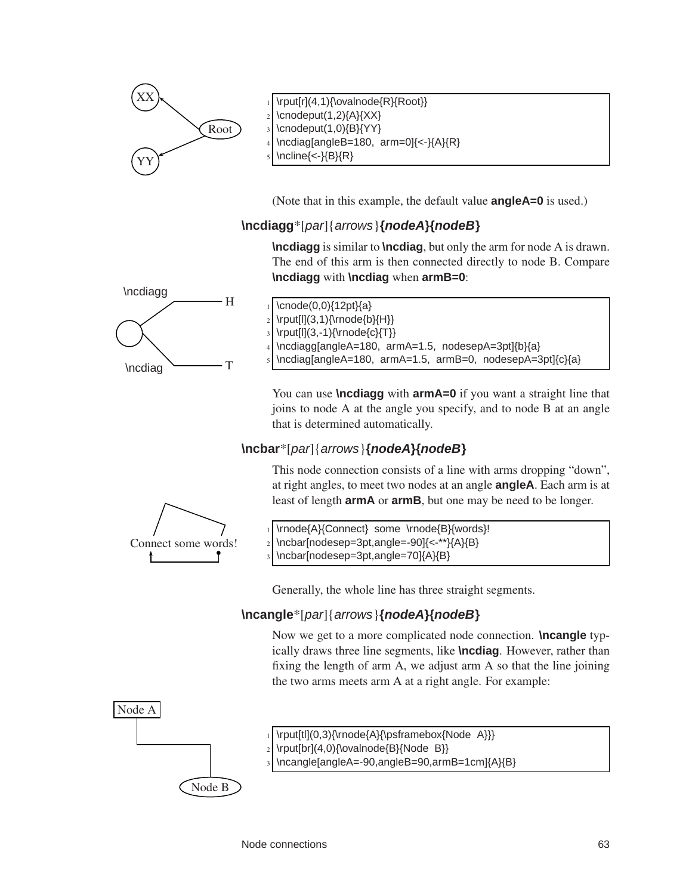```
\rput[r](4,1){\ovalnode{R}{Root}}
\cnodeput(1,2){A}{XX}
\cnodeput(1,0){B}{YY}
\ncdiag[angleB=180, arm=0]{<-}{A}{R}
\ncline{<-}{B}{R}
```

(Note that in this example, the default value **angleA=0** is used.)

**\ncdiagg***[*par*]{*arrows*}***{*nodeA*}{*nodeB*}**

**\ncdiagg** is similar to **\ncdiag**, but only the arm for node A is drawn. The end of this arm is then connected directly to node B. Compare **\ncdiagg** with **\ncdiag** when **armB=0**:

```
\cnode(0,0){12pt}{a}
\rput[l](3,1){\rnode{b}{H}}
\rput[l](3,-1){\rnode{c}{T}}
\ncdiagg[angleA=180, armA=1.5, nodesepA=3pt]{b}{a}
\ncdiag[angleA=180, armA=1.5, armB=0, nodesepA=3pt]{c}{a}
```

You can use **\ncdiagg** with **armA=0** if you want a straight line that joins to node A at the angle you specify, and to node B at an angle that is determined automatically.

**\ncbar***[*par*]{*arrows*}***{*nodeA*}{*nodeB*}**

This node connection consists of a line with arms dropping "down", at right angles, to meet two nodes at an angle **angleA**. Each arm is at least of length **armA** or **armB**, but one may be need to be longer.

```
\rnode{A}{Connect} some \rnode{B}{words}!
\ncbar[nodesep=3pt,angle=-90]{<-**}{A}{B}
\ncbar[nodesep=3pt,angle=70]{A}{B}
```

Generally, the whole line has three straight segments.

**\ncangle***[*par*]{*arrows*}***{*nodeA*}{*nodeB*}**

Now we get to a more complicated node connection. **\ncangle** typically draws three line segments, like **\ncdiag**. However, rather than fixing the length of arm A, we adjust arm A so that the line joining the two arms meets arm A at a right angle. For example:

```
\rput[tl](0,3){\rnode{A}{\psframebox{Node A}}}
\rput[br](4,0){\ovalnode{B}{Node B}}
\ncangle[angleA=-90,angleB=90,armB=1cm]{A}{B}
```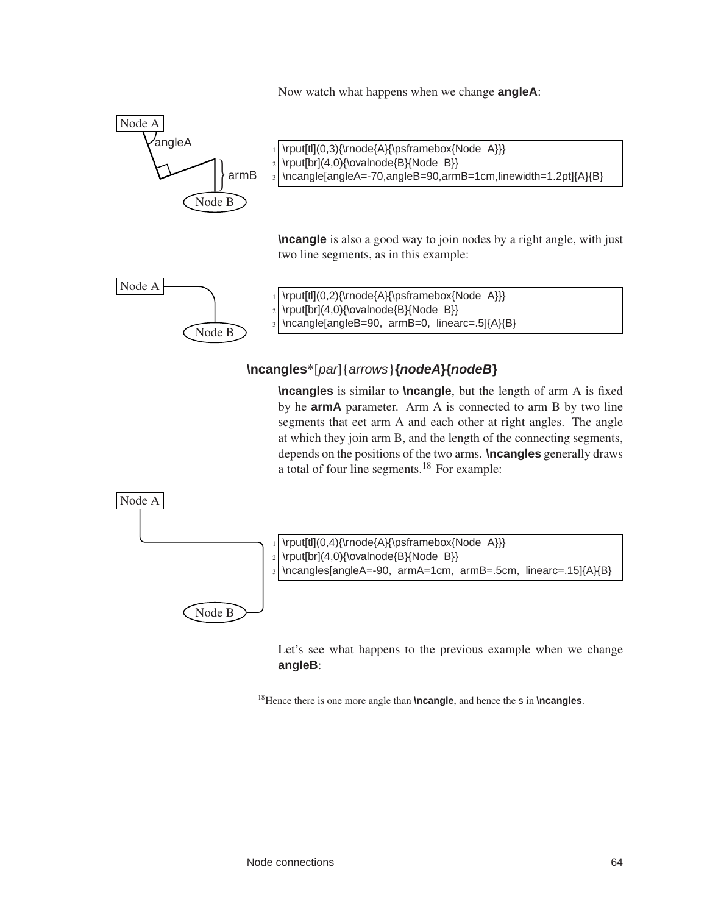Now watch what happens when we change **angleA**:

```
\rput[tl](0,3){\rnode{A}{\psframebox{Node A}}}
\rput[br](4,0){\ovalnode{B}{Node B}}
\ncangle[angleA=-70,angleB=90,armB=1cm,linewidth=1.2pt]{A}{B}
```

**\ncangle** is also a good way to join nodes by a right angle, with just two line segments, as in this example:

```
\rput[tl](0,2){\rnode{A}{\psframebox{Node A}}}
\rput[br](4,0){\ovalnode{B}{Node B}}
\ncangle[angleB=90, armB=0, linearc=.5]{A}{B}
```

### **\ncangles***[*par*]{*arrows*}**{*nodeA*}{*nodeB*}**

**\ncangles** is similar to **\ncangle**, but the length of arm A is fixed by he **armA** parameter. Arm A is connected to arm B by two line segments that eet arm A and each other at right angles. The angle at which they join arm B, and the length of the connecting segments, depends on the positions of the two arms. **\ncangles** generally draws a total of four line segments.[18] For example:

```
\rput[tl](0,4){\rnode{A}{\psframebox{Node A}}}
\rput[br](4,0){\ovalnode{B}{Node B}}
\ncangles[angleA=-90, armA=1cm, armB=.5cm, linearc=.15]{A}{B}
```

Let's see what happens to the previous example when we change **angleB**:

[18] Hence there is one more angle than **\ncangle**, and hence the s in **\ncangles**.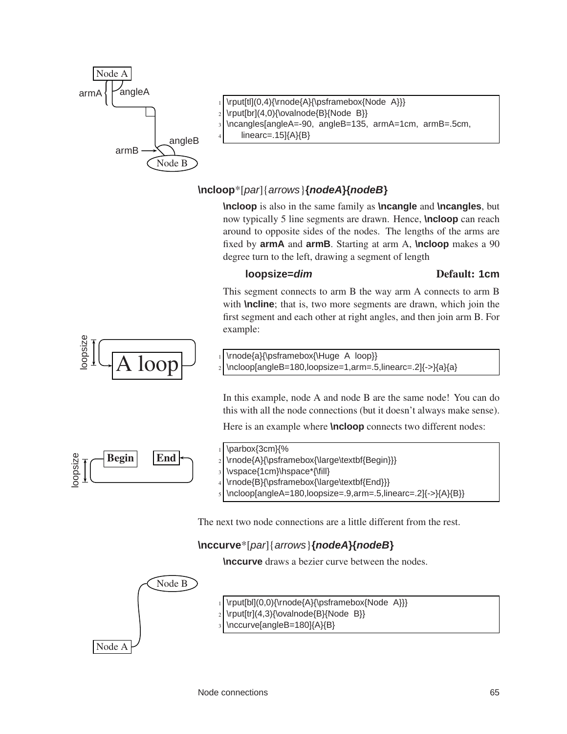```
\rput[tl](0,4){\rnode{A}{\psframebox{Node A}}}
\rput[br](4,0){\ovalnode{B}{Node B}}
\ncangles[angleA=-90, angleB=135, armA=1cm, armB=.5cm,
    linearc=.15]{A}{B}
```

**\ncloop***[*par*]{*arrows*}***{nodeA}{nodeB}***

**\ncloop** is also in the same family as **\ncangle** and **\ncangles**, but now typically 5 line segments are drawn. Hence, **\ncloop** can reach around to opposite sides of the nodes. The lengths of the arms are fixed by **armA** and **armB**. Starting at arm A, **\ncloop** makes a 90 degree turn to the left, drawing a segment of length

**loopsize=*dim*** **Default: 1cm**

This segment connects to arm B the way arm A connects to arm B with **\ncline**; that is, two more segments are drawn, which join the first segment and each other at right angles, and then join arm B. For example:

```
\rnode{a}{\psframebox{\Huge A loop}}
\ncloop[angleB=180,loopsize=1,arm=.5,linearc=.2]{->}{a}{a}
```

In this example, node A and node B are the same node! You can do this with all the node connections (but it doesn't always make sense).

Here is an example where **\ncloop** connects two different nodes:

```
\parbox{3cm}{%
\rnode{A}{\psframebox{\large\textbf{Begin}}}
\vspace{1cm}\hspace*{\fill}
\rnode{B}{\psframebox{\large\textbf{End}}}
\ncloop[angleA=180,loopsize=.9,arm=.5,linearc=.2]{->}{A}{B}}
```

The next two node connections are a little different from the rest.

**\nccurve***[*par*]{*arrows*}***{nodeA}{nodeB}***

**\nccurve** draws a bezier curve between the nodes.

```
\rput[bl](0,0){\rnode{A}{\psframebox{Node A}}}
\rput[tr](4,3){\ovalnode{B}{Node B}}
\nccurve[angleB=180]{A}{B}
```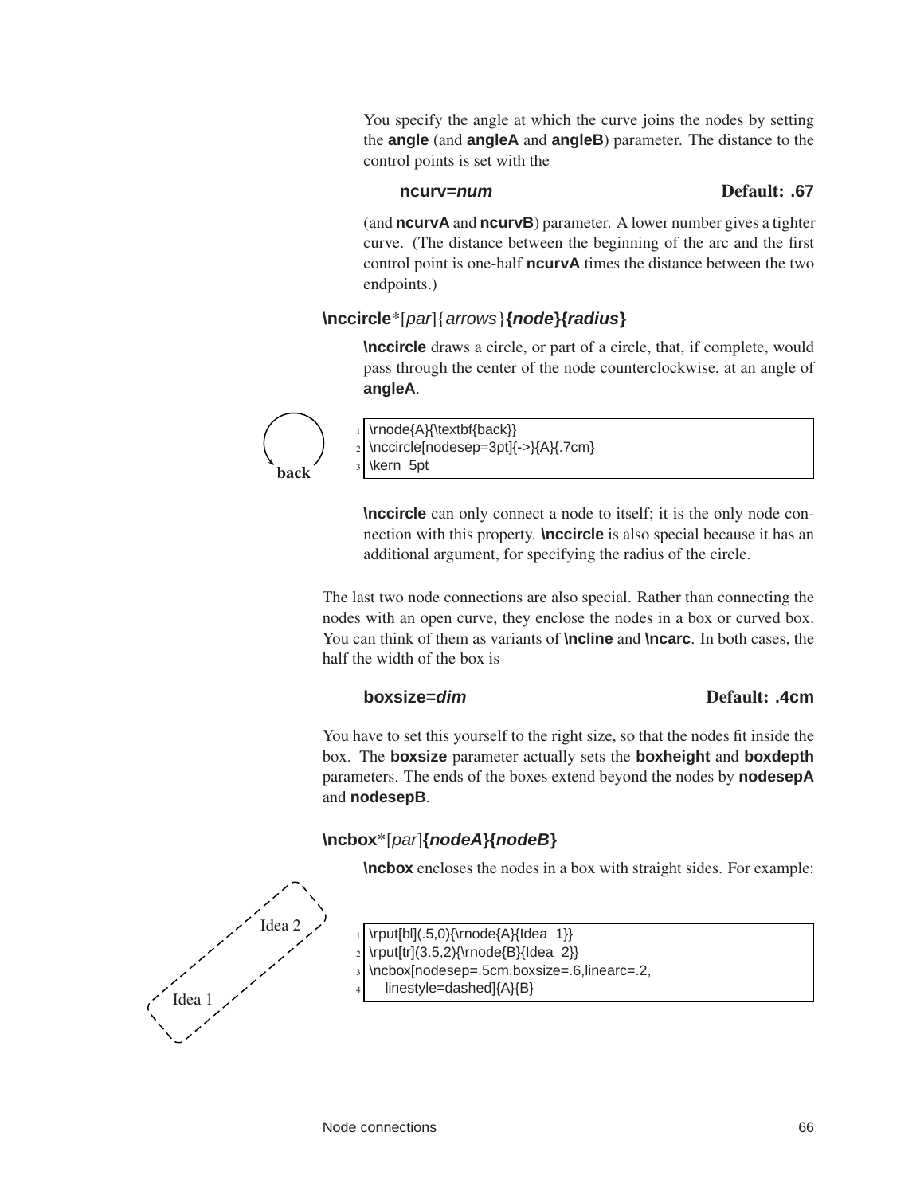You specify the angle at which the curve joins the nodes by setting the **angle** (and **angleA** and **angleB**) parameter. The distance to the control points is set with the

**ncurv=*num*** Default: .67

(and **ncurvA** and **ncurvB**) parameter. A lower number gives a tighter curve. (The distance between the beginning of the arc and the first control point is one-half **ncurvA** times the distance between the two endpoints.)

**\nccircle***[*par*]{*arrows*}**{*node*}{*radius*}**

**\nccircle** draws a circle, or part of a circle, that, if complete, would pass through the center of the node counterclockwise, at an angle of **angleA**.

```
\rnode{A}{\textbf{back}}
\nccircle[nodesep=3pt]{->}{A}{.7cm}
\kern 5pt
```

**\nccircle** can only connect a node to itself; it is the only node connection with this property. **\nccircle** is also special because it has an additional argument, for specifying the radius of the circle.

The last two node connections are also special. Rather than connecting the nodes with an open curve, they enclose the nodes in a box or curved box. You can think of them as variants of **\ncline** and **\ncarc**. In both cases, the half the width of the box is

**boxsize=*dim*** Default: .4cm

You have to set this yourself to the right size, so that the nodes fit inside the box. The **boxsize** parameter actually sets the **boxheight** and **boxdepth** parameters. The ends of the boxes extend beyond the nodes by **nodesepA** and **nodesepB**.

**\ncbox***[*par*]**{*nodeA*}{*nodeB*}**

**\ncbox** encloses the nodes in a box with straight sides. For example:

```
\rput[bl](.5,0){\rnode{A}{Idea 1}}
\rput[tr](3.5,2){\rnode{B}{Idea 2}}
\ncbox[nodesep=.5cm,boxsize=.6,linearc=.2,
   linestyle=dashed]{A}{B}
```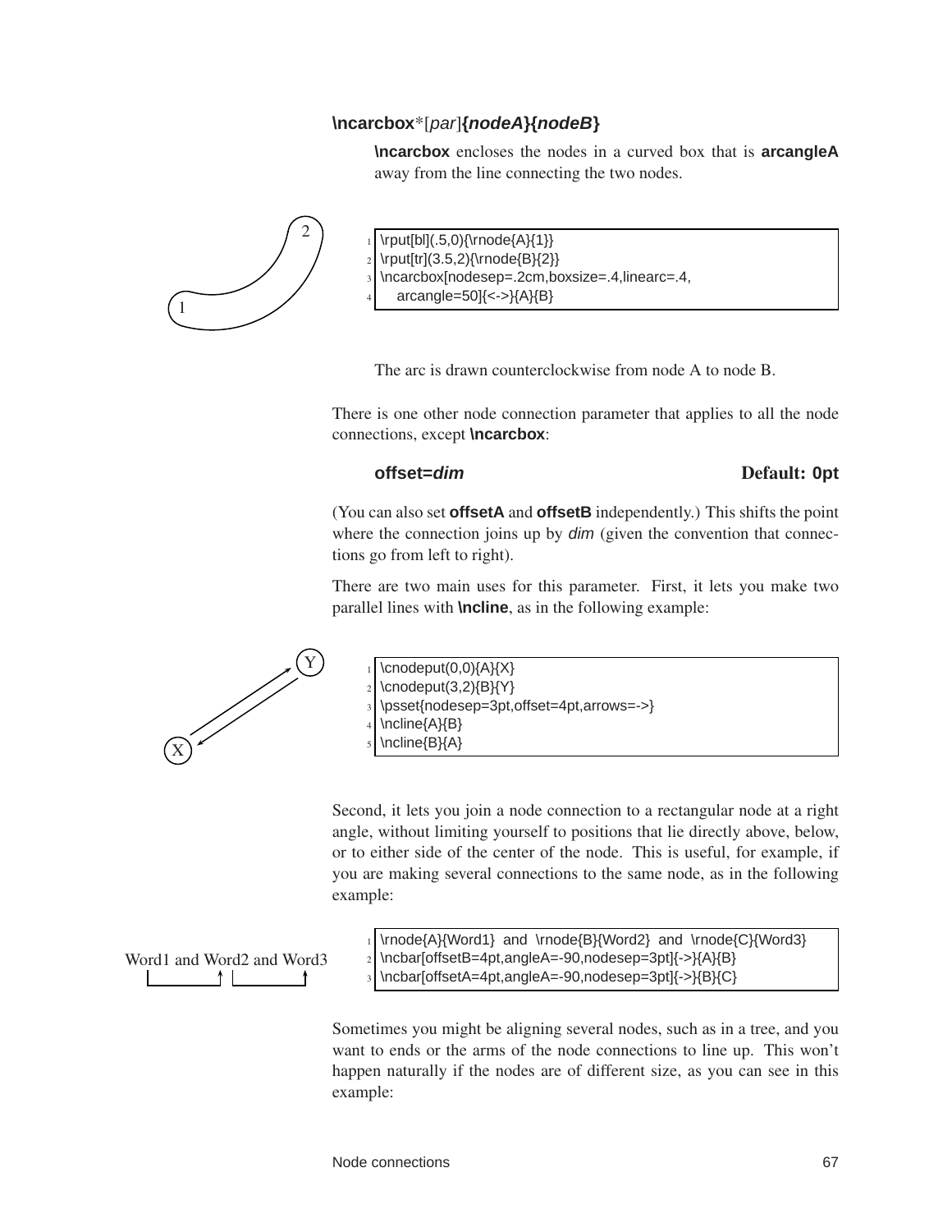**\ncarcbox***[*par*]**{*nodeA*}{*nodeB*}**

**\ncarcbox** encloses the nodes in a curved box that is **arcangleA** away from the line connecting the two nodes.

```
\rput[bl](.5,0){\rnode{A}{1}}
\rput[tr](3.5,2){\rnode{B}{2}}
\ncarcbox[nodesep=.2cm,boxsize=.4,linearc=.4,
   arcangle=50]{<->}{A}{B}
```

The arc is drawn counterclockwise from node A to node B.

There is one other node connection parameter that applies to all the node connections, except **\ncarcbox**:

**offset=*dim*** **Default: 0pt**

(You can also set **offsetA** and **offsetB** independently.) This shifts the point where the connection joins up by *dim* (given the convention that connections go from left to right).

There are two main uses for this parameter. First, it lets you make two parallel lines with **\ncline**, as in the following example:

```
\cnodeput(0,0){A}{X}
\cnodeput(3,2){B}{Y}
\psset{nodesep=3pt,offset=4pt,arrows=->}
\ncline{A}{B}
\ncline{B}{A}
```

Second, it lets you join a node connection to a rectangular node at a right angle, without limiting yourself to positions that lie directly above, below, or to either side of the center of the node. This is useful, for example, if you are making several connections to the same node, as in the following example:

Word1 and Word2 and Word3

```
\rnode{A}{Word1} and \rnode{B}{Word2} and \rnode{C}{Word3}
\ncbar[offsetB=4pt,angleA=-90,nodesep=3pt]{->}{A}{B}
\ncbar[offsetA=4pt,angleA=-90,nodesep=3pt]{->}{B}{C}
```

Sometimes you might be aligning several nodes, such as in a tree, and you want to ends or the arms of the node connections to line up. This won't happen naturally if the nodes are of different size, as you can see in this example: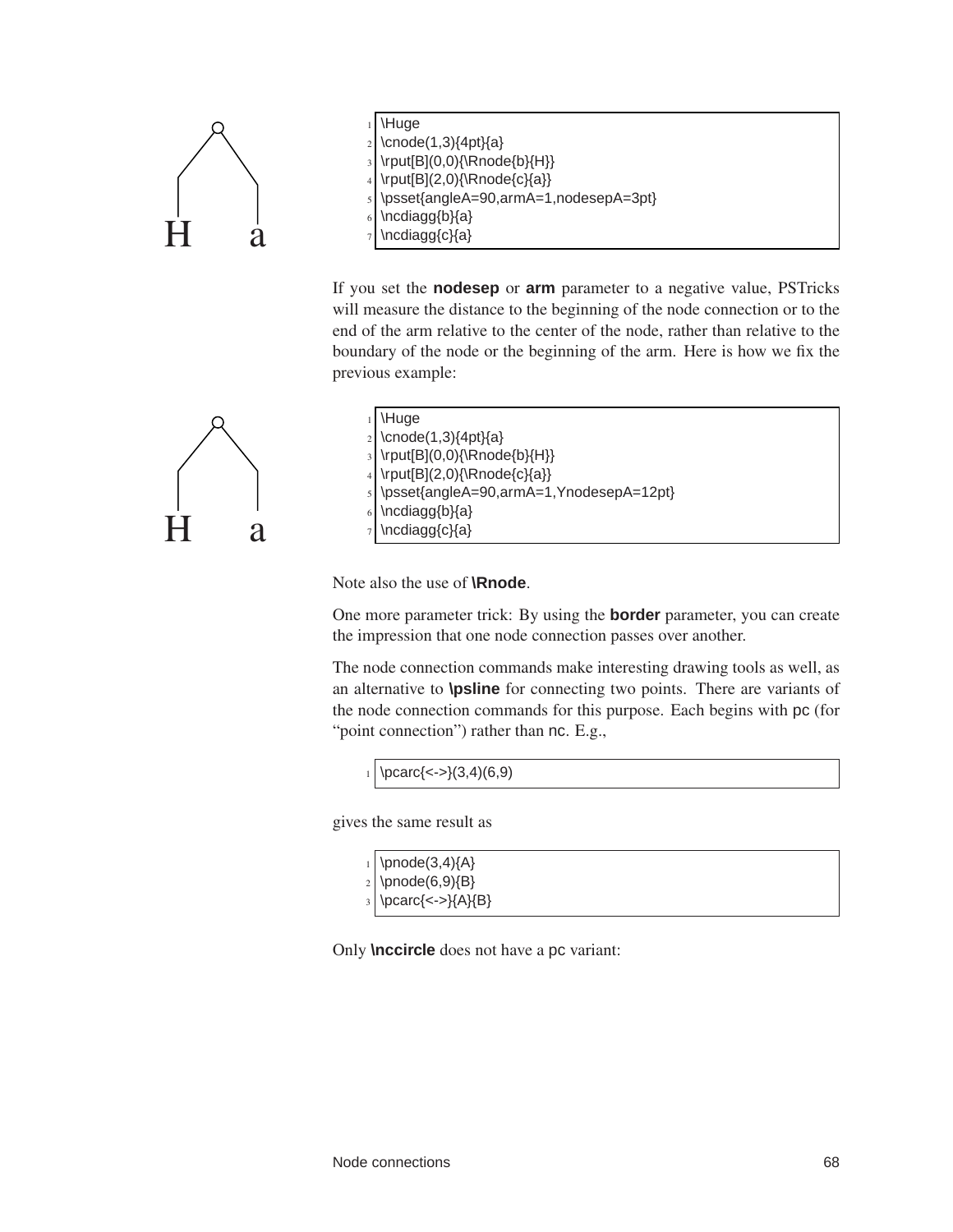```
\Huge
\cnode(1,3){4pt}{a}
\rput[B](0,0){\Rnode{b}{H}}
\rput[B](2,0){\Rnode{c}{a}}
\psset{angleA=90,armA=1,nodesepA=3pt}
\ncdiagg{b}{a}
\ncdiagg{c}{a}
```

If you set the **nodesep** or **arm** parameter to a negative value, PSTricks will measure the distance to the beginning of the node connection or to the end of the arm relative to the center of the node, rather than relative to the boundary of the node or the beginning of the arm. Here is how we fix the previous example:

```
\Huge
\cnode(1,3){4pt}{a}
\rput[B](0,0){\Rnode{b}{H}}
\rput[B](2,0){\Rnode{c}{a}}
\psset{angleA=90,armA=1,YnodesepA=12pt}
\ncdiagg{b}{a}
\ncdiagg{c}{a}
```

Note also the use of **\Rnode**.

One more parameter trick: By using the **border** parameter, you can create the impression that one node connection passes over another.

The node connection commands make interesting drawing tools as well, as an alternative to **\psline** for connecting two points. There are variants of the node connection commands for this purpose. Each begins with pc (for "point connection") rather than nc. E.g.,

```
\pcarc{<->}(3,4)(6,9)
```

gives the same result as

```
\pnode(3,4){A}
\pnode(6,9){B}
\pcarc{<->}{A}{B}
```

Only **\nccircle** does not have a pc variant: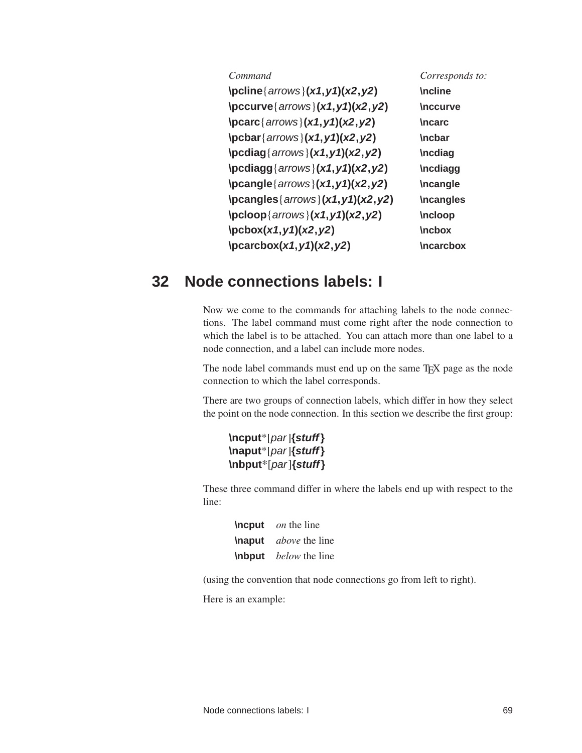| *Command* | *Corresponds to:* |
|---|---|
| **\pcline**{*arrows*}**(*x1*,*y1*)(*x2*,*y2*)** | **\ncline** |
| **\pccurve**{*arrows*}**(*x1*,*y1*)(*x2*,*y2*)** | **\nccurve** |
| **\pcarc**{*arrows*}**(*x1*,*y1*)(*x2*,*y2*)** | **\ncarc** |
| **\pcbar**{*arrows*}**(*x1*,*y1*)(*x2*,*y2*)** | **\ncbar** |
| **\pcdiag**{*arrows*}**(*x1*,*y1*)(*x2*,*y2*)** | **\ncdiag** |
| **\pcdiagg**{*arrows*}**(*x1*,*y1*)(*x2*,*y2*)** | **\ncdiagg** |
| **\pcangle**{*arrows*}**(*x1*,*y1*)(*x2*,*y2*)** | **\ncangle** |
| **\pcangles**{*arrows*}**(*x1*,*y1*)(*x2*,*y2*)** | **\ncangles** |
| **\pcloop**{*arrows*}**(*x1*,*y1*)(*x2*,*y2*)** | **\ncloop** |
| **\pcbox(*x1*,*y1*)(*x2*,*y2*)** | **\ncbox** |
| **\pcarcbox(*x1*,*y1*)(*x2*,*y2*)** | **\ncarcbox** |

# 32 Node connections labels: I

Now we come to the commands for attaching labels to the node connections. The label command must come right after the node connection to which the label is to be attached. You can attach more than one label to a node connection, and a label can include more nodes.

The node label commands must end up on the same TeX page as the node connection to which the label corresponds.

There are two groups of connection labels, which differ in how they select the point on the node connection. In this section we describe the first group:

**\ncput***[*par*]**{*stuff*}**
**\naput***[*par*]**{*stuff*}**
**\nbput***[*par*]**{*stuff*}**

These three command differ in where the labels end up with respect to the line:

| | |
|---|---|
| **\ncput** | *on* the line |
| **\naput** | *above* the line |
| **\nbput** | *below* the line |

(using the convention that node connections go from left to right).

Here is an example: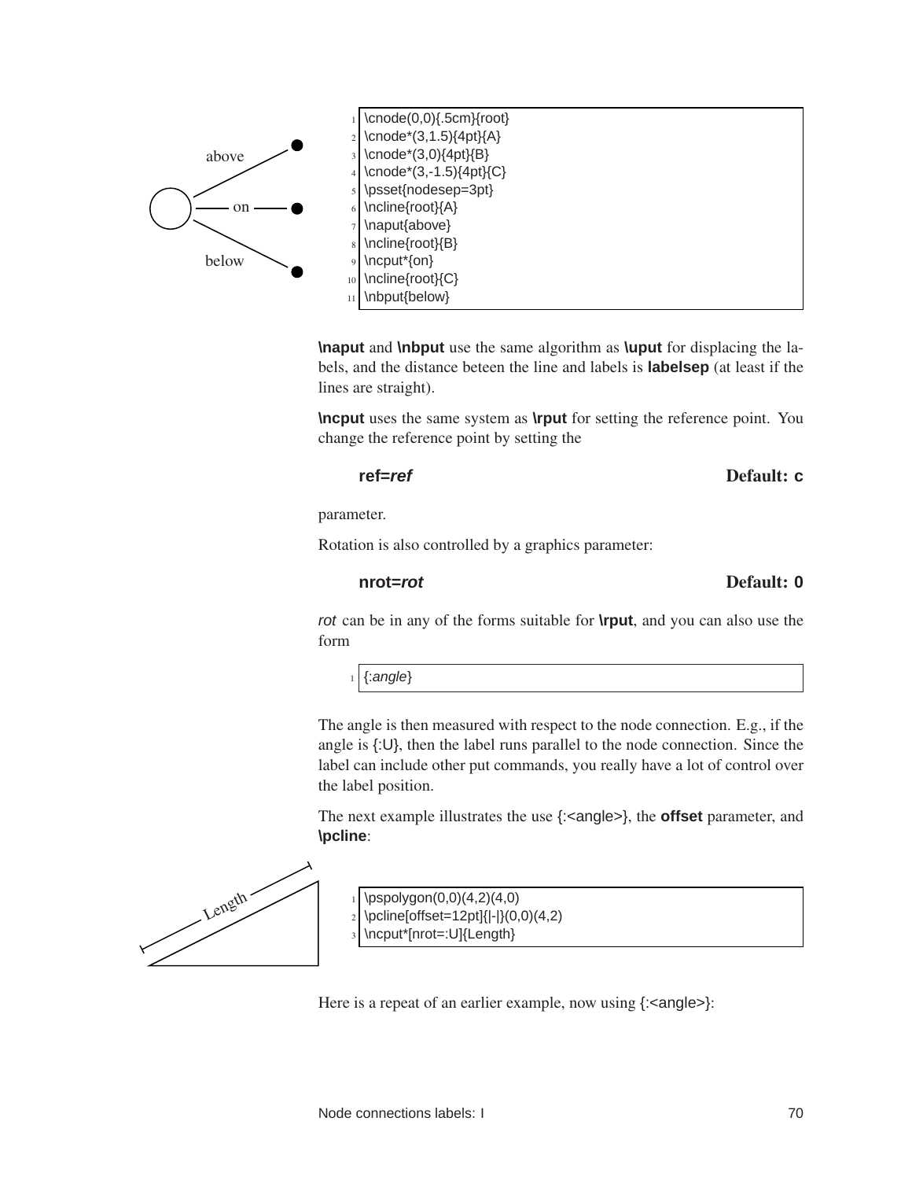```
\cnode(0,0){.5cm}{root}
\cnode*(3,1.5){4pt}{A}
\cnode*(3,0){4pt}{B}
\cnode*(3,-1.5){4pt}{C}
\psset{nodesep=3pt}
\ncline{root}{A}
\naput{above}
\ncline{root}{B}
\ncput*{on}
\ncline{root}{C}
\nbput{below}
```

**\naput** and **\nbput** use the same algorithm as **\uput** for displacing the labels, and the distance beteen the line and labels is **labelsep** (at least if the lines are straight).

**\ncput** uses the same system as **\rput** for setting the reference point. You change the reference point by setting the

**ref=*ref*** Default: **c**

parameter.

Rotation is also controlled by a graphics parameter:

**nrot=*rot*** Default: **0**

*rot* can be in any of the forms suitable for **\rput**, and you can also use the form

```
{:angle}
```

The angle is then measured with respect to the node connection. E.g., if the angle is {:U}, then the label runs parallel to the node connection. Since the label can include other put commands, you really have a lot of control over the label position.

The next example illustrates the use {:<angle>}, the **offset** parameter, and **\pcline**:

```
\pspolygon(0,0)(4,2)(4,0)
\pcline[offset=12pt]{|-|}(0,0)(4,2)
\ncput*[nrot=:U]{Length}
```

Here is a repeat of an earlier example, now using {:<angle>}: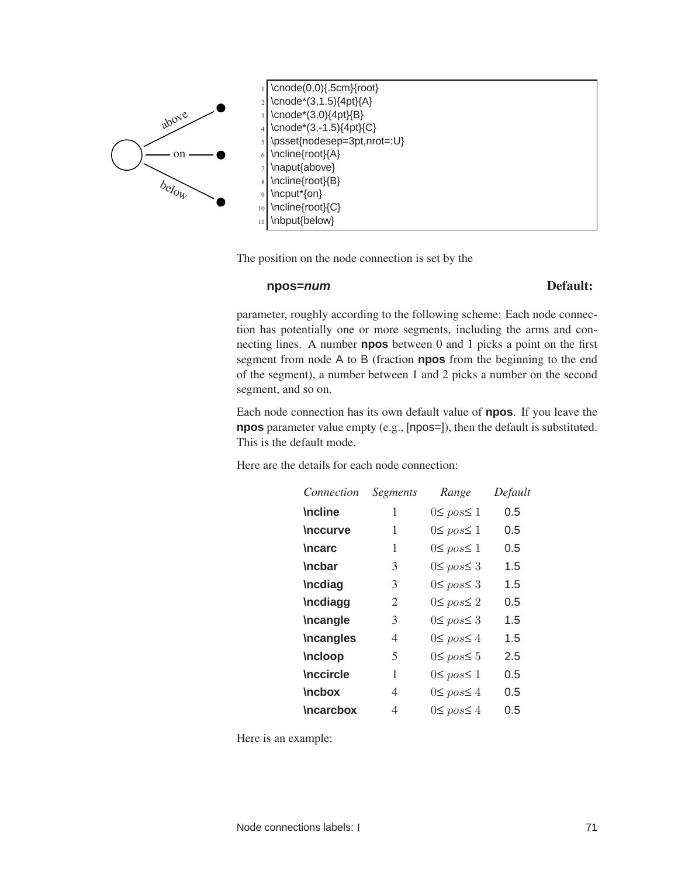```
\cnode(0,0){.5cm}{root}
\cnode*(3,1.5){4pt}{A}
\cnode*(3,0){4pt}{B}
\cnode*(3,-1.5){4pt}{C}
\psset{nodesep=3pt,nrot=:U}
\ncline{root}{A}
\naput{above}
\ncline{root}{B}
\ncput*{on}
\ncline{root}{C}
\nbput{below}
```

The position on the node connection is set by the

**npos=*num*** **Default:**

parameter, roughly according to the following scheme: Each node connection has potentially one or more segments, including the arms and connecting lines. A number **npos** between 0 and 1 picks a point on the first segment from node A to B (fraction **npos** from the beginning to the end of the segment), a number between 1 and 2 picks a number on the second segment, and so on.

Each node connection has its own default value of **npos**. If you leave the **npos** parameter value empty (e.g., [npos=]), then the default is substituted. This is the default mode.

Here are the details for each node connection:

| *Connection* | *Segments* | *Range* | *Default* |
|---|---|---|---|
| **\ncline** | 1 | $0 \leq pos \leq 1$ | 0.5 |
| **\nccurve** | 1 | $0 \leq pos \leq 1$ | 0.5 |
| **\ncarc** | 1 | $0 \leq pos \leq 1$ | 0.5 |
| **\ncbar** | 3 | $0 \leq pos \leq 3$ | 1.5 |
| **\ncdiag** | 3 | $0 \leq pos \leq 3$ | 1.5 |
| **\ncdiagg** | 2 | $0 \leq pos \leq 2$ | 0.5 |
| **\ncangle** | 3 | $0 \leq pos \leq 3$ | 1.5 |
| **\ncangles** | 4 | $0 \leq pos \leq 4$ | 1.5 |
| **\ncloop** | 5 | $0 \leq pos \leq 5$ | 2.5 |
| **\nccircle** | 1 | $0 \leq pos \leq 1$ | 0.5 |
| **\ncbox** | 4 | $0 \leq pos \leq 4$ | 0.5 |
| **\ncarcbox** | 4 | $0 \leq pos \leq 4$ | 0.5 |

Here is an example: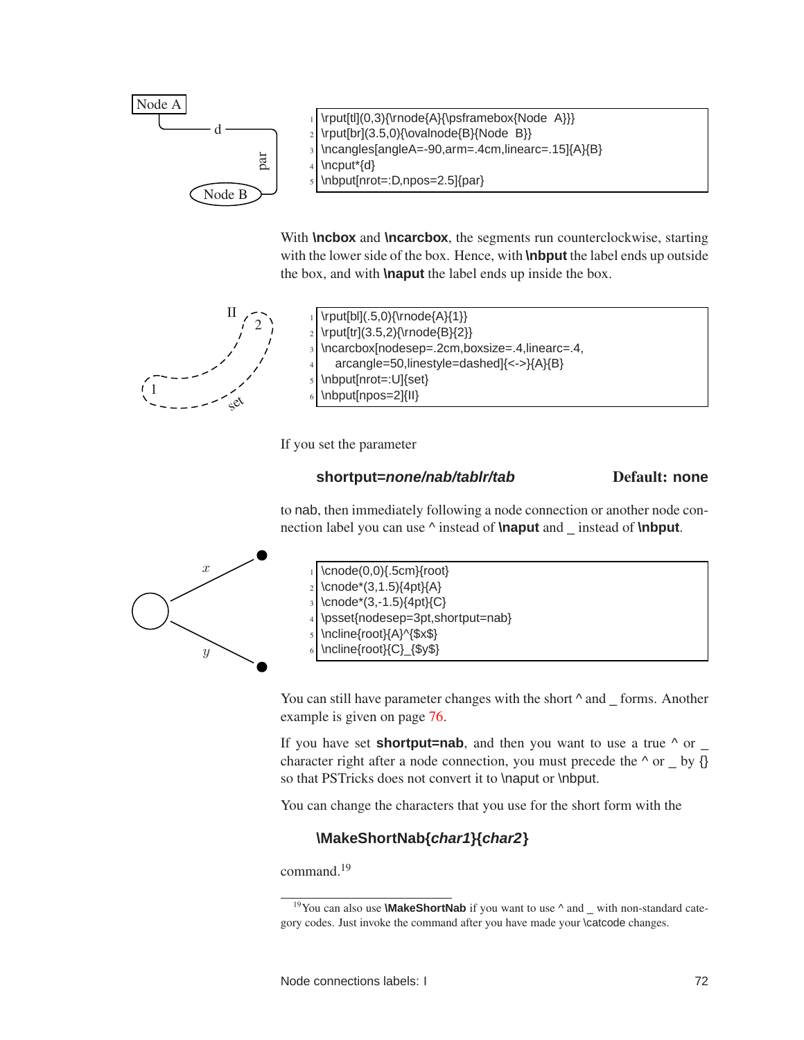```
\rput[tl](0,3){\rnode{A}{\psframebox{Node  A}}}
\rput[br](3.5,0){\ovalnode{B}{Node  B}}
\ncangles[angleA=-90,arm=.4cm,linearc=.15]{A}{B}
\ncput*{d}
\nbput[nrot=:D,npos=2.5]{par}
```

With **\ncbox** and **\ncarcbox**, the segments run counterclockwise, starting with the lower side of the box. Hence, with **\nbput** the label ends up outside the box, and with **\naput** the label ends up inside the box.

```
\rput[bl](.5,0){\rnode{A}{1}}
\rput[tr](3.5,2){\rnode{B}{2}}
\ncarcbox[nodesep=.2cm,boxsize=.4,linearc=.4,
   arcangle=50,linestyle=dashed]{<->}{A}{B}
\nbput[nrot=:U]{set}
\nbput[npos=2]{II}
```

If you set the parameter

**shortput=*none/nab/tablr/tab*** **Default: none**

to nab, then immediately following a node connection or another node connection label you can use ^ instead of **\naput** and _ instead of **\nbput**.

```
\cnode(0,0){.5cm}{root}
\cnode*(3,1.5){4pt}{A}
\cnode*(3,-1.5){4pt}{C}
\psset{nodesep=3pt,shortput=nab}
\ncline{root}{A}^{$x$}
\ncline{root}{C}_{$y$}
```

You can still have parameter changes with the short ^ and _ forms. Another example is given on page 76.

If you have set **shortput=nab**, and then you want to use a true ^ or _ character right after a node connection, you must precede the ^ or _ by {} so that PSTricks does not convert it to \naput or \nbput.

You can change the characters that you use for the short form with the

**\MakeShortNab{*char1*}{*char2*}**

command.[19]

[19] You can also use **\MakeShortNab** if you want to use ^ and _ with non-standard category codes. Just invoke the command after you have made your \catcode changes.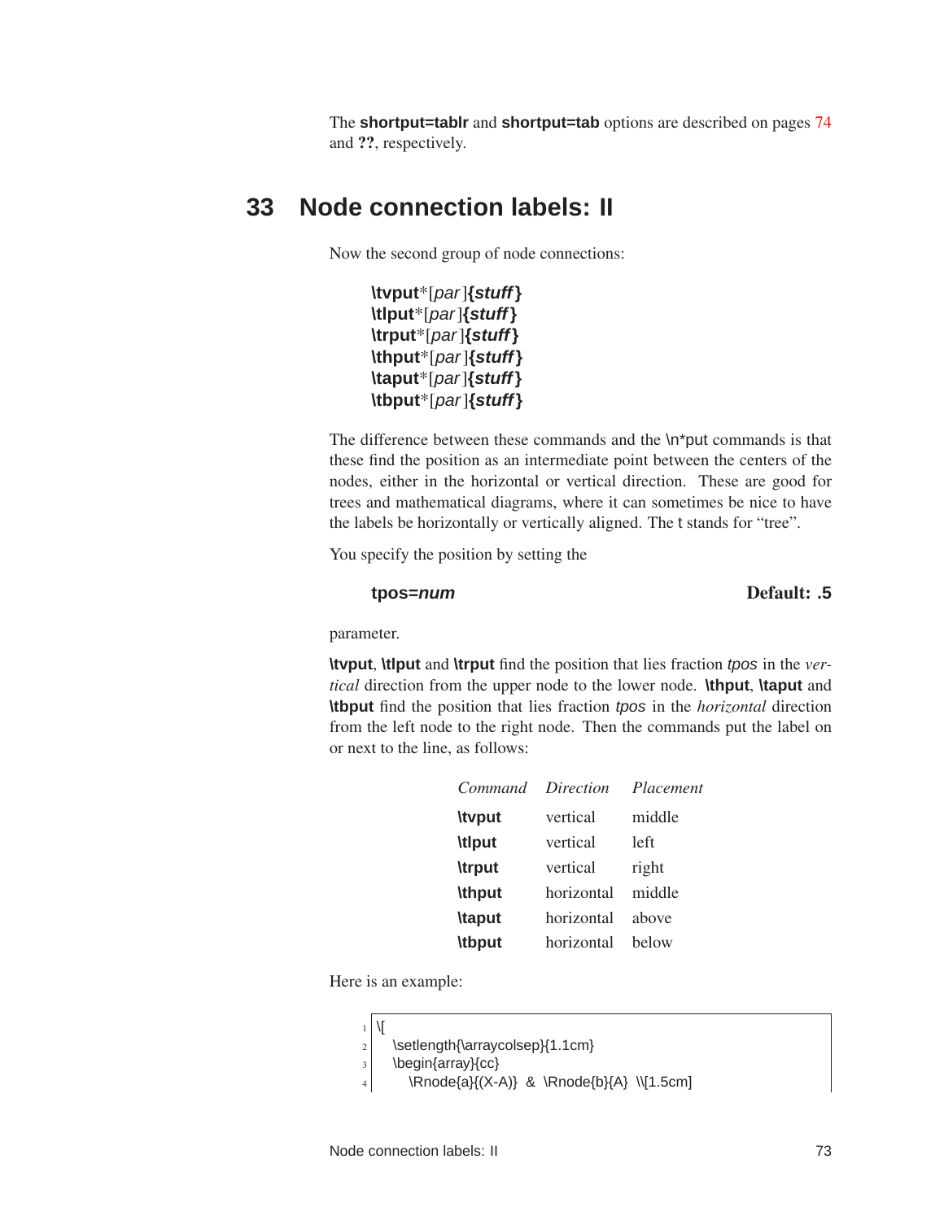The **shortput=tablr** and **shortput=tab** options are described on pages 74 and **??**, respectively.

## 33 Node connection labels: II

Now the second group of node connections:

> **\tvput***[*par*]**{*stuff*}**
> **\tlput***[*par*]**{*stuff*}**
> **\trput***[*par*]**{*stuff*}**
> **\thput***[*par*]**{*stuff*}**
> **\taput***[*par*]**{*stuff*}**
> **\tbput***[*par*]**{*stuff*}**

The difference between these commands and the \n*put commands is that these find the position as an intermediate point between the centers of the nodes, either in the horizontal or vertical direction. These are good for trees and mathematical diagrams, where it can sometimes be nice to have the labels be horizontally or vertically aligned. The t stands for "tree".

You specify the position by setting the

**tpos=*num*** **Default: .5**

parameter.

**\tvput**, **\tlput** and **\trput** find the position that lies fraction *tpos* in the *vertical* direction from the upper node to the lower node. **\thput**, **\taput** and **\tbput** find the position that lies fraction *tpos* in the *horizontal* direction from the left node to the right node. Then the commands put the label on or next to the line, as follows:

| *Command* | *Direction* | *Placement* |
|---|---|---|
| **\tvput** | vertical | middle |
| **\tlput** | vertical | left |
| **\trput** | vertical | right |
| **\thput** | horizontal | middle |
| **\taput** | horizontal | above |
| **\tbput** | horizontal | below |

Here is an example:

```
\[
  \setlength{\arraycolsep}{1.1cm}
  \begin{array}{cc}
    \Rnode{a}{(X-A)}  &  \Rnode{b}{A}  \\[1.5cm]
```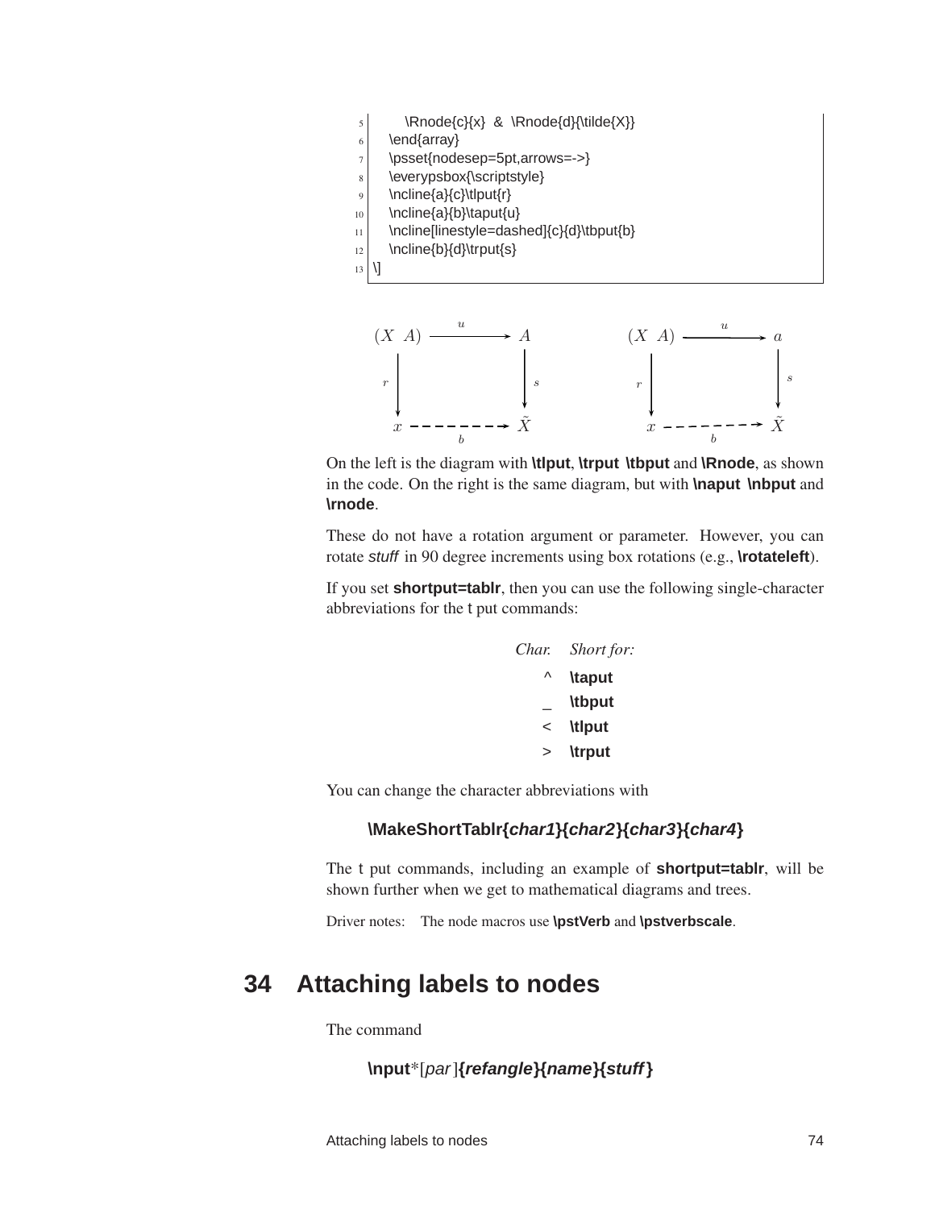```
5       \Rnode{c}{x}  &  \Rnode{d}{\tilde{X}}
6     \end{array}
7     \psset{nodesep=5pt,arrows=->}
8     \everypsbox{\scriptstyle}
9     \ncline{a}{c}\tlput{r}
10    \ncline{a}{b}\taput{u}
11    \ncline[linestyle=dashed]{c}{d}\tbput{b}
12    \ncline{b}{d}\trput{s}
13  \]
```

On the left is the diagram with **\tlput**, **\trput** **\tbput** and **\Rnode**, as shown in the code. On the right is the same diagram, but with **\naput** **\nbput** and **\rnode**.

These do not have a rotation argument or parameter. However, you can rotate *stuff* in 90 degree increments using box rotations (e.g., **\rotateleft**).

If you set **shortput=tablr**, then you can use the following single-character abbreviations for the t put commands:

| *Char.* | *Short for:* |
|---|---|
| ^ | **\taput** |
| _ | **\tbput** |
| < | **\tlput** |
| > | **\trput** |

You can change the character abbreviations with

**\MakeShortTablr{*char1*}{*char2*}{*char3*}{*char4*}**

The t put commands, including an example of **shortput=tablr**, will be shown further when we get to mathematical diagrams and trees.

Driver notes: The node macros use **\pstVerb** and **\pstverbscale**.

# 34 Attaching labels to nodes

The command

**\nput***[*par*]**{*refangle*}{*name*}{*stuff*}**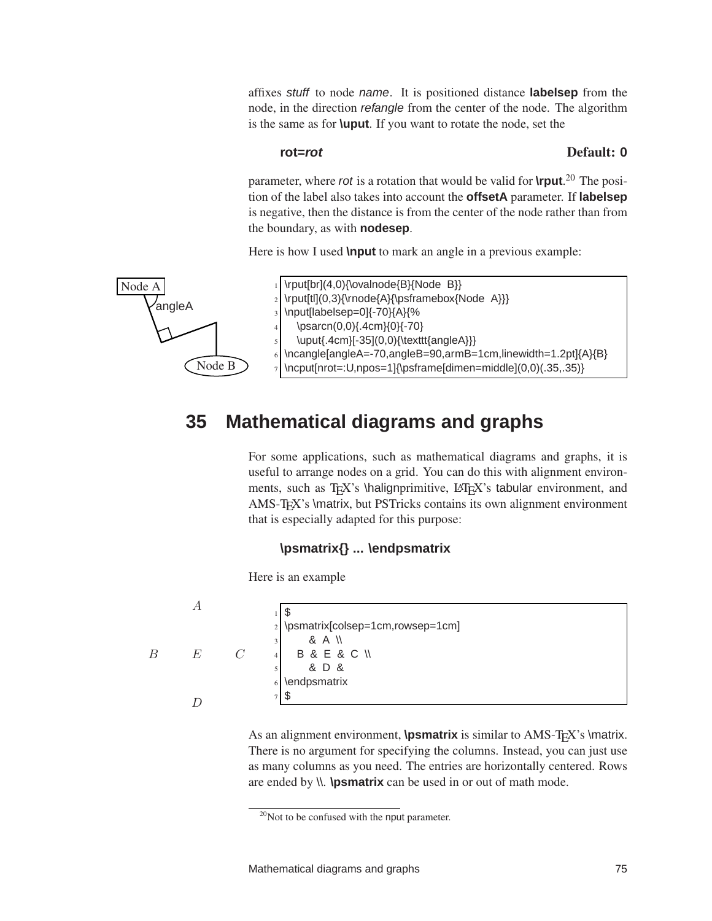affixes *stuff* to node *name*. It is positioned distance **labelsep** from the node, in the direction *refangle* from the center of the node. The algorithm is the same as for **\uput**. If you want to rotate the node, set the

**rot=*rot*** **Default: 0**

parameter, where *rot* is a rotation that would be valid for **\rput**.[20] The position of the label also takes into account the **offsetA** parameter. If **labelsep** is negative, then the distance is from the center of the node rather than from the boundary, as with **nodesep**.

Here is how I used **\nput** to mark an angle in a previous example:

```
\rput[br](4,0){\ovalnode{B}{Node B}}
\rput[tl](0,3){\rnode{A}{\psframebox{Node A}}}
\nput[labelsep=0]{-70}{A}{%
   \psarcn(0,0){.4cm}{0}{-70}
   \uput{.4cm}[-35](0,0){\texttt{angleA}}}
\ncangle[angleA=-70,angleB=90,armB=1cm,linewidth=1.2pt]{A}{B}
\ncput[nrot=:U,npos=1]{\psframe[dimen=middle](0,0)(.35,.35)}
```

## 35 Mathematical diagrams and graphs

For some applications, such as mathematical diagrams and graphs, it is useful to arrange nodes on a grid. You can do this with alignment environments, such as TEX's \halignprimitive, LATEX's tabular environment, and AMS-TEX's \matrix, but PSTricks contains its own alignment environment that is especially adapted for this purpose:

**\psmatrix{} ... \endpsmatrix**

Here is an example

```
$
\psmatrix[colsep=1cm,rowsep=1cm]
      & A \\
   B & E & C \\
      & D &
\endpsmatrix
$
```

As an alignment environment, **\psmatrix** is similar to AMS-TEX's \matrix. There is no argument for specifying the columns. Instead, you can just use as many columns as you need. The entries are horizontally centered. Rows are ended by **\\**. **\psmatrix** can be used in or out of math mode.

[20] Not to be confused with the nput parameter.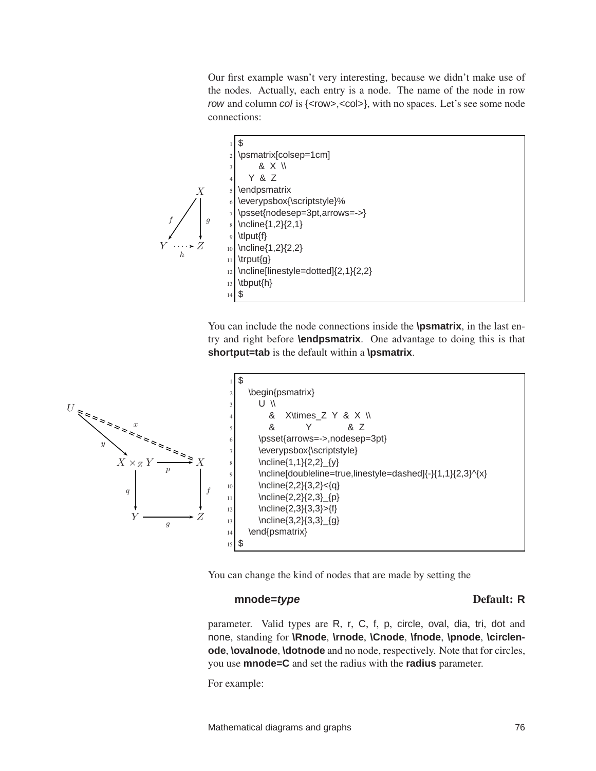Our first example wasn't very interesting, because we didn't make use of the nodes. Actually, each entry is a node. The name of the node in row *row* and column *col* is {<row>,<col>}, with no spaces. Let's see some node connections:

```
$
\psmatrix[colsep=1cm]
      & X \\
   Y & Z
\endpsmatrix
\everypsbox{\scriptstyle}%
\psset{nodesep=3pt,arrows=->}
\ncline{1,2}{2,1}
\tlput{f}
\ncline{1,2}{2,2}
\trput{g}
\ncline[linestyle=dotted]{2,1}{2,2}
\tbput{h}
$
```

You can include the node connections inside the **\psmatrix**, in the last entry and right before **\endpsmatrix**. One advantage to doing this is that **shortput=tab** is the default within a **\psmatrix**.

```
$
   \begin{psmatrix}
      U \\
         &   X\times_Z Y  & X \\
         &          Y            & Z
      \psset{arrows=->,nodesep=3pt}
      \everypsbox{\scriptstyle}
      \ncline{1,1}{2,2}_{y}
      \ncline[doubleline=true,linestyle=dashed]{-}{1,1}{2,3}^{x}
      \ncline{2,2}{3,2}<{q}
      \ncline{2,2}{2,3}_{p}
      \ncline{2,3}{3,3}>{f}
      \ncline{3,2}{3,3}_{g}
   \end{psmatrix}
$
```

You can change the kind of nodes that are made by setting the

**mnode=*type*** Default: R

parameter. Valid types are R, r, C, f, p, circle, oval, dia, tri, dot and none, standing for **\Rnode**, **\rnode**, **\Cnode**, **\fnode**, **\pnode**, **\circlenode**, **\ovalnode**, **\dotnode** and no node, respectively. Note that for circles, you use **mnode=C** and set the radius with the **radius** parameter.

For example: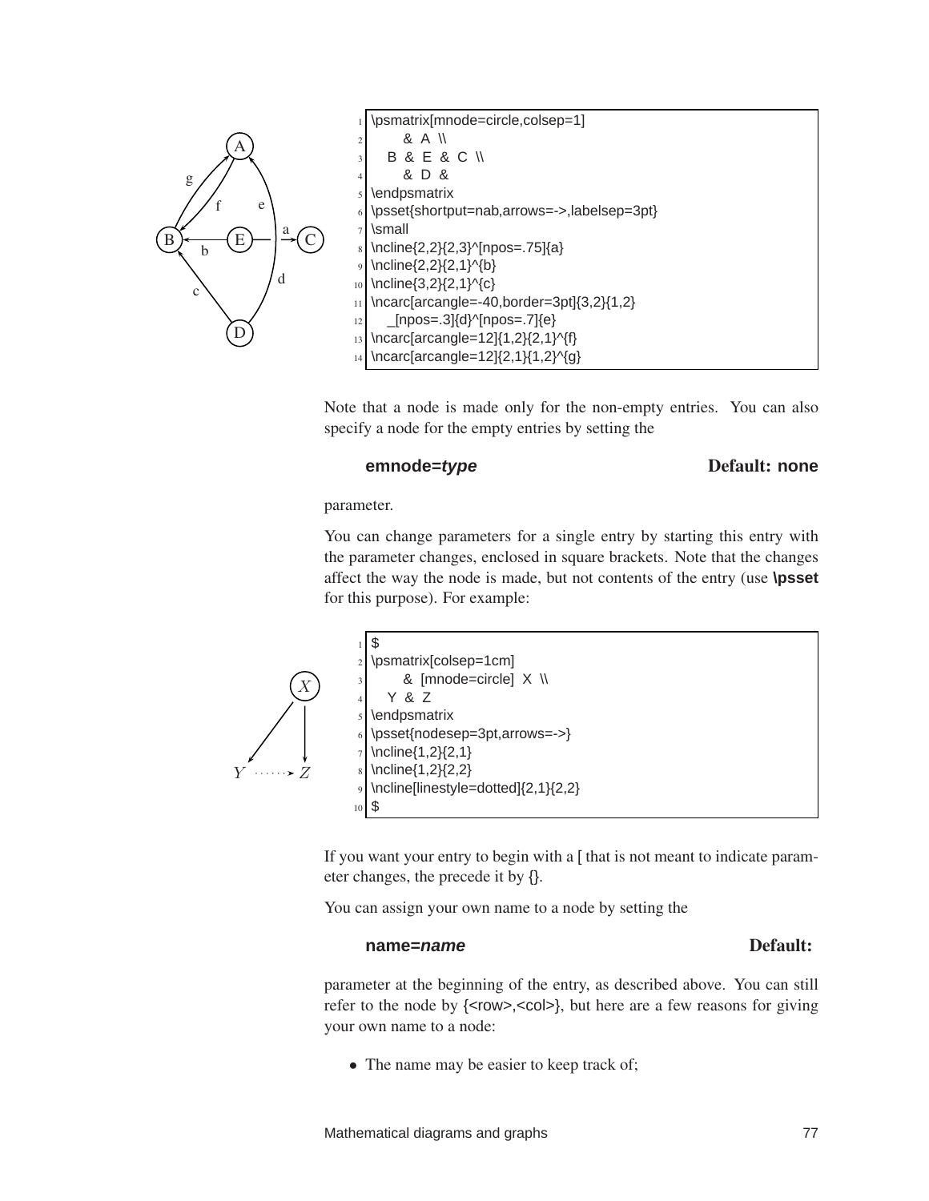```
\psmatrix[mnode=circle,colsep=1]
      & A \\
   B & E & C \\
      & D &
\endpsmatrix
\psset{shortput=nab,arrows=->,labelsep=3pt}
\small
\ncline{2,2}{2,3}^[npos=.75]{a}
\ncline{2,2}{2,1}^{b}
\ncline{3,2}{2,1}^{c}
\ncarc[arcangle=-40,border=3pt]{3,2}{1,2}
   _[npos=.3]{d}^[npos=.7]{e}
\ncarc[arcangle=12]{1,2}{2,1}^{f}
\ncarc[arcangle=12]{2,1}{1,2}^{g}
```

Note that a node is made only for the non-empty entries. You can also specify a node for the empty entries by setting the

**emnode=*type*** **Default: none**

parameter.

You can change parameters for a single entry by starting this entry with the parameter changes, enclosed in square brackets. Note that the changes affect the way the node is made, but not contents of the entry (use **\psset** for this purpose). For example:

```
$
\psmatrix[colsep=1cm]
      & [mnode=circle] X \\
   Y & Z
\endpsmatrix
\psset{nodesep=3pt,arrows=->}
\ncline{1,2}{2,1}
\ncline{1,2}{2,2}
\ncline[linestyle=dotted]{2,1}{2,2}
$
```

If you want your entry to begin with a [ that is not meant to indicate parameter changes, the precede it by {}.

You can assign your own name to a node by setting the

**name=*name*** **Default:**

parameter at the beginning of the entry, as described above. You can still refer to the node by {<row>,<col>}, but here are a few reasons for giving your own name to a node:

- The name may be easier to keep track of;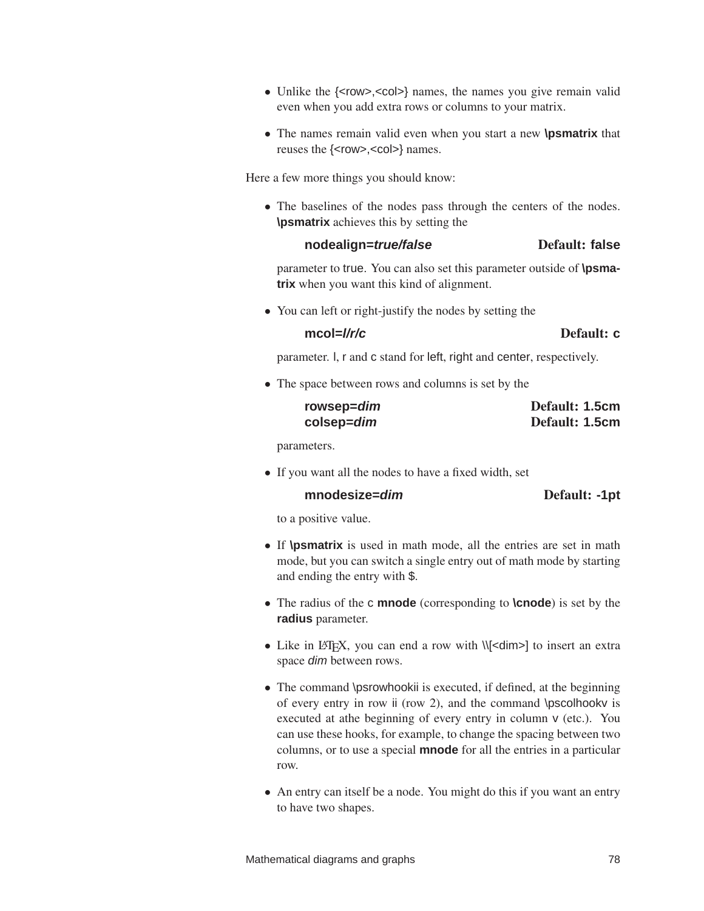- Unlike the {<row>,<col>} names, the names you give remain valid even when you add extra rows or columns to your matrix.
- The names remain valid even when you start a new **\psmatrix** that reuses the {<row>,<col>} names.

Here a few more things you should know:

- The baselines of the nodes pass through the centers of the nodes. **\psmatrix** achieves this by setting the

  **nodealign=*true/false*** **Default: false**

  parameter to true. You can also set this parameter outside of **\psmatrix** when you want this kind of alignment.

- You can left or right-justify the nodes by setting the

  **mcol=*l/r/c*** **Default: c**

  parameter. l, r and c stand for left, right and center, respectively.

- The space between rows and columns is set by the

  **rowsep=*dim*** **Default: 1.5cm**
  **colsep=*dim*** **Default: 1.5cm**

  parameters.

- If you want all the nodes to have a fixed width, set

  **mnodesize=*dim*** **Default: -1pt**

  to a positive value.

- If **\psmatrix** is used in math mode, all the entries are set in math mode, but you can switch a single entry out of math mode by starting and ending the entry with $.
- The radius of the c **mnode** (corresponding to **\cnode**) is set by the **radius** parameter.
- Like in LaTeX, you can end a row with \\[<dim>] to insert an extra space *dim* between rows.
- The command \psrowhookii is executed, if defined, at the beginning of every entry in row ii (row 2), and the command \pscolhookv is executed at athe beginning of every entry in column v (etc.). You can use these hooks, for example, to change the spacing between two columns, or to use a special **mnode** for all the entries in a particular row.
- An entry can itself be a node. You might do this if you want an entry to have two shapes.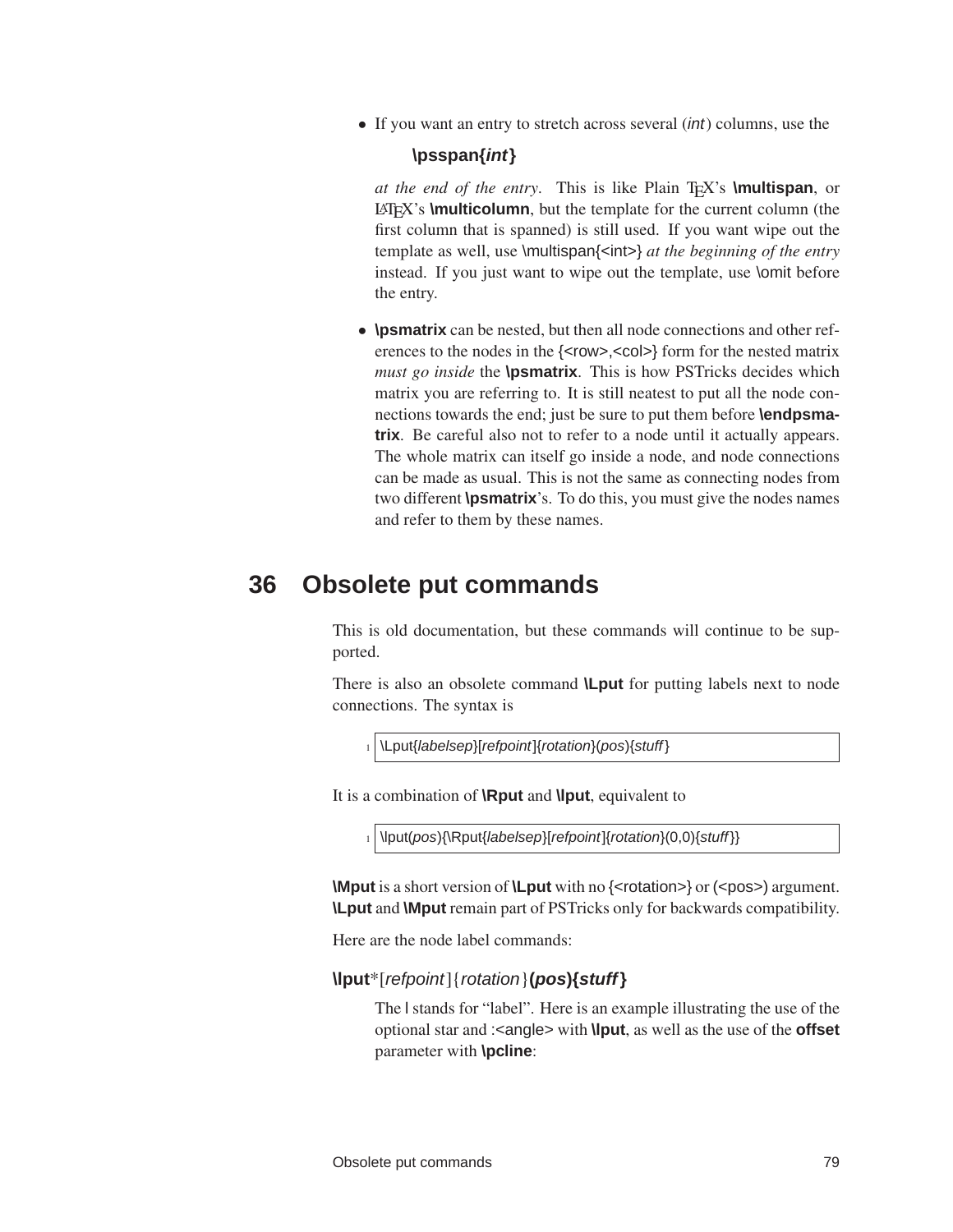- If you want an entry to stretch across several (*int*) columns, use the

  **\psspan{*int*}**

  *at the end of the entry*. This is like Plain TEX's **\multispan**, or LATEX's **\multicolumn**, but the template for the current column (the first column that is spanned) is still used. If you want wipe out the template as well, use \multispan{<int>} *at the beginning of the entry* instead. If you just want to wipe out the template, use \omit before the entry.

- **\psmatrix** can be nested, but then all node connections and other references to the nodes in the {<row>,<col>} form for the nested matrix *must go inside* the **\psmatrix**. This is how PSTricks decides which matrix you are referring to. It is still neatest to put all the node connections towards the end; just be sure to put them before **\endpsmatrix**. Be careful also not to refer to a node until it actually appears. The whole matrix can itself go inside a node, and node connections can be made as usual. This is not the same as connecting nodes from two different **\psmatrix**'s. To do this, you must give the nodes names and refer to them by these names.

# 36 Obsolete put commands

This is old documentation, but these commands will continue to be supported.

There is also an obsolete command **\Lput** for putting labels next to node connections. The syntax is

```
\Lput{labelsep}[refpoint]{rotation}(pos){stuff}
```

It is a combination of **\Rput** and **\lput**, equivalent to

```
\lput(pos){\Rput{labelsep}[refpoint]{rotation}(0,0){stuff}}
```

**\Mput** is a short version of **\Lput** with no {<rotation>} or (<pos>) argument. **\Lput** and **\Mput** remain part of PSTricks only for backwards compatibility.

Here are the node label commands:

**\lput***[*refpoint*]{*rotation*}**(*pos*){*stuff*}**

The l stands for "label". Here is an example illustrating the use of the optional star and :<angle> with **\lput**, as well as the use of the **offset** parameter with **\pcline**: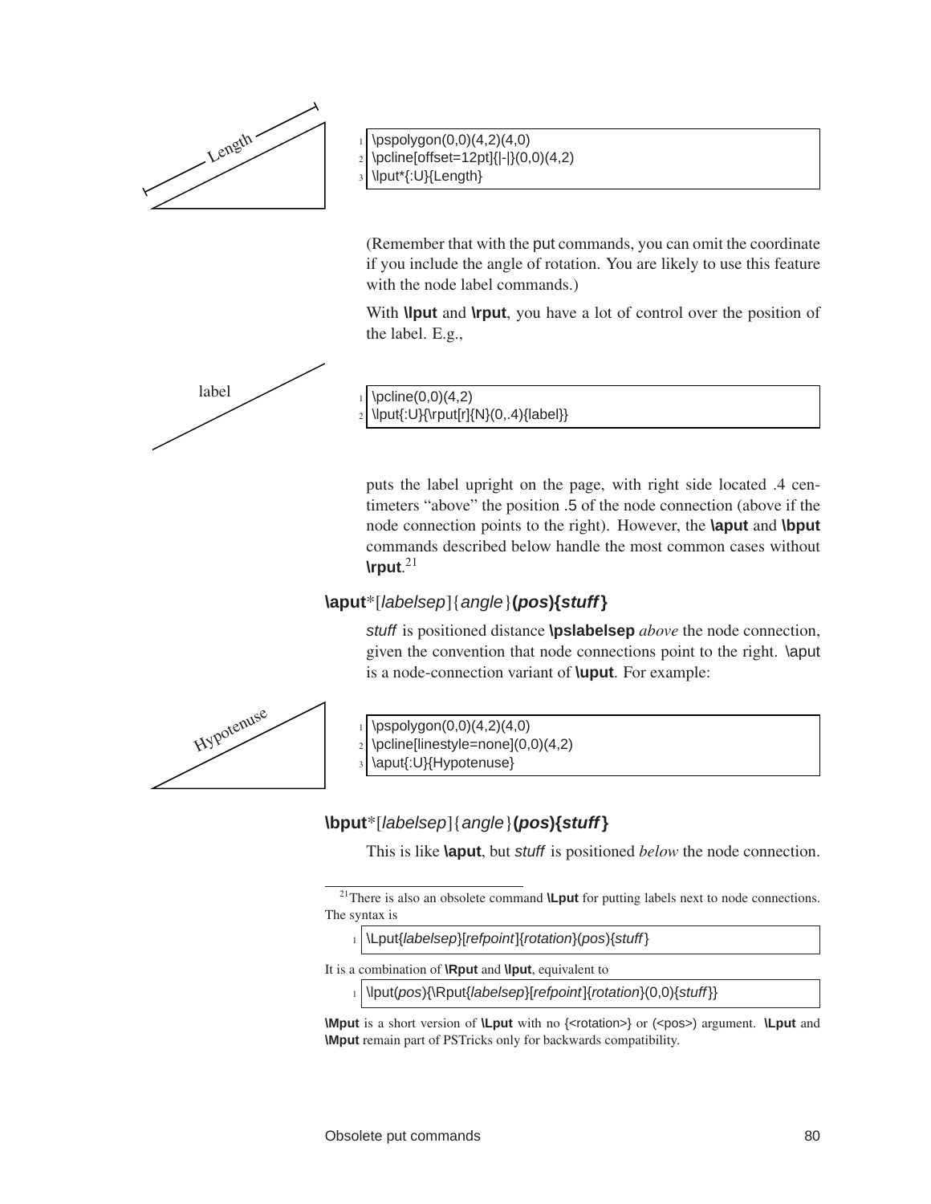```
\pspolygon(0,0)(4,2)(4,0)
\pcline[offset=12pt]{|-|}(0,0)(4,2)
\lput*{:U}{Length}
```

(Remember that with the put commands, you can omit the coordinate if you include the angle of rotation. You are likely to use this feature with the node label commands.)

With **\lput** and **\rput**, you have a lot of control over the position of the label. E.g.,

```
\pcline(0,0)(4,2)
\lput{:U}{\rput[r]{N}(0,.4){label}}
```

puts the label upright on the page, with right side located .4 centimeters "above" the position .5 of the node connection (above if the node connection points to the right). However, the **\aput** and **\bput** commands described below handle the most common cases without **\rput**.[21]

### \aput*[*labelsep*]{*angle*}(*pos*){*stuff*}

*stuff* is positioned distance **\pslabelsep** *above* the node connection, given the convention that node connections point to the right. \aput is a node-connection variant of **\uput**. For example:

```
\pspolygon(0,0)(4,2)(4,0)
\pcline[linestyle=none](0,0)(4,2)
\aput{:U}{Hypotenuse}
```

### \bput*[*labelsep*]{*angle*}(*pos*){*stuff*}

This is like **\aput**, but *stuff* is positioned *below* the node connection.

---

[21] There is also an obsolete command **\Lput** for putting labels next to node connections. The syntax is

```
\Lput{labelsep}[refpoint]{rotation}(pos){stuff}
```

It is a combination of **\Rput** and **\lput**, equivalent to

```
\lput(pos){\Rput{labelsep}[refpoint]{rotation}(0,0){stuff}}
```

**\Mput** is a short version of **\Lput** with no {<rotation>} or (<pos>) argument. **\Lput** and **\Mput** remain part of PSTricks only for backwards compatibility.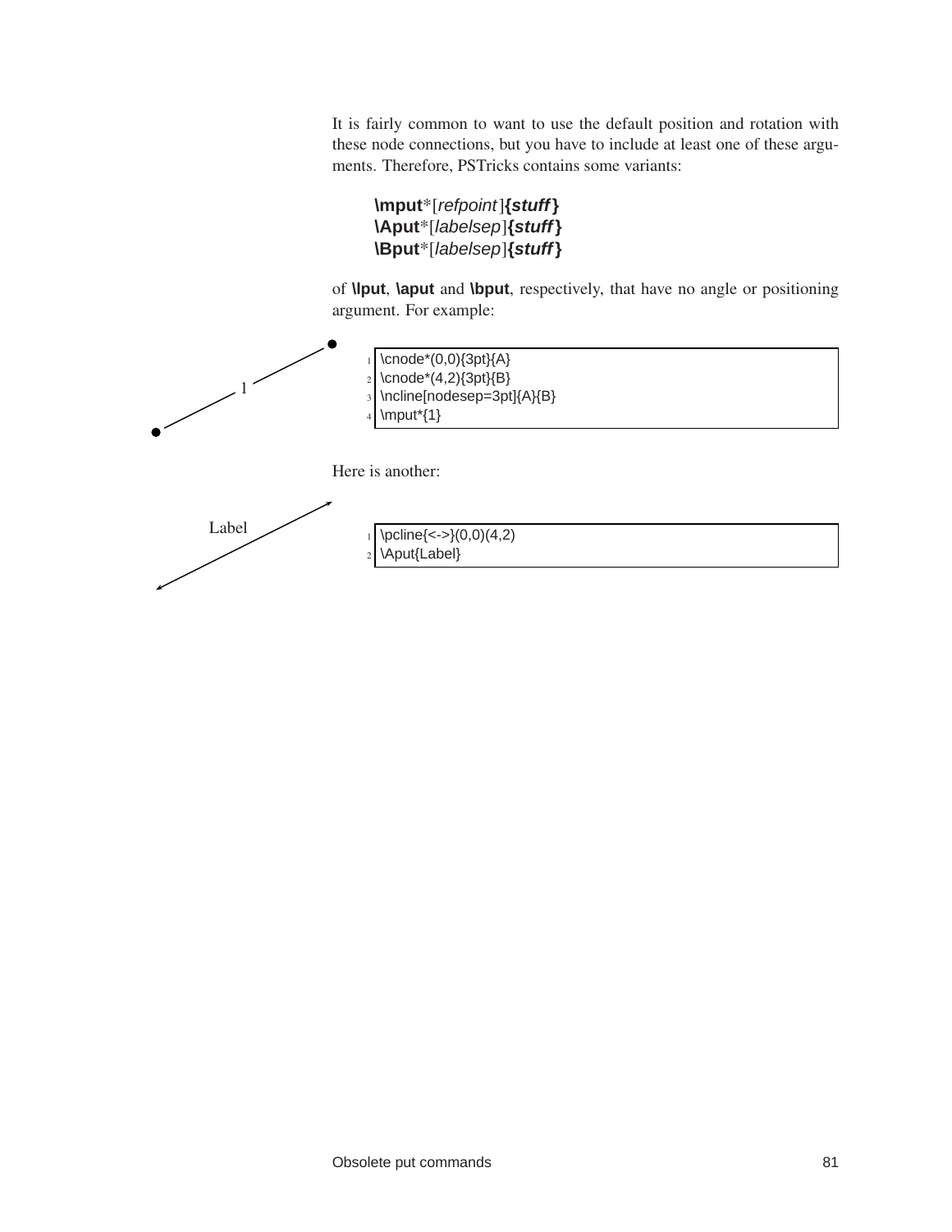It is fairly common to want to use the default position and rotation with these node connections, but you have to include at least one of these arguments. Therefore, PSTricks contains some variants:

> **\mput***[*refpoint*]**{*stuff*}**
> **\Aput***[*labelsep*]**{*stuff*}**
> **\Bput***[*labelsep*]**{*stuff*}**

of **\lput**, **\aput** and **\bput**, respectively, that have no angle or positioning argument. For example:

```
\cnode*(0,0){3pt}{A}
\cnode*(4,2){3pt}{B}
\ncline[nodesep=3pt]{A}{B}
\mput*{1}
```

Here is another:

```
\pcline{<->}(0,0)(4,2)
\Aput{Label}
```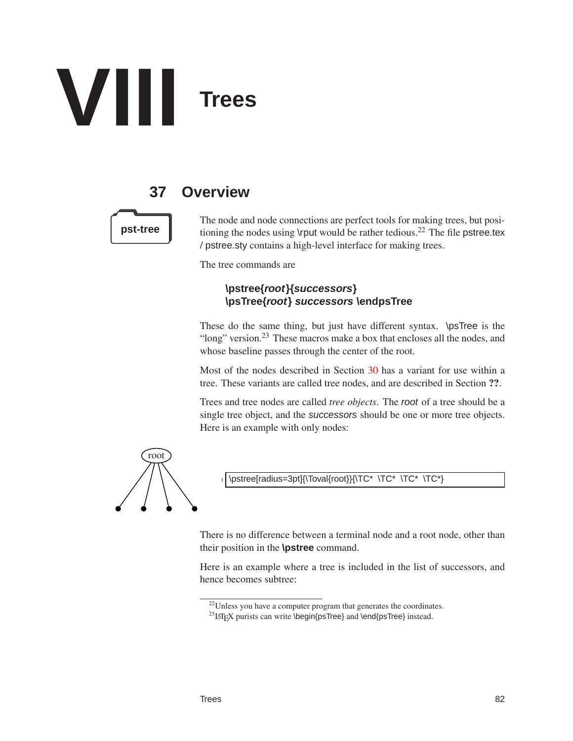# VIII Trees

## 37 Overview

pst-tree

The node and node connections are perfect tools for making trees, but positioning the nodes using \rput would be rather tedious.[22] The file pstree.tex / pstree.sty contains a high-level interface for making trees.

The tree commands are

> **\pstree{*root*}{*successors*}**
> **\psTree{*root*} *successors* \endpsTree**

These do the same thing, but just have different syntax. \psTree is the "long" version.[23] These macros make a box that encloses all the nodes, and whose baseline passes through the center of the root.

Most of the nodes described in Section 30 has a variant for use within a tree. These variants are called tree nodes, and are described in Section **??**.

Trees and tree nodes are called *tree objects*. The *root* of a tree should be a single tree object, and the *successors* should be one or more tree objects. Here is an example with only nodes:

```
\pstree[radius=3pt]{\Toval{root}}{\TC* \TC* \TC* \TC*}
```

There is no difference between a terminal node and a root node, other than their position in the **\pstree** command.

Here is an example where a tree is included in the list of successors, and hence becomes subtree:

---

[22] Unless you have a computer program that generates the coordinates.

[23] LaTeX purists can write \begin{psTree} and \end{psTree} instead.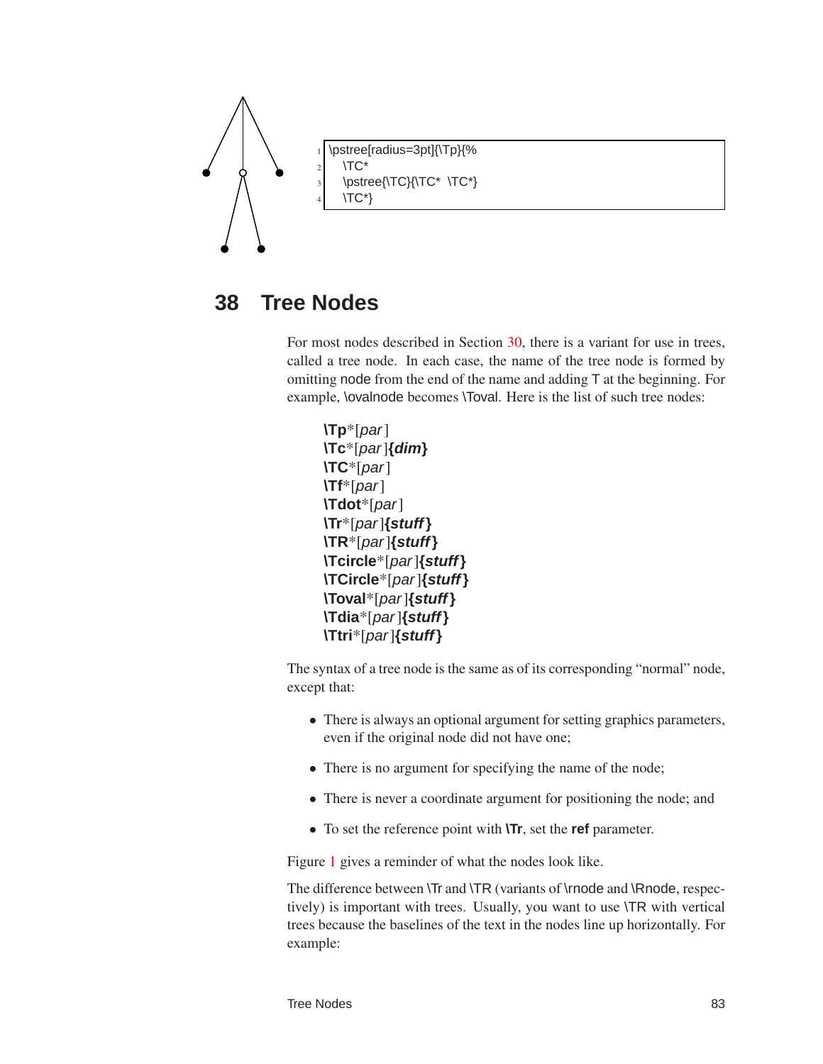```
\pstree[radius=3pt]{\Tp}{%
  \TC*
  \pstree{\TC}{\TC* \TC*}
  \TC*}
```

## 38 Tree Nodes

For most nodes described in Section 30, there is a variant for use in trees, called a tree node. In each case, the name of the tree node is formed by omitting node from the end of the name and adding T at the beginning. For example, \ovalnode becomes \Toval. Here is the list of such tree nodes:

**\Tp***[*par*]
**\Tc***[*par*]**{*dim*}**
**\TC***[*par*]
**\Tf***[*par*]
**\Tdot***[*par*]
**\Tr***[*par*]**{*stuff*}**
**\TR***[*par*]**{*stuff*}**
**\Tcircle***[*par*]**{*stuff*}**
**\TCircle***[*par*]**{*stuff*}**
**\Toval***[*par*]**{*stuff*}**
**\Tdia***[*par*]**{*stuff*}**
**\Ttri***[*par*]**{*stuff*}**

The syntax of a tree node is the same as of its corresponding "normal" node, except that:

- There is always an optional argument for setting graphics parameters, even if the original node did not have one;
- There is no argument for specifying the name of the node;
- There is never a coordinate argument for positioning the node; and
- To set the reference point with **\Tr**, set the **ref** parameter.

Figure 1 gives a reminder of what the nodes look like.

The difference between \Tr and \TR (variants of \rnode and \Rnode, respectively) is important with trees. Usually, you want to use \TR with vertical trees because the baselines of the text in the nodes line up horizontally. For example: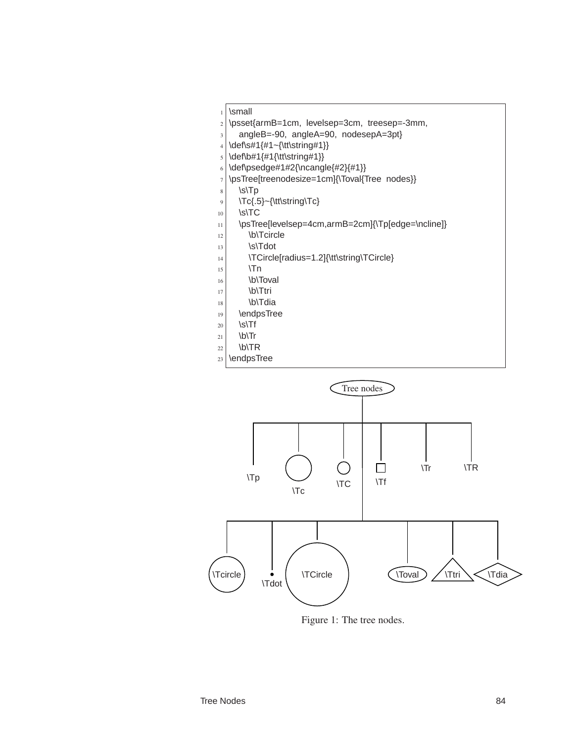```
\small
\psset{armB=1cm, levelsep=3cm, treesep=-3mm,
   angleB=-90, angleA=90, nodesepA=3pt}
\def\s#1{#1~{\tt\string#1}}
\def\b#1{#1{\tt\string#1}}
\def\psedge#1#2{\ncangle{#2}{#1}}
\psTree[treenodesize=1cm]{\Toval{Tree nodes}}
   \s\Tp
   \Tc{.5}~{\tt\string\Tc}
   \s\TC
   \psTree[levelsep=4cm,armB=2cm]{\Tp[edge=\ncline]}
      \b\Tcircle
      \s\Tdot
      \TCircle[radius=1.2]{\tt\string\TCircle}
      \Tn
      \b\Toval
      \b\Ttri
      \b\Tdia
   \endpsTree
   \s\Tf
   \b\Tr
   \b\TR
\endpsTree
```

Figure 1: The tree nodes.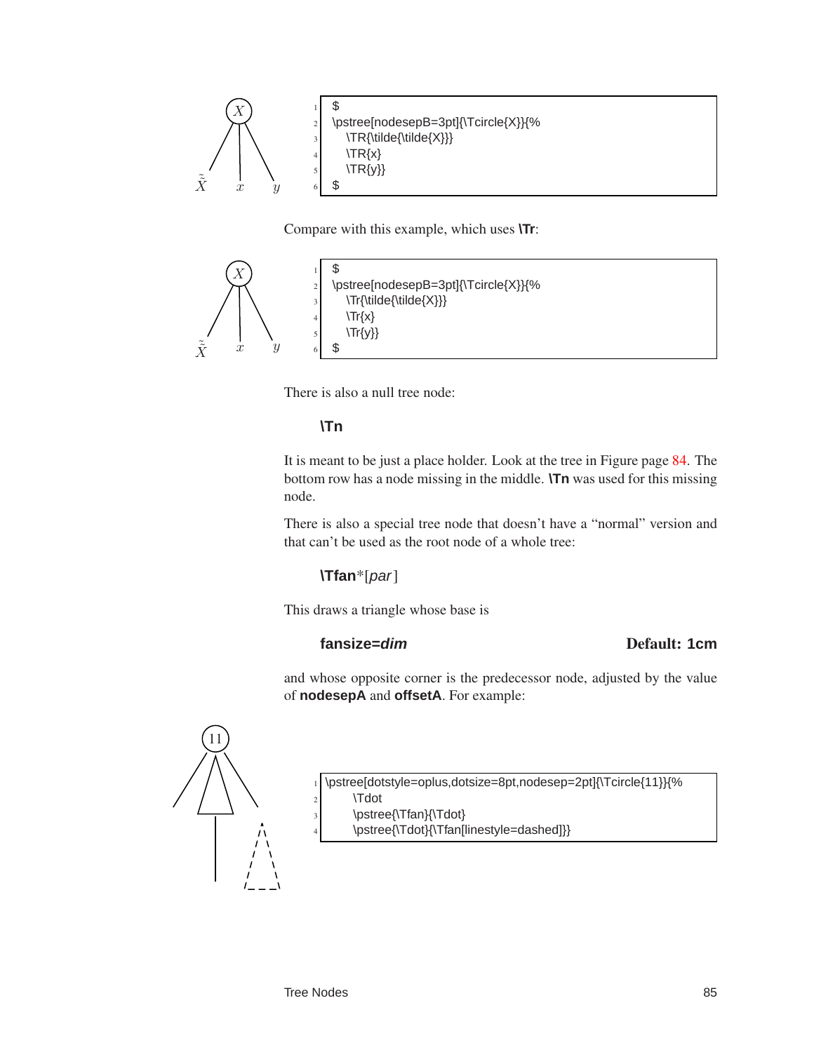```
$
\pstree[nodesepB=3pt]{\Tcircle{X}}{%
   \TR{\tilde{\tilde{X}}}
   \TR{x}
   \TR{y}}
$
```

Compare with this example, which uses **\Tr**:

```
$
\pstree[nodesepB=3pt]{\Tcircle{X}}{%
   \Tr{\tilde{\tilde{X}}}
   \Tr{x}
   \Tr{y}}
$
```

There is also a null tree node:

**\Tn**

It is meant to be just a place holder. Look at the tree in Figure page 84. The bottom row has a node missing in the middle. **\Tn** was used for this missing node.

There is also a special tree node that doesn't have a "normal" version and that can't be used as the root node of a whole tree:

**\Tfan***[*par*]

This draws a triangle whose base is

**fansize=*dim*** **Default: 1cm**

and whose opposite corner is the predecessor node, adjusted by the value of **nodesepA** and **offsetA**. For example:

```
\pstree[dotstyle=oplus,dotsize=8pt,nodesep=2pt]{\Tcircle{11}}{%
      \Tdot
      \pstree{\Tfan}{\Tdot}
      \pstree{\Tdot}{\Tfan[linestyle=dashed]}}
```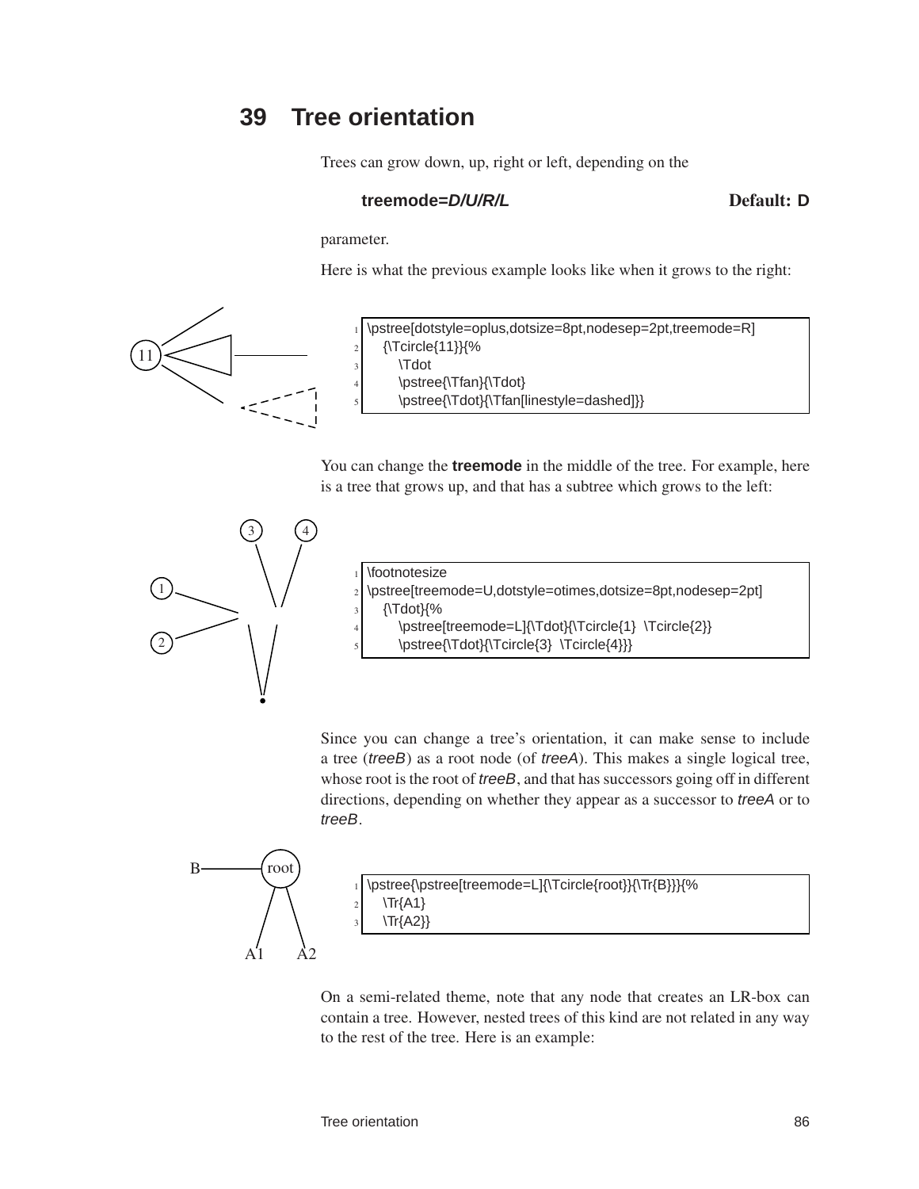## 39 Tree orientation

Trees can grow down, up, right or left, depending on the

**treemode=*D/U/R/L*** **Default: D**

parameter.

Here is what the previous example looks like when it grows to the right:

```
\pstree[dotstyle=oplus,dotsize=8pt,nodesep=2pt,treemode=R]
    {\Tcircle{11}}{%
        \Tdot
        \pstree{\Tfan}{\Tdot}
        \pstree{\Tdot}{\Tfan[linestyle=dashed]}}
```

You can change the **treemode** in the middle of the tree. For example, here is a tree that grows up, and that has a subtree which grows to the left:

```
\footnotesize
\pstree[treemode=U,dotstyle=otimes,dotsize=8pt,nodesep=2pt]
    {\Tdot}{%
        \pstree[treemode=L]{\Tdot}{\Tcircle{1}  \Tcircle{2}}
        \pstree{\Tdot}{\Tcircle{3}  \Tcircle{4}}}
```

Since you can change a tree's orientation, it can make sense to include a tree (*treeB*) as a root node (of *treeA*). This makes a single logical tree, whose root is the root of *treeB*, and that has successors going off in different directions, depending on whether they appear as a successor to *treeA* or to *treeB*.

```
\pstree{\pstree[treemode=L]{\Tcircle{root}}{\Tr{B}}}{%
    \Tr{A1}
    \Tr{A2}}
```

On a semi-related theme, note that any node that creates an LR-box can contain a tree. However, nested trees of this kind are not related in any way to the rest of the tree. Here is an example: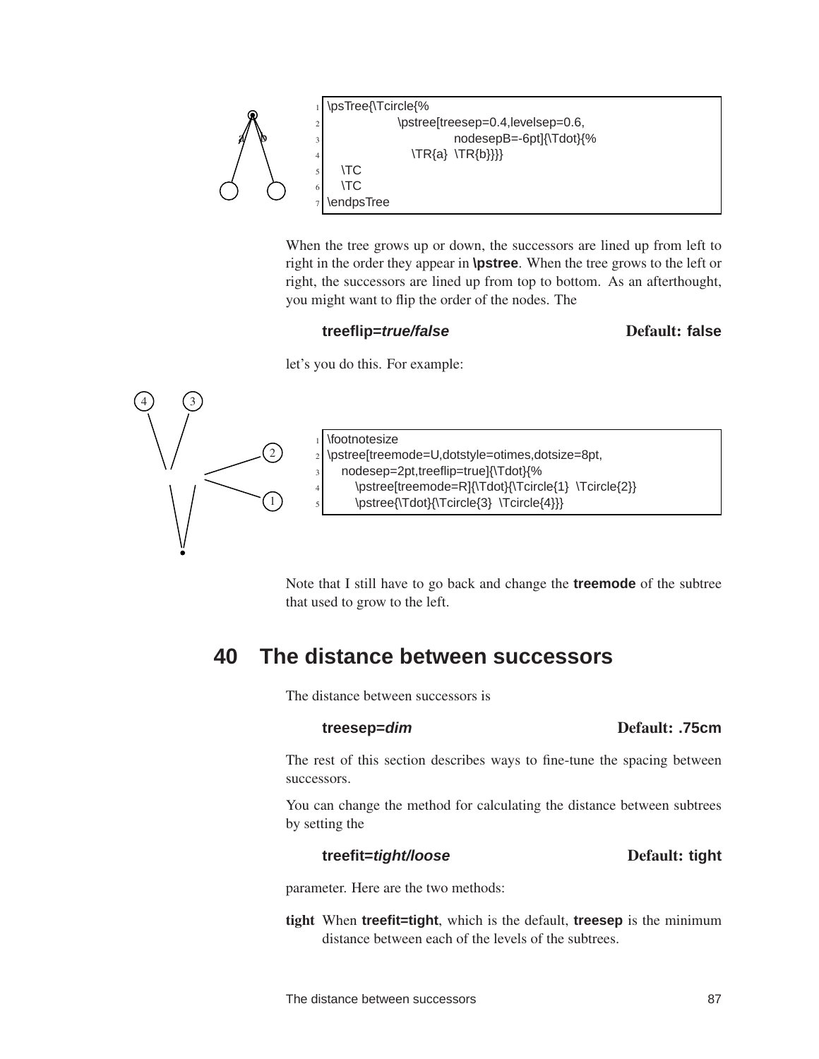```
\psTree{\Tcircle{%
                    \pstree[treesep=0.4,levelsep=0.6,
                              nodesepB=-6pt]{\Tdot}{%
                      \TR{a}  \TR{b}}}}
    \TC
    \TC
\endpsTree
```

When the tree grows up or down, the successors are lined up from left to right in the order they appear in **\pstree**. When the tree grows to the left or right, the successors are lined up from top to bottom. As an afterthought, you might want to flip the order of the nodes. The

**treeflip=*true/false*** Default: **false**

let's you do this. For example:

```
\footnotesize
\pstree[treemode=U,dotstyle=otimes,dotsize=8pt,
    nodesep=2pt,treeflip=true]{\Tdot}{%
        \pstree[treemode=R]{\Tdot}{\Tcircle{1}  \Tcircle{2}}
        \pstree{\Tdot}{\Tcircle{3}  \Tcircle{4}}}
```

Note that I still have to go back and change the **treemode** of the subtree that used to grow to the left.

# 40 The distance between successors

The distance between successors is

**treesep=*dim*** Default: **.75cm**

The rest of this section describes ways to fine-tune the spacing between successors.

You can change the method for calculating the distance between subtrees by setting the

**treefit=*tight/loose*** Default: **tight**

parameter. Here are the two methods:

**tight** When **treefit=tight**, which is the default, **treesep** is the minimum distance between each of the levels of the subtrees.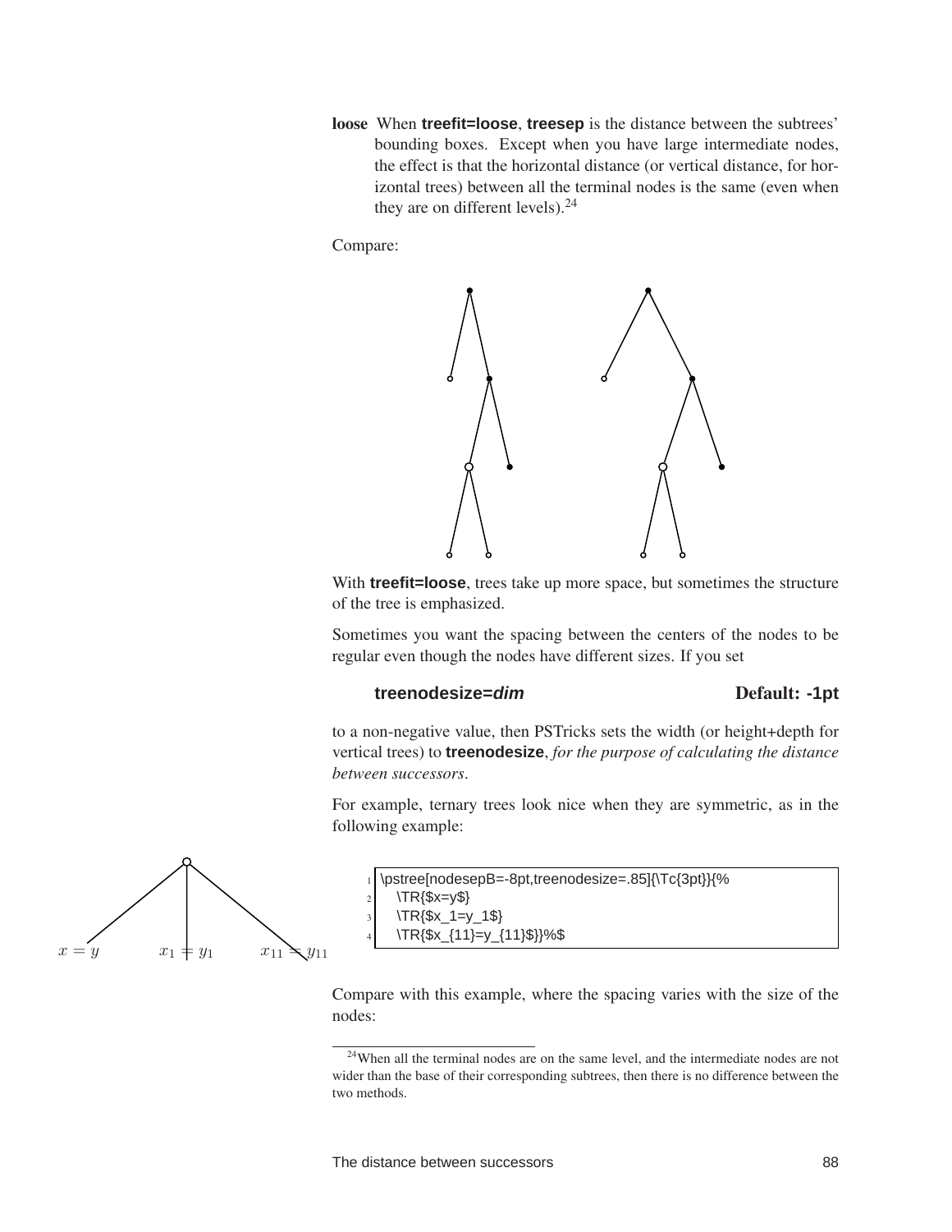**loose** When **treefit=loose**, **treesep** is the distance between the subtrees' bounding boxes. Except when you have large intermediate nodes, the effect is that the horizontal distance (or vertical distance, for horizontal trees) between all the terminal nodes is the same (even when they are on different levels).[24]

Compare:

With **treefit=loose**, trees take up more space, but sometimes the structure of the tree is emphasized.

Sometimes you want the spacing between the centers of the nodes to be regular even though the nodes have different sizes. If you set

**treenodesize=*dim*** **Default: -1pt**

to a non-negative value, then PSTricks sets the width (or height+depth for vertical trees) to **treenodesize**, *for the purpose of calculating the distance between successors*.

For example, ternary trees look nice when they are symmetric, as in the following example:

$x = y$ $x_1 = y_1$ $x_{11} = y_{11}$

```
\pstree[nodesepB=-8pt,treenodesize=.85]{\Tc{3pt}}{%
  \TR{$x=y$}
  \TR{$x_1=y_1$}
  \TR{$x_{11}=y_{11}$}}%$
```

Compare with this example, where the spacing varies with the size of the nodes:

[24] When all the terminal nodes are on the same level, and the intermediate nodes are not wider than the base of their corresponding subtrees, then there is no difference between the two methods.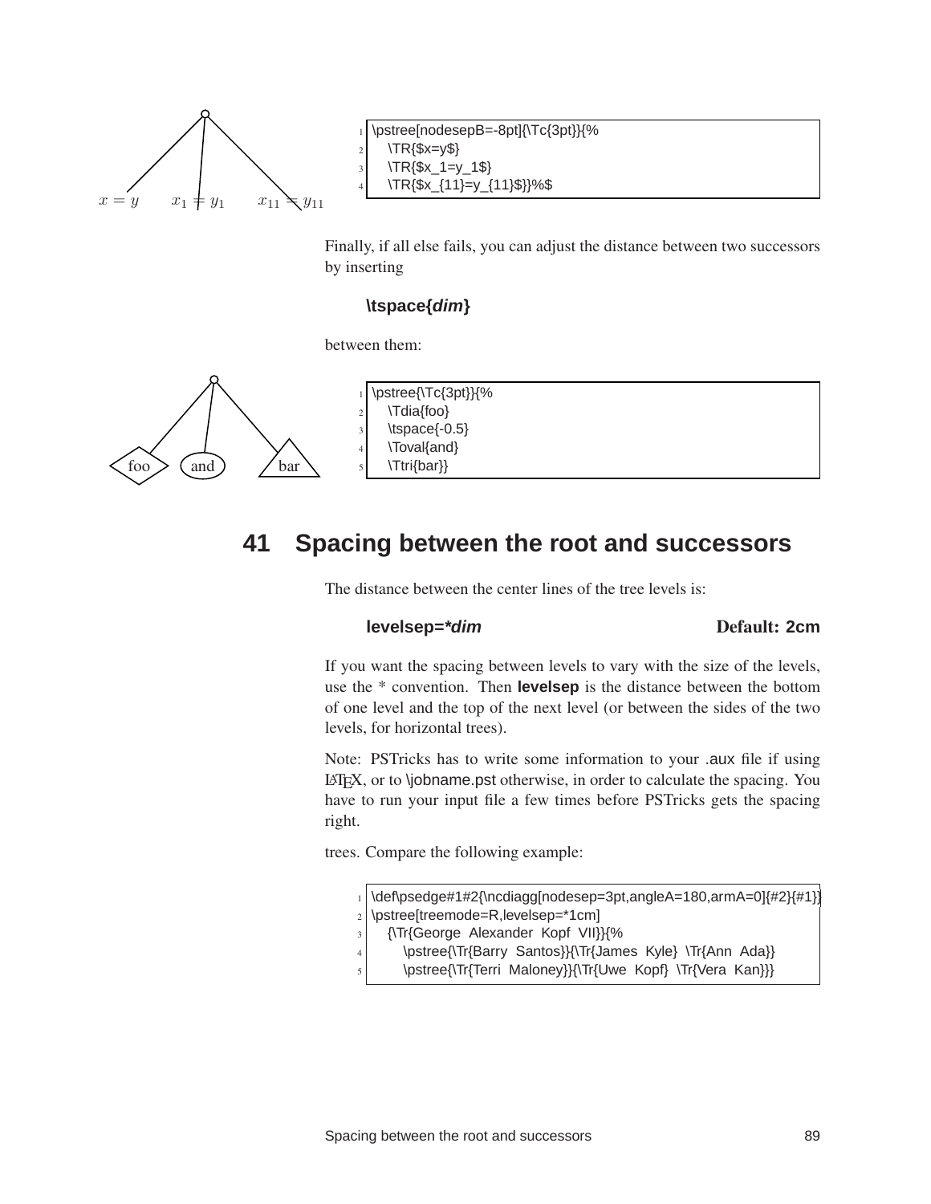```
\pstree[nodesepB=-8pt]{\Tc{3pt}}{%
   \TR{$x=y$}
   \TR{$x_1=y_1$}
   \TR{$x_{11}=y_{11}$}}%$
```

Finally, if all else fails, you can adjust the distance between two successors by inserting

**\tspace{*dim*}**

between them:

```
\pstree{\Tc{3pt}}{%
   \Tdia{foo}
   \tspace{-0.5}
   \Toval{and}
   \Ttri{bar}}
```

# 41 Spacing between the root and successors

The distance between the center lines of the tree levels is:

**levelsep=*\*dim*** — Default: **2cm**

If you want the spacing between levels to vary with the size of the levels, use the * convention. Then **levelsep** is the distance between the bottom of one level and the top of the next level (or between the sides of the two levels, for horizontal trees).

Note: PSTricks has to write some information to your .aux file if using LaTeX, or to \jobname.pst otherwise, in order to calculate the spacing. You have to run your input file a few times before PSTricks gets the spacing right.

trees. Compare the following example:

```
\def\psedge#1#2{\ncdiagg[nodesep=3pt,angleA=180,armA=0]{#2}{#1}}
\pstree[treemode=R,levelsep=*1cm]
   {\Tr{George  Alexander  Kopf  VII}}{%
      \pstree{\Tr{Barry  Santos}}{\Tr{James  Kyle}  \Tr{Ann  Ada}}
      \pstree{\Tr{Terri  Maloney}}{\Tr{Uwe  Kopf}  \Tr{Vera  Kan}}}
```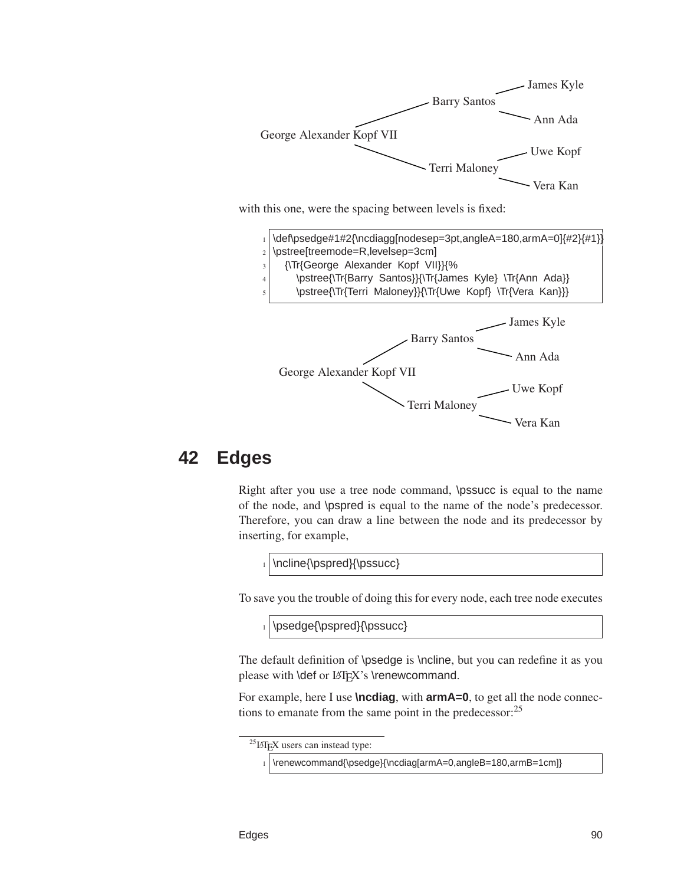James Kyle

Barry Santos

Ann Ada

George Alexander Kopf VII

Uwe Kopf

Terri Maloney

Vera Kan

with this one, were the spacing between levels is fixed:

```
\def\psedge#1#2{\ncdiagg[nodesep=3pt,angleA=180,armA=0]{#2}{#1}}
\pstree[treemode=R,levelsep=3cm]
   {\Tr{George Alexander Kopf VII}}{%
      \pstree{\Tr{Barry Santos}}{\Tr{James Kyle} \Tr{Ann Ada}}
      \pstree{\Tr{Terri Maloney}}{\Tr{Uwe Kopf} \Tr{Vera Kan}}}
```

James Kyle

Barry Santos

Ann Ada

George Alexander Kopf VII

Uwe Kopf

Terri Maloney

Vera Kan

## 42 Edges

Right after you use a tree node command, \pssucc is equal to the name of the node, and \pspred is equal to the name of the node's predecessor. Therefore, you can draw a line between the node and its predecessor by inserting, for example,

```
\ncline{\pspred}{\pssucc}
```

To save you the trouble of doing this for every node, each tree node executes

```
\psedge{\pspred}{\pssucc}
```

The default definition of \psedge is \ncline, but you can redefine it as you please with \def or LaTeX's \renewcommand.

For example, here I use **\ncdiag**, with **armA=0**, to get all the node connections to emanate from the same point in the predecessor:[25]

[25] LaTeX users can instead type:

```
\renewcommand{\psedge}{\ncdiag[armA=0,angleB=180,armB=1cm]}
```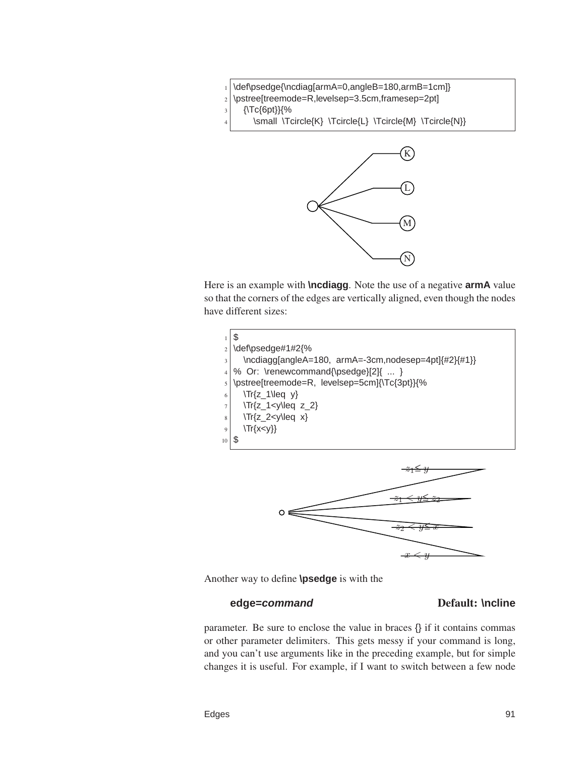```
\def\psedge{\ncdiag[armA=0,angleB=180,armB=1cm]}
\pstree[treemode=R,levelsep=3.5cm,framesep=2pt]
  {\Tc{6pt}}{%
    \small \Tcircle{K} \Tcircle{L} \Tcircle{M} \Tcircle{N}}
```

Here is an example with **\ncdiagg**. Note the use of a negative **armA** value so that the corners of the edges are vertically aligned, even though the nodes have different sizes:

```
$
\def\psedge#1#2{%
  \ncdiagg[angleA=180, armA=-3cm,nodesep=4pt]{#2}{#1}}
% Or: \renewcommand{\psedge}[2]{ ... }
\pstree[treemode=R, levelsep=5cm]{\Tc{3pt}}{%
  \Tr{z_1\leq y}
  \Tr{z_1<y\leq z_2}
  \Tr{z_2<y\leq x}
  \Tr{x<y}}
$
```

Another way to define **\psedge** is with the

**edge=*command*** **Default: \ncline**

parameter. Be sure to enclose the value in braces {} if it contains commas or other parameter delimiters. This gets messy if your command is long, and you can't use arguments like in the preceding example, but for simple changes it is useful. For example, if I want to switch between a few node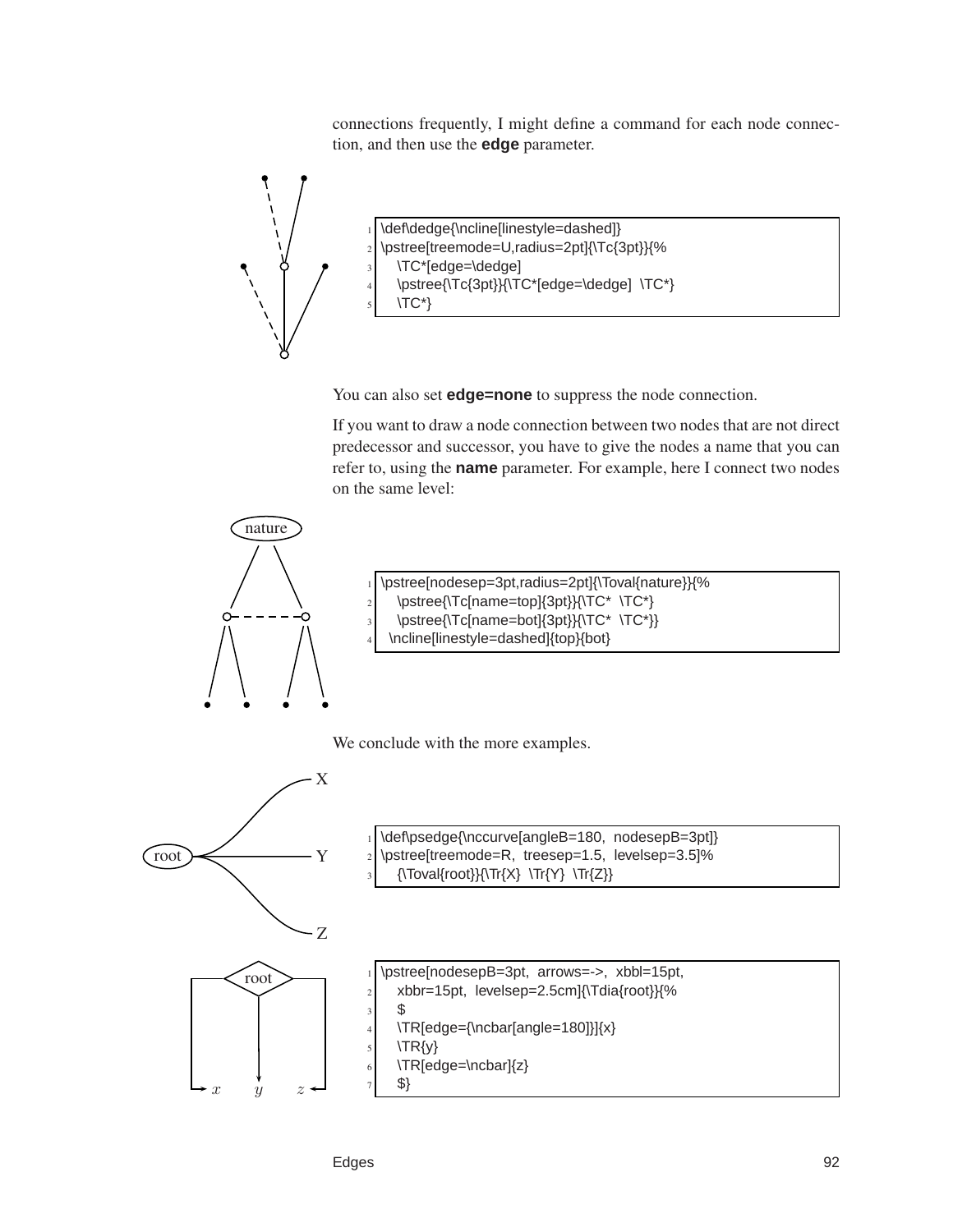connections frequently, I might define a command for each node connection, and then use the **edge** parameter.

```
\def\dedge{\ncline[linestyle=dashed]}
\pstree[treemode=U,radius=2pt]{\Tc{3pt}}{%
   \TC*[edge=\dedge]
   \pstree{\Tc{3pt}}{\TC*[edge=\dedge]  \TC*}
   \TC*}
```

You can also set **edge=none** to suppress the node connection.

If you want to draw a node connection between two nodes that are not direct predecessor and successor, you have to give the nodes a name that you can refer to, using the **name** parameter. For example, here I connect two nodes on the same level:

```
\pstree[nodesep=3pt,radius=2pt]{\Toval{nature}}{%
   \pstree{\Tc[name=top]{3pt}}{\TC*  \TC*}
   \pstree{\Tc[name=bot]{3pt}}{\TC*  \TC*}}
 \ncline[linestyle=dashed]{top}{bot}
```

We conclude with the more examples.

```
\def\psedge{\nccurve[angleB=180,  nodesepB=3pt]}
\pstree[treemode=R,  treesep=1.5,  levelsep=3.5]%
   {\Toval{root}}{\Tr{X}  \Tr{Y}  \Tr{Z}}
```

```
\pstree[nodesepB=3pt,  arrows=->,  xbbl=15pt,
   xbbr=15pt,  levelsep=2.5cm]{\Tdia{root}}{%
   $
   \TR[edge={\ncbar[angle=180]}]{x}
   \TR{y}
   \TR[edge=\ncbar]{z}
   $}
```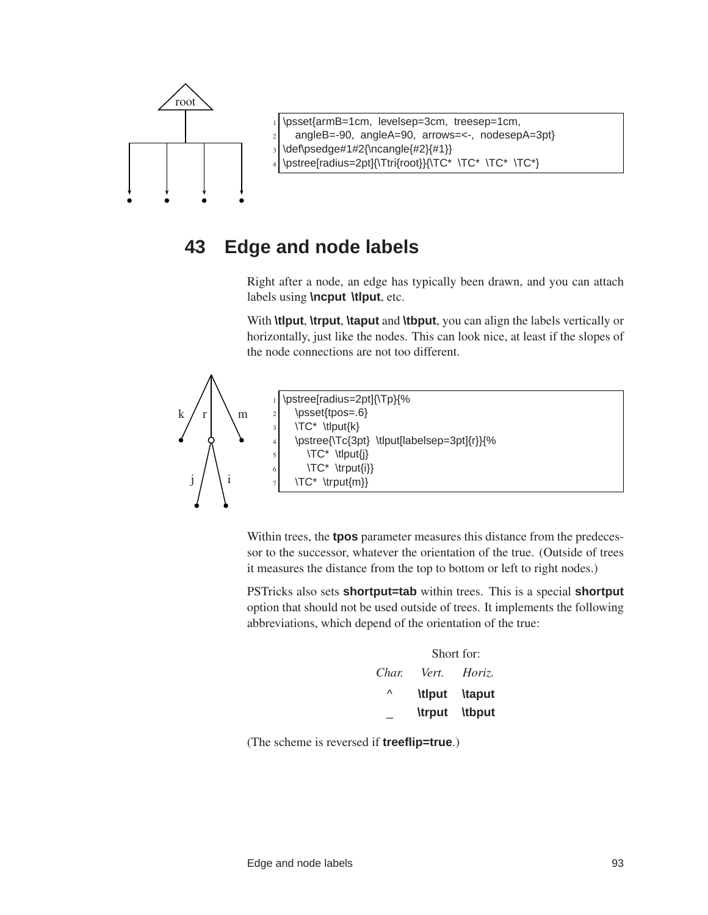```
\psset{armB=1cm, levelsep=3cm, treesep=1cm,
   angleB=-90, angleA=90, arrows=<-, nodesepA=3pt}
\def\psedge#1#2{\ncangle{#2}{#1}}
\pstree[radius=2pt]{\Ttri{root}}{\TC* \TC* \TC* \TC*}
```

## 43 Edge and node labels

Right after a node, an edge has typically been drawn, and you can attach labels using **\ncput \tlput**, etc.

With **\tlput**, **\trput**, **\taput** and **\tbput**, you can align the labels vertically or horizontally, just like the nodes. This can look nice, at least if the slopes of the node connections are not too different.

```
\pstree[radius=2pt]{\Tp}{%
   \psset{tpos=.6}
   \TC* \tlput{k}
   \pstree{\Tc{3pt} \tlput[labelsep=3pt]{r}}{%
      \TC* \tlput{j}
      \TC* \trput{i}}
   \TC* \trput{m}}
```

Within trees, the **tpos** parameter measures this distance from the predecessor to the successor, whatever the orientation of the true. (Outside of trees it measures the distance from the top to bottom or left to right nodes.)

PSTricks also sets **shortput=tab** within trees. This is a special **shortput** option that should not be used outside of trees. It implements the following abbreviations, which depend of the orientation of the true:

| | Short for: | |
|---|---|---|
| *Char.* | *Vert.* | *Horiz.* |
| **^** | **\tlput** | **\taput** |
| **_** | **\trput** | **\tbput** |

(The scheme is reversed if **treeflip=true**.)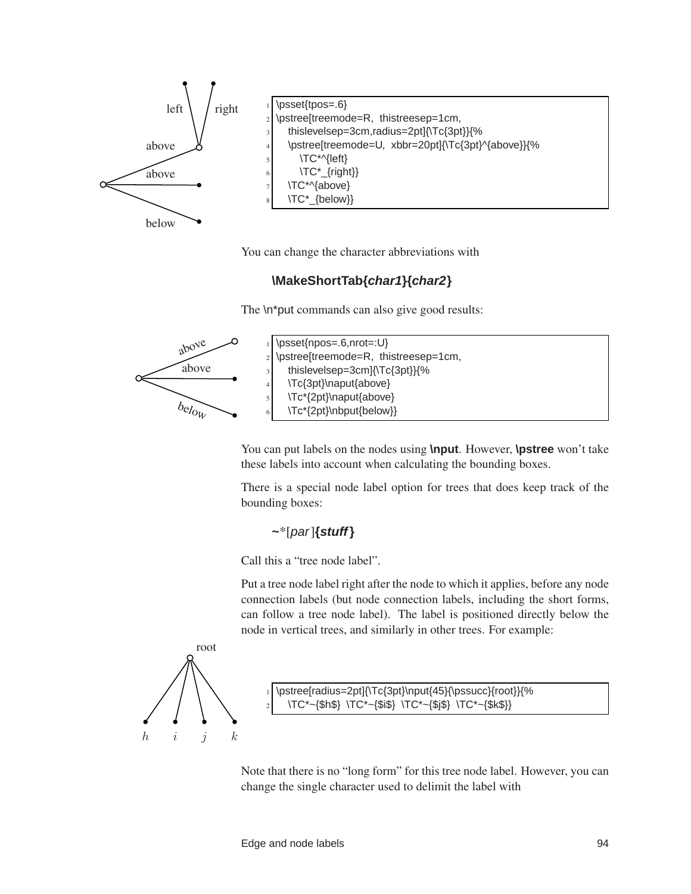```
\psset{tpos=.6}
\pstree[treemode=R, thistreesep=1cm,
   thislevelsep=3cm,radius=2pt]{\Tc{3pt}}{%
   \pstree[treemode=U, xbbr=20pt]{\Tc{3pt}^{above}}{%
      \TC*^{left}
      \TC*_{right}}
   \TC*^{above}
   \TC*_{below}}
```

You can change the character abbreviations with

**\MakeShortTab{*char1*}{*char2*}**

The \n*put commands can also give good results:

```
\psset{npos=.6,nrot=:U}
\pstree[treemode=R, thistreesep=1cm,
   thislevelsep=3cm]{\Tc{3pt}}{%
   \Tc{3pt}\naput{above}
   \Tc*{2pt}\naput{above}
   \Tc*{2pt}\nbput{below}}
```

You can put labels on the nodes using **\nput**. However, **\pstree** won't take these labels into account when calculating the bounding boxes.

There is a special node label option for trees that does keep track of the bounding boxes:

**~***[*par*]**{*stuff*}**

Call this a "tree node label".

Put a tree node label right after the node to which it applies, before any node connection labels (but node connection labels, including the short forms, can follow a tree node label). The label is positioned directly below the node in vertical trees, and similarly in other trees. For example:

```
\pstree[radius=2pt]{\Tc{3pt}\nput{45}{\pssucc}{root}}{%
   \TC*~{$h$}  \TC*~{$i$}  \TC*~{$j$}  \TC*~{$k$}}
```

Note that there is no "long form" for this tree node label. However, you can change the single character used to delimit the label with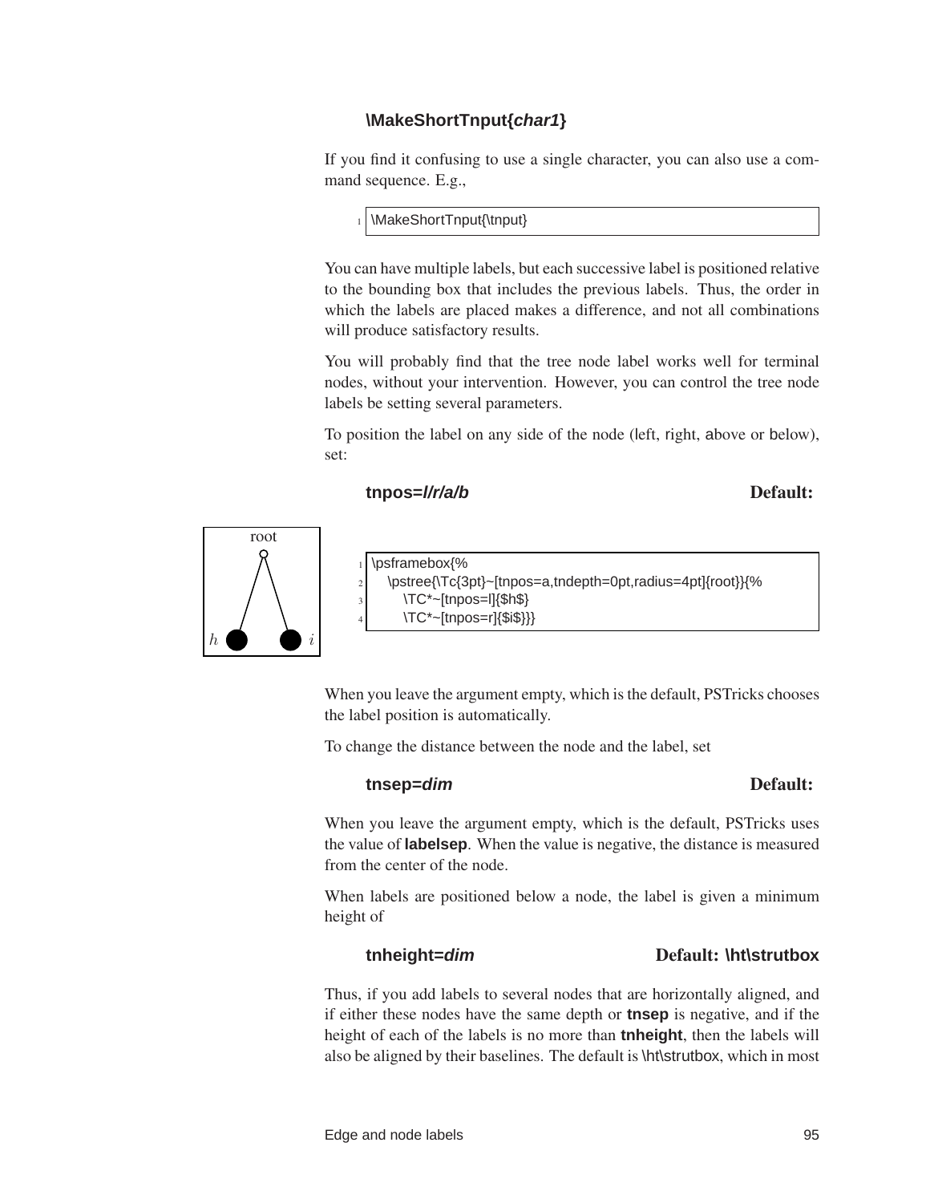**\MakeShortTnput{*char1*}**

If you find it confusing to use a single character, you can also use a command sequence. E.g.,

```
\MakeShortTnput{\tnput}
```

You can have multiple labels, but each successive label is positioned relative to the bounding box that includes the previous labels. Thus, the order in which the labels are placed makes a difference, and not all combinations will produce satisfactory results.

You will probably find that the tree node label works well for terminal nodes, without your intervention. However, you can control the tree node labels be setting several parameters.

To position the label on any side of the node (left, right, above or below), set:

**tnpos=*l/r/a/b*** **Default:**

```
\psframebox{%
   \pstree{\Tc{3pt}~[tnpos=a,tndepth=0pt,radius=4pt]{root}}{%
      \TC*~[tnpos=l]{$h$}
      \TC*~[tnpos=r]{$i$}}}
```

When you leave the argument empty, which is the default, PSTricks chooses the label position is automatically.

To change the distance between the node and the label, set

**tnsep=*dim*** **Default:**

When you leave the argument empty, which is the default, PSTricks uses the value of **labelsep**. When the value is negative, the distance is measured from the center of the node.

When labels are positioned below a node, the label is given a minimum height of

**tnheight=*dim*** **Default: \ht\strutbox**

Thus, if you add labels to several nodes that are horizontally aligned, and if either these nodes have the same depth or **tnsep** is negative, and if the height of each of the labels is no more than **tnheight**, then the labels will also be aligned by their baselines. The default is \ht\strutbox, which in most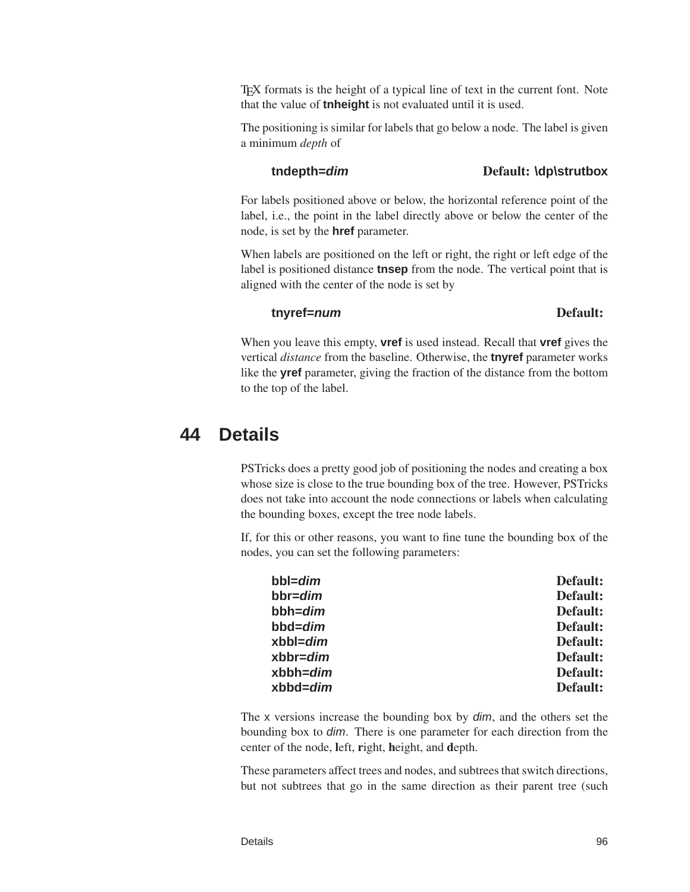TEX formats is the height of a typical line of text in the current font. Note that the value of **tnheight** is not evaluated until it is used.

The positioning is similar for labels that go below a node. The label is given a minimum *depth* of

**tndepth=*dim*** **Default: \dp\strutbox**

For labels positioned above or below, the horizontal reference point of the label, i.e., the point in the label directly above or below the center of the node, is set by the **href** parameter.

When labels are positioned on the left or right, the right or left edge of the label is positioned distance **tnsep** from the node. The vertical point that is aligned with the center of the node is set by

**tnyref=*num*** **Default:**

When you leave this empty, **vref** is used instead. Recall that **vref** gives the vertical *distance* from the baseline. Otherwise, the **tnyref** parameter works like the **yref** parameter, giving the fraction of the distance from the bottom to the top of the label.

# 44 Details

PSTricks does a pretty good job of positioning the nodes and creating a box whose size is close to the true bounding box of the tree. However, PSTricks does not take into account the node connections or labels when calculating the bounding boxes, except the tree node labels.

If, for this or other reasons, you want to fine tune the bounding box of the nodes, you can set the following parameters:

**bbl=*dim*** **Default:**
**bbr=*dim*** **Default:**
**bbh=*dim*** **Default:**
**bbd=*dim*** **Default:**
**xbbl=*dim*** **Default:**
**xbbr=*dim*** **Default:**
**xbbh=*dim*** **Default:**
**xbbd=*dim*** **Default:**

The x versions increase the bounding box by *dim*, and the others set the bounding box to *dim*. There is one parameter for each direction from the center of the node, **l**eft, **r**ight, **h**eight, and **d**epth.

These parameters affect trees and nodes, and subtrees that switch directions, but not subtrees that go in the same direction as their parent tree (such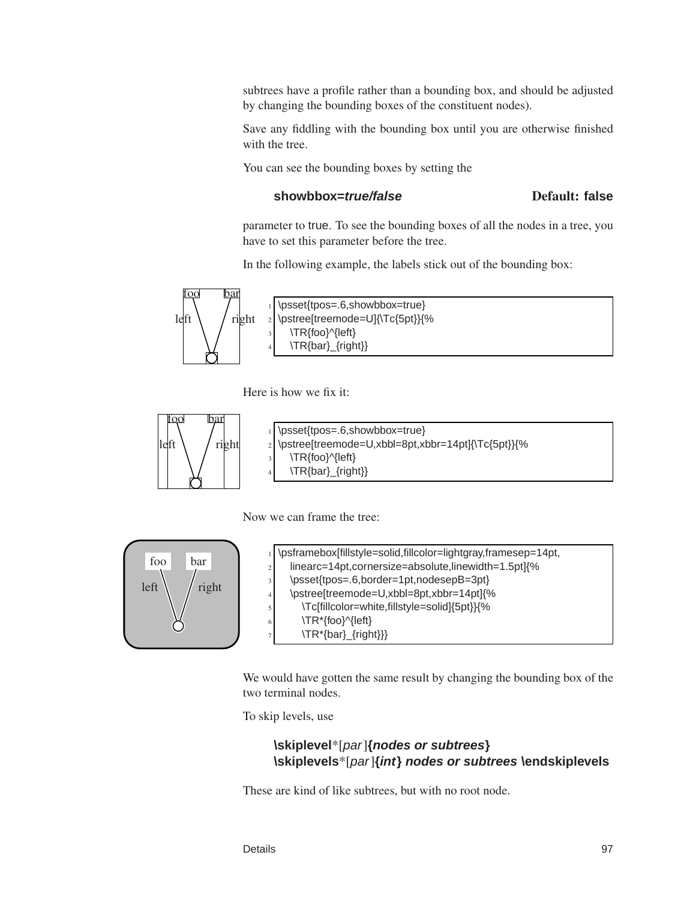subtrees have a profile rather than a bounding box, and should be adjusted by changing the bounding boxes of the constituent nodes).

Save any fiddling with the bounding box until you are otherwise finished with the tree.

You can see the bounding boxes by setting the

**showbbox=*true/false*** **Default: false**

parameter to true. To see the bounding boxes of all the nodes in a tree, you have to set this parameter before the tree.

In the following example, the labels stick out of the bounding box:

```
\psset{tpos=.6,showbbox=true}
\pstree[treemode=U]{\Tc{5pt}}{%
  \TR{foo}^{left}
  \TR{bar}_{right}}
```

Here is how we fix it:

```
\psset{tpos=.6,showbbox=true}
\pstree[treemode=U,xbbl=8pt,xbbr=14pt]{\Tc{5pt}}{%
  \TR{foo}^{left}
  \TR{bar}_{right}}
```

Now we can frame the tree:

```
\psframebox[fillstyle=solid,fillcolor=lightgray,framesep=14pt,
  linearc=14pt,cornersize=absolute,linewidth=1.5pt]{%
  \psset{tpos=.6,border=1pt,nodesepB=3pt}
  \pstree[treemode=U,xbbl=8pt,xbbr=14pt]{%
    \Tc[fillcolor=white,fillstyle=solid]{5pt}}{%
    \TR*{foo}^{left}
    \TR*{bar}_{right}}}
```

We would have gotten the same result by changing the bounding box of the two terminal nodes.

To skip levels, use

**\skiplevel***[*par*]**{*nodes or subtrees*}**
**\skiplevels***[*par*]**{*int*}** ***nodes or subtrees*** **\endskiplevels**

These are kind of like subtrees, but with no root node.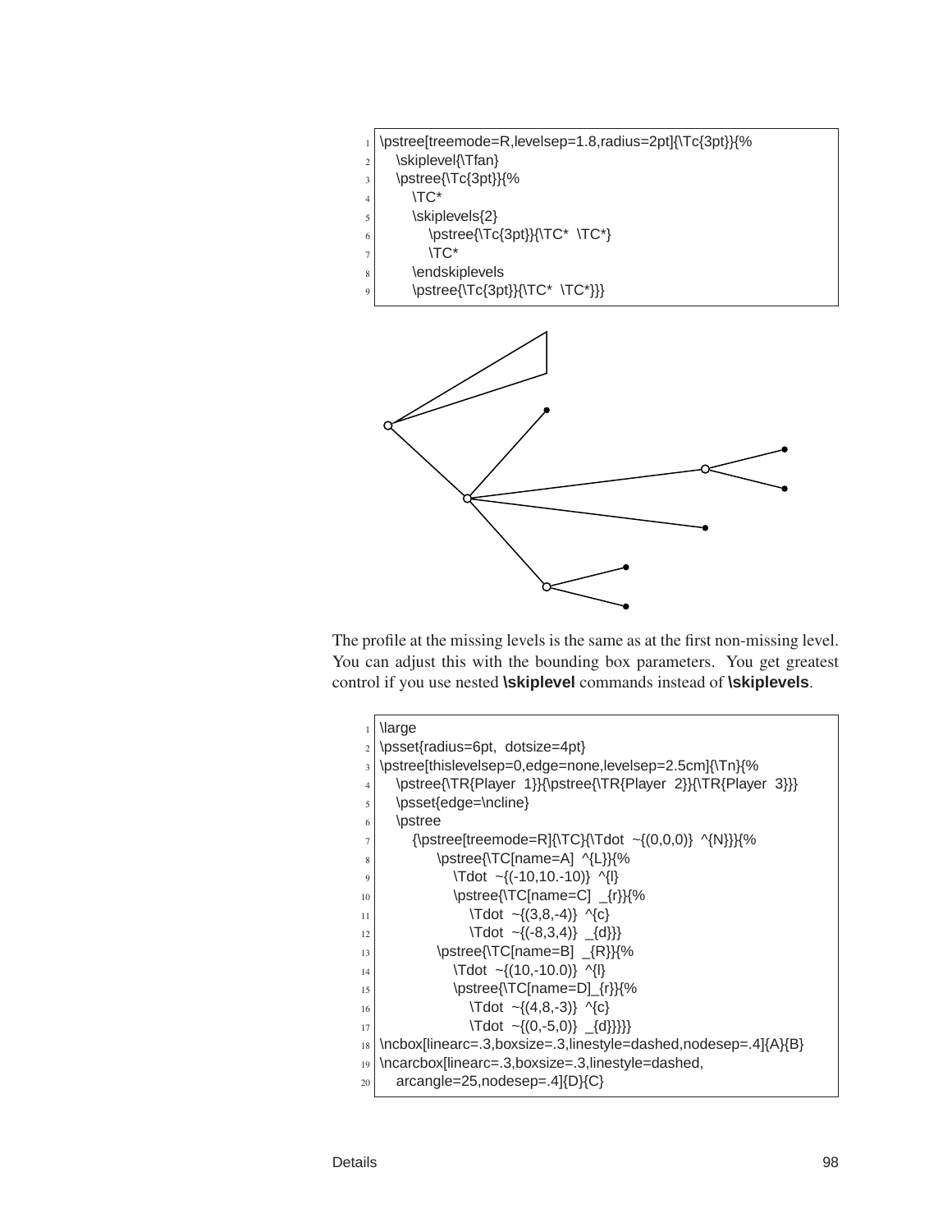```
\pstree[treemode=R,levelsep=1.8,radius=2pt]{\Tc{3pt}}{%
  \skiplevel{\Tfan}
  \pstree{\Tc{3pt}}{%
    \TC*
    \skiplevels{2}
      \pstree{\Tc{3pt}}{\TC*  \TC*}
      \TC*
    \endskiplevels
    \pstree{\Tc{3pt}}{\TC*  \TC*}}}
```

The profile at the missing levels is the same as at the first non-missing level. You can adjust this with the bounding box parameters. You get greatest control if you use nested **\skiplevel** commands instead of **\skiplevels**.

```
\large
\psset{radius=6pt,  dotsize=4pt}
\pstree[thislevelsep=0,edge=none,levelsep=2.5cm]{\Tn}{%
  \pstree{\TR{Player  1}}{\pstree{\TR{Player  2}}{\TR{Player  3}}}
  \psset{edge=\ncline}
  \pstree
    {\pstree[treemode=R]{\TC}{\Tdot  ~{(0,0,0)}  ^{N}}}{%
        \pstree{\TC[name=A]  ^{L}}{%
          \Tdot  ~{(-10,10.-10)}  ^{l}
          \pstree{\TC[name=C]  _{r}}{%
            \Tdot  ~{(3,8,-4)}  ^{c}
            \Tdot  ~{(-8,3,4)}  _{d}}}
        \pstree{\TC[name=B]  _{R}}{%
          \Tdot  ~{(10,-10.0)}  ^{l}
          \pstree{\TC[name=D]_{r}}{%
            \Tdot  ~{(4,8,-3)}  ^{c}
            \Tdot  ~{(0,-5,0)}  _{d}}}}}
\ncbox[linearc=.3,boxsize=.3,linestyle=dashed,nodesep=.4]{A}{B}
\ncarcbox[linearc=.3,boxsize=.3,linestyle=dashed,
  arcangle=25,nodesep=.4]{D}{C}
```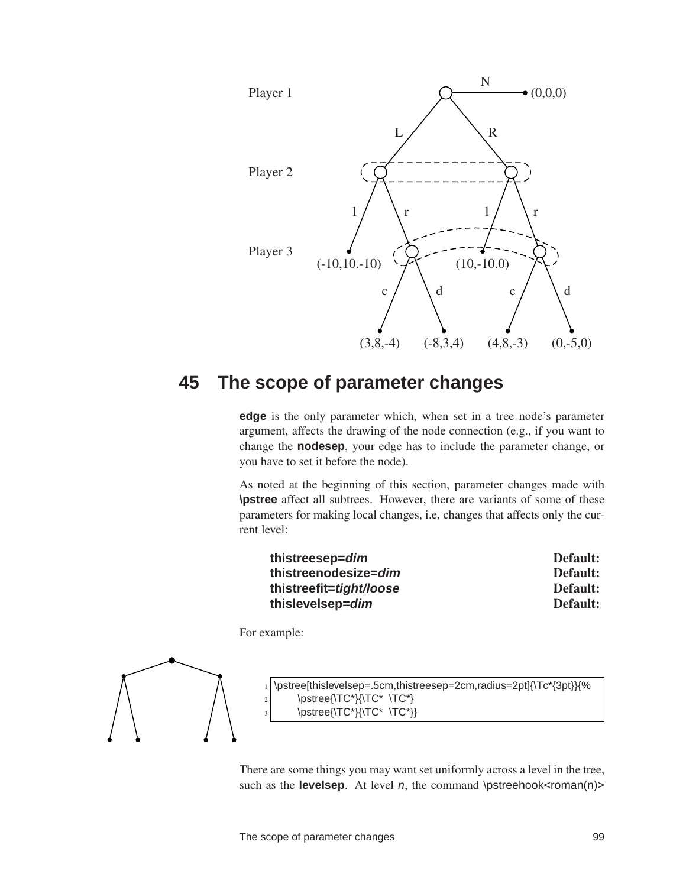## 45 The scope of parameter changes

**edge** is the only parameter which, when set in a tree node's parameter argument, affects the drawing of the node connection (e.g., if you want to change the **nodesep**, your edge has to include the parameter change, or you have to set it before the node).

As noted at the beginning of this section, parameter changes made with **\pstree** affect all subtrees. However, there are variants of some of these parameters for making local changes, i.e, changes that affects only the current level:

| | |
|---|---|
| **thistreesep=*dim*** | **Default:** |
| **thistreenodesize=*dim*** | **Default:** |
| **thistreefit=*tight/loose*** | **Default:** |
| **thislevelsep=*dim*** | **Default:** |

For example:

```
\pstree[thislevelsep=.5cm,thistreesep=2cm,radius=2pt]{\Tc*{3pt}}{%
      \pstree{\TC*}{\TC*  \TC*}
      \pstree{\TC*}{\TC*  \TC*}}
```

There are some things you may want set uniformly across a level in the tree, such as the **levelsep**. At level *n*, the command \pstreehook<roman(n)>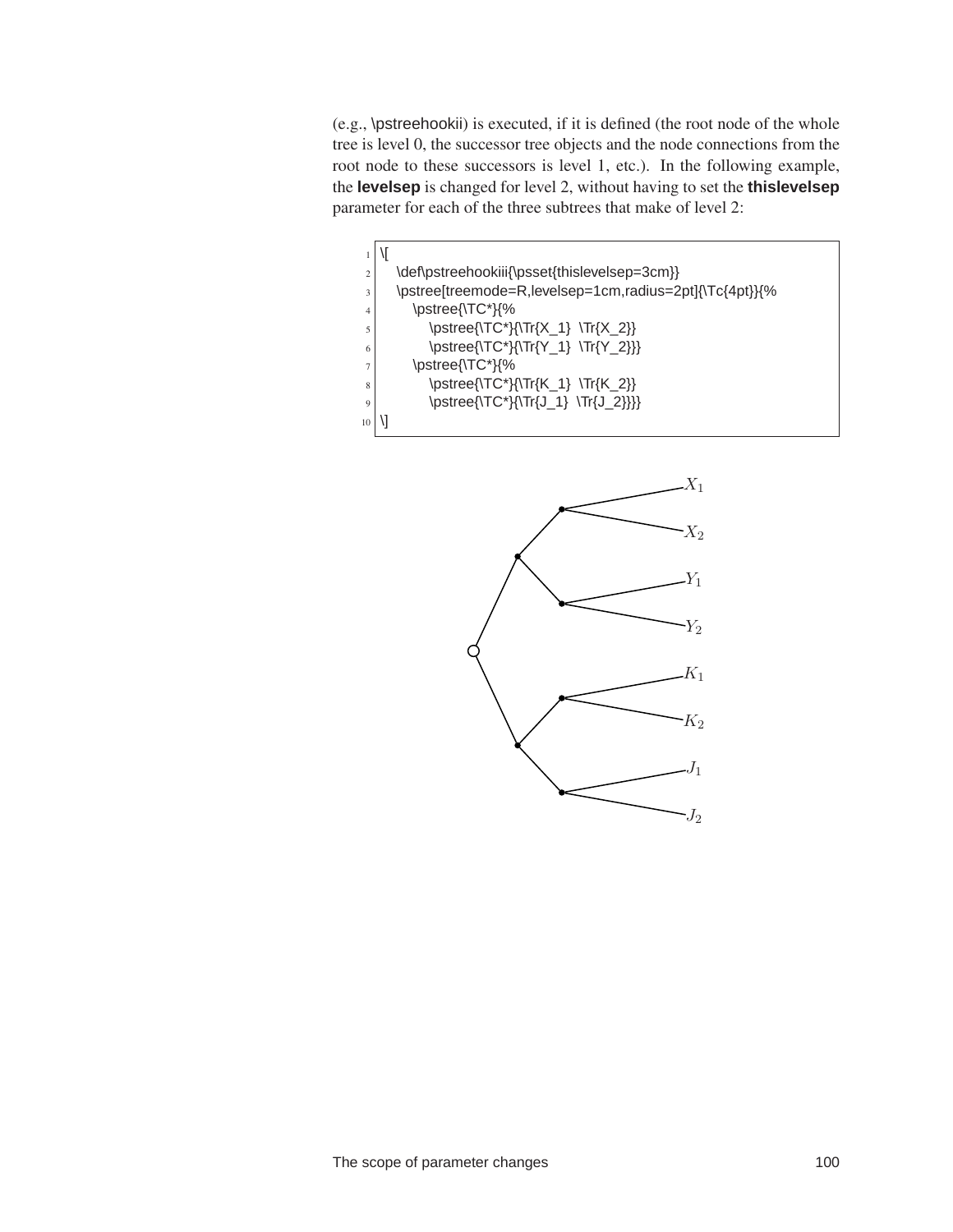(e.g., \pstreehookii) is executed, if it is defined (the root node of the whole tree is level 0, the successor tree objects and the node connections from the root node to these successors is level 1, etc.). In the following example, the **levelsep** is changed for level 2, without having to set the **thislevelsep** parameter for each of the three subtrees that make of level 2:

```
\[
  \def\pstreehookiii{\psset{thislevelsep=3cm}}
  \pstree[treemode=R,levelsep=1cm,radius=2pt]{\Tc{4pt}}{%
    \pstree{\TC*}{%
      \pstree{\TC*}{\Tr{X_1}  \Tr{X_2}}
      \pstree{\TC*}{\Tr{Y_1}  \Tr{Y_2}}}
    \pstree{\TC*}{%
      \pstree{\TC*}{\Tr{K_1}  \Tr{K_2}}
      \pstree{\TC*}{\Tr{J_1}  \Tr{J_2}}}}
\]
```

$X_1$

$X_2$

$Y_1$

$Y_2$

$K_1$

$K_2$

$J_1$

$J_2$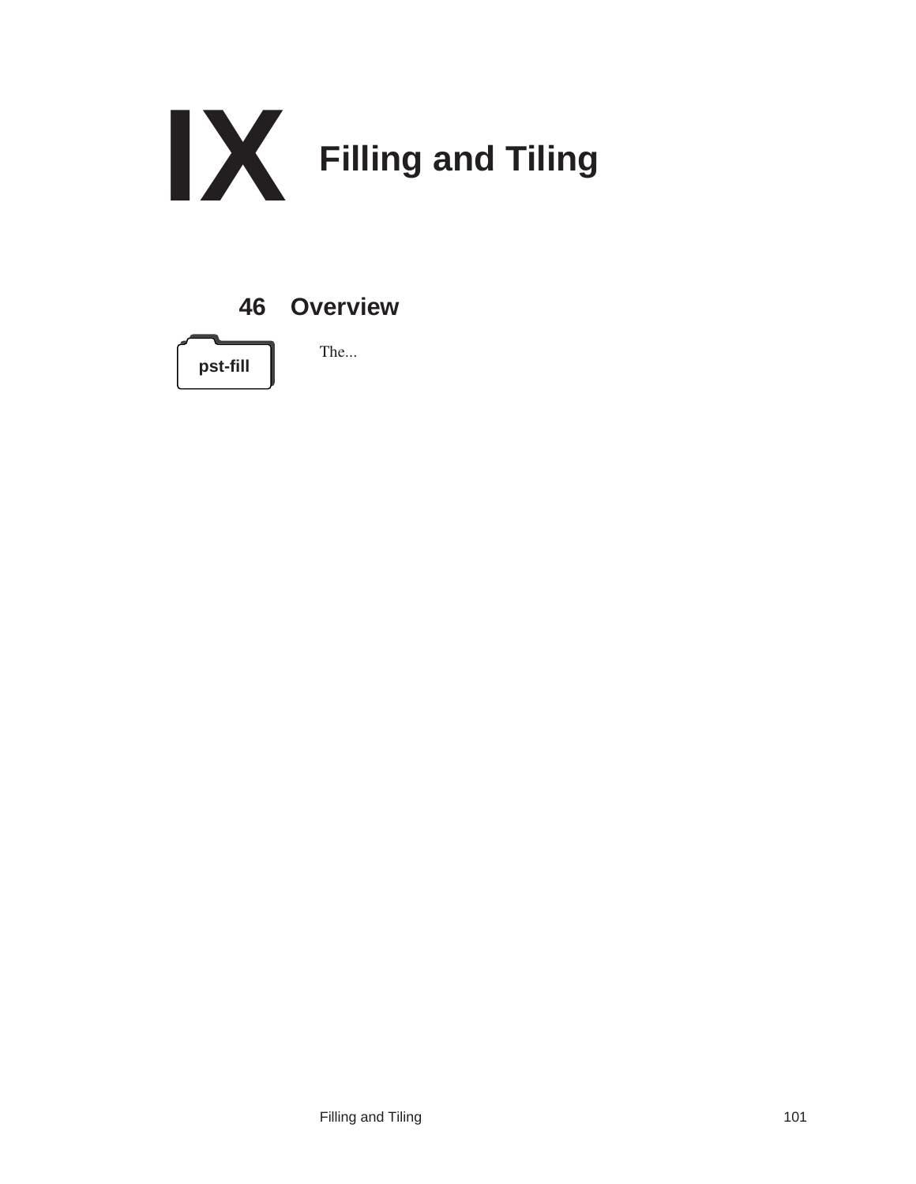# IX Filling and Tiling

## 46 Overview

**pst-fill**

The...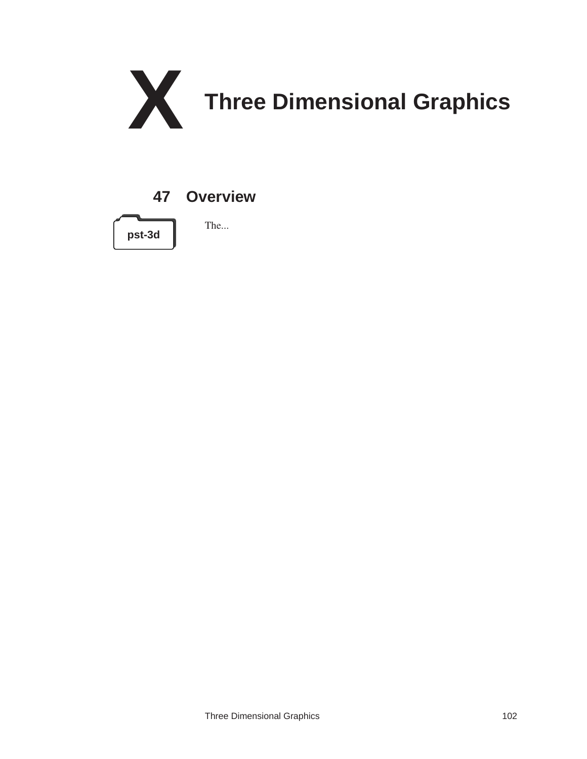# X Three Dimensional Graphics

## 47 Overview

**pst-3d**

The...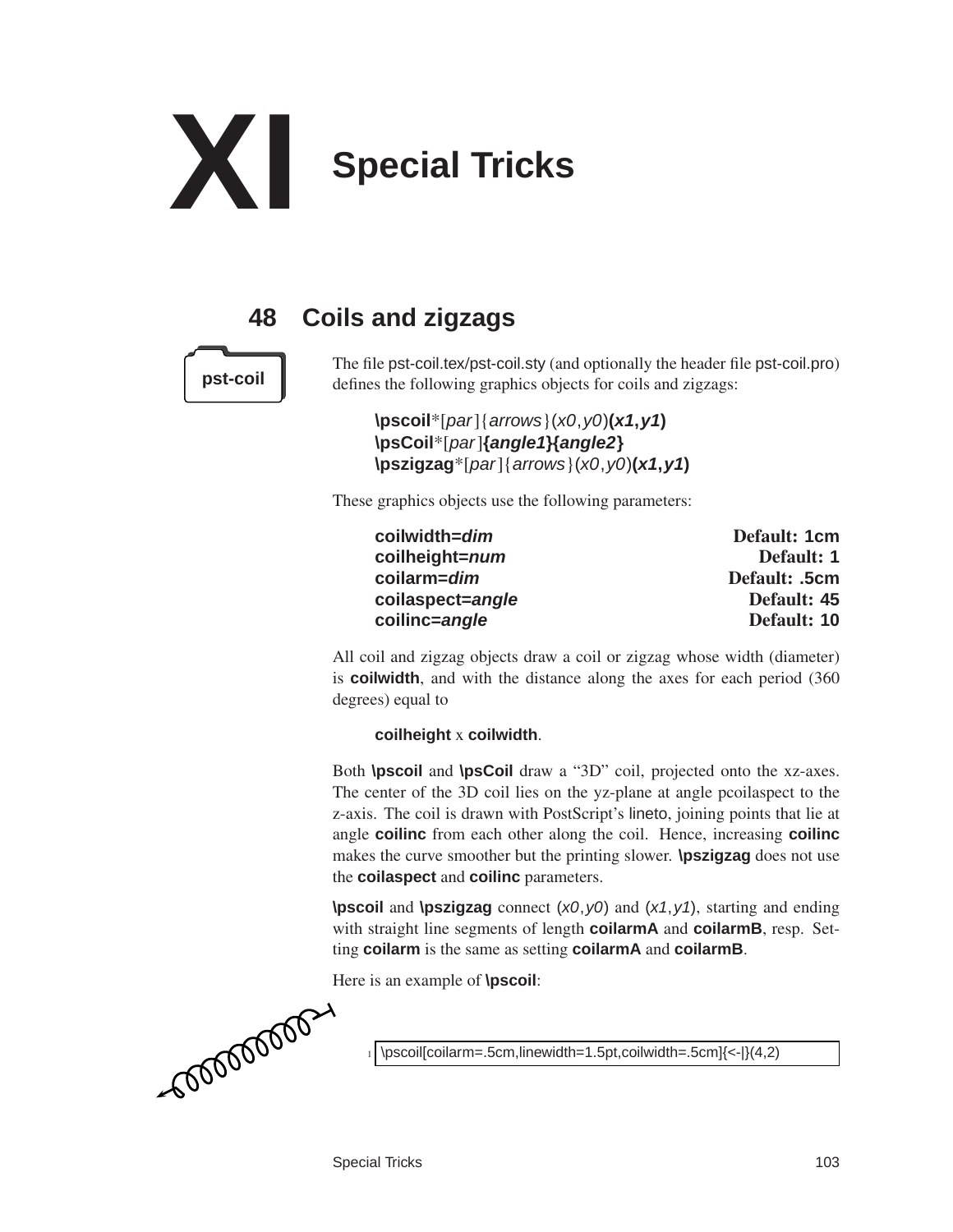# XI Special Tricks

## 48 Coils and zigzags

pst-coil

The file pst-coil.tex/pst-coil.sty (and optionally the header file pst-coil.pro) defines the following graphics objects for coils and zigzags:

> **\pscoil***[*par*]{*arrows*}(*x0*,*y0*)***(x1,y1)***
> **\psCoil***[*par*]***{angle1}{angle2}***
> **\pszigzag***[*par*]{*arrows*}(*x0*,*y0*)***(x1,y1)***

These graphics objects use the following parameters:

| | |
|---|---|
| **coilwidth=*dim*** | Default: 1cm |
| **coilheight=*num*** | Default: 1 |
| **coilarm=*dim*** | Default: .5cm |
| **coilaspect=*angle*** | Default: 45 |
| **coilinc=*angle*** | Default: 10 |

All coil and zigzag objects draw a coil or zigzag whose width (diameter) is **coilwidth**, and with the distance along the axes for each period (360 degrees) equal to

> **coilheight** x **coilwidth**.

Both **\pscoil** and **\psCoil** draw a "3D" coil, projected onto the xz-axes. The center of the 3D coil lies on the yz-plane at angle pcoilaspect to the z-axis. The coil is drawn with PostScript's lineto, joining points that lie at angle **coilinc** from each other along the coil. Hence, increasing **coilinc** makes the curve smoother but the printing slower. **\pszigzag** does not use the **coilaspect** and **coilinc** parameters.

**\pscoil** and **\pszigzag** connect (*x0*,*y0*) and (*x1*,*y1*), starting and ending with straight line segments of length **coilarmA** and **coilarmB**, resp. Setting **coilarm** is the same as setting **coilarmA** and **coilarmB**.

Here is an example of **\pscoil**:

```
\pscoil[coilarm=.5cm,linewidth=1.5pt,coilwidth=.5cm]{<-|}(4,2)
```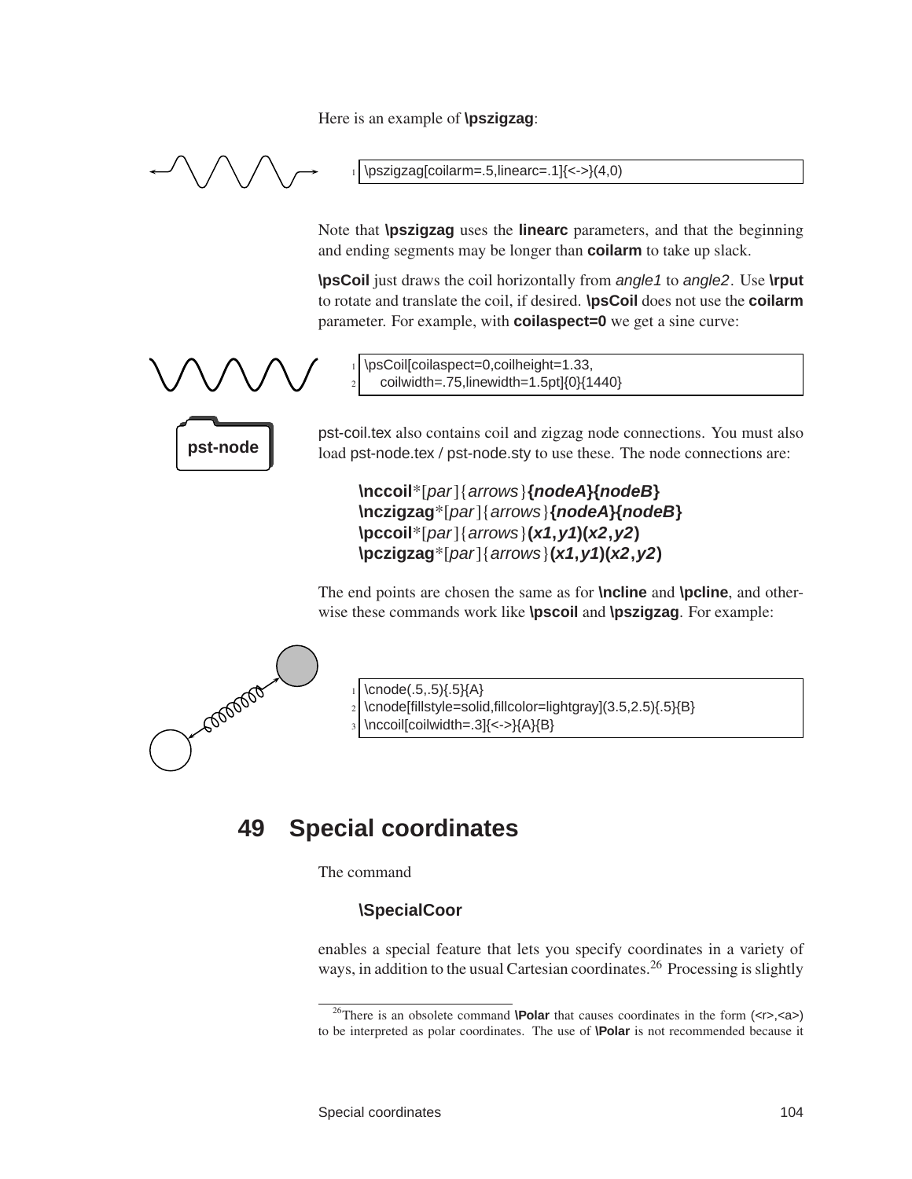Here is an example of **\pszigzag**:

```
\pszigzag[coilarm=.5,linearc=.1]{<->}(4,0)
```

Note that **\pszigzag** uses the **linearc** parameters, and that the beginning and ending segments may be longer than **coilarm** to take up slack.

**\psCoil** just draws the coil horizontally from *angle1* to *angle2*. Use **\rput** to rotate and translate the coil, if desired. **\psCoil** does not use the **coilarm** parameter. For example, with **coilaspect=0** we get a sine curve:

```
\psCoil[coilaspect=0,coilheight=1.33,
   coilwidth=.75,linewidth=1.5pt]{0}{1440}
```

**pst-node**

pst-coil.tex also contains coil and zigzag node connections. You must also load pst-node.tex / pst-node.sty to use these. The node connections are:

> **\nccoil***[*par*]{*arrows*}**{*nodeA*}{*nodeB*}**
> **\nczigzag***[*par*]{*arrows*}**{*nodeA*}{*nodeB*}**
> **\pccoil***[*par*]{*arrows*}**(*x1*,*y1*)(*x2*,*y2*)**
> **\pczigzag***[*par*]{*arrows*}**(*x1*,*y1*)(*x2*,*y2*)**

The end points are chosen the same as for **\ncline** and **\pcline**, and otherwise these commands work like **\pscoil** and **\pszigzag**. For example:

```
\cnode(.5,.5){.5}{A}
\cnode[fillstyle=solid,fillcolor=lightgray](3.5,2.5){.5}{B}
\nccoil[coilwidth=.3]{<->}{A}{B}
```

# 49 Special coordinates

The command

> **\SpecialCoor**

enables a special feature that lets you specify coordinates in a variety of ways, in addition to the usual Cartesian coordinates.[26] Processing is slightly

[26] There is an obsolete command **\Polar** that causes coordinates in the form (<r>,<a>) to be interpreted as polar coordinates. The use of **\Polar** is not recommended because it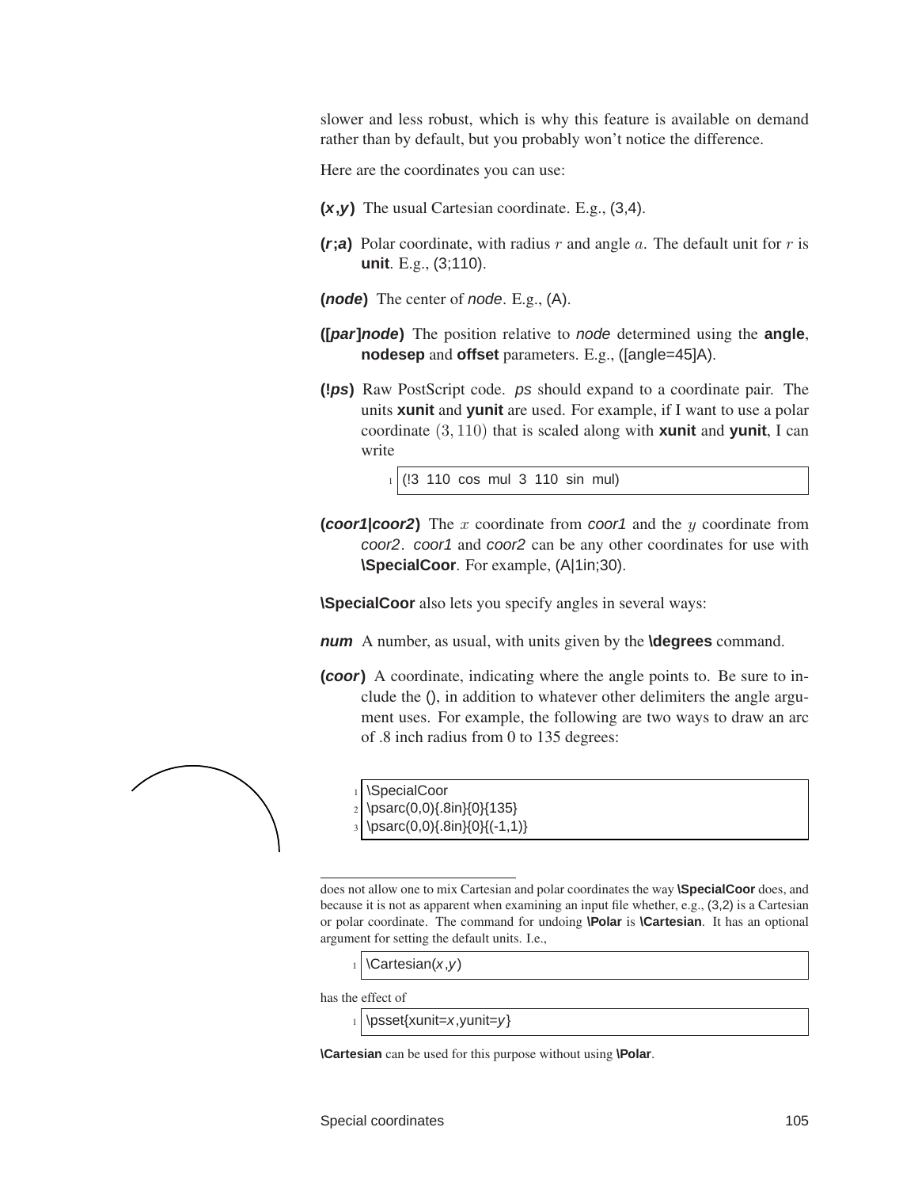slower and less robust, which is why this feature is available on demand rather than by default, but you probably won't notice the difference.

Here are the coordinates you can use:

**(*x*,*y*)** The usual Cartesian coordinate. E.g., (3,4).

**(*r*;*a*)** Polar coordinate, with radius $r$ and angle $a$. The default unit for $r$ is **unit**. E.g., (3;110).

**(*node*)** The center of *node*. E.g., (A).

**([*par*]*node*)** The position relative to *node* determined using the **angle**, **nodesep** and **offset** parameters. E.g., ([angle=45]A).

**(!*ps*)** Raw PostScript code. *ps* should expand to a coordinate pair. The units **xunit** and **yunit** are used. For example, if I want to use a polar coordinate $(3, 110)$ that is scaled along with **xunit** and **yunit**, I can write

```
(!3 110 cos mul 3 110 sin mul)
```

**(*coor1*|*coor2*)** The $x$ coordinate from *coor1* and the $y$ coordinate from *coor2*. *coor1* and *coor2* can be any other coordinates for use with **\SpecialCoor**. For example, (A|1in;30).

**\SpecialCoor** also lets you specify angles in several ways:

***num*** A number, as usual, with units given by the **\degrees** command.

**(*coor*)** A coordinate, indicating where the angle points to. Be sure to include the (), in addition to whatever other delimiters the angle argument uses. For example, the following are two ways to draw an arc of .8 inch radius from 0 to 135 degrees:

```
\SpecialCoor
\psarc(0,0){.8in}{0}{135}
\psarc(0,0){.8in}{0}{(-1,1)}
```

---

does not allow one to mix Cartesian and polar coordinates the way **\SpecialCoor** does, and because it is not as apparent when examining an input file whether, e.g., (3,2) is a Cartesian or polar coordinate. The command for undoing **\Polar** is **\Cartesian**. It has an optional argument for setting the default units. I.e.,

```
\Cartesian(x,y)
```

has the effect of

```
\psset{xunit=x,yunit=y}
```

**\Cartesian** can be used for this purpose without using **\Polar**.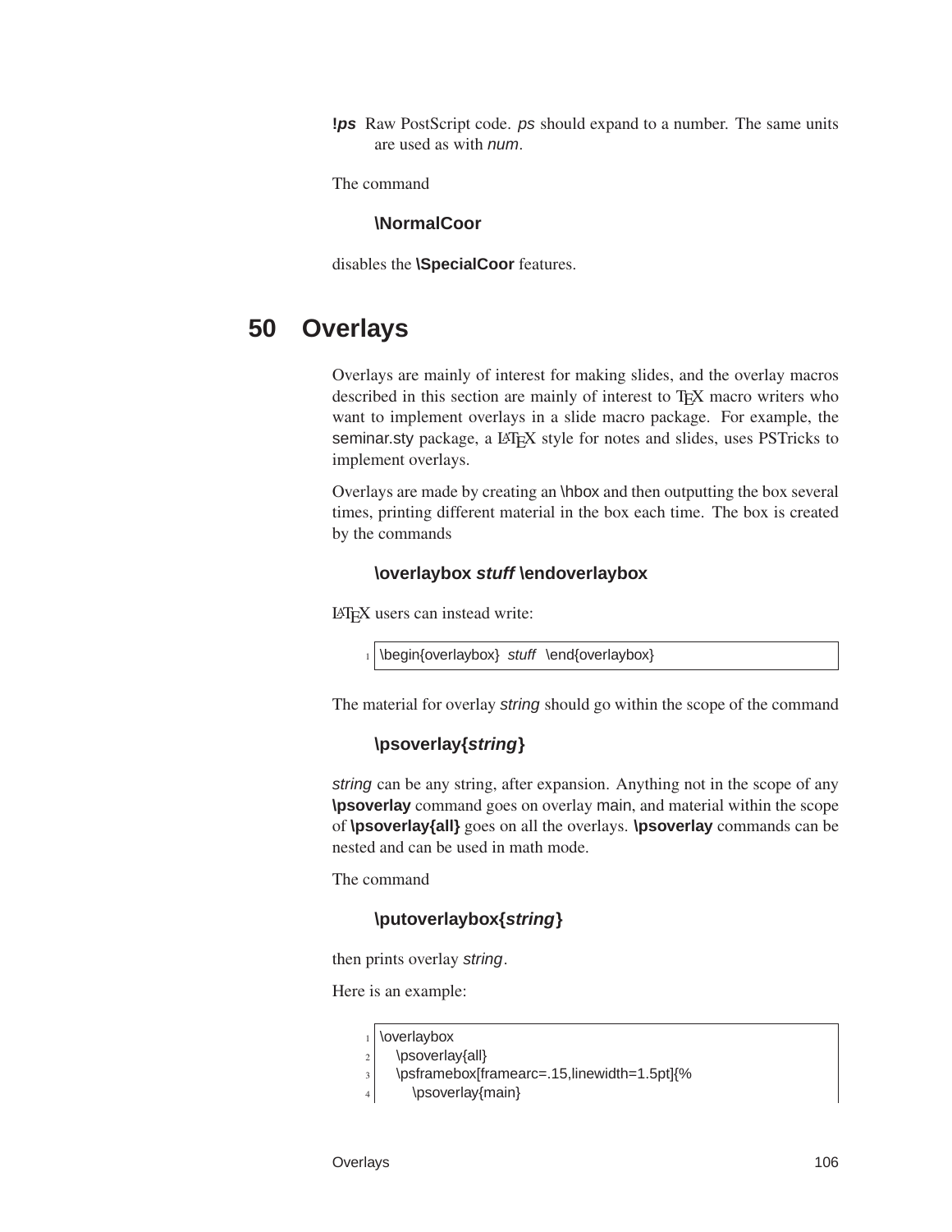**!*ps*** Raw PostScript code. *ps* should expand to a number. The same units are used as with *num*.

The command

**\NormalCoor**

disables the **\SpecialCoor** features.

# 50 Overlays

Overlays are mainly of interest for making slides, and the overlay macros described in this section are mainly of interest to TEX macro writers who want to implement overlays in a slide macro package. For example, the seminar.sty package, a LATEX style for notes and slides, uses PSTricks to implement overlays.

Overlays are made by creating an \hbox and then outputting the box several times, printing different material in the box each time. The box is created by the commands

**\overlaybox *stuff* \endoverlaybox**

LATEX users can instead write:

```
\begin{overlaybox} stuff \end{overlaybox}
```

The material for overlay *string* should go within the scope of the command

**\psoverlay{*string*}**

*string* can be any string, after expansion. Anything not in the scope of any **\psoverlay** command goes on overlay main, and material within the scope of **\psoverlay{all}** goes on all the overlays. **\psoverlay** commands can be nested and can be used in math mode.

The command

**\putoverlaybox{*string*}**

then prints overlay *string*.

Here is an example:

```
\overlaybox
  \psoverlay{all}
  \psframebox[framearc=.15,linewidth=1.5pt]{%
    \psoverlay{main}
```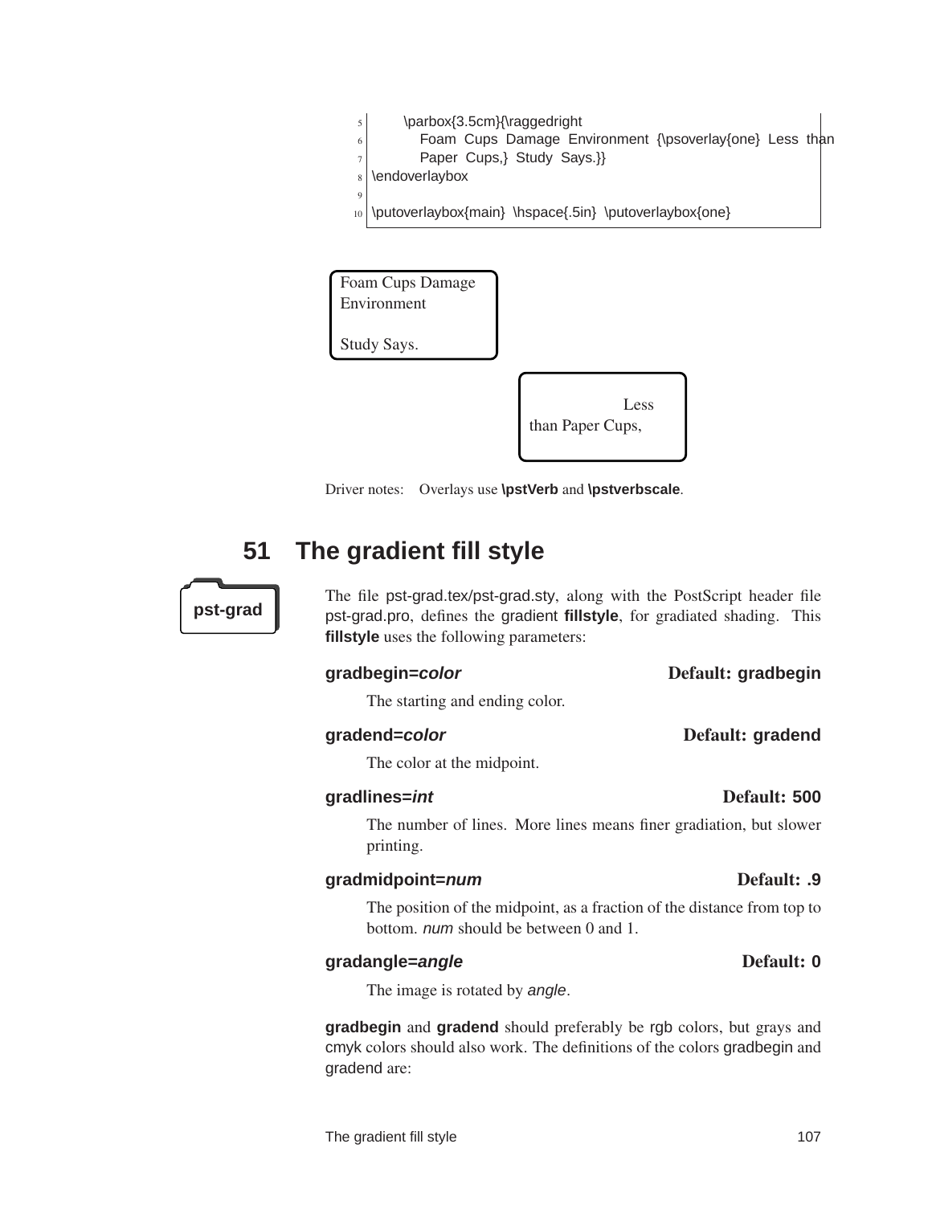```
5       \parbox{3.5cm}{\raggedright
6         Foam Cups Damage Environment {\psoverlay{one} Less than
7         Paper Cups,} Study Says.}}
8 \endoverlaybox
9
10 \putoverlaybox{main} \hspace{.5in} \putoverlaybox{one}
```

Foam Cups Damage Environment

Study Says.

Less than Paper Cups,

Driver notes: Overlays use **\pstVerb** and **\pstverbscale**.

## 51 The gradient fill style

**pst-grad**

The file pst-grad.tex/pst-grad.sty, along with the PostScript header file pst-grad.pro, defines the gradient **fillstyle**, for gradiated shading. This **fillstyle** uses the following parameters:

**gradbegin=*color*** **Default: gradbegin**

The starting and ending color.

**gradend=*color*** **Default: gradend**

The color at the midpoint.

**gradlines=*int*** **Default: 500**

The number of lines. More lines means finer gradiation, but slower printing.

**gradmidpoint=*num*** **Default: .9**

The position of the midpoint, as a fraction of the distance from top to bottom. *num* should be between 0 and 1.

**gradangle=*angle*** **Default: 0**

The image is rotated by *angle*.

**gradbegin** and **gradend** should preferably be rgb colors, but grays and cmyk colors should also work. The definitions of the colors gradbegin and gradend are: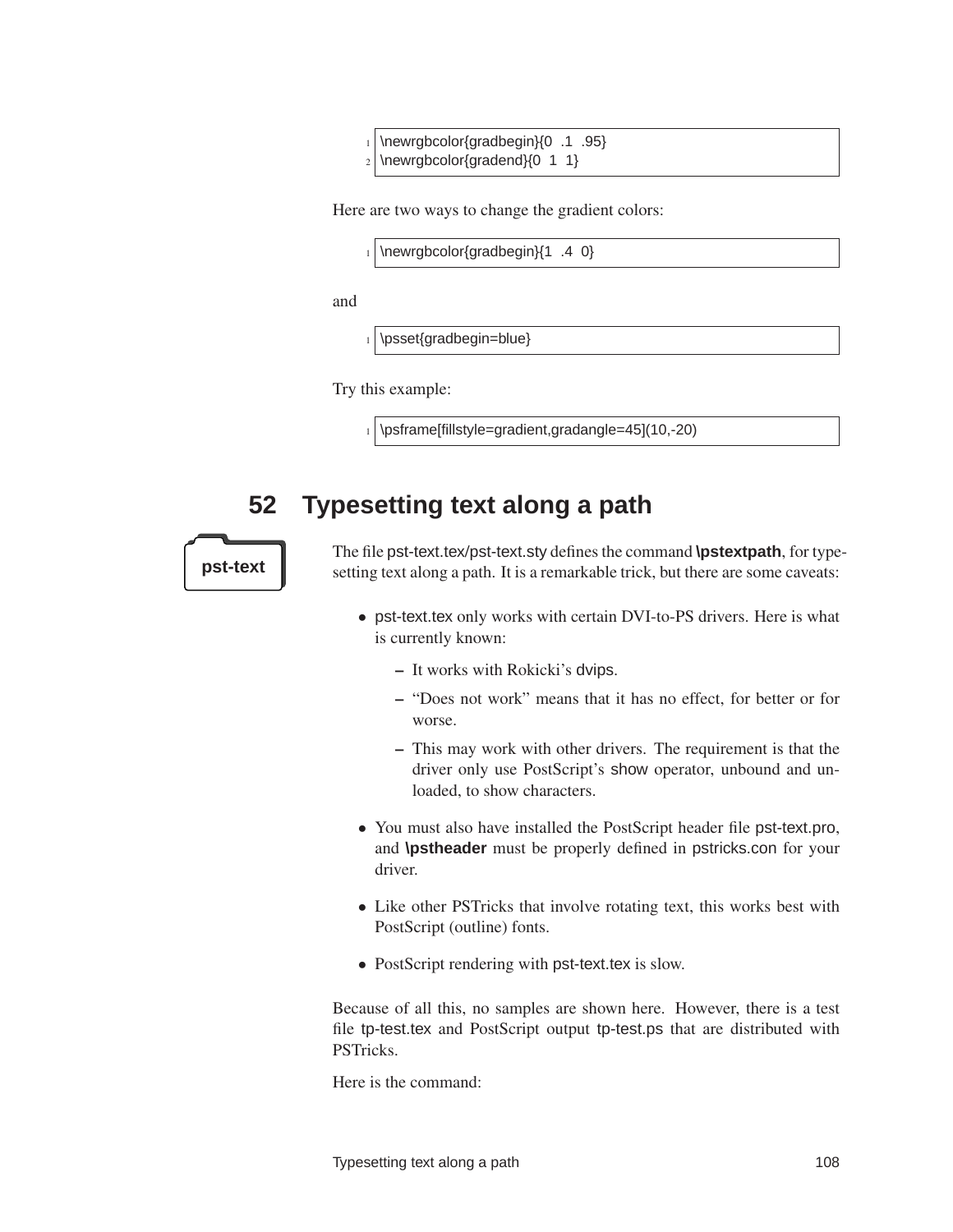```
\newrgbcolor{gradbegin}{0 .1 .95}
\newrgbcolor{gradend}{0 1 1}
```

Here are two ways to change the gradient colors:

```
\newrgbcolor{gradbegin}{1 .4 0}
```

and

```
\psset{gradbegin=blue}
```

Try this example:

```
\psframe[fillstyle=gradient,gradangle=45](10,-20)
```

## 52 Typesetting text along a path

pst-text

The file pst-text.tex/pst-text.sty defines the command **\pstextpath**, for typesetting text along a path. It is a remarkable trick, but there are some caveats:

- pst-text.tex only works with certain DVI-to-PS drivers. Here is what is currently known:
  - It works with Rokicki's dvips.
  - "Does not work" means that it has no effect, for better or for worse.
  - This may work with other drivers. The requirement is that the driver only use PostScript's show operator, unbound and unloaded, to show characters.
- You must also have installed the PostScript header file pst-text.pro, and **\pstheader** must be properly defined in pstricks.con for your driver.
- Like other PSTricks that involve rotating text, this works best with PostScript (outline) fonts.
- PostScript rendering with pst-text.tex is slow.

Because of all this, no samples are shown here. However, there is a test file tp-test.tex and PostScript output tp-test.ps that are distributed with PSTricks.

Here is the command: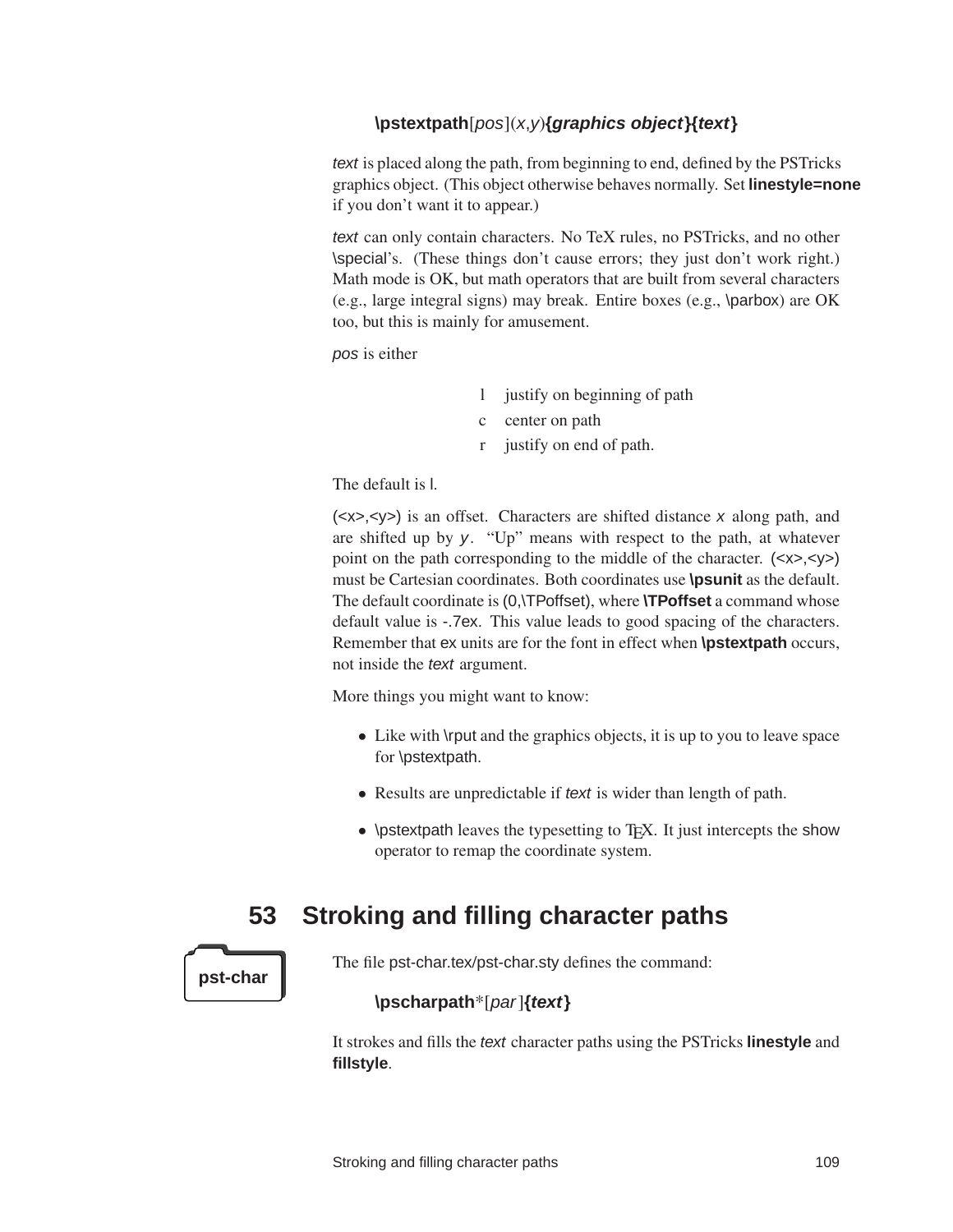**\pstextpath**[*pos*](*x*,*y*)***{graphics object}{text}***

*text* is placed along the path, from beginning to end, defined by the PSTricks graphics object. (This object otherwise behaves normally. Set **linestyle=none** if you don't want it to appear.)

*text* can only contain characters. No TeX rules, no PSTricks, and no other \special's. (These things don't cause errors; they just don't work right.) Math mode is OK, but math operators that are built from several characters (e.g., large integral signs) may break. Entire boxes (e.g., \parbox) are OK too, but this is mainly for amusement.

*pos* is either

| | |
|---|---|
| l | justify on beginning of path |
| c | center on path |
| r | justify on end of path. |

The default is l.

(<x>,<y>) is an offset. Characters are shifted distance *x* along path, and are shifted up by *y*. "Up" means with respect to the path, at whatever point on the path corresponding to the middle of the character. (<x>,<y>) must be Cartesian coordinates. Both coordinates use **\psunit** as the default. The default coordinate is (0,\TPoffset), where **\TPoffset** a command whose default value is -.7ex. This value leads to good spacing of the characters. Remember that ex units are for the font in effect when **\pstextpath** occurs, not inside the *text* argument.

More things you might want to know:

- Like with \rput and the graphics objects, it is up to you to leave space for \pstextpath.
- Results are unpredictable if *text* is wider than length of path.
- \pstextpath leaves the typesetting to TEX. It just intercepts the show operator to remap the coordinate system.

## 53 Stroking and filling character paths

**pst-char**

The file pst-char.tex/pst-char.sty defines the command:

**\pscharpath***[*par*]***{text}***

It strokes and fills the *text* character paths using the PSTricks **linestyle** and **fillstyle**.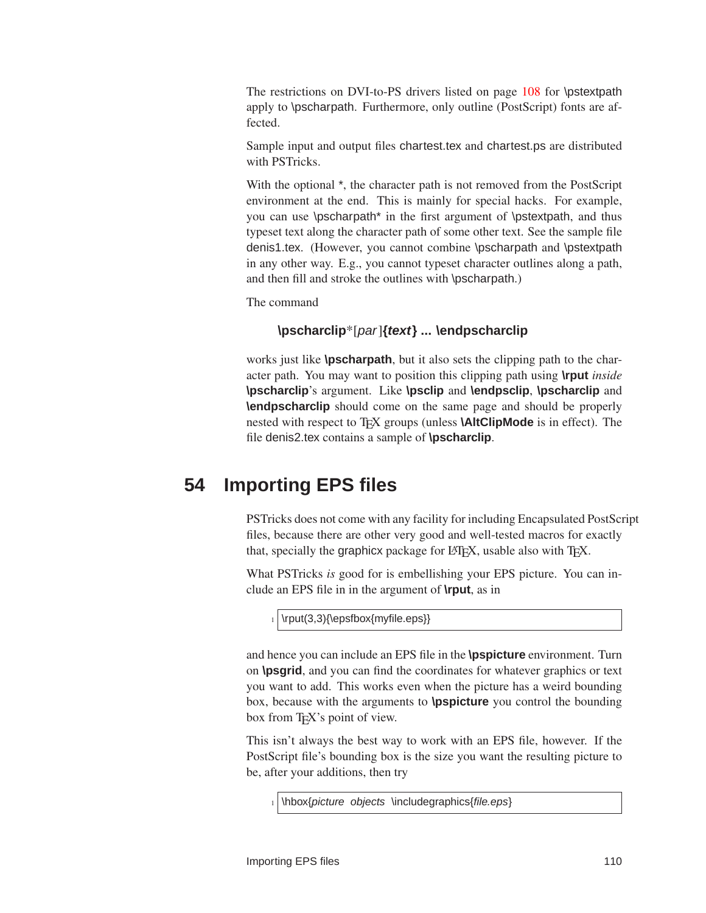The restrictions on DVI-to-PS drivers listed on page 108 for \pstextpath apply to \pscharpath. Furthermore, only outline (PostScript) fonts are affected.

Sample input and output files chartest.tex and chartest.ps are distributed with PSTricks.

With the optional *, the character path is not removed from the PostScript environment at the end. This is mainly for special hacks. For example, you can use \pscharpath* in the first argument of \pstextpath, and thus typeset text along the character path of some other text. See the sample file denis1.tex. (However, you cannot combine \pscharpath and \pstextpath in any other way. E.g., you cannot typeset character outlines along a path, and then fill and stroke the outlines with \pscharpath.)

The command

> **\pscharclip***[*par*]**{*text*} ... \endpscharclip**

works just like **\pscharpath**, but it also sets the clipping path to the character path. You may want to position this clipping path using **\rput** *inside* **\pscharclip**'s argument. Like **\psclip** and **\endpsclip**, **\pscharclip** and **\endpscharclip** should come on the same page and should be properly nested with respect to TEX groups (unless **\AltClipMode** is in effect). The file denis2.tex contains a sample of **\pscharclip**.

# 54 Importing EPS files

PSTricks does not come with any facility for including Encapsulated PostScript files, because there are other very good and well-tested macros for exactly that, specially the graphicx package for LATEX, usable also with TEX.

What PSTricks *is* good for is embellishing your EPS picture. You can include an EPS file in in the argument of **\rput**, as in

```
\rput(3,3){\epsfbox{myfile.eps}}
```

and hence you can include an EPS file in the **\pspicture** environment. Turn on **\psgrid**, and you can find the coordinates for whatever graphics or text you want to add. This works even when the picture has a weird bounding box, because with the arguments to **\pspicture** you control the bounding box from TEX's point of view.

This isn't always the best way to work with an EPS file, however. If the PostScript file's bounding box is the size you want the resulting picture to be, after your additions, then try

```
\hbox{picture objects \includegraphics{file.eps}}
```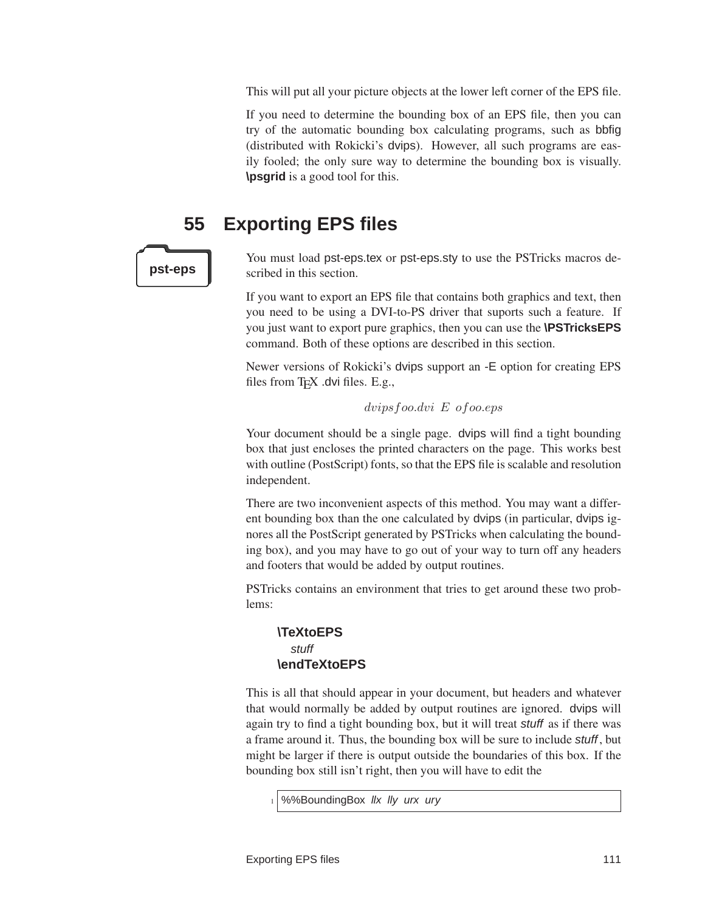This will put all your picture objects at the lower left corner of the EPS file.

If you need to determine the bounding box of an EPS file, then you can try of the automatic bounding box calculating programs, such as bbfig (distributed with Rokicki's dvips). However, all such programs are easily fooled; the only sure way to determine the bounding box is visually. **\psgrid** is a good tool for this.

## 55 Exporting EPS files

**pst-eps**

You must load pst-eps.tex or pst-eps.sty to use the PSTricks macros described in this section.

If you want to export an EPS file that contains both graphics and text, then you need to be using a DVI-to-PS driver that suports such a feature. If you just want to export pure graphics, then you can use the **\PSTricksEPS** command. Both of these options are described in this section.

Newer versions of Rokicki's dvips support an -E option for creating EPS files from TEX .dvi files. E.g.,

$$dvips foo.dvi\ E\ o foo.eps$$

Your document should be a single page. dvips will find a tight bounding box that just encloses the printed characters on the page. This works best with outline (PostScript) fonts, so that the EPS file is scalable and resolution independent.

There are two inconvenient aspects of this method. You may want a different bounding box than the one calculated by dvips (in particular, dvips ignores all the PostScript generated by PSTricks when calculating the bounding box), and you may have to go out of your way to turn off any headers and footers that would be added by output routines.

PSTricks contains an environment that tries to get around these two problems:

> **\TeXtoEPS**
> *stuff*
> **\endTeXtoEPS**

This is all that should appear in your document, but headers and whatever that would normally be added by output routines are ignored. dvips will again try to find a tight bounding box, but it will treat *stuff* as if there was a frame around it. Thus, the bounding box will be sure to include *stuff*, but might be larger if there is output outside the boundaries of this box. If the bounding box still isn't right, then you will have to edit the

```
%%BoundingBox llx lly urx ury
```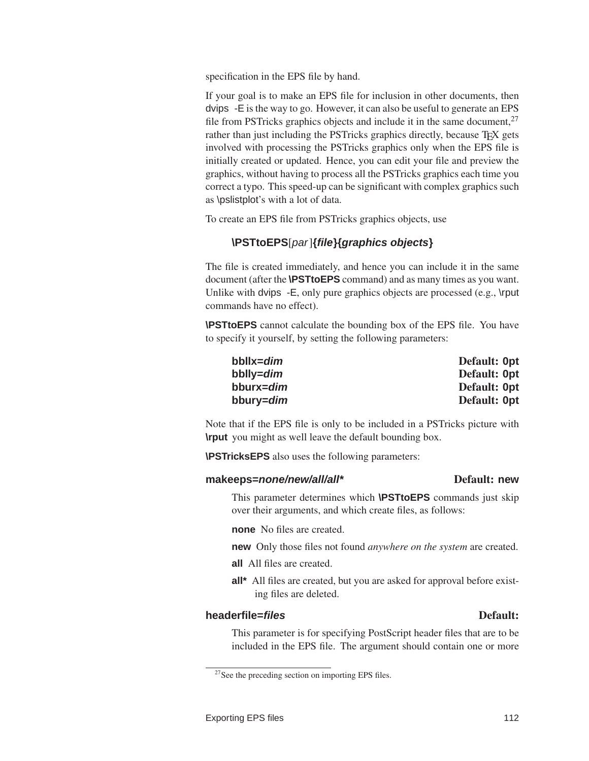specification in the EPS file by hand.

If your goal is to make an EPS file for inclusion in other documents, then dvips -E is the way to go. However, it can also be useful to generate an EPS file from PSTricks graphics objects and include it in the same document,[27] rather than just including the PSTricks graphics directly, because TEX gets involved with processing the PSTricks graphics only when the EPS file is initially created or updated. Hence, you can edit your file and preview the graphics, without having to process all the PSTricks graphics each time you correct a typo. This speed-up can be significant with complex graphics such as \pslistplot's with a lot of data.

To create an EPS file from PSTricks graphics objects, use

> **\PSTtoEPS**[*par*]**{*file*}{*graphics objects*}**

The file is created immediately, and hence you can include it in the same document (after the **\PSTtoEPS** command) and as many times as you want. Unlike with dvips -E, only pure graphics objects are processed (e.g., \rput commands have no effect).

**\PSTtoEPS** cannot calculate the bounding box of the EPS file. You have to specify it yourself, by setting the following parameters:

| | |
|---|---|
| **bbllx=*dim*** | **Default: 0pt** |
| **bblly=*dim*** | **Default: 0pt** |
| **bburx=*dim*** | **Default: 0pt** |
| **bbury=*dim*** | **Default: 0pt** |

Note that if the EPS file is only to be included in a PSTricks picture with **\rput** you might as well leave the default bounding box.

**\PSTricksEPS** also uses the following parameters:

**makeeps=*none/new/all/all**** — **Default: new**

This parameter determines which **\PSTtoEPS** commands just skip over their arguments, and which create files, as follows:

- **none** No files are created.
- **new** Only those files not found *anywhere on the system* are created.
- **all** All files are created.
- **all*** All files are created, but you are asked for approval before existing files are deleted.

**headerfile=*files*** — **Default:**

This parameter is for specifying PostScript header files that are to be included in the EPS file. The argument should contain one or more

[27] See the preceding section on importing EPS files.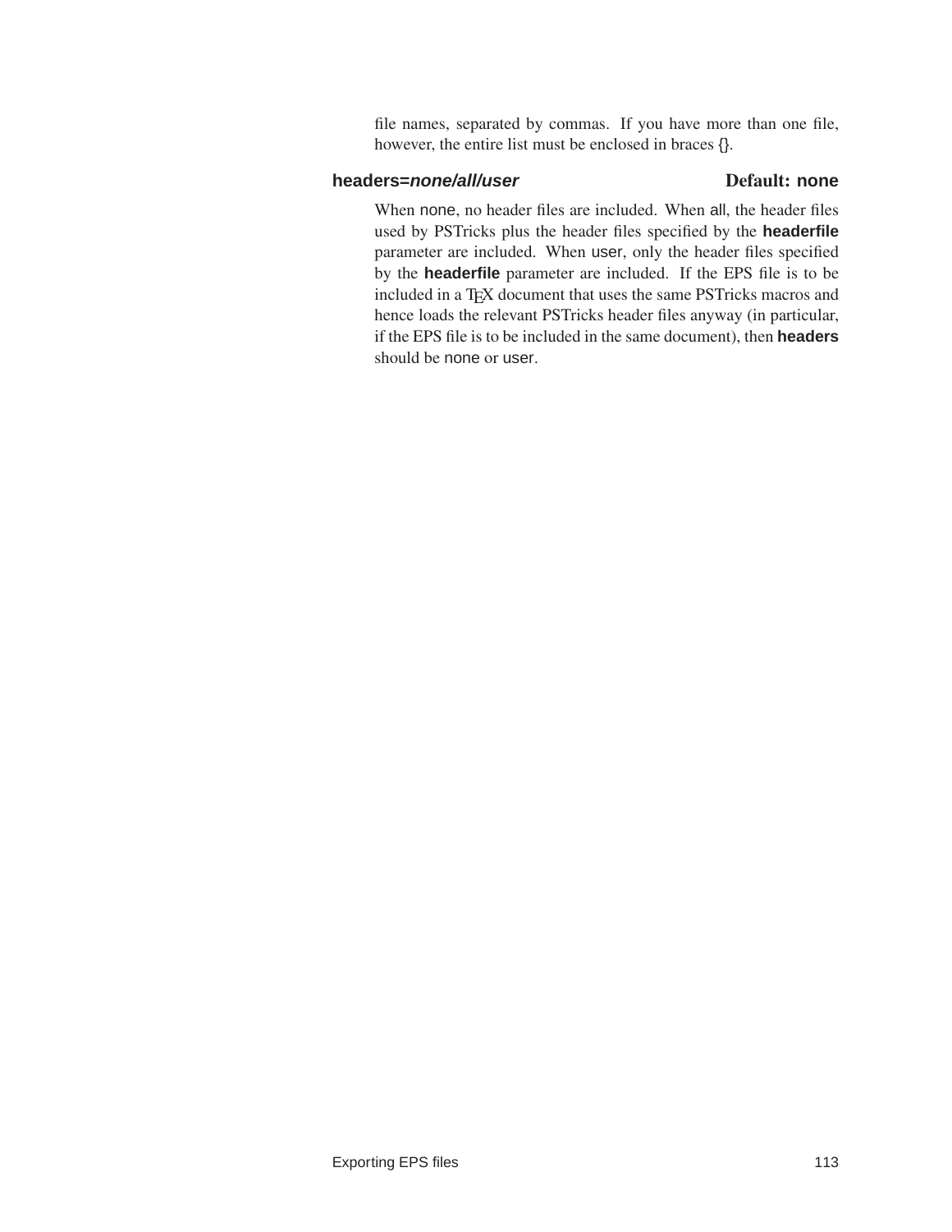file names, separated by commas. If you have more than one file, however, the entire list must be enclosed in braces {}.

**headers=*none/all/user*** **Default: none**

When none, no header files are included. When all, the header files used by PSTricks plus the header files specified by the **headerfile** parameter are included. When user, only the header files specified by the **headerfile** parameter are included. If the EPS file is to be included in a TEX document that uses the same PSTricks macros and hence loads the relevant PSTricks header files anyway (in particular, if the EPS file is to be included in the same document), then **headers** should be none or user.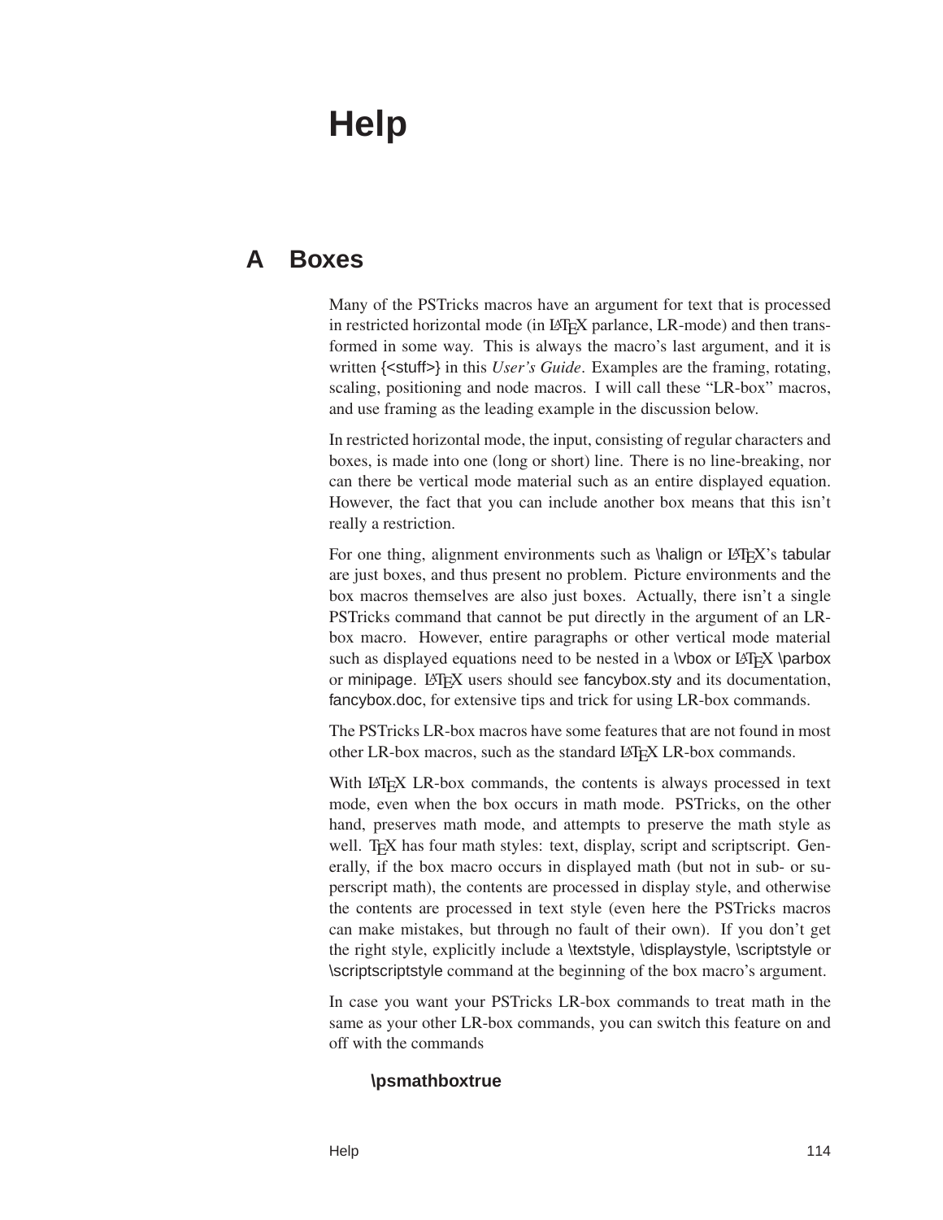# Help

## A Boxes

Many of the PSTricks macros have an argument for text that is processed in restricted horizontal mode (in LaTeX parlance, LR-mode) and then transformed in some way. This is always the macro's last argument, and it is written {<stuff>} in this *User's Guide*. Examples are the framing, rotating, scaling, positioning and node macros. I will call these "LR-box" macros, and use framing as the leading example in the discussion below.

In restricted horizontal mode, the input, consisting of regular characters and boxes, is made into one (long or short) line. There is no line-breaking, nor can there be vertical mode material such as an entire displayed equation. However, the fact that you can include another box means that this isn't really a restriction.

For one thing, alignment environments such as \halign or LaTeX's tabular are just boxes, and thus present no problem. Picture environments and the box macros themselves are also just boxes. Actually, there isn't a single PSTricks command that cannot be put directly in the argument of an LR-box macro. However, entire paragraphs or other vertical mode material such as displayed equations need to be nested in a \vbox or LaTeX \parbox or minipage. LaTeX users should see fancybox.sty and its documentation, fancybox.doc, for extensive tips and trick for using LR-box commands.

The PSTricks LR-box macros have some features that are not found in most other LR-box macros, such as the standard LaTeX LR-box commands.

With LaTeX LR-box commands, the contents is always processed in text mode, even when the box occurs in math mode. PSTricks, on the other hand, preserves math mode, and attempts to preserve the math style as well. TeX has four math styles: text, display, script and scriptscript. Generally, if the box macro occurs in displayed math (but not in sub- or superscript math), the contents are processed in display style, and otherwise the contents are processed in text style (even here the PSTricks macros can make mistakes, but through no fault of their own). If you don't get the right style, explicitly include a \textstyle, \displaystyle, \scriptstyle or \scriptscriptstyle command at the beginning of the box macro's argument.

In case you want your PSTricks LR-box commands to treat math in the same as your other LR-box commands, you can switch this feature on and off with the commands

**\psmathboxtrue**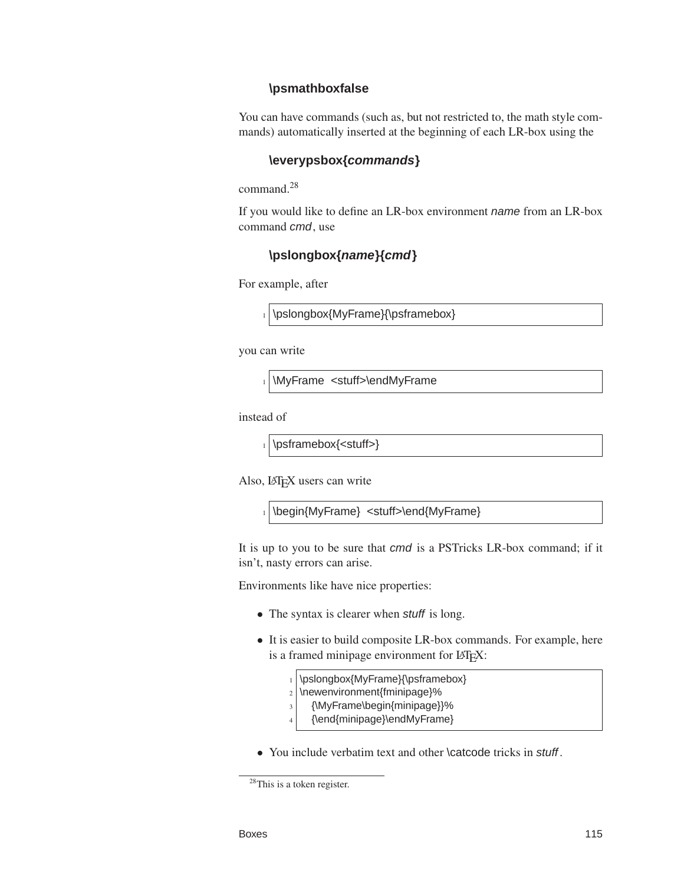**\psmathboxfalse**

You can have commands (such as, but not restricted to, the math style commands) automatically inserted at the beginning of each LR-box using the

**\everypsbox{*commands*}**

command.[28]

If you would like to define an LR-box environment *name* from an LR-box command *cmd*, use

**\pslongbox{*name*}{*cmd*}**

For example, after

```
\pslongbox{MyFrame}{\psframebox}
```

you can write

```
\MyFrame  <stuff>\endMyFrame
```

instead of

```
\psframebox{<stuff>}
```

Also, LaTeX users can write

```
\begin{MyFrame}  <stuff>\end{MyFrame}
```

It is up to you to be sure that *cmd* is a PSTricks LR-box command; if it isn't, nasty errors can arise.

Environments like have nice properties:

- The syntax is clearer when *stuff* is long.
- It is easier to build composite LR-box commands. For example, here is a framed minipage environment for LaTeX:

```
\pslongbox{MyFrame}{\psframebox}
\newenvironment{fminipage}%
   {\MyFrame\begin{minipage}}%
   {\end{minipage}\endMyFrame}
```

- You include verbatim text and other \catcode tricks in *stuff*.

[28]This is a token register.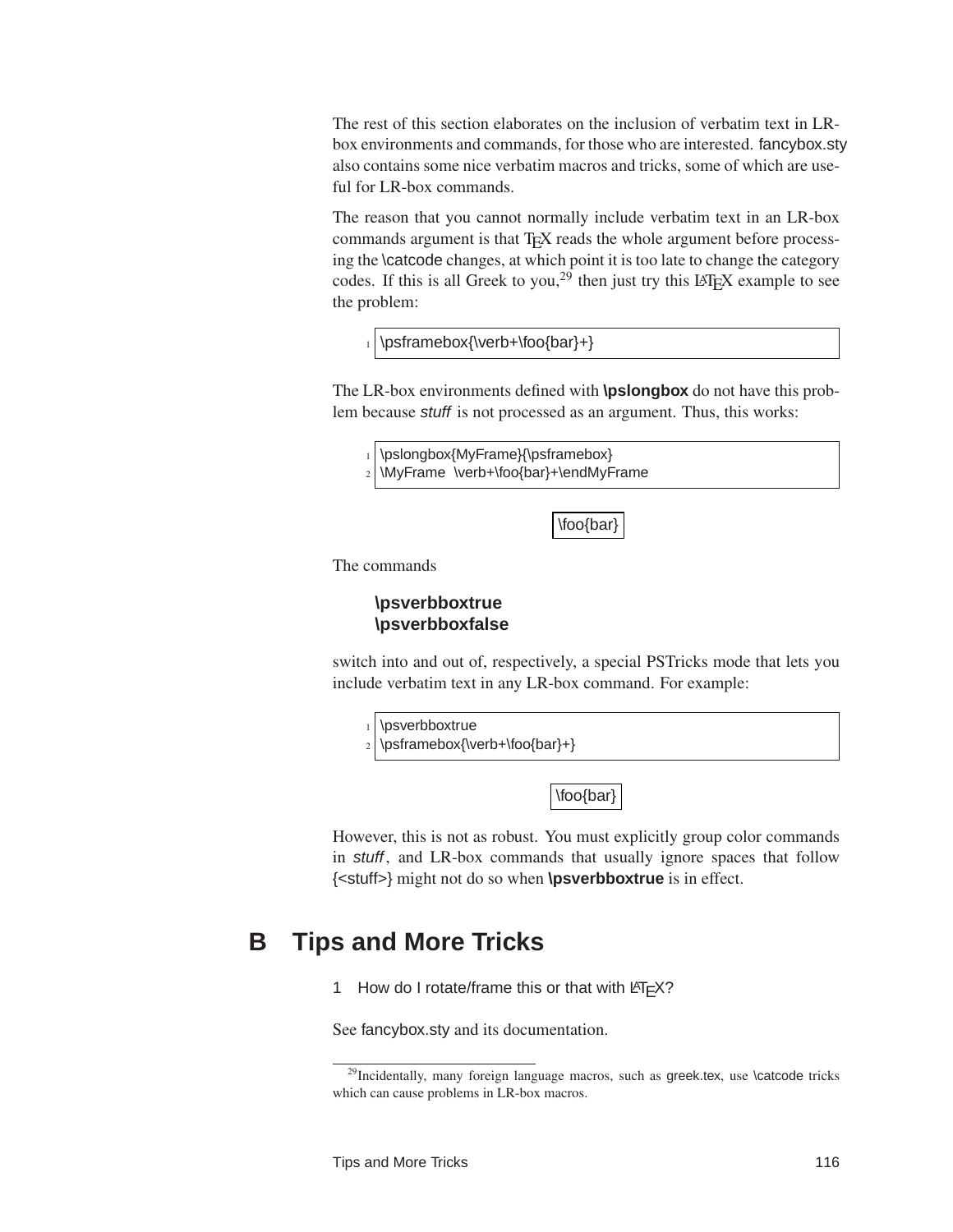The rest of this section elaborates on the inclusion of verbatim text in LR-box environments and commands, for those who are interested. fancybox.sty also contains some nice verbatim macros and tricks, some of which are useful for LR-box commands.

The reason that you cannot normally include verbatim text in an LR-box commands argument is that TEX reads the whole argument before processing the \catcode changes, at which point it is too late to change the category codes. If this is all Greek to you,[29] then just try this LATEX example to see the problem:

```
\psframebox{\verb+\foo{bar}+}
```

The LR-box environments defined with **\pslongbox** do not have this problem because *stuff* is not processed as an argument. Thus, this works:

```
\pslongbox{MyFrame}{\psframebox}
\MyFrame  \verb+\foo{bar}+\endMyFrame
```

\foo{bar}

The commands

**\psverbboxtrue**
**\psverbboxfalse**

switch into and out of, respectively, a special PSTricks mode that lets you include verbatim text in any LR-box command. For example:

```
\psverbboxtrue
\psframebox{\verb+\foo{bar}+}
```

\foo{bar}

However, this is not as robust. You must explicitly group color commands in *stuff*, and LR-box commands that usually ignore spaces that follow {<stuff>} might not do so when **\psverbboxtrue** is in effect.

# B Tips and More Tricks

### 1 How do I rotate/frame this or that with LATEX?

See fancybox.sty and its documentation.

[29] Incidentally, many foreign language macros, such as greek.tex, use \catcode tricks which can cause problems in LR-box macros.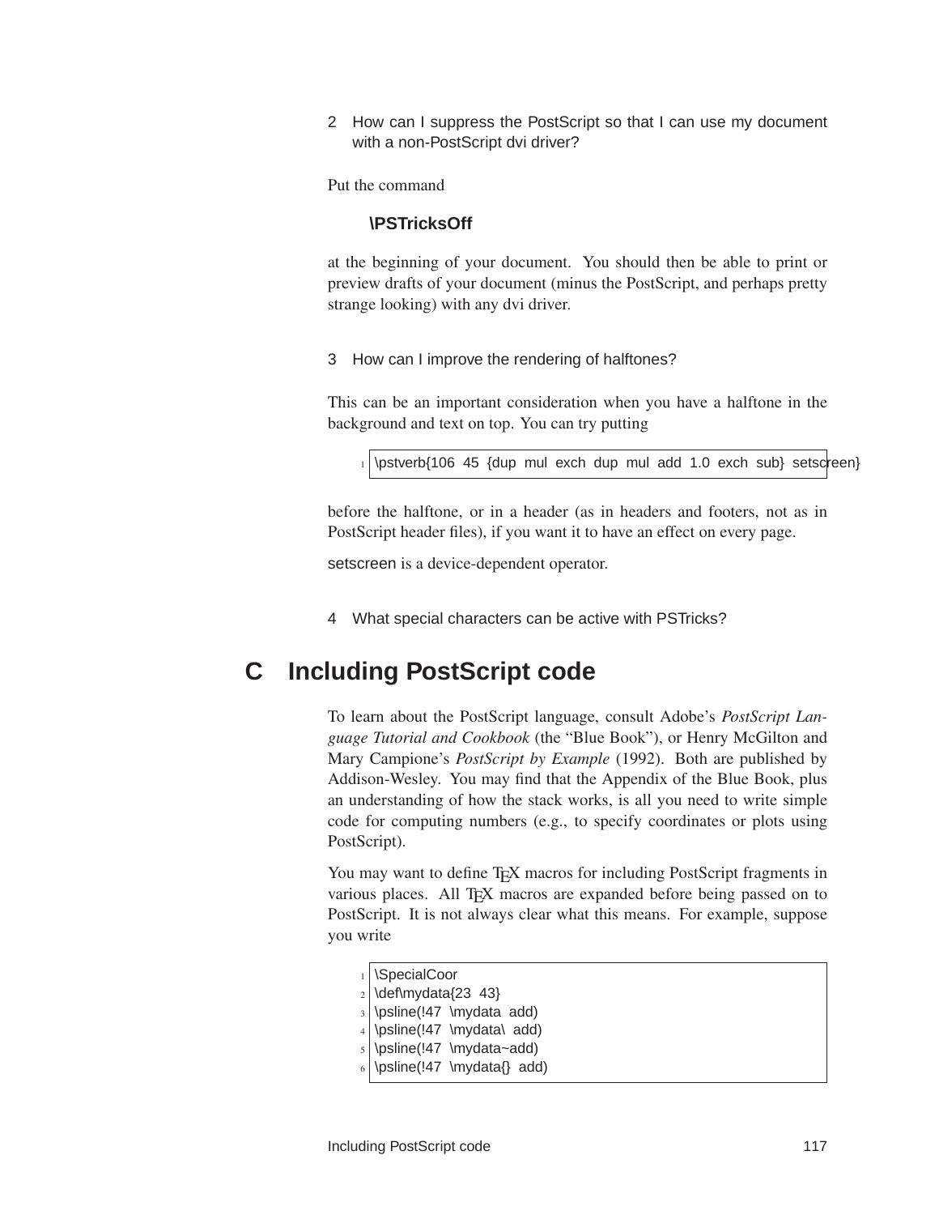### 2 How can I suppress the PostScript so that I can use my document with a non-PostScript dvi driver?

Put the command

**\PSTricksOff**

at the beginning of your document. You should then be able to print or preview drafts of your document (minus the PostScript, and perhaps pretty strange looking) with any dvi driver.

### 3 How can I improve the rendering of halftones?

This can be an important consideration when you have a halftone in the background and text on top. You can try putting

```
\pstverb{106 45 {dup mul exch dup mul add 1.0 exch sub} setscreen}
```

before the halftone, or in a header (as in headers and footers, not as in PostScript header files), if you want it to have an effect on every page.

setscreen is a device-dependent operator.

### 4 What special characters can be active with PSTricks?

## C Including PostScript code

To learn about the PostScript language, consult Adobe's *PostScript Language Tutorial and Cookbook* (the "Blue Book"), or Henry McGilton and Mary Campione's *PostScript by Example* (1992). Both are published by Addison-Wesley. You may find that the Appendix of the Blue Book, plus an understanding of how the stack works, is all you need to write simple code for computing numbers (e.g., to specify coordinates or plots using PostScript).

You may want to define TEX macros for including PostScript fragments in various places. All TEX macros are expanded before being passed on to PostScript. It is not always clear what this means. For example, suppose you write

```
\SpecialCoor
\def\mydata{23 43}
\psline(!47 \mydata add)
\psline(!47 \mydata\ add)
\psline(!47 \mydata~add)
\psline(!47 \mydata{} add)
```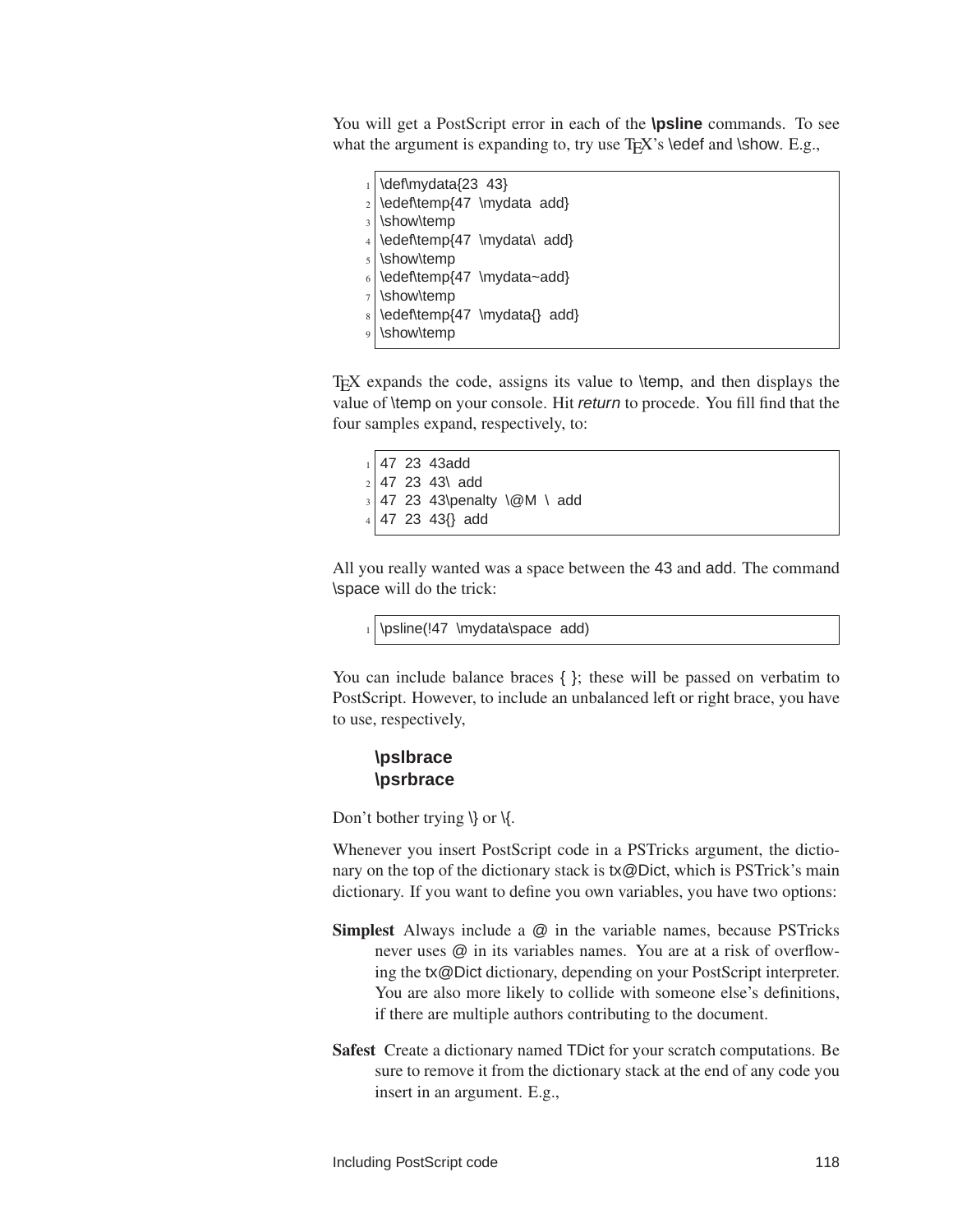You will get a PostScript error in each of the **\psline** commands. To see what the argument is expanding to, try use TEX's \edef and \show. E.g.,

```
\def\mydata{23 43}
\edef\temp{47 \mydata add}
\show\temp
\edef\temp{47 \mydata\ add}
\show\temp
\edef\temp{47 \mydata~add}
\show\temp
\edef\temp{47 \mydata{} add}
\show\temp
```

TEX expands the code, assigns its value to \temp, and then displays the value of \temp on your console. Hit *return* to procede. You fill find that the four samples expand, respectively, to:

```
47 23 43add
47 23 43\ add
47 23 43\penalty \@M \ add
47 23 43{} add
```

All you really wanted was a space between the 43 and add. The command \space will do the trick:

```
\psline(!47 \mydata\space add)
```

You can include balance braces { }; these will be passed on verbatim to PostScript. However, to include an unbalanced left or right brace, you have to use, respectively,

**\pslbrace**
**\psrbrace**

Don't bother trying \} or \{.

Whenever you insert PostScript code in a PSTricks argument, the dictionary on the top of the dictionary stack is tx@Dict, which is PSTrick's main dictionary. If you want to define you own variables, you have two options:

**Simplest** Always include a @ in the variable names, because PSTricks never uses @ in its variables names. You are at a risk of overflowing the tx@Dict dictionary, depending on your PostScript interpreter. You are also more likely to collide with someone else's definitions, if there are multiple authors contributing to the document.

**Safest** Create a dictionary named TDict for your scratch computations. Be sure to remove it from the dictionary stack at the end of any code you insert in an argument. E.g.,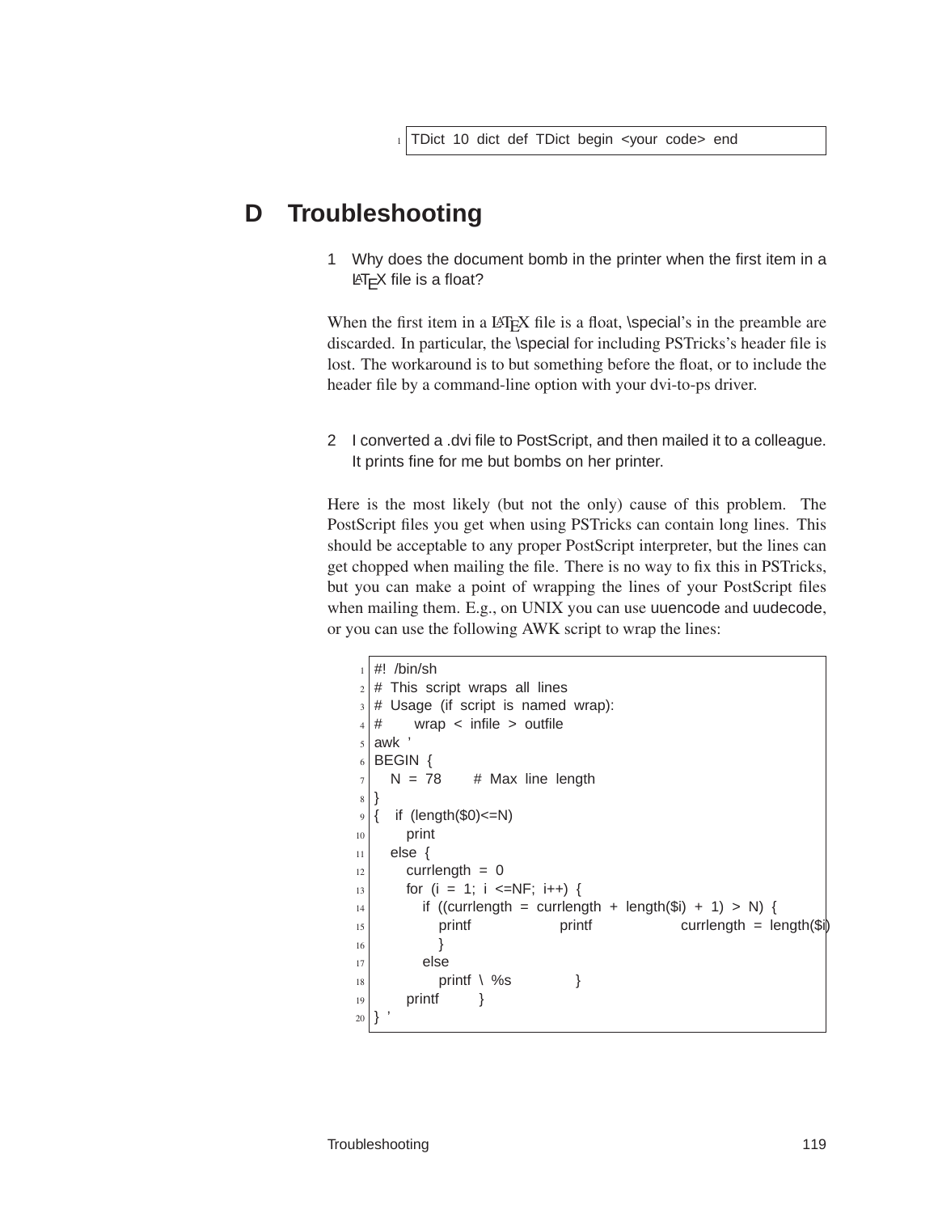```
TDict 10 dict def TDict begin <your code> end
```

# D Troubleshooting

**1 Why does the document bomb in the printer when the first item in a LaTeX file is a float?**

When the first item in a LaTeX file is a float, \special's in the preamble are discarded. In particular, the \special for including PSTricks's header file is lost. The workaround is to but something before the float, or to include the header file by a command-line option with your dvi-to-ps driver.

**2 I converted a .dvi file to PostScript, and then mailed it to a colleague. It prints fine for me but bombs on her printer.**

Here is the most likely (but not the only) cause of this problem. The PostScript files you get when using PSTricks can contain long lines. This should be acceptable to any proper PostScript interpreter, but the lines can get chopped when mailing the file. There is no way to fix this in PSTricks, but you can make a point of wrapping the lines of your PostScript files when mailing them. E.g., on UNIX you can use uuencode and uudecode, or you can use the following AWK script to wrap the lines:

```
#! /bin/sh
# This script wraps all lines
# Usage (if script is named wrap):
#     wrap < infile > outfile
awk '
BEGIN {
   N = 78     # Max line length
}
{   if (length($0)<=N)
      print
   else {
      currlength = 0
      for (i = 1; i <=NF; i++) {
         if ((currlength = currlength + length($i) + 1) > N) {
            printf          printf          currlength = length($i)
            }
         else
            printf \ %s          }
      printf       }
} '
```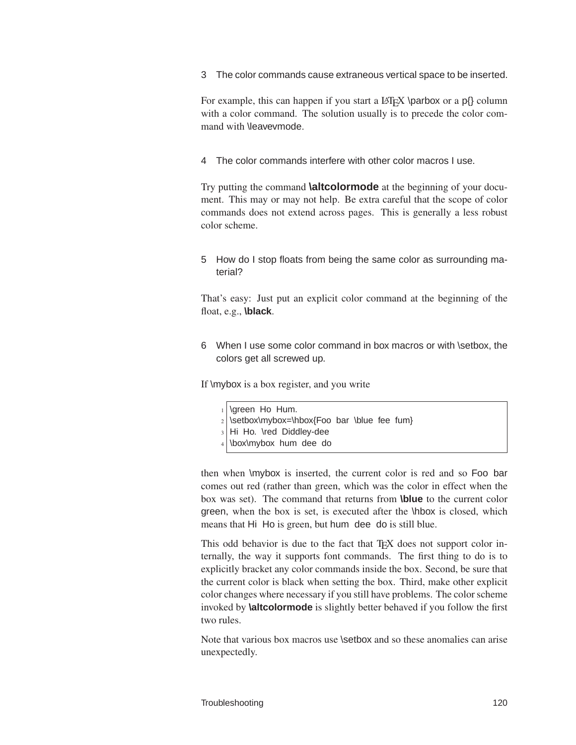## 3 The color commands cause extraneous vertical space to be inserted.

For example, this can happen if you start a LaTeX \parbox or a p{} column with a color command. The solution usually is to precede the color command with \leavevmode.

## 4 The color commands interfere with other color macros I use.

Try putting the command **\altcolormode** at the beginning of your document. This may or may not help. Be extra careful that the scope of color commands does not extend across pages. This is generally a less robust color scheme.

## 5 How do I stop floats from being the same color as surrounding material?

That's easy: Just put an explicit color command at the beginning of the float, e.g., **\black**.

## 6 When I use some color command in box macros or with \setbox, the colors get all screwed up.

If \mybox is a box register, and you write

```
\green Ho Hum.
\setbox\mybox=\hbox{Foo bar \blue fee fum}
Hi Ho. \red Diddley-dee
\box\mybox hum dee do
```

then when \mybox is inserted, the current color is red and so Foo bar comes out red (rather than green, which was the color in effect when the box was set). The command that returns from **\blue** to the current color green, when the box is set, is executed after the \hbox is closed, which means that Hi Ho is green, but hum dee do is still blue.

This odd behavior is due to the fact that TeX does not support color internally, the way it supports font commands. The first thing to do is to explicitly bracket any color commands inside the box. Second, be sure that the current color is black when setting the box. Third, make other explicit color changes where necessary if you still have problems. The color scheme invoked by **\altcolormode** is slightly better behaved if you follow the first two rules.

Note that various box macros use \setbox and so these anomalies can arise unexpectedly.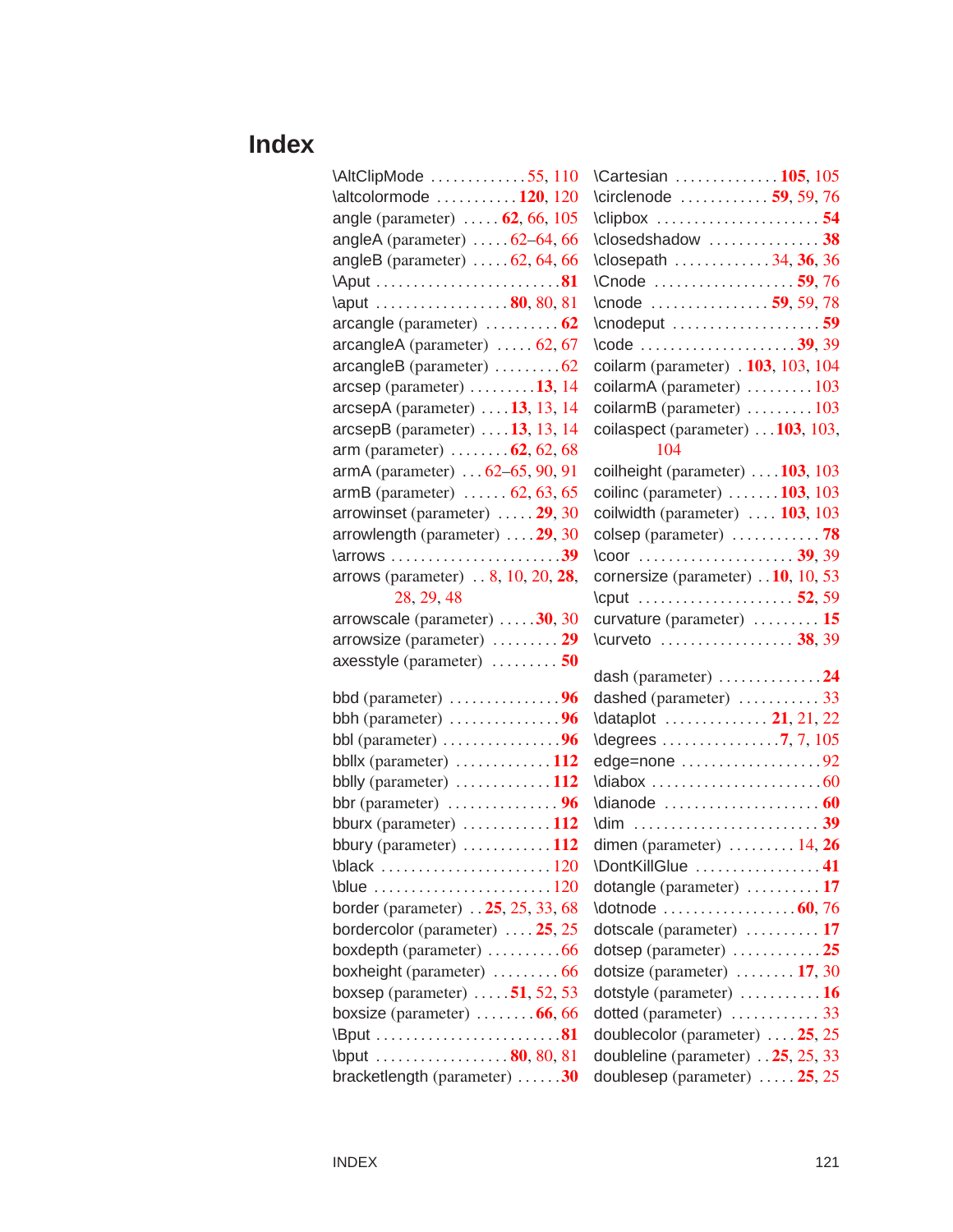# Index

\AltClipMode ............. 55, 110
\altcolormode ........... **120**, 120
angle (parameter) ..... **62**, 66, 105
angleA (parameter) ..... 62–64, 66
angleB (parameter) ..... 62, 64, 66
\Aput ......................... **81**
\aput .................. **80**, 80, 81
arcangle (parameter) .......... **62**
arcangleA (parameter) ..... 62, 67
arcangleB (parameter) ......... 62
arcsep (parameter) ......... **13**, 14
arcsepA (parameter) .... **13**, 13, 14
arcsepB (parameter) .... **13**, 13, 14
arm (parameter) ........ **62**, 62, 68
armA (parameter) ... 62–65, 90, 91
armB (parameter) ...... 62, 63, 65
arrowinset (parameter) ..... **29**, 30
arrowlength (parameter) .... **29**, 30
\arrows ...................... **39**
arrows (parameter) .. 8, 10, 20, **28**, 28, 29, 48
arrowscale (parameter) ..... **30**, 30
arrowsize (parameter) ......... **29**
axesstyle (parameter) ......... **50**

bbd (parameter) ............... **96**
bbh (parameter) ............... **96**
bbl (parameter) ................ **96**
bbllx (parameter) ............. **112**
bblly (parameter) ............. **112**
bbr (parameter) ............... **96**
bburx (parameter) ............ **112**
bbury (parameter) ............ **112**
\black ....................... 120
\blue ........................ 120
border (parameter) .. **25**, 25, 33, 68
bordercolor (parameter) .... **25**, 25
boxdepth (parameter) .......... 66
boxheight (parameter) ......... 66
boxsep (parameter) ..... **51**, 52, 53
boxsize (parameter) ........ **66**, 66
\Bput ......................... **81**
\bput .................. **80**, 80, 81
bracketlength (parameter) ...... **30**

\Cartesian .............. **105**, 105
\circlenode ............ **59**, 59, 76
\clipbox ...................... **54**
\closedshadow ................ **38**
\closepath ............. 34, **36**, 36
\Cnode ................... **59**, 76
\cnode ................ **59**, 59, 78
\cnodeput .................... **59**
\code .................... **39**, 39
coilarm (parameter) . **103**, 103, 104
coilarmA (parameter) ......... 103
coilarmB (parameter) ......... 103
coilaspect (parameter) ... **103**, 103, 104
coilheight (parameter) .... **103**, 103
coilinc (parameter) ....... **103**, 103
coilwidth (parameter) .... **103**, 103
colsep (parameter) ............ **78**
\coor ..................... **39**, 39
cornersize (parameter) .. **10**, 10, 53
\cput ..................... **52**, 59
curvature (parameter) ......... **15**
\curveto .................. **38**, 39

dash (parameter) .............. **24**
dashed (parameter) ........... 33
\dataplot .............. **21**, 21, 22
\degrees ................. **7**, 7, 105
edge=none ..................... 92
\diabox ....................... 60
\dianode ...................... **60**
\dim .......................... **39**
dimen (parameter) ......... 14, **26**
\DontKillGlue ................. **41**
dotangle (parameter) .......... **17**
\dotnode ................. **60**, 76
dotscale (parameter) .......... **17**
dotsep (parameter) ............ **25**
dotsize (parameter) ........ **17**, 30
dotstyle (parameter) ........... **16**
dotted (parameter) ............ 33
doublecolor (parameter) .... **25**, 25
doubleline (parameter) .. **25**, 25, 33
doublesep (parameter) ..... **25**, 25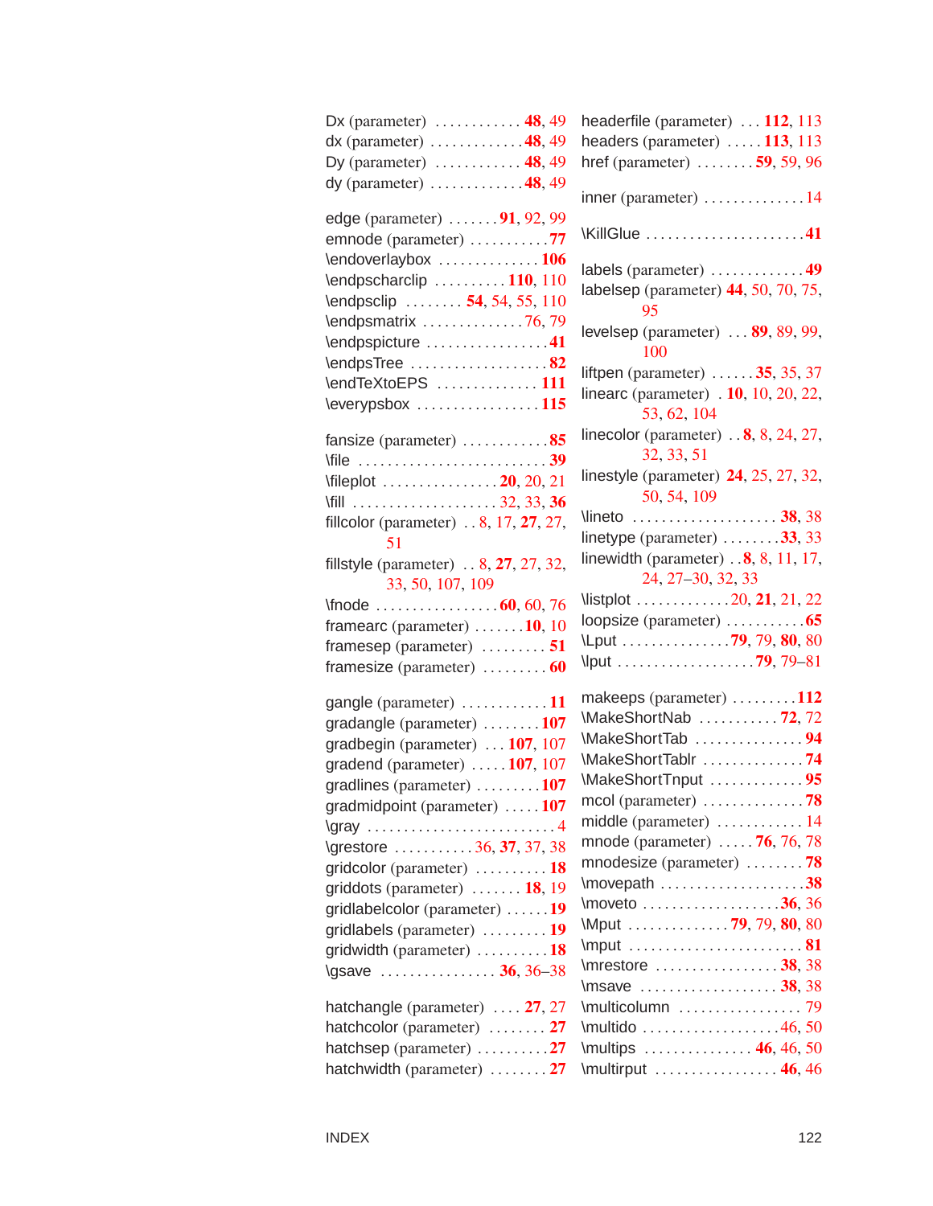Dx (parameter) . . . . . . . . . . . . **48**, 49
dx (parameter) . . . . . . . . . . . . **48**, 49
Dy (parameter) . . . . . . . . . . . . **48**, 49
dy (parameter) . . . . . . . . . . . . **48**, 49

edge (parameter) . . . . . . . **91**, 92, 99
emnode (parameter) . . . . . . . . . . . **77**
\endoverlaybox . . . . . . . . . . . . . . **106**
\endpscharclip . . . . . . . . . . **110**, 110
\endpsclip . . . . . . . . **54**, 54, 55, 110
\endpsmatrix . . . . . . . . . . . . . . 76, 79
\endpspicture . . . . . . . . . . . . . . . . . **41**
\endpsTree . . . . . . . . . . . . . . . . . . . **82**
\endTeXtoEPS . . . . . . . . . . . . . . **111**
\everypsbox . . . . . . . . . . . . . . . . . **115**

fansize (parameter) . . . . . . . . . . . . **85**
\file . . . . . . . . . . . . . . . . . . . . . . . . . **39**
\fileplot . . . . . . . . . . . . . . . . **20**, 20, 21
\fill . . . . . . . . . . . . . . . . . . . . 32, 33, **36**
fillcolor (parameter) . . 8, 17, **27**, 27, 51
fillstyle (parameter) . . 8, **27**, 27, 32, 33, 50, 107, 109
\fnode . . . . . . . . . . . . . . . . . **60**, 60, 76
framearc (parameter) . . . . . . . **10**, 10
framesep (parameter) . . . . . . . . . **51**
framesize (parameter) . . . . . . . . . **60**

gangle (parameter) . . . . . . . . . . . . **11**
gradangle (parameter) . . . . . . . . **107**
gradbegin (parameter) . . . **107**, 107
gradend (parameter) . . . . . **107**, 107
gradlines (parameter) . . . . . . . . . **107**
gradmidpoint (parameter) . . . . . **107**
\gray . . . . . . . . . . . . . . . . . . . . . . . . . . 4
\grestore . . . . . . . . . . . 36, **37**, 37, 38
gridcolor (parameter) . . . . . . . . . . **18**
griddots (parameter) . . . . . . . **18**, 19
gridlabelcolor (parameter) . . . . . . **19**
gridlabels (parameter) . . . . . . . . . **19**
gridwidth (parameter) . . . . . . . . . . **18**
\gsave . . . . . . . . . . . . . . . . **36**, 36–38

hatchangle (parameter) . . . . **27**, 27
hatchcolor (parameter) . . . . . . . . **27**
hatchsep (parameter) . . . . . . . . . . **27**
hatchwidth (parameter) . . . . . . . . **27**

headerfile (parameter) . . . **112**, 113
headers (parameter) . . . . . **113**, 113
href (parameter) . . . . . . . . **59**, 59, 96

inner (parameter) . . . . . . . . . . . . . . 14

\KillGlue . . . . . . . . . . . . . . . . . . . . . . **41**

labels (parameter) . . . . . . . . . . . . . **49**
labelsep (parameter) **44**, 50, 70, 75, 95
levelsep (parameter) . . . **89**, 89, 99, 100
liftpen (parameter) . . . . . . **35**, 35, 37
linearc (parameter) . **10**, 10, 20, 22, 53, 62, 104
linecolor (parameter) . . **8**, 8, 24, 27, 32, 33, 51
linestyle (parameter) **24**, 25, 27, 32, 50, 54, 109
\lineto . . . . . . . . . . . . . . . . . . . . **38**, 38
linetype (parameter) . . . . . . . . **33**, 33
linewidth (parameter) . . **8**, 8, 11, 17, 24, 27–30, 32, 33
\listplot . . . . . . . . . . . . . 20, **21**, 21, 22
loopsize (parameter) . . . . . . . . . . . **65**
\Lput . . . . . . . . . . . . . . . **79**, 79, **80**, 80
\lput . . . . . . . . . . . . . . . . . . . **79**, 79–81

makeeps (parameter) . . . . . . . . . **112**
\MakeShortNab . . . . . . . . . . . **72**, 72
\MakeShortTab . . . . . . . . . . . . . . . **94**
\MakeShortTablr . . . . . . . . . . . . . . **74**
\MakeShortTnput . . . . . . . . . . . . . **95**
mcol (parameter) . . . . . . . . . . . . . . **78**
middle (parameter) . . . . . . . . . . . . 14
mnode (parameter) . . . . . **76**, 76, 78
mnodesize (parameter) . . . . . . . . **78**
\movepath . . . . . . . . . . . . . . . . . . . . **38**
\moveto . . . . . . . . . . . . . . . . . . **36**, 36
\Mput . . . . . . . . . . . . . . **79**, 79, **80**, 80
\mput . . . . . . . . . . . . . . . . . . . . . . . . **81**
\mrestore . . . . . . . . . . . . . . . . **38**, 38
\msave . . . . . . . . . . . . . . . . . . . **38**, 38
\multicolumn . . . . . . . . . . . . . . . . . 79
\multido . . . . . . . . . . . . . . . . . . . 46, 50
\multips . . . . . . . . . . . . . . . **46**, 46, 50
\multirput . . . . . . . . . . . . . . . . **46**, 46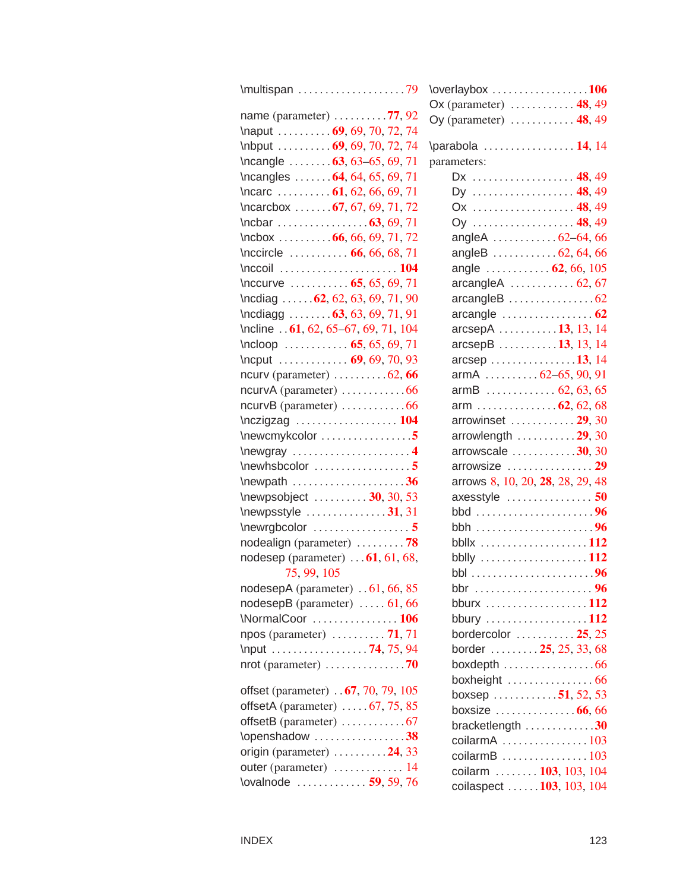\multispan . . . . . . . . . . . . . . . . . . . . 79

name (parameter) . . . . . . . . . . **77**, 92
\naput . . . . . . . . . . **69**, 69, 70, 72, 74
\nbput . . . . . . . . . . **69**, 69, 70, 72, 74
\ncangle . . . . . . . . **63**, 63–65, 69, 71
\ncangles . . . . . . . **64**, 64, 65, 69, 71
\ncarc . . . . . . . . . . **61**, 62, 66, 69, 71
\ncarcbox . . . . . . . **67**, 67, 69, 71, 72
\ncbar . . . . . . . . . . . . . . . . . **63**, 69, 71
\ncbox . . . . . . . . . . **66**, 66, 69, 71, 72
\nccircle . . . . . . . . . . . **66**, 66, 68, 71
\nccoil . . . . . . . . . . . . . . . . . . . . . . **104**
\nccurve . . . . . . . . . . . **65**, 65, 69, 71
\ncdiag . . . . . . **62**, 62, 63, 69, 71, 90
\ncdiagg . . . . . . . . **63**, 63, 69, 71, 91
\ncline . . **61**, 62, 65–67, 69, 71, 104
\ncloop . . . . . . . . . . . . **65**, 65, 69, 71
\ncput . . . . . . . . . . . . . **69**, 69, 70, 93
ncurv (parameter) . . . . . . . . . . 62, **66**
ncurvA (parameter) . . . . . . . . . . . . 66
ncurvB (parameter) . . . . . . . . . . . . 66
\nczigzag . . . . . . . . . . . . . . . . . . . **104**
\newcmykcolor . . . . . . . . . . . . . . . . . **5**
\newgray . . . . . . . . . . . . . . . . . . . . . . **4**
\newhsbcolor . . . . . . . . . . . . . . . . . . **5**
\newpath . . . . . . . . . . . . . . . . . . . . . **36**
\newpsobject . . . . . . . . . . **30**, 30, 53
\newpsstyle . . . . . . . . . . . . . . . **31**, 31
\newrgbcolor . . . . . . . . . . . . . . . . . . **5**
nodealign (parameter) . . . . . . . . . **78**
nodesep (parameter) . . . **61**, 61, 68, 75, 99, 105
nodesepA (parameter) . . 61, 66, 85
nodesepB (parameter) . . . . . 61, 66
\NormalCoor . . . . . . . . . . . . . . . . **106**
npos (parameter) . . . . . . . . . . **71**, 71
\nput . . . . . . . . . . . . . . . . . . **74**, 75, 94
nrot (parameter) . . . . . . . . . . . . . . . **70**

offset (parameter) . . **67**, 70, 79, 105
offsetA (parameter) . . . . . 67, 75, 85
offsetB (parameter) . . . . . . . . . . . . 67
\openshadow . . . . . . . . . . . . . . . . . **38**
origin (parameter) . . . . . . . . . . **24**, 33
outer (parameter) . . . . . . . . . . . . . 14
\ovalnode . . . . . . . . . . . . . **59**, 59, 76

\overlaybox . . . . . . . . . . . . . . . . . . **106**
Ox (parameter) . . . . . . . . . . . . **48**, 49
Oy (parameter) . . . . . . . . . . . . **48**, 49

\parabola . . . . . . . . . . . . . . . . . **14**, 14
parameters:
- Dx . . . . . . . . . . . . . . . . . . . . **48**, 49
- Dy . . . . . . . . . . . . . . . . . . . . **48**, 49
- Ox . . . . . . . . . . . . . . . . . . . . **48**, 49
- Oy . . . . . . . . . . . . . . . . . . . . **48**, 49
- angleA . . . . . . . . . . . . 62–64, 66
- angleB . . . . . . . . . . . . 62, 64, 66
- angle . . . . . . . . . . . . **62**, 66, 105
- arcangleA . . . . . . . . . . . . 62, 67
- arcangleB . . . . . . . . . . . . . . . . 62
- arcangle . . . . . . . . . . . . . . . . . **62**
- arcsepA . . . . . . . . . . . **13**, 13, 14
- arcsepB . . . . . . . . . . . **13**, 13, 14
- arcsep . . . . . . . . . . . . . . . . **13**, 14
- armA . . . . . . . . . . 62–65, 90, 91
- armB . . . . . . . . . . . . . 62, 63, 65
- arm . . . . . . . . . . . . . . . **62**, 62, 68
- arrowinset . . . . . . . . . . . . **29**, 30
- arrowlength . . . . . . . . . . . **29**, 30
- arrowscale . . . . . . . . . . . . **30**, 30
- arrowsize . . . . . . . . . . . . . . . . **29**
- arrows 8, 10, 20, **28**, 28, 29, 48
- axesstyle . . . . . . . . . . . . . . . . **50**
- bbd . . . . . . . . . . . . . . . . . . . . . . **96**
- bbh . . . . . . . . . . . . . . . . . . . . . . **96**
- bbllx . . . . . . . . . . . . . . . . . . . . **112**
- bblly . . . . . . . . . . . . . . . . . . . . **112**
- bbl . . . . . . . . . . . . . . . . . . . . . . . **96**
- bbr . . . . . . . . . . . . . . . . . . . . . . **96**
- bburx . . . . . . . . . . . . . . . . . . . **112**
- bbury . . . . . . . . . . . . . . . . . . . **112**
- bordercolor . . . . . . . . . . . **25**, 25
- border . . . . . . . . . **25**, 25, 33, 68
- boxdepth . . . . . . . . . . . . . . . . . 66
- boxheight . . . . . . . . . . . . . . . . 66
- boxsep . . . . . . . . . . . . **51**, 52, 53
- boxsize . . . . . . . . . . . . . . . **66**, 66
- bracketlength . . . . . . . . . . . . . **30**
- coilarmA . . . . . . . . . . . . . . . . 103
- coilarmB . . . . . . . . . . . . . . . . 103
- coilarm . . . . . . . . **103**, 103, 104
- coilaspect . . . . . . **103**, 103, 104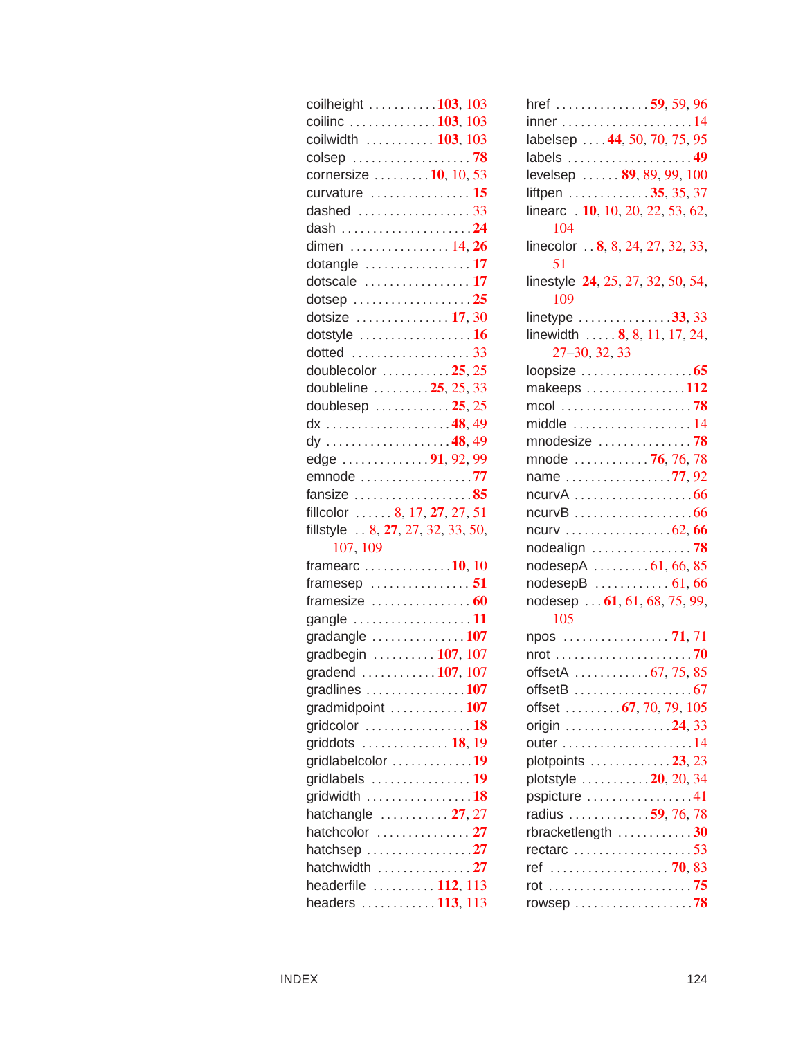coilheight . . . . . . . . . . . **103**, 103
coilinc . . . . . . . . . . . . . . **103**, 103
coilwidth . . . . . . . . . . . **103**, 103
colsep . . . . . . . . . . . . . . . . . . . **78**
cornersize . . . . . . . . . **10**, 10, 53
curvature . . . . . . . . . . . . . . . . **15**
dashed . . . . . . . . . . . . . . . . . . 33
dash . . . . . . . . . . . . . . . . . . . . . **24**
dimen . . . . . . . . . . . . . . . . 14, **26**
dotangle . . . . . . . . . . . . . . . . . **17**
dotscale . . . . . . . . . . . . . . . . . **17**
dotsep . . . . . . . . . . . . . . . . . . . **25**
dotsize . . . . . . . . . . . . . . . **17**, 30
dotstyle . . . . . . . . . . . . . . . . . . **16**
dotted . . . . . . . . . . . . . . . . . . . 33
doublecolor . . . . . . . . . . . **25**, 25
doubleline . . . . . . . . . **25**, 25, 33
doublesep . . . . . . . . . . . . **25**, 25
dx . . . . . . . . . . . . . . . . . . . . **48**, 49
dy . . . . . . . . . . . . . . . . . . . . **48**, 49
edge . . . . . . . . . . . . . . **91**, 92, 99
emnode . . . . . . . . . . . . . . . . . . **77**
fansize . . . . . . . . . . . . . . . . . . . **85**
fillcolor . . . . . . 8, 17, **27**, 27, 51
fillstyle . . 8, **27**, 27, 32, 33, 50, 107, 109
framearc . . . . . . . . . . . . . **10**, 10
framesep . . . . . . . . . . . . . . . . **51**
framesize . . . . . . . . . . . . . . . . **60**
gangle . . . . . . . . . . . . . . . . . . . **11**
gradangle . . . . . . . . . . . . . . . **107**
gradbegin . . . . . . . . . . **107**, 107
gradend . . . . . . . . . . . . **107**, 107
gradlines . . . . . . . . . . . . . . . . **107**
gradmidpoint . . . . . . . . . . . . **107**
gridcolor . . . . . . . . . . . . . . . . . **18**
griddots . . . . . . . . . . . . . . **18**, 19
gridlabelcolor . . . . . . . . . . . . . **19**
gridlabels . . . . . . . . . . . . . . . . **19**
gridwidth . . . . . . . . . . . . . . . . . **18**
hatchangle . . . . . . . . . . . **27**, 27
hatchcolor . . . . . . . . . . . . . . . **27**
hatchsep . . . . . . . . . . . . . . . . . **27**
hatchwidth . . . . . . . . . . . . . . . **27**
headerfile . . . . . . . . . . **112**, 113
headers . . . . . . . . . . . . **113**, 113

href . . . . . . . . . . . . . . . **59**, 59, 96
inner . . . . . . . . . . . . . . . . . . . . . 14
labelsep . . . . **44**, 50, 70, 75, 95
labels . . . . . . . . . . . . . . . . . . . . **49**
levelsep . . . . . . **89**, 89, 99, 100
liftpen . . . . . . . . . . . . . **35**, 35, 37
linearc . **10**, 10, 20, 22, 53, 62, 104
linecolor . . **8**, 8, 24, 27, 32, 33, 51
linestyle **24**, 25, 27, 32, 50, 54, 109
linetype . . . . . . . . . . . . . . . **33**, 33
linewidth . . . . . **8**, 8, 11, 17, 24, 27–30, 32, 33
loopsize . . . . . . . . . . . . . . . . . . **65**
makeeps . . . . . . . . . . . . . . . . **112**
mcol . . . . . . . . . . . . . . . . . . . . . **78**
middle . . . . . . . . . . . . . . . . . . . 14
mnodesize . . . . . . . . . . . . . . . **78**
mnode . . . . . . . . . . . . **76**, 76, 78
name . . . . . . . . . . . . . . . . . **77**, 92
ncurvA . . . . . . . . . . . . . . . . . . . 66
ncurvB . . . . . . . . . . . . . . . . . . . 66
ncurv . . . . . . . . . . . . . . . . . 62, **66**
nodealign . . . . . . . . . . . . . . . . **78**
nodesepA . . . . . . . . . . 61, 66, 85
nodesepB . . . . . . . . . . . . . 61, 66
nodesep . . . **61**, 61, 68, 75, 99, 105
npos . . . . . . . . . . . . . . . . . . **71**, 71
nrot . . . . . . . . . . . . . . . . . . . . . . **70**
offsetA . . . . . . . . . . . . 67, 75, 85
offsetB . . . . . . . . . . . . . . . . . . . 67
offset . . . . . . . . . **67**, 70, 79, 105
origin . . . . . . . . . . . . . . . . . **24**, 33
outer . . . . . . . . . . . . . . . . . . . . . 14
plotpoints . . . . . . . . . . . . . **23**, 23
plotstyle . . . . . . . . . . . . **20**, 20, 34
pspicture . . . . . . . . . . . . . . . . . 41
radius . . . . . . . . . . . . . **59**, 76, 78
rbracketlength . . . . . . . . . . . . **30**
rectarc . . . . . . . . . . . . . . . . . . . 53
ref . . . . . . . . . . . . . . . . . . . **70**, 83
rot . . . . . . . . . . . . . . . . . . . . . . . **75**
rowsep . . . . . . . . . . . . . . . . . . . **78**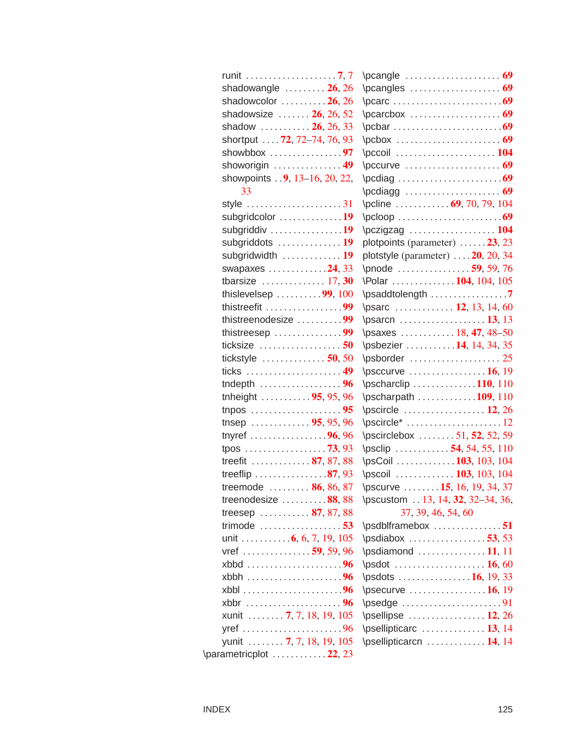runit . . . . . . . . . . . . . . . . . . . . **7**, 7
shadowangle . . . . . . . . . **26**, 26
shadowcolor . . . . . . . . . . **26**, 26
shadowsize . . . . . . . **26**, 26, 52
shadow . . . . . . . . . . . **26**, 26, 33
shortput . . . . **72**, 72–74, 76, 93
showbbox . . . . . . . . . . . . . . . . **97**
showorigin . . . . . . . . . . . . . . . **49**
showpoints . . **9**, 13–16, 20, 22, 33
style . . . . . . . . . . . . . . . . . . . . . 31
subgridcolor . . . . . . . . . . . . . . **19**
subgriddiv . . . . . . . . . . . . . . . . **19**
subgriddots . . . . . . . . . . . . . . **19**
subgridwidth . . . . . . . . . . . . . **19**
swapaxes . . . . . . . . . . . . . **24**, 33
tbarsize . . . . . . . . . . . . . . 17, **30**
thislevelsep . . . . . . . . . . **99**, 100
thistreefit . . . . . . . . . . . . . . . . . **99**
thistreenodesize . . . . . . . . . . **99**
thistreesep . . . . . . . . . . . . . . . **99**
ticksize . . . . . . . . . . . . . . . . . . **50**
tickstyle . . . . . . . . . . . . . . **50**, 50
ticks . . . . . . . . . . . . . . . . . . . . . **49**
tndepth . . . . . . . . . . . . . . . . . . **96**
tnheight . . . . . . . . . . . **95**, 95, 96
tnpos . . . . . . . . . . . . . . . . . . . . **95**
tnsep . . . . . . . . . . . . . **95**, 95, 96
tnyref . . . . . . . . . . . . . . . . . **96**, 96
tpos . . . . . . . . . . . . . . . . . . **73**, 93
treefit . . . . . . . . . . . . . **87**, 87, 88
treeflip . . . . . . . . . . . . . . . . **87**, 93
treemode . . . . . . . . . . **86**, 86, 87
treenodesize . . . . . . . . . . **88**, 88
treesep . . . . . . . . . . . **87**, 87, 88
trimode . . . . . . . . . . . . . . . . . . **53**
unit . . . . . . . . . . . **6**, 6, 7, 19, 105
vref . . . . . . . . . . . . . . . **59**, 59, 96
xbbd . . . . . . . . . . . . . . . . . . . . . **96**
xbbh . . . . . . . . . . . . . . . . . . . . . **96**
xbbl . . . . . . . . . . . . . . . . . . . . . . **96**
xbbr . . . . . . . . . . . . . . . . . . . . . **96**
xunit . . . . . . . . **7**, 7, 18, 19, 105
yref . . . . . . . . . . . . . . . . . . . . . . 96
yunit . . . . . . . . **7**, 7, 18, 19, 105
\parametricplot . . . . . . . . . . . . **22**, 23
\pcangle . . . . . . . . . . . . . . . . . . . . **69**
\pcangles . . . . . . . . . . . . . . . . . . . **69**
\pcarc . . . . . . . . . . . . . . . . . . . . . . . **69**
\pcarcbox . . . . . . . . . . . . . . . . . . . **69**
\pcbar . . . . . . . . . . . . . . . . . . . . . . . **69**
\pcbox . . . . . . . . . . . . . . . . . . . . . . **69**
\pccoil . . . . . . . . . . . . . . . . . . . . . **104**
\pccurve . . . . . . . . . . . . . . . . . . . . **69**
\pcdiag . . . . . . . . . . . . . . . . . . . . . . **69**
\pcdiagg . . . . . . . . . . . . . . . . . . . . **69**
\pcline . . . . . . . . . . . . **69**, 70, 79, 104
\pcloop . . . . . . . . . . . . . . . . . . . . . . **69**
\pczigzag . . . . . . . . . . . . . . . . . . **104**
plotpoints (parameter) . . . . . . **23**, 23
plotstyle (parameter) . . . . **20**, 20, 34
\pnode . . . . . . . . . . . . . . . . **59**, 59, 76
\Polar . . . . . . . . . . . . . . **104**, 104, 105
\psaddtolength . . . . . . . . . . . . . . . . . **7**
\psarc . . . . . . . . . . . . . **12**, 13, 14, 60
\psarcn . . . . . . . . . . . . . . . . . . . **13**, 13
\psaxes . . . . . . . . . . . . 18, **47**, 48–50
\psbezier . . . . . . . . . . . **14**, 14, 34, 35
\psborder . . . . . . . . . . . . . . . . . . . . 25
\psccurve . . . . . . . . . . . . . . . . . **16**, 19
\pscharclip . . . . . . . . . . . . . . **110**, 110
\pscharpath . . . . . . . . . . . . . **109**, 110
\pscircle . . . . . . . . . . . . . . . . . . **12**, 26
\pscircle* . . . . . . . . . . . . . . . . . . . . . 12
\pscirclebox . . . . . . . . . 51, **52**, 52, 59
\psclip . . . . . . . . . . . . **54**, 54, 55, 110
\psCoil . . . . . . . . . . . . . **103**, 103, 104
\pscoil . . . . . . . . . . . . . **103**, 103, 104
\pscurve . . . . . . . . **15**, 16, 19, 34, 37
\pscustom . . 13, 14, **32**, 32–34, 36, 37, 39, 46, 54, 60
\psdblframebox . . . . . . . . . . . . . . . **51**
\psdiabox . . . . . . . . . . . . . . . . . **53**, 53
\psdiamond . . . . . . . . . . . . . . . **11**, 11
\psdot . . . . . . . . . . . . . . . . . . . . **16**, 60
\psdots . . . . . . . . . . . . . . . . **16**, 19, 33
\psecurve . . . . . . . . . . . . . . . . . **16**, 19
\psedge . . . . . . . . . . . . . . . . . . . . . . . 91
\psellipse . . . . . . . . . . . . . . . . . **12**, 26
\psellipticarc . . . . . . . . . . . . . . **13**, 14
\psellipticarcn . . . . . . . . . . . . . **14**, 14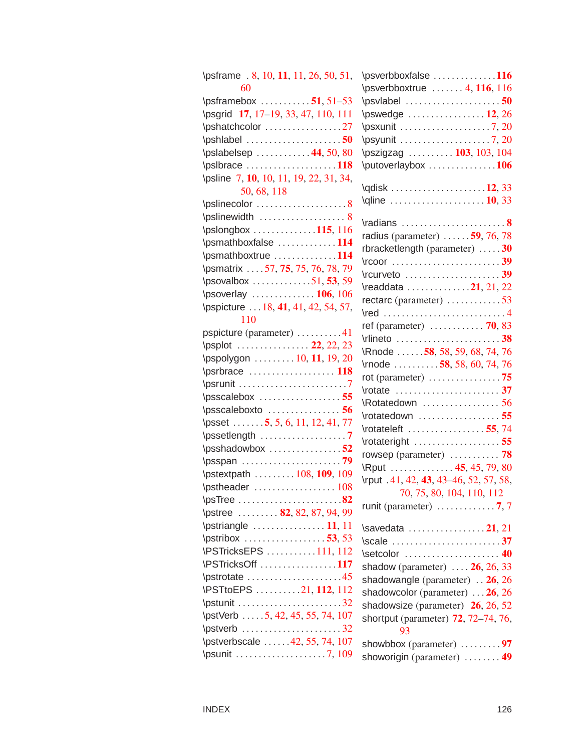\psframe . 8, 10, **11**, 11, 26, 50, 51, 60
\psframebox . . . . . . . . . . . **51**, 51–53
\psgrid **17**, 17–19, 33, 47, 110, 111
\pshatchcolor . . . . . . . . . . . . . . . . . 27
\pshlabel . . . . . . . . . . . . . . . . . . . . **50**
\pslabelsep . . . . . . . . . . . . **44**, 50, 80
\pslbrace . . . . . . . . . . . . . . . . . . . . **118**
\psline 7, **10**, 10, 11, 19, 22, 31, 34, 50, 68, 118
\pslinecolor . . . . . . . . . . . . . . . . . . . . 8
\pslinewidth . . . . . . . . . . . . . . . . . . . 8
\pslongbox . . . . . . . . . . . . . . **115**, 116
\psmathboxfalse . . . . . . . . . . . . . **114**
\psmathboxtrue . . . . . . . . . . . . . . **114**
\psmatrix . . . . 57, **75**, 75, 76, 78, 79
\psovalbox . . . . . . . . . . . . . 51, **53**, 59
\psoverlay . . . . . . . . . . . . . . **106**, 106
\pspicture . . . 18, **41**, 41, 42, 54, 57, 110
pspicture (parameter) . . . . . . . . . . 41
\psplot . . . . . . . . . . . . . . . . **22**, 22, 23
\pspolygon . . . . . . . . . 10, **11**, 19, 20
\psrbrace . . . . . . . . . . . . . . . . . . . **118**
\psrunit . . . . . . . . . . . . . . . . . . . . . . . . 7
\psscalebox . . . . . . . . . . . . . . . . . . **55**
\psscaleboxto . . . . . . . . . . . . . . . . **56**
\psset . . . . . . . **5**, 5, 6, 11, 12, 41, 77
\pssetlength . . . . . . . . . . . . . . . . . . . **7**
\psshadowbox . . . . . . . . . . . . . . . . **52**
\psspan . . . . . . . . . . . . . . . . . . . . . . **79**
\pstextpath . . . . . . . . . 108, **109**, 109
\pstheader . . . . . . . . . . . . . . . . . . 108
\psTree . . . . . . . . . . . . . . . . . . . . . . . **82**
\pstree . . . . . . . . . **82**, 82, 87, 94, 99
\pstriangle . . . . . . . . . . . . . . . . **11**, 11
\pstribox . . . . . . . . . . . . . . . . . . **53**, 53
\PSTricksEPS . . . . . . . . . . . 111, 112
\PSTricksOff . . . . . . . . . . . . . . . . . **117**
\pstrotate . . . . . . . . . . . . . . . . . . . . . 45
\PSTtoEPS . . . . . . . . . . 21, **112**, 112
\pstunit . . . . . . . . . . . . . . . . . . . . . . . 32
\pstVerb . . . . . 5, 42, 45, 55, 74, 107
\pstverb . . . . . . . . . . . . . . . . . . . . . . 32
\pstverbscale . . . . . . 42, 55, 74, 107
\psunit . . . . . . . . . . . . . . . . . . . . 7, 109
\psverbboxfalse . . . . . . . . . . . . . . **116**
\psverbboxtrue . . . . . . . 4, **116**, 116
\psvlabel . . . . . . . . . . . . . . . . . . . . . **50**
\pswedge . . . . . . . . . . . . . . . . . **12**, 26
\psxunit . . . . . . . . . . . . . . . . . . . . 7, 20
\psyunit . . . . . . . . . . . . . . . . . . . . 7, 20
\pszigzag . . . . . . . . . . **103**, 103, 104
\putoverlaybox . . . . . . . . . . . . . . . **106**

\qdisk . . . . . . . . . . . . . . . . . . . . . **12**, 33
\qline . . . . . . . . . . . . . . . . . . . . . **10**, 33

\radians . . . . . . . . . . . . . . . . . . . . . . . **8**
radius (parameter) . . . . . . **59**, 76, 78
rbracketlength (parameter) . . . . . **30**
\rcoor . . . . . . . . . . . . . . . . . . . . . . . . **39**
\rcurveto . . . . . . . . . . . . . . . . . . . . . **39**
\readdata . . . . . . . . . . . . . . **21**, 21, 22
rectarc (parameter) . . . . . . . . . . . . 53
\red . . . . . . . . . . . . . . . . . . . . . . . . . . . 4
ref (parameter) . . . . . . . . . . . . **70**, 83
\rlineto . . . . . . . . . . . . . . . . . . . . . . . **38**
\Rnode . . . . . . **58**, 58, 59, 68, 74, 76
\rnode . . . . . . . . . . **58**, 58, 60, 74, 76
rot (parameter) . . . . . . . . . . . . . . . . **75**
\rotate . . . . . . . . . . . . . . . . . . . . . . . **37**
\Rotatedown . . . . . . . . . . . . . . . . . 56
\rotatedown . . . . . . . . . . . . . . . . . . **55**
\rotateleft . . . . . . . . . . . . . . . . . **55**, 74
\rotateright . . . . . . . . . . . . . . . . . . **55**
rowsep (parameter) . . . . . . . . . . . . **78**
\Rput . . . . . . . . . . . . . . **45**, 45, 79, 80
\rput . 41, 42, **43**, 43–46, 52, 57, 58, 70, 75, 80, 104, 110, 112
runit (parameter) . . . . . . . . . . . . . **7**, 7

\savedata . . . . . . . . . . . . . . . . . **21**, 21
\scale . . . . . . . . . . . . . . . . . . . . . . . . . **37**
\setcolor . . . . . . . . . . . . . . . . . . . . . **40**
shadow (parameter) . . . . **26**, 26, 33
shadowangle (parameter) . . **26**, 26
shadowcolor (parameter) . . . **26**, 26
shadowsize (parameter) **26**, 26, 52
shortput (parameter) **72**, 72–74, 76, 93
showbbox (parameter) . . . . . . . . . **97**
showorigin (parameter) . . . . . . . . **49**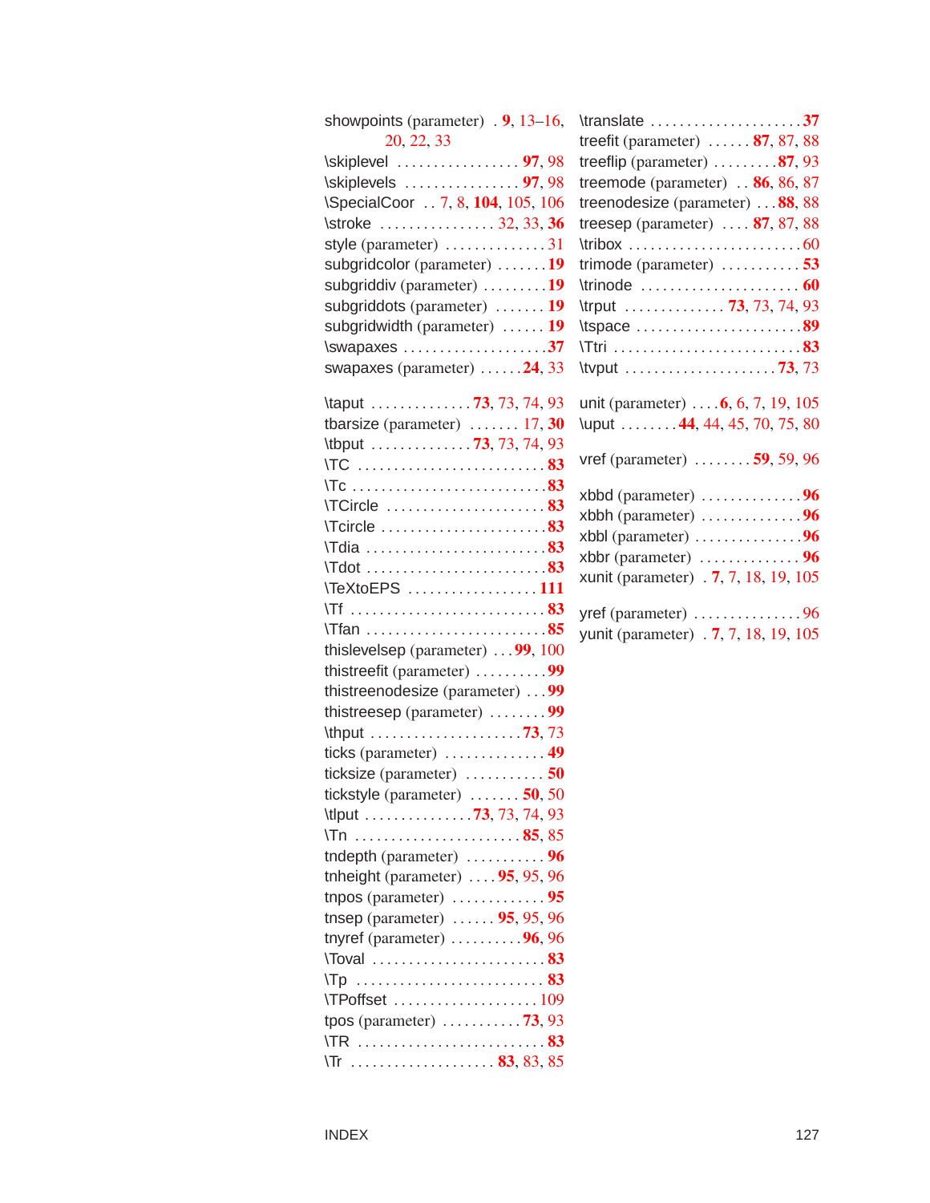showpoints (parameter) . **9**, 13–16, 20, 22, 33
\skiplevel . . . . . . . . . . . . . . . . **97**, 98
\skiplevels . . . . . . . . . . . . . . . **97**, 98
\SpecialCoor . . 7, 8, **104**, 105, 106
\stroke . . . . . . . . . . . . . . . . 32, 33, **36**
style (parameter) . . . . . . . . . . . . . . 31
subgridcolor (parameter) . . . . . . . **19**
subgriddiv (parameter) . . . . . . . . . **19**
subgriddots (parameter) . . . . . . . **19**
subgridwidth (parameter) . . . . . . **19**
\swapaxes . . . . . . . . . . . . . . . . . . . .**37**
swapaxes (parameter) . . . . . .**24**, 33

\taput . . . . . . . . . . . . . .**73**, 73, 74, 93
tbarsize (parameter) . . . . . . . 17, **30**
\tbput . . . . . . . . . . . . . .**73**, 73, 74, 93
\TC . . . . . . . . . . . . . . . . . . . . . . . . . **83**
\Tc . . . . . . . . . . . . . . . . . . . . . . . . . .**83**
\TCircle . . . . . . . . . . . . . . . . . . . . . **83**
\Tcircle . . . . . . . . . . . . . . . . . . . . . .**83**
\Tdia . . . . . . . . . . . . . . . . . . . . . . . . .**83**
\Tdot . . . . . . . . . . . . . . . . . . . . . . . . .**83**
\TeXtoEPS . . . . . . . . . . . . . . . . . . **111**
\Tf . . . . . . . . . . . . . . . . . . . . . . . . . . .**83**
\Tfan . . . . . . . . . . . . . . . . . . . . . . . . .**85**
thislevelsep (parameter) . . .**99**, 100
thistreefit (parameter) . . . . . . . . . .**99**
thistreenodesize (parameter) . . .**99**
thistreesep (parameter) . . . . . . . .**99**
\thput . . . . . . . . . . . . . . . . . . . . .**73**, 73
ticks (parameter) . . . . . . . . . . . . . . **49**
ticksize (parameter) . . . . . . . . . . . **50**
tickstyle (parameter) . . . . . . . **50**, 50
\tlput . . . . . . . . . . . . . . .**73**, 73, 74, 93
\Tn . . . . . . . . . . . . . . . . . . . . . . .**85**, 85
tndepth (parameter) . . . . . . . . . . . **96**
tnheight (parameter) . . . .**95**, 95, 96
tnpos (parameter) . . . . . . . . . . . . . **95**
tnsep (parameter) . . . . . . **95**, 95, 96
tnyref (parameter) . . . . . . . . . .**96**, 96
\Toval . . . . . . . . . . . . . . . . . . . . . . . . **83**
\Tp . . . . . . . . . . . . . . . . . . . . . . . . . . **83**
\TPoffset . . . . . . . . . . . . . . . . . . . .109
tpos (parameter) . . . . . . . . . . .**73**, 93
\TR . . . . . . . . . . . . . . . . . . . . . . . . . .**83**
\Tr . . . . . . . . . . . . . . . . . . . . **83**, 83, 85

\translate . . . . . . . . . . . . . . . . . . . . .**37**
treefit (parameter) . . . . . . **87**, 87, 88
treeflip (parameter) . . . . . . . . .**87**, 93
treemode (parameter) . . **86**, 86, 87
treenodesize (parameter) . . .**88**, 88
treesep (parameter) . . . . **87**, 87, 88
\tribox . . . . . . . . . . . . . . . . . . . . . . . .60
trimode (parameter) . . . . . . . . . . . **53**
\trinode . . . . . . . . . . . . . . . . . . . . . . **60**
\trput . . . . . . . . . . . . . . **73**, 73, 74, 93
\tspace . . . . . . . . . . . . . . . . . . . . . . .**89**
\Ttri . . . . . . . . . . . . . . . . . . . . . . . . . .**83**
\tvput . . . . . . . . . . . . . . . . . . . . .**73**, 73

unit (parameter) . . . .**6**, 6, 7, 19, 105
\uput . . . . . . . .**44**, 44, 45, 70, 75, 80

vref (parameter) . . . . . . . . **59**, 59, 96

xbbd (parameter) . . . . . . . . . . . . . .**96**
xbbh (parameter) . . . . . . . . . . . . . .**96**
xbbl (parameter) . . . . . . . . . . . . . . .**96**
xbbr (parameter) . . . . . . . . . . . . . **96**
xunit (parameter) . **7**, 7, 18, 19, 105

yref (parameter) . . . . . . . . . . . . . . .96
yunit (parameter) . **7**, 7, 18, 19, 105